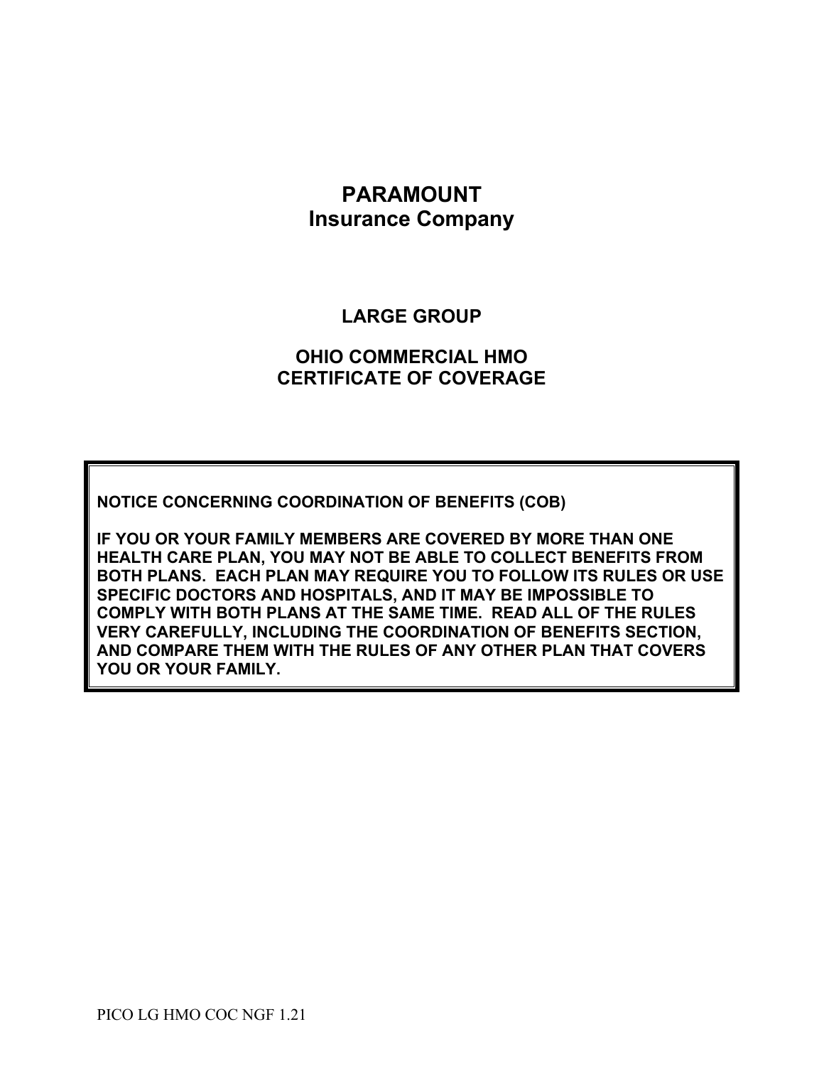# PARAMOUNT
# Insurance Company

## LARGE GROUP

## OHIO COMMERCIAL HMO
## CERTIFICATE OF COVERAGE

**NOTICE CONCERNING COORDINATION OF BENEFITS (COB)**

**IF YOU OR YOUR FAMILY MEMBERS ARE COVERED BY MORE THAN ONE HEALTH CARE PLAN, YOU MAY NOT BE ABLE TO COLLECT BENEFITS FROM BOTH PLANS. EACH PLAN MAY REQUIRE YOU TO FOLLOW ITS RULES OR USE SPECIFIC DOCTORS AND HOSPITALS, AND IT MAY BE IMPOSSIBLE TO COMPLY WITH BOTH PLANS AT THE SAME TIME. READ ALL OF THE RULES VERY CAREFULLY, INCLUDING THE COORDINATION OF BENEFITS SECTION, AND COMPARE THEM WITH THE RULES OF ANY OTHER PLAN THAT COVERS YOU OR YOUR FAMILY.**

PICO LG HMO COC NGF 1.21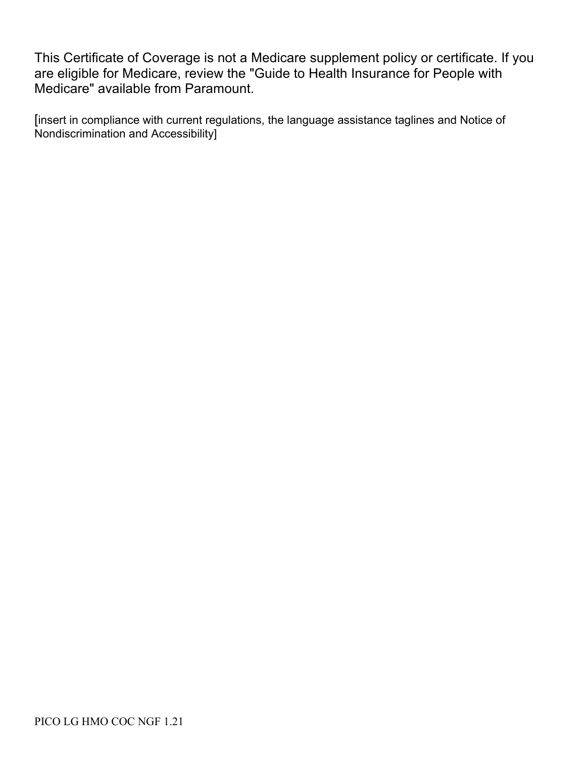This Certificate of Coverage is not a Medicare supplement policy or certificate. If you are eligible for Medicare, review the "Guide to Health Insurance for People with Medicare" available from Paramount.

[insert in compliance with current regulations, the language assistance taglines and Notice of Nondiscrimination and Accessibility]

PICO LG HMO COC NGF 1.21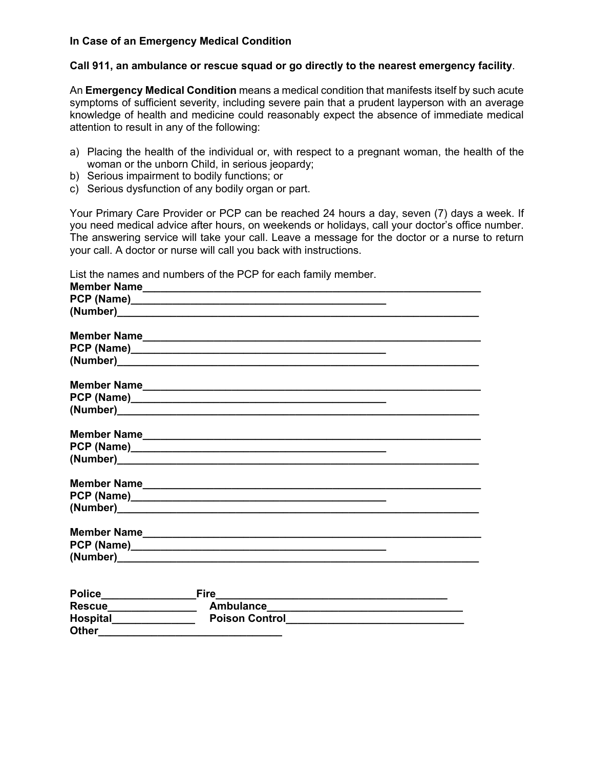**In Case of an Emergency Medical Condition**

**Call 911, an ambulance or rescue squad or go directly to the nearest emergency facility**.

An **Emergency Medical Condition** means a medical condition that manifests itself by such acute symptoms of sufficient severity, including severe pain that a prudent layperson with an average knowledge of health and medicine could reasonably expect the absence of immediate medical attention to result in any of the following:

a) Placing the health of the individual or, with respect to a pregnant woman, the health of the woman or the unborn Child, in serious jeopardy;
b) Serious impairment to bodily functions; or
c) Serious dysfunction of any bodily organ or part.

Your Primary Care Provider or PCP can be reached 24 hours a day, seven (7) days a week. If you need medical advice after hours, on weekends or holidays, call your doctor's office number. The answering service will take your call. Leave a message for the doctor or a nurse to return your call. A doctor or nurse will call you back with instructions.

List the names and numbers of the PCP for each family member.

**Member Name**____________________________________________________________
**PCP (Name)**____________________________________________
**(Number)**______________________________________________________________

**Member Name**____________________________________________________________
**PCP (Name)**____________________________________________
**(Number)**______________________________________________________________

**Member Name**____________________________________________________________
**PCP (Name)**____________________________________________
**(Number)**______________________________________________________________

**Member Name**____________________________________________________________
**PCP (Name)**____________________________________________
**(Number)**______________________________________________________________

**Member Name**____________________________________________________________
**PCP (Name)**____________________________________________
**(Number)**______________________________________________________________

**Member Name**____________________________________________________________
**PCP (Name)**____________________________________________
**(Number)**______________________________________________________________

**Police**________________ **Fire**________________________________________
**Rescue**_______________ **Ambulance**_________________________________
**Hospital**______________ **Poison Control**______________________________
**Other**________________________________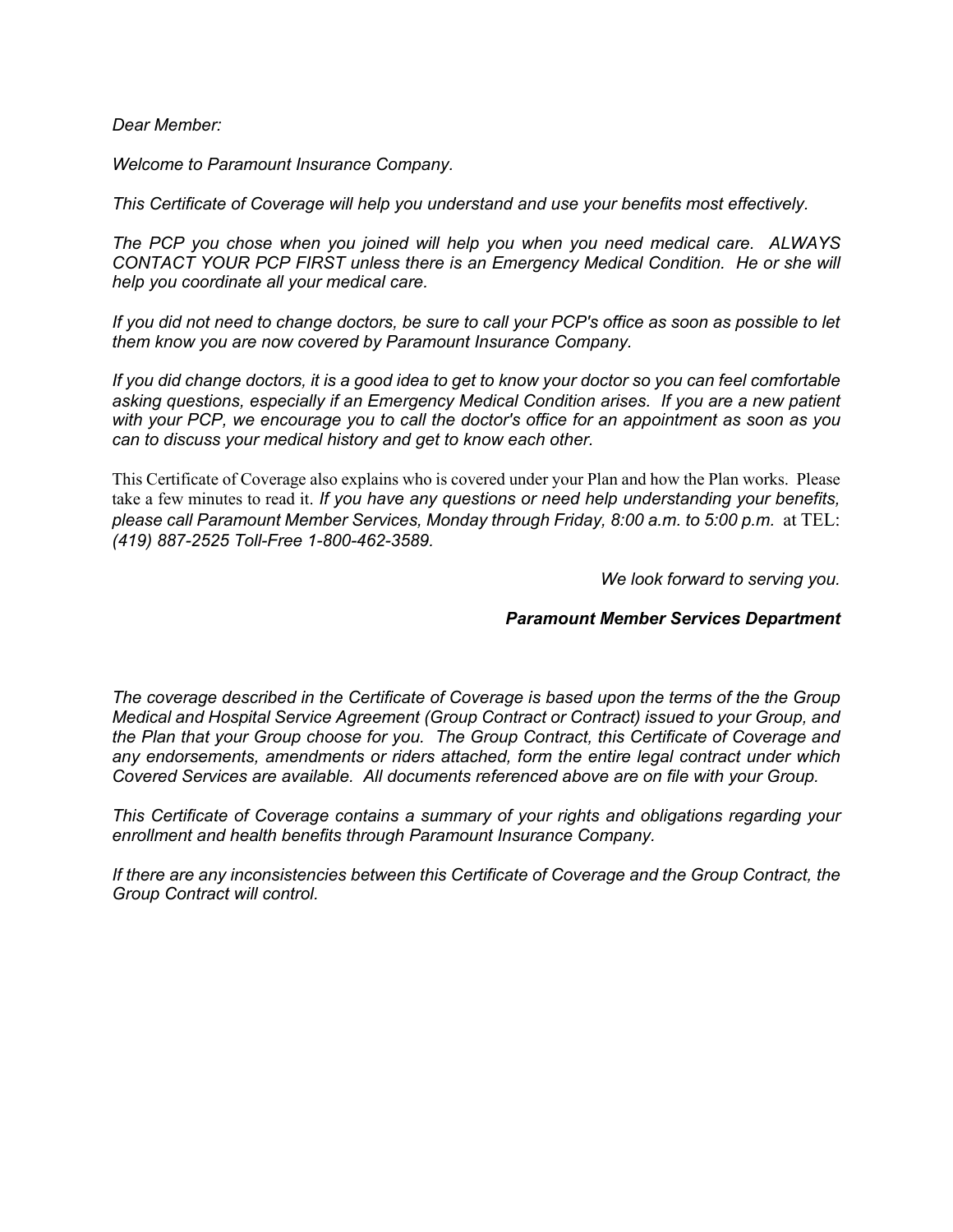*Dear Member:*

*Welcome to Paramount Insurance Company.*

*This Certificate of Coverage will help you understand and use your benefits most effectively.*

*The PCP you chose when you joined will help you when you need medical care. ALWAYS CONTACT YOUR PCP FIRST unless there is an Emergency Medical Condition. He or she will help you coordinate all your medical care.*

*If you did not need to change doctors, be sure to call your PCP's office as soon as possible to let them know you are now covered by Paramount Insurance Company.*

*If you did change doctors, it is a good idea to get to know your doctor so you can feel comfortable asking questions, especially if an Emergency Medical Condition arises. If you are a new patient with your PCP, we encourage you to call the doctor's office for an appointment as soon as you can to discuss your medical history and get to know each other.*

This Certificate of Coverage also explains who is covered under your Plan and how the Plan works. Please take a few minutes to read it. *If you have any questions or need help understanding your benefits, please call Paramount Member Services, Monday through Friday, 8:00 a.m. to 5:00 p.m.* at TEL: *(419) 887-2525 Toll-Free 1-800-462-3589.*

*We look forward to serving you.*

***Paramount Member Services Department***

*The coverage described in the Certificate of Coverage is based upon the terms of the the Group Medical and Hospital Service Agreement (Group Contract or Contract) issued to your Group, and the Plan that your Group choose for you. The Group Contract, this Certificate of Coverage and any endorsements, amendments or riders attached, form the entire legal contract under which Covered Services are available. All documents referenced above are on file with your Group.*

*This Certificate of Coverage contains a summary of your rights and obligations regarding your enrollment and health benefits through Paramount Insurance Company.*

*If there are any inconsistencies between this Certificate of Coverage and the Group Contract, the Group Contract will control.*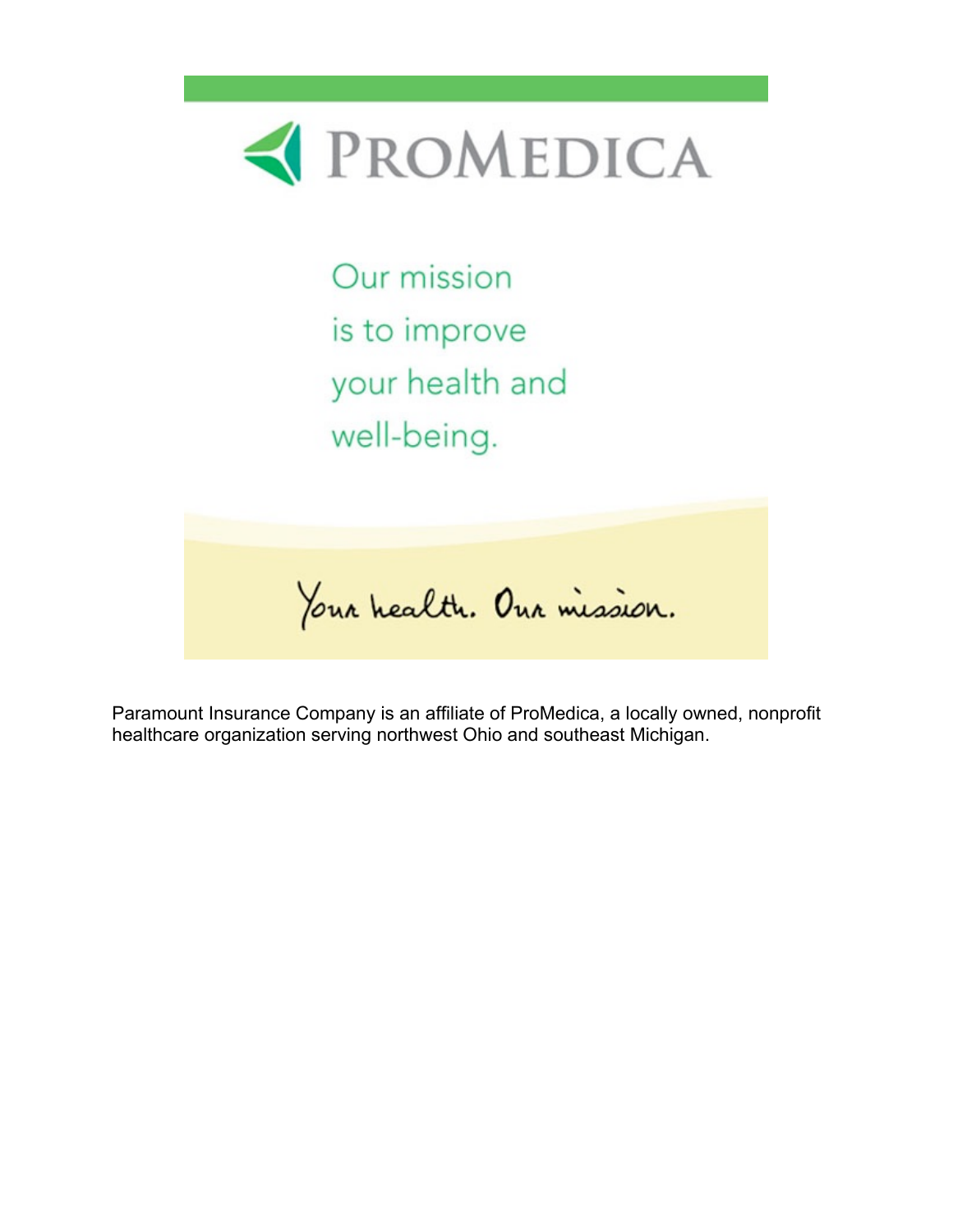# PROMEDICA

Our mission is to improve your health and well-being.

*Your health. Our mission.*

Paramount Insurance Company is an affiliate of ProMedica, a locally owned, nonprofit healthcare organization serving northwest Ohio and southeast Michigan.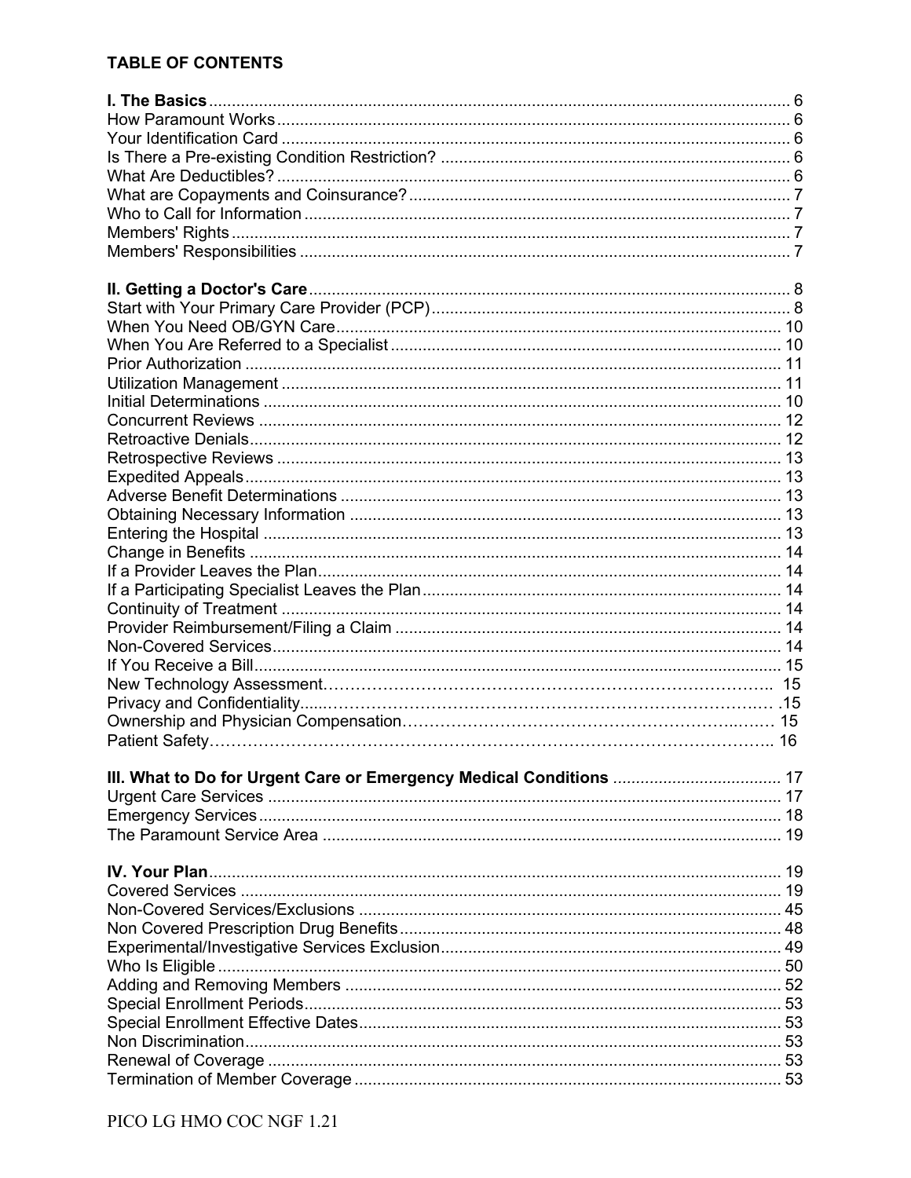## TABLE OF CONTENTS

| | |
|---|---|
| **I. The Basics** | 6 |
| How Paramount Works | 6 |
| Your Identification Card | 6 |
| Is There a Pre-existing Condition Restriction? | 6 |
| What Are Deductibles? | 6 |
| What are Copayments and Coinsurance? | 7 |
| Who to Call for Information | 7 |
| Members' Rights | 7 |
| Members' Responsibilities | 7 |
| | |
| **II. Getting a Doctor's Care** | 8 |
| Start with Your Primary Care Provider (PCP) | 8 |
| When You Need OB/GYN Care | 10 |
| When You Are Referred to a Specialist | 10 |
| Prior Authorization | 11 |
| Utilization Management | 11 |
| Initial Determinations | 10 |
| Concurrent Reviews | 12 |
| Retroactive Denials | 12 |
| Retrospective Reviews | 13 |
| Expedited Appeals | 13 |
| Adverse Benefit Determinations | 13 |
| Obtaining Necessary Information | 13 |
| Entering the Hospital | 13 |
| Change in Benefits | 14 |
| If a Provider Leaves the Plan | 14 |
| If a Participating Specialist Leaves the Plan | 14 |
| Continuity of Treatment | 14 |
| Provider Reimbursement/Filing a Claim | 14 |
| Non-Covered Services | 14 |
| If You Receive a Bill | 15 |
| New Technology Assessment | 15 |
| Privacy and Confidentiality | 15 |
| Ownership and Physician Compensation | 15 |
| Patient Safety | 16 |
| | |
| **III. What to Do for Urgent Care or Emergency Medical Conditions** | 17 |
| Urgent Care Services | 17 |
| Emergency Services | 18 |
| The Paramount Service Area | 19 |
| | |
| **IV. Your Plan** | 19 |
| Covered Services | 19 |
| Non-Covered Services/Exclusions | 45 |
| Non Covered Prescription Drug Benefits | 48 |
| Experimental/Investigative Services Exclusion | 49 |
| Who Is Eligible | 50 |
| Adding and Removing Members | 52 |
| Special Enrollment Periods | 53 |
| Special Enrollment Effective Dates | 53 |
| Non Discrimination | 53 |
| Renewal of Coverage | 53 |
| Termination of Member Coverage | 53 |

PICO LG HMO COC NGF 1.21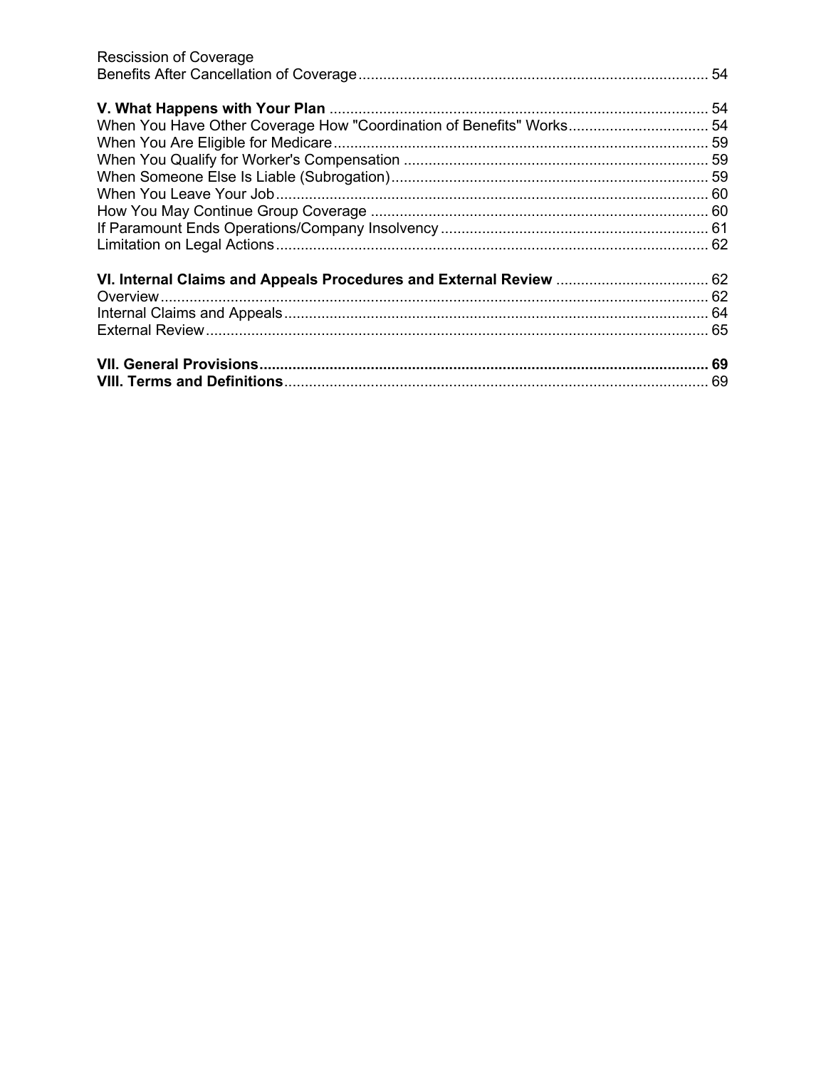Rescission of Coverage
Benefits After Cancellation of Coverage .................................................................................... 54

**V. What Happens with Your Plan** ........................................................................................... 54
When You Have Other Coverage How "Coordination of Benefits" Works.................................. 54
When You Are Eligible for Medicare........................................................................................... 59
When You Qualify for Worker's Compensation .......................................................................... 59
When Someone Else Is Liable (Subrogation)............................................................................. 59
When You Leave Your Job......................................................................................................... 60
How You May Continue Group Coverage .................................................................................. 60
If Paramount Ends Operations/Company Insolvency ................................................................. 61
Limitation on Legal Actions......................................................................................................... 62

**VI. Internal Claims and Appeals Procedures and External Review** ..................................... 62
Overview..................................................................................................................................... 62
Internal Claims and Appeals....................................................................................................... 64
External Review.......................................................................................................................... 65

**VII. General Provisions............................................................................................................ 69**
**VIII. Terms and Definitions**...................................................................................................... 69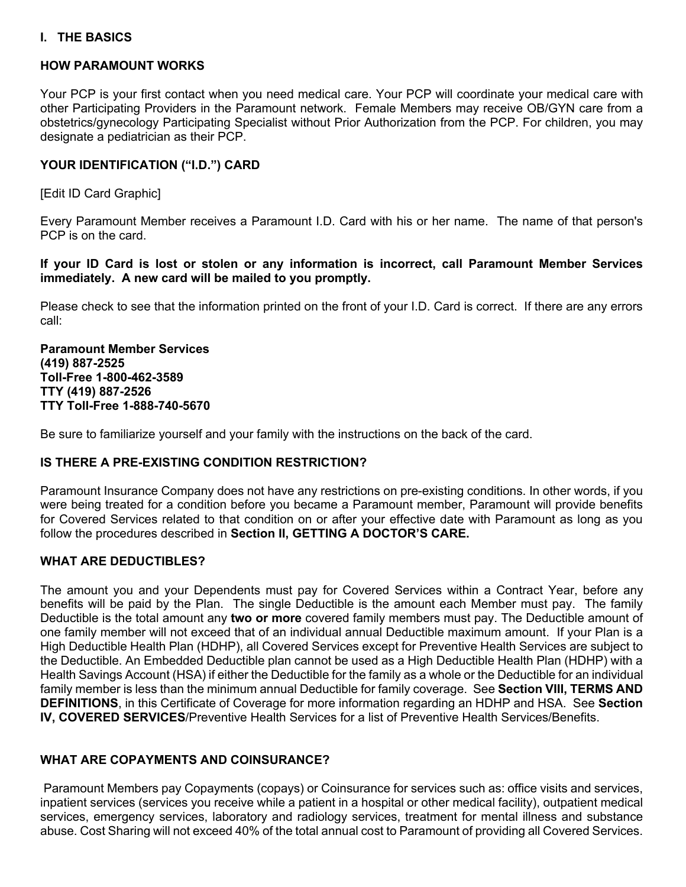## I. THE BASICS

### HOW PARAMOUNT WORKS

Your PCP is your first contact when you need medical care. Your PCP will coordinate your medical care with other Participating Providers in the Paramount network. Female Members may receive OB/GYN care from a obstetrics/gynecology Participating Specialist without Prior Authorization from the PCP. For children, you may designate a pediatrician as their PCP.

### YOUR IDENTIFICATION ("I.D.") CARD

[Edit ID Card Graphic]

Every Paramount Member receives a Paramount I.D. Card with his or her name. The name of that person's PCP is on the card.

**If your ID Card is lost or stolen or any information is incorrect, call Paramount Member Services immediately. A new card will be mailed to you promptly.**

Please check to see that the information printed on the front of your I.D. Card is correct. If there are any errors call:

**Paramount Member Services**
**(419) 887-2525**
**Toll-Free 1-800-462-3589**
**TTY (419) 887-2526**
**TTY Toll-Free 1-888-740-5670**

Be sure to familiarize yourself and your family with the instructions on the back of the card.

### IS THERE A PRE-EXISTING CONDITION RESTRICTION?

Paramount Insurance Company does not have any restrictions on pre-existing conditions. In other words, if you were being treated for a condition before you became a Paramount member, Paramount will provide benefits for Covered Services related to that condition on or after your effective date with Paramount as long as you follow the procedures described in **Section II, GETTING A DOCTOR'S CARE.**

### WHAT ARE DEDUCTIBLES?

The amount you and your Dependents must pay for Covered Services within a Contract Year, before any benefits will be paid by the Plan. The single Deductible is the amount each Member must pay. The family Deductible is the total amount any **two or more** covered family members must pay. The Deductible amount of one family member will not exceed that of an individual annual Deductible maximum amount. If your Plan is a High Deductible Health Plan (HDHP), all Covered Services except for Preventive Health Services are subject to the Deductible. An Embedded Deductible plan cannot be used as a High Deductible Health Plan (HDHP) with a Health Savings Account (HSA) if either the Deductible for the family as a whole or the Deductible for an individual family member is less than the minimum annual Deductible for family coverage. See **Section VIII, TERMS AND DEFINITIONS**, in this Certificate of Coverage for more information regarding an HDHP and HSA. See **Section IV, COVERED SERVICES**/Preventive Health Services for a list of Preventive Health Services/Benefits.

### WHAT ARE COPAYMENTS AND COINSURANCE?

Paramount Members pay Copayments (copays) or Coinsurance for services such as: office visits and services, inpatient services (services you receive while a patient in a hospital or other medical facility), outpatient medical services, emergency services, laboratory and radiology services, treatment for mental illness and substance abuse. Cost Sharing will not exceed 40% of the total annual cost to Paramount of providing all Covered Services.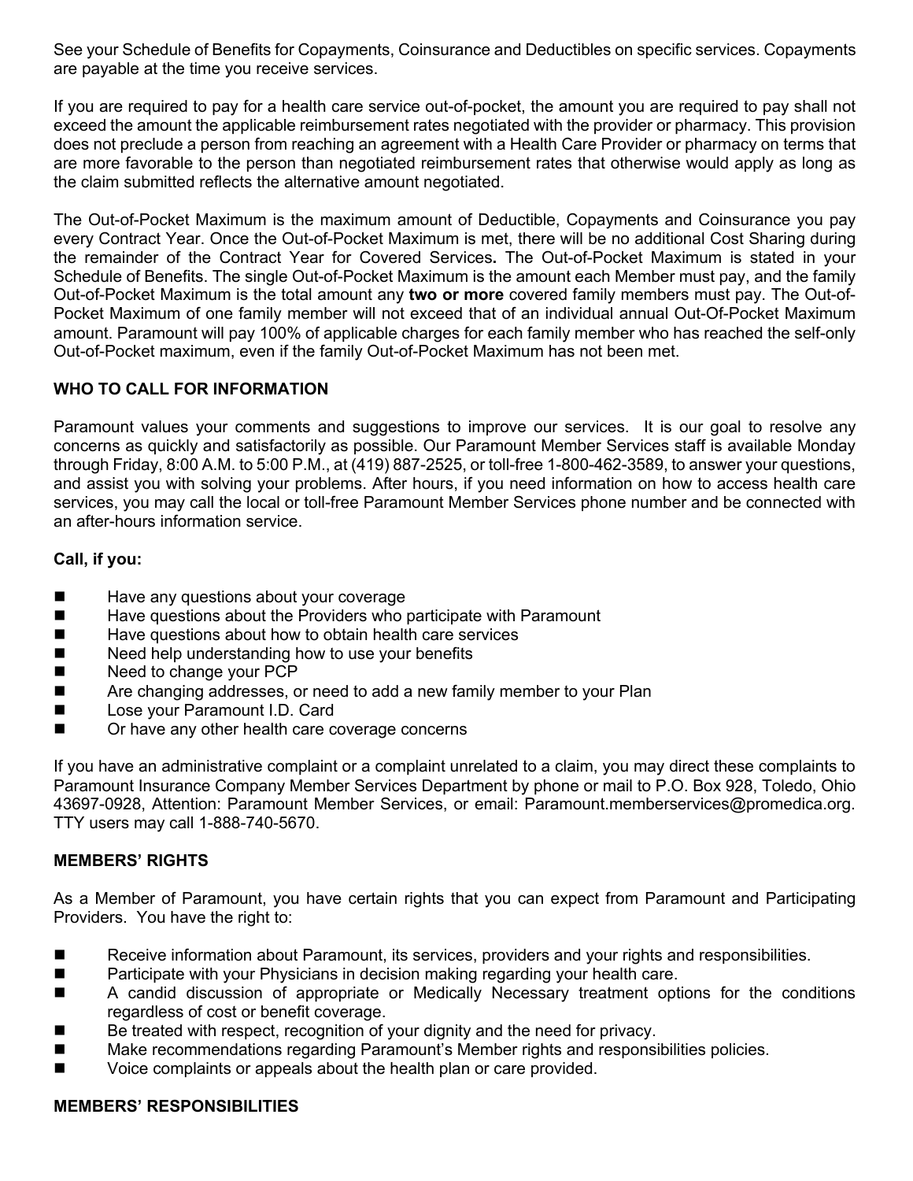See your Schedule of Benefits for Copayments, Coinsurance and Deductibles on specific services. Copayments are payable at the time you receive services.

If you are required to pay for a health care service out-of-pocket, the amount you are required to pay shall not exceed the amount the applicable reimbursement rates negotiated with the provider or pharmacy. This provision does not preclude a person from reaching an agreement with a Health Care Provider or pharmacy on terms that are more favorable to the person than negotiated reimbursement rates that otherwise would apply as long as the claim submitted reflects the alternative amount negotiated.

The Out-of-Pocket Maximum is the maximum amount of Deductible, Copayments and Coinsurance you pay every Contract Year. Once the Out-of-Pocket Maximum is met, there will be no additional Cost Sharing during the remainder of the Contract Year for Covered Services**.** The Out-of-Pocket Maximum is stated in your Schedule of Benefits. The single Out-of-Pocket Maximum is the amount each Member must pay, and the family Out-of-Pocket Maximum is the total amount any **two or more** covered family members must pay. The Out-of-Pocket Maximum of one family member will not exceed that of an individual annual Out-Of-Pocket Maximum amount. Paramount will pay 100% of applicable charges for each family member who has reached the self-only Out-of-Pocket maximum, even if the family Out-of-Pocket Maximum has not been met.

## WHO TO CALL FOR INFORMATION

Paramount values your comments and suggestions to improve our services. It is our goal to resolve any concerns as quickly and satisfactorily as possible. Our Paramount Member Services staff is available Monday through Friday, 8:00 A.M. to 5:00 P.M., at (419) 887-2525, or toll-free 1-800-462-3589, to answer your questions, and assist you with solving your problems. After hours, if you need information on how to access health care services, you may call the local or toll-free Paramount Member Services phone number and be connected with an after-hours information service.

**Call, if you:**

- Have any questions about your coverage
- Have questions about the Providers who participate with Paramount
- Have questions about how to obtain health care services
- Need help understanding how to use your benefits
- Need to change your PCP
- Are changing addresses, or need to add a new family member to your Plan
- Lose your Paramount I.D. Card
- Or have any other health care coverage concerns

If you have an administrative complaint or a complaint unrelated to a claim, you may direct these complaints to Paramount Insurance Company Member Services Department by phone or mail to P.O. Box 928, Toledo, Ohio 43697-0928, Attention: Paramount Member Services, or email: Paramount.memberservices@promedica.org. TTY users may call 1-888-740-5670.

## MEMBERS' RIGHTS

As a Member of Paramount, you have certain rights that you can expect from Paramount and Participating Providers. You have the right to:

- Receive information about Paramount, its services, providers and your rights and responsibilities.
- Participate with your Physicians in decision making regarding your health care.
- A candid discussion of appropriate or Medically Necessary treatment options for the conditions regardless of cost or benefit coverage.
- Be treated with respect, recognition of your dignity and the need for privacy.
- Make recommendations regarding Paramount's Member rights and responsibilities policies.
- Voice complaints or appeals about the health plan or care provided.

## MEMBERS' RESPONSIBILITIES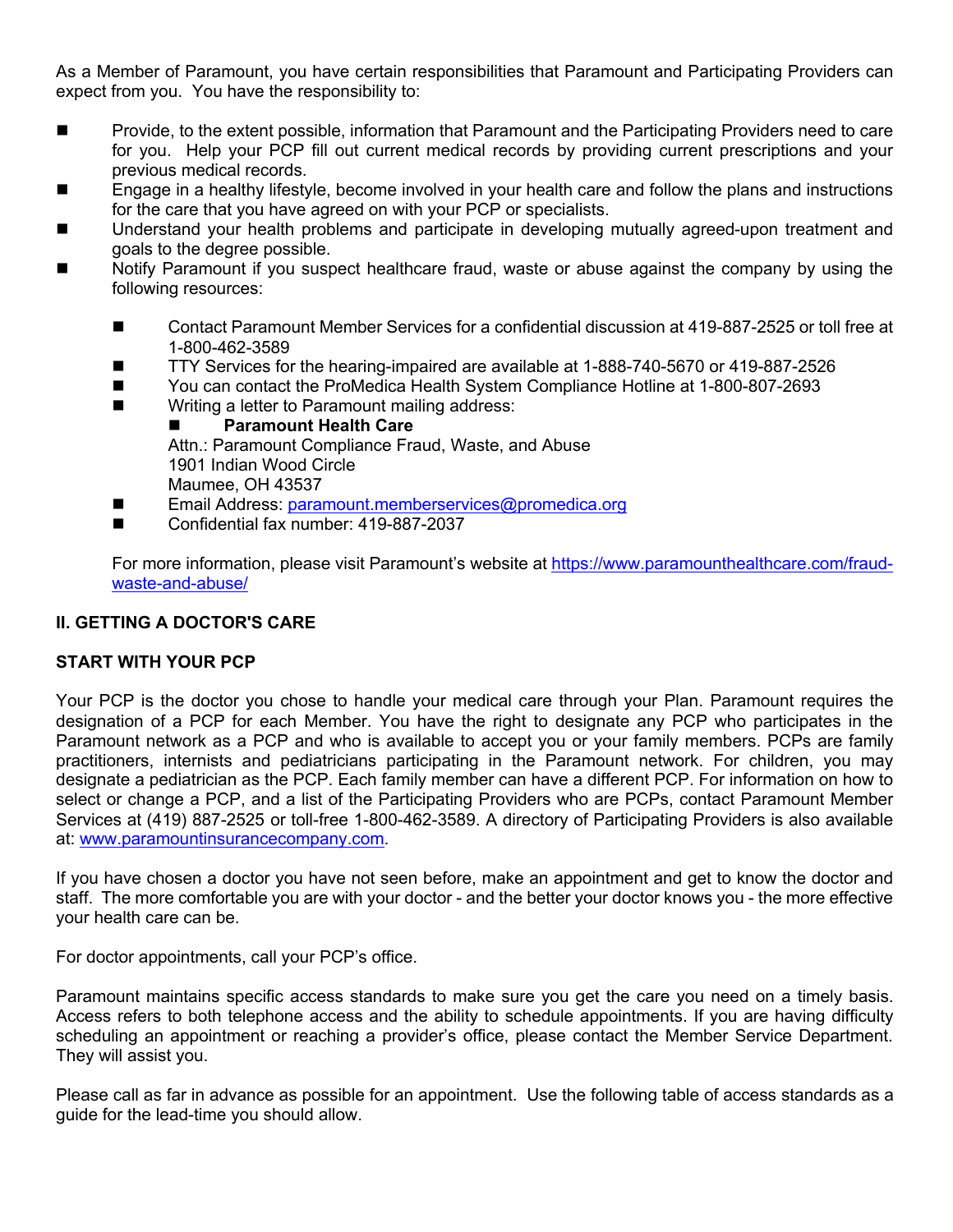As a Member of Paramount, you have certain responsibilities that Paramount and Participating Providers can expect from you. You have the responsibility to:

- Provide, to the extent possible, information that Paramount and the Participating Providers need to care for you. Help your PCP fill out current medical records by providing current prescriptions and your previous medical records.
- Engage in a healthy lifestyle, become involved in your health care and follow the plans and instructions for the care that you have agreed on with your PCP or specialists.
- Understand your health problems and participate in developing mutually agreed-upon treatment and goals to the degree possible.
- Notify Paramount if you suspect healthcare fraud, waste or abuse against the company by using the following resources:
  - Contact Paramount Member Services for a confidential discussion at 419-887-2525 or toll free at 1-800-462-3589
  - TTY Services for the hearing-impaired are available at 1-888-740-5670 or 419-887-2526
  - You can contact the ProMedica Health System Compliance Hotline at 1-800-807-2693
  - Writing a letter to Paramount mailing address:
    - **Paramount Health Care**

      Attn.: Paramount Compliance Fraud, Waste, and Abuse
      1901 Indian Wood Circle
      Maumee, OH 43537
  - Email Address: paramount.memberservices@promedica.org
  - Confidential fax number: 419-887-2037

  For more information, please visit Paramount's website at https://www.paramounthealthcare.com/fraud-waste-and-abuse/

## II. GETTING A DOCTOR'S CARE

### START WITH YOUR PCP

Your PCP is the doctor you chose to handle your medical care through your Plan. Paramount requires the designation of a PCP for each Member. You have the right to designate any PCP who participates in the Paramount network as a PCP and who is available to accept you or your family members. PCPs are family practitioners, internists and pediatricians participating in the Paramount network. For children, you may designate a pediatrician as the PCP. Each family member can have a different PCP. For information on how to select or change a PCP, and a list of the Participating Providers who are PCPs, contact Paramount Member Services at (419) 887-2525 or toll-free 1-800-462-3589. A directory of Participating Providers is also available at: www.paramountinsurancecompany.com.

If you have chosen a doctor you have not seen before, make an appointment and get to know the doctor and staff. The more comfortable you are with your doctor - and the better your doctor knows you - the more effective your health care can be.

For doctor appointments, call your PCP's office.

Paramount maintains specific access standards to make sure you get the care you need on a timely basis. Access refers to both telephone access and the ability to schedule appointments. If you are having difficulty scheduling an appointment or reaching a provider's office, please contact the Member Service Department. They will assist you.

Please call as far in advance as possible for an appointment. Use the following table of access standards as a guide for the lead-time you should allow.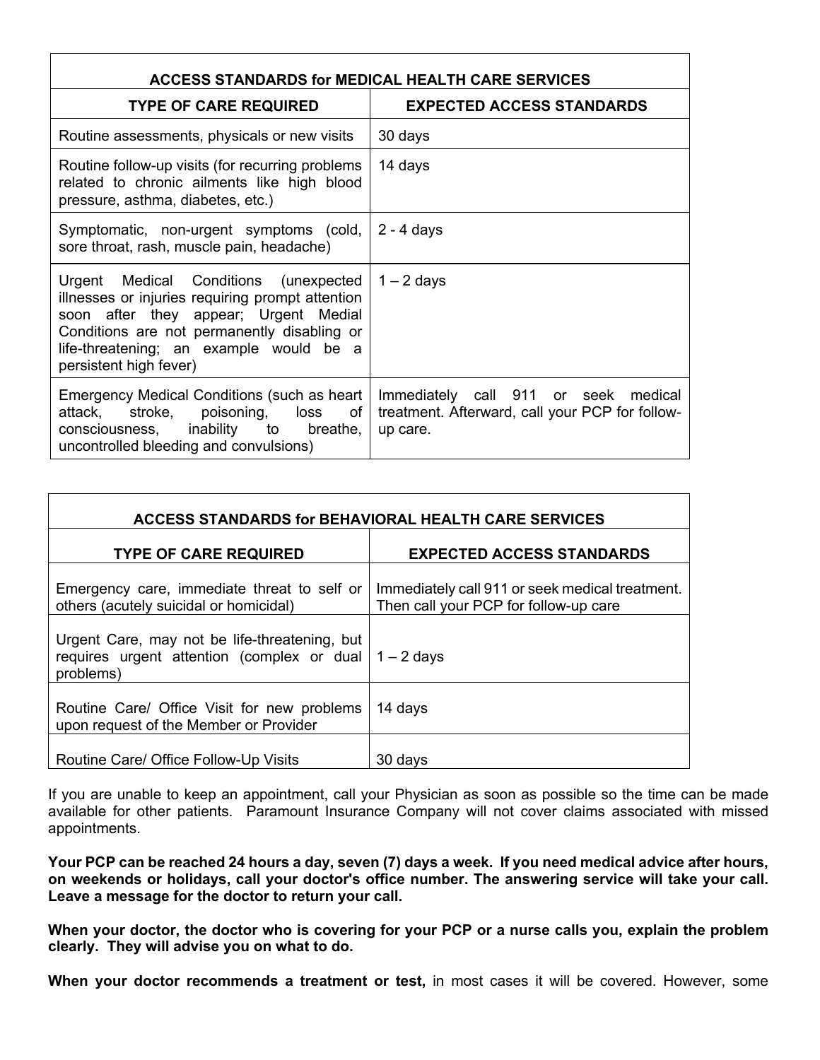| ACCESS STANDARDS for MEDICAL HEALTH CARE SERVICES | |
|---|---|
| **TYPE OF CARE REQUIRED** | **EXPECTED ACCESS STANDARDS** |
| Routine assessments, physicals or new visits | 30 days |
| Routine follow-up visits (for recurring problems related to chronic ailments like high blood pressure, asthma, diabetes, etc.) | 14 days |
| Symptomatic, non-urgent symptoms (cold, sore throat, rash, muscle pain, headache) | 2 - 4 days |
| Urgent Medical Conditions (unexpected illnesses or injuries requiring prompt attention soon after they appear; Urgent Medial Conditions are not permanently disabling or life-threatening; an example would be a persistent high fever) | 1 – 2 days |
| Emergency Medical Conditions (such as heart attack, stroke, poisoning, loss of consciousness, inability to breathe, uncontrolled bleeding and convulsions) | Immediately call 911 or seek medical treatment. Afterward, call your PCP for follow-up care. |

| ACCESS STANDARDS for BEHAVIORAL HEALTH CARE SERVICES | |
|---|---|
| **TYPE OF CARE REQUIRED** | **EXPECTED ACCESS STANDARDS** |
| Emergency care, immediate threat to self or others (acutely suicidal or homicidal) | Immediately call 911 or seek medical treatment. Then call your PCP for follow-up care |
| Urgent Care, may not be life-threatening, but requires urgent attention (complex or dual problems) | 1 – 2 days |
| Routine Care/ Office Visit for new problems upon request of the Member or Provider | 14 days |
| Routine Care/ Office Follow-Up Visits | 30 days |

If you are unable to keep an appointment, call your Physician as soon as possible so the time can be made available for other patients. Paramount Insurance Company will not cover claims associated with missed appointments.

**Your PCP can be reached 24 hours a day, seven (7) days a week. If you need medical advice after hours, on weekends or holidays, call your doctor's office number. The answering service will take your call. Leave a message for the doctor to return your call.**

**When your doctor, the doctor who is covering for your PCP or a nurse calls you, explain the problem clearly. They will advise you on what to do.**

**When your doctor recommends a treatment or test,** in most cases it will be covered. However, some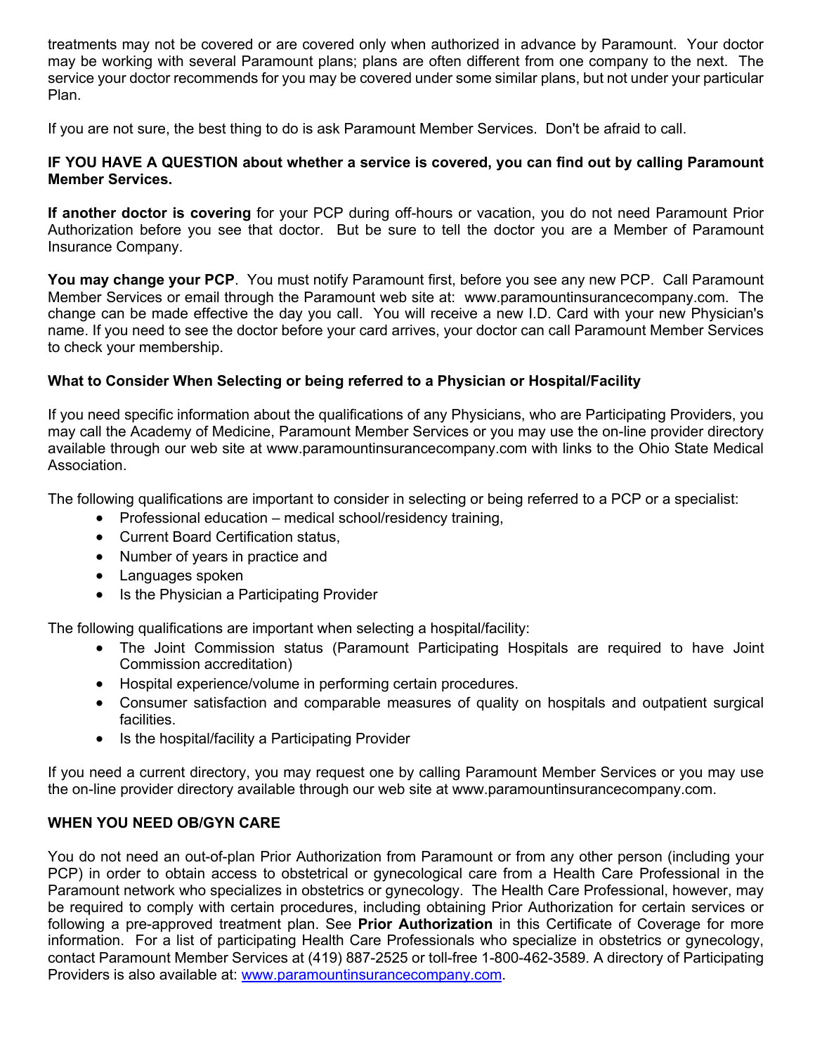treatments may not be covered or are covered only when authorized in advance by Paramount. Your doctor may be working with several Paramount plans; plans are often different from one company to the next. The service your doctor recommends for you may be covered under some similar plans, but not under your particular Plan.

If you are not sure, the best thing to do is ask Paramount Member Services. Don't be afraid to call.

**IF YOU HAVE A QUESTION about whether a service is covered, you can find out by calling Paramount Member Services.**

**If another doctor is covering** for your PCP during off-hours or vacation, you do not need Paramount Prior Authorization before you see that doctor. But be sure to tell the doctor you are a Member of Paramount Insurance Company.

**You may change your PCP**. You must notify Paramount first, before you see any new PCP. Call Paramount Member Services or email through the Paramount web site at: www.paramountinsurancecompany.com. The change can be made effective the day you call. You will receive a new I.D. Card with your new Physician's name. If you need to see the doctor before your card arrives, your doctor can call Paramount Member Services to check your membership.

**What to Consider When Selecting or being referred to a Physician or Hospital/Facility**

If you need specific information about the qualifications of any Physicians, who are Participating Providers, you may call the Academy of Medicine, Paramount Member Services or you may use the on-line provider directory available through our web site at www.paramountinsurancecompany.com with links to the Ohio State Medical Association.

The following qualifications are important to consider in selecting or being referred to a PCP or a specialist:

- Professional education – medical school/residency training,
- Current Board Certification status,
- Number of years in practice and
- Languages spoken
- Is the Physician a Participating Provider

The following qualifications are important when selecting a hospital/facility:

- The Joint Commission status (Paramount Participating Hospitals are required to have Joint Commission accreditation)
- Hospital experience/volume in performing certain procedures.
- Consumer satisfaction and comparable measures of quality on hospitals and outpatient surgical facilities.
- Is the hospital/facility a Participating Provider

If you need a current directory, you may request one by calling Paramount Member Services or you may use the on-line provider directory available through our web site at www.paramountinsurancecompany.com.

**WHEN YOU NEED OB/GYN CARE**

You do not need an out-of-plan Prior Authorization from Paramount or from any other person (including your PCP) in order to obtain access to obstetrical or gynecological care from a Health Care Professional in the Paramount network who specializes in obstetrics or gynecology. The Health Care Professional, however, may be required to comply with certain procedures, including obtaining Prior Authorization for certain services or following a pre-approved treatment plan. See **Prior Authorization** in this Certificate of Coverage for more information. For a list of participating Health Care Professionals who specialize in obstetrics or gynecology, contact Paramount Member Services at (419) 887-2525 or toll-free 1-800-462-3589. A directory of Participating Providers is also available at: www.paramountinsurancecompany.com.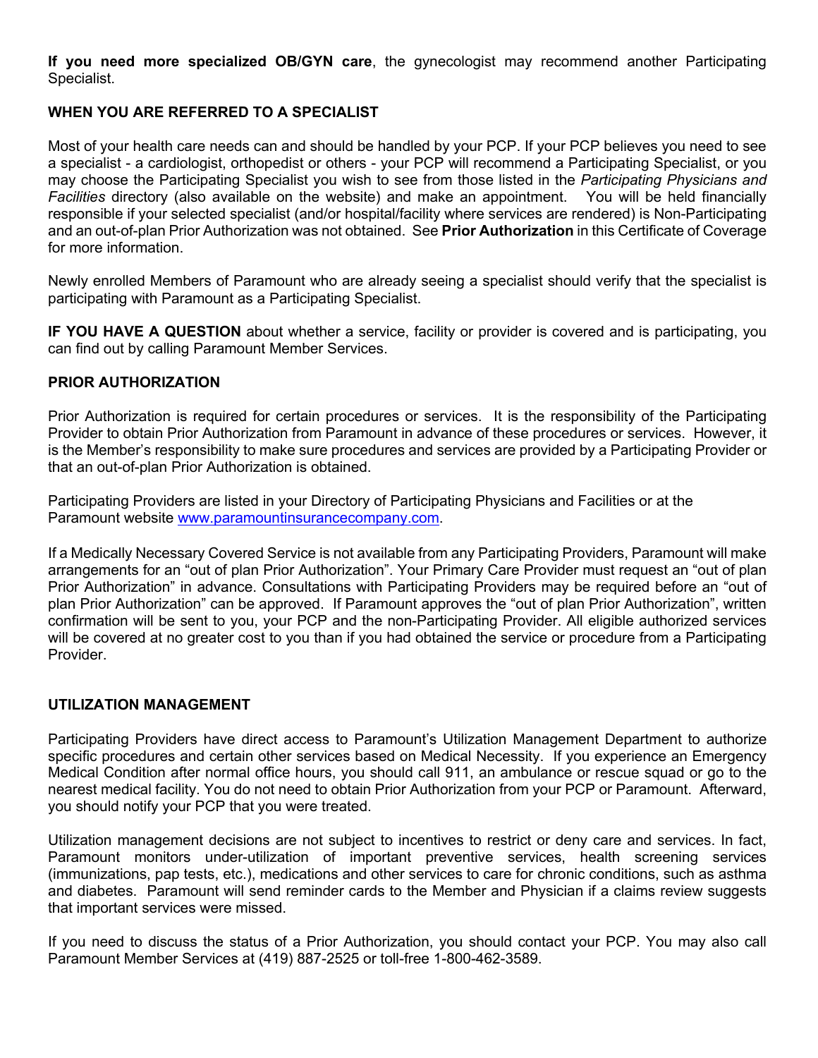**If you need more specialized OB/GYN care**, the gynecologist may recommend another Participating Specialist.

## WHEN YOU ARE REFERRED TO A SPECIALIST

Most of your health care needs can and should be handled by your PCP. If your PCP believes you need to see a specialist - a cardiologist, orthopedist or others - your PCP will recommend a Participating Specialist, or you may choose the Participating Specialist you wish to see from those listed in the *Participating Physicians and Facilities* directory (also available on the website) and make an appointment. You will be held financially responsible if your selected specialist (and/or hospital/facility where services are rendered) is Non-Participating and an out-of-plan Prior Authorization was not obtained. See **Prior Authorization** in this Certificate of Coverage for more information.

Newly enrolled Members of Paramount who are already seeing a specialist should verify that the specialist is participating with Paramount as a Participating Specialist.

**IF YOU HAVE A QUESTION** about whether a service, facility or provider is covered and is participating, you can find out by calling Paramount Member Services.

## PRIOR AUTHORIZATION

Prior Authorization is required for certain procedures or services. It is the responsibility of the Participating Provider to obtain Prior Authorization from Paramount in advance of these procedures or services. However, it is the Member's responsibility to make sure procedures and services are provided by a Participating Provider or that an out-of-plan Prior Authorization is obtained.

Participating Providers are listed in your Directory of Participating Physicians and Facilities or at the Paramount website www.paramountinsurancecompany.com.

If a Medically Necessary Covered Service is not available from any Participating Providers, Paramount will make arrangements for an "out of plan Prior Authorization". Your Primary Care Provider must request an "out of plan Prior Authorization" in advance. Consultations with Participating Providers may be required before an "out of plan Prior Authorization" can be approved. If Paramount approves the "out of plan Prior Authorization", written confirmation will be sent to you, your PCP and the non-Participating Provider. All eligible authorized services will be covered at no greater cost to you than if you had obtained the service or procedure from a Participating Provider.

## UTILIZATION MANAGEMENT

Participating Providers have direct access to Paramount's Utilization Management Department to authorize specific procedures and certain other services based on Medical Necessity. If you experience an Emergency Medical Condition after normal office hours, you should call 911, an ambulance or rescue squad or go to the nearest medical facility. You do not need to obtain Prior Authorization from your PCP or Paramount. Afterward, you should notify your PCP that you were treated.

Utilization management decisions are not subject to incentives to restrict or deny care and services. In fact, Paramount monitors under-utilization of important preventive services, health screening services (immunizations, pap tests, etc.), medications and other services to care for chronic conditions, such as asthma and diabetes. Paramount will send reminder cards to the Member and Physician if a claims review suggests that important services were missed.

If you need to discuss the status of a Prior Authorization, you should contact your PCP. You may also call Paramount Member Services at (419) 887-2525 or toll-free 1-800-462-3589.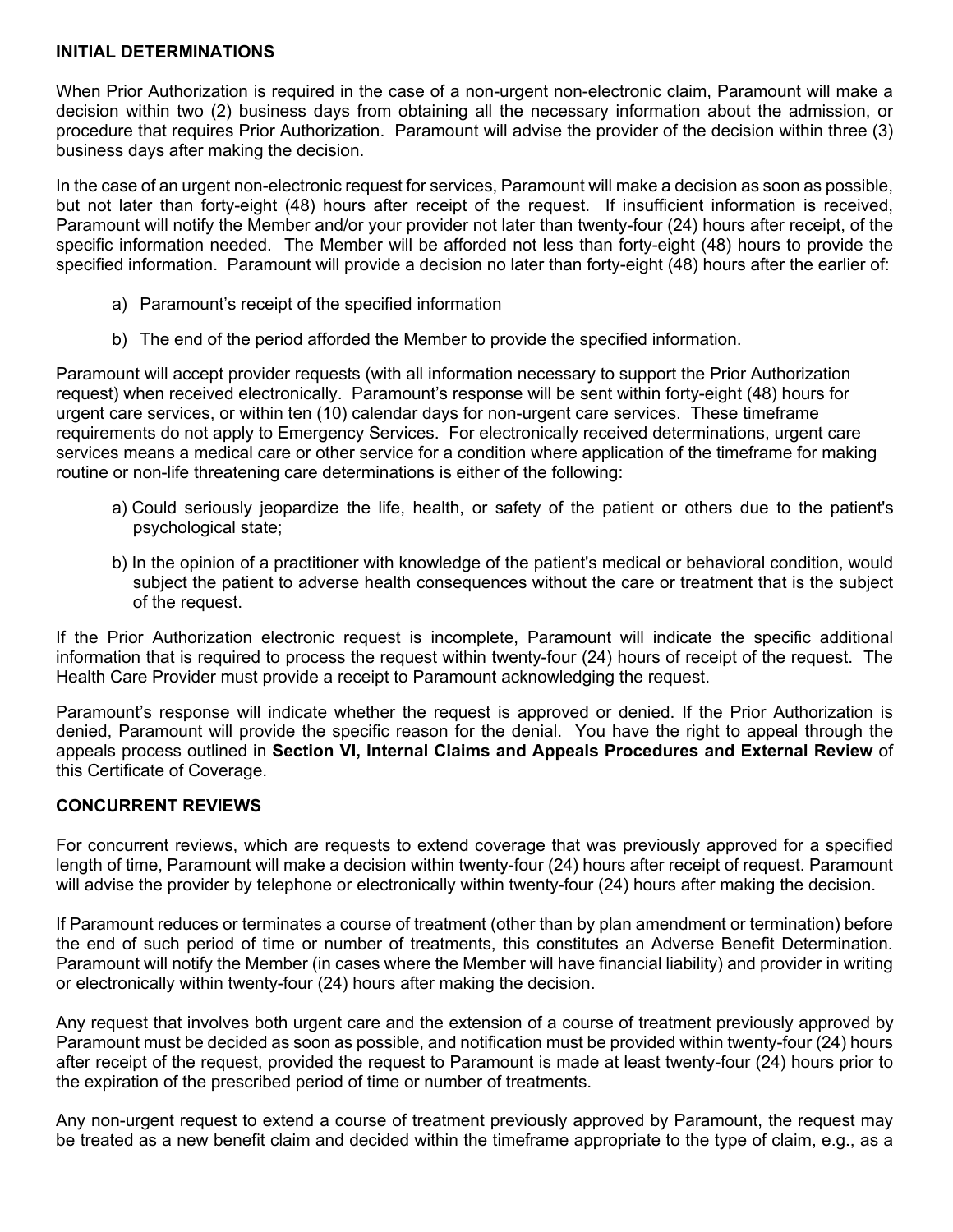**INITIAL DETERMINATIONS**

When Prior Authorization is required in the case of a non-urgent non-electronic claim, Paramount will make a decision within two (2) business days from obtaining all the necessary information about the admission, or procedure that requires Prior Authorization. Paramount will advise the provider of the decision within three (3) business days after making the decision.

In the case of an urgent non-electronic request for services, Paramount will make a decision as soon as possible, but not later than forty-eight (48) hours after receipt of the request. If insufficient information is received, Paramount will notify the Member and/or your provider not later than twenty-four (24) hours after receipt, of the specific information needed. The Member will be afforded not less than forty-eight (48) hours to provide the specified information. Paramount will provide a decision no later than forty-eight (48) hours after the earlier of:

a) Paramount's receipt of the specified information

b) The end of the period afforded the Member to provide the specified information.

Paramount will accept provider requests (with all information necessary to support the Prior Authorization request) when received electronically. Paramount's response will be sent within forty-eight (48) hours for urgent care services, or within ten (10) calendar days for non-urgent care services. These timeframe requirements do not apply to Emergency Services. For electronically received determinations, urgent care services means a medical care or other service for a condition where application of the timeframe for making routine or non-life threatening care determinations is either of the following:

a) Could seriously jeopardize the life, health, or safety of the patient or others due to the patient's psychological state;

b) In the opinion of a practitioner with knowledge of the patient's medical or behavioral condition, would subject the patient to adverse health consequences without the care or treatment that is the subject of the request.

If the Prior Authorization electronic request is incomplete, Paramount will indicate the specific additional information that is required to process the request within twenty-four (24) hours of receipt of the request. The Health Care Provider must provide a receipt to Paramount acknowledging the request.

Paramount's response will indicate whether the request is approved or denied. If the Prior Authorization is denied, Paramount will provide the specific reason for the denial. You have the right to appeal through the appeals process outlined in **Section VI, Internal Claims and Appeals Procedures and External Review** of this Certificate of Coverage.

**CONCURRENT REVIEWS**

For concurrent reviews, which are requests to extend coverage that was previously approved for a specified length of time, Paramount will make a decision within twenty-four (24) hours after receipt of request. Paramount will advise the provider by telephone or electronically within twenty-four (24) hours after making the decision.

If Paramount reduces or terminates a course of treatment (other than by plan amendment or termination) before the end of such period of time or number of treatments, this constitutes an Adverse Benefit Determination. Paramount will notify the Member (in cases where the Member will have financial liability) and provider in writing or electronically within twenty-four (24) hours after making the decision.

Any request that involves both urgent care and the extension of a course of treatment previously approved by Paramount must be decided as soon as possible, and notification must be provided within twenty-four (24) hours after receipt of the request, provided the request to Paramount is made at least twenty-four (24) hours prior to the expiration of the prescribed period of time or number of treatments.

Any non-urgent request to extend a course of treatment previously approved by Paramount, the request may be treated as a new benefit claim and decided within the timeframe appropriate to the type of claim, e.g., as a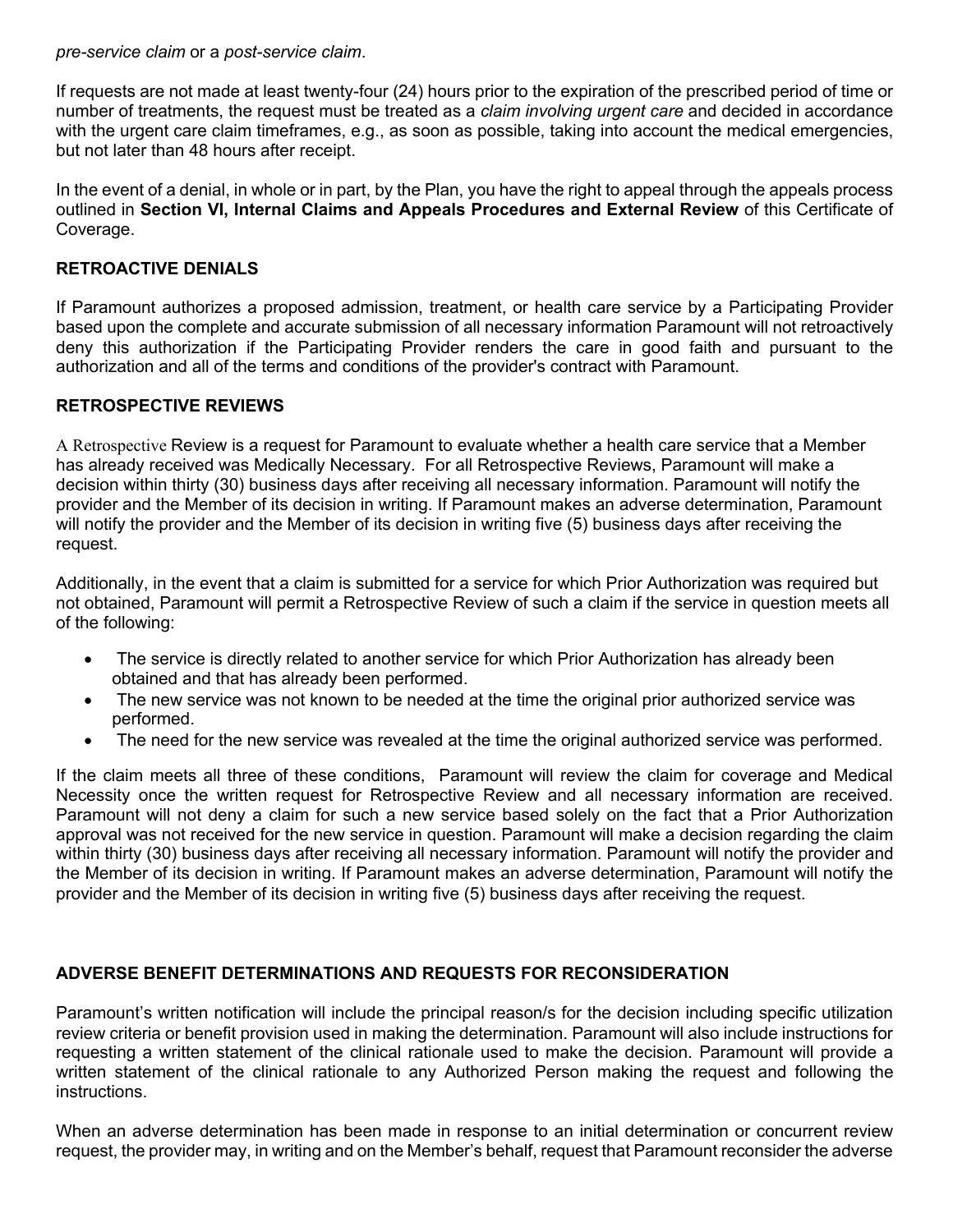*pre-service claim* or a *post-service claim*.

If requests are not made at least twenty-four (24) hours prior to the expiration of the prescribed period of time or number of treatments, the request must be treated as a *claim involving urgent care* and decided in accordance with the urgent care claim timeframes, e.g., as soon as possible, taking into account the medical emergencies, but not later than 48 hours after receipt.

In the event of a denial, in whole or in part, by the Plan, you have the right to appeal through the appeals process outlined in **Section VI, Internal Claims and Appeals Procedures and External Review** of this Certificate of Coverage.

## RETROACTIVE DENIALS

If Paramount authorizes a proposed admission, treatment, or health care service by a Participating Provider based upon the complete and accurate submission of all necessary information Paramount will not retroactively deny this authorization if the Participating Provider renders the care in good faith and pursuant to the authorization and all of the terms and conditions of the provider's contract with Paramount.

## RETROSPECTIVE REVIEWS

A Retrospective Review is a request for Paramount to evaluate whether a health care service that a Member has already received was Medically Necessary. For all Retrospective Reviews, Paramount will make a decision within thirty (30) business days after receiving all necessary information. Paramount will notify the provider and the Member of its decision in writing. If Paramount makes an adverse determination, Paramount will notify the provider and the Member of its decision in writing five (5) business days after receiving the request.

Additionally, in the event that a claim is submitted for a service for which Prior Authorization was required but not obtained, Paramount will permit a Retrospective Review of such a claim if the service in question meets all of the following:

- The service is directly related to another service for which Prior Authorization has already been obtained and that has already been performed.
- The new service was not known to be needed at the time the original prior authorized service was performed.
- The need for the new service was revealed at the time the original authorized service was performed.

If the claim meets all three of these conditions, Paramount will review the claim for coverage and Medical Necessity once the written request for Retrospective Review and all necessary information are received. Paramount will not deny a claim for such a new service based solely on the fact that a Prior Authorization approval was not received for the new service in question. Paramount will make a decision regarding the claim within thirty (30) business days after receiving all necessary information. Paramount will notify the provider and the Member of its decision in writing. If Paramount makes an adverse determination, Paramount will notify the provider and the Member of its decision in writing five (5) business days after receiving the request.

## ADVERSE BENEFIT DETERMINATIONS AND REQUESTS FOR RECONSIDERATION

Paramount's written notification will include the principal reason/s for the decision including specific utilization review criteria or benefit provision used in making the determination. Paramount will also include instructions for requesting a written statement of the clinical rationale used to make the decision. Paramount will provide a written statement of the clinical rationale to any Authorized Person making the request and following the instructions.

When an adverse determination has been made in response to an initial determination or concurrent review request, the provider may, in writing and on the Member's behalf, request that Paramount reconsider the adverse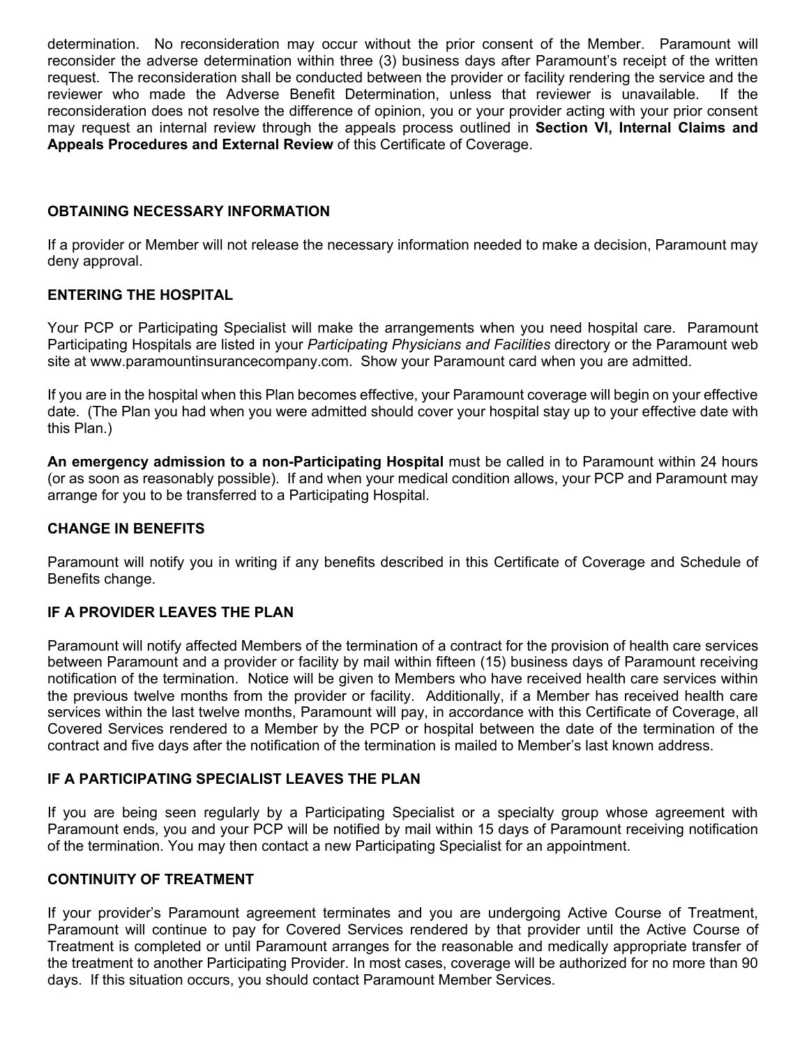determination. No reconsideration may occur without the prior consent of the Member. Paramount will reconsider the adverse determination within three (3) business days after Paramount's receipt of the written request. The reconsideration shall be conducted between the provider or facility rendering the service and the reviewer who made the Adverse Benefit Determination, unless that reviewer is unavailable. If the reconsideration does not resolve the difference of opinion, you or your provider acting with your prior consent may request an internal review through the appeals process outlined in **Section VI, Internal Claims and Appeals Procedures and External Review** of this Certificate of Coverage.

## OBTAINING NECESSARY INFORMATION

If a provider or Member will not release the necessary information needed to make a decision, Paramount may deny approval.

## ENTERING THE HOSPITAL

Your PCP or Participating Specialist will make the arrangements when you need hospital care. Paramount Participating Hospitals are listed in your *Participating Physicians and Facilities* directory or the Paramount web site at www.paramountinsurancecompany.com. Show your Paramount card when you are admitted.

If you are in the hospital when this Plan becomes effective, your Paramount coverage will begin on your effective date. (The Plan you had when you were admitted should cover your hospital stay up to your effective date with this Plan.)

**An emergency admission to a non-Participating Hospital** must be called in to Paramount within 24 hours (or as soon as reasonably possible). If and when your medical condition allows, your PCP and Paramount may arrange for you to be transferred to a Participating Hospital.

## CHANGE IN BENEFITS

Paramount will notify you in writing if any benefits described in this Certificate of Coverage and Schedule of Benefits change.

## IF A PROVIDER LEAVES THE PLAN

Paramount will notify affected Members of the termination of a contract for the provision of health care services between Paramount and a provider or facility by mail within fifteen (15) business days of Paramount receiving notification of the termination. Notice will be given to Members who have received health care services within the previous twelve months from the provider or facility. Additionally, if a Member has received health care services within the last twelve months, Paramount will pay, in accordance with this Certificate of Coverage, all Covered Services rendered to a Member by the PCP or hospital between the date of the termination of the contract and five days after the notification of the termination is mailed to Member's last known address.

## IF A PARTICIPATING SPECIALIST LEAVES THE PLAN

If you are being seen regularly by a Participating Specialist or a specialty group whose agreement with Paramount ends, you and your PCP will be notified by mail within 15 days of Paramount receiving notification of the termination. You may then contact a new Participating Specialist for an appointment.

## CONTINUITY OF TREATMENT

If your provider's Paramount agreement terminates and you are undergoing Active Course of Treatment, Paramount will continue to pay for Covered Services rendered by that provider until the Active Course of Treatment is completed or until Paramount arranges for the reasonable and medically appropriate transfer of the treatment to another Participating Provider. In most cases, coverage will be authorized for no more than 90 days. If this situation occurs, you should contact Paramount Member Services.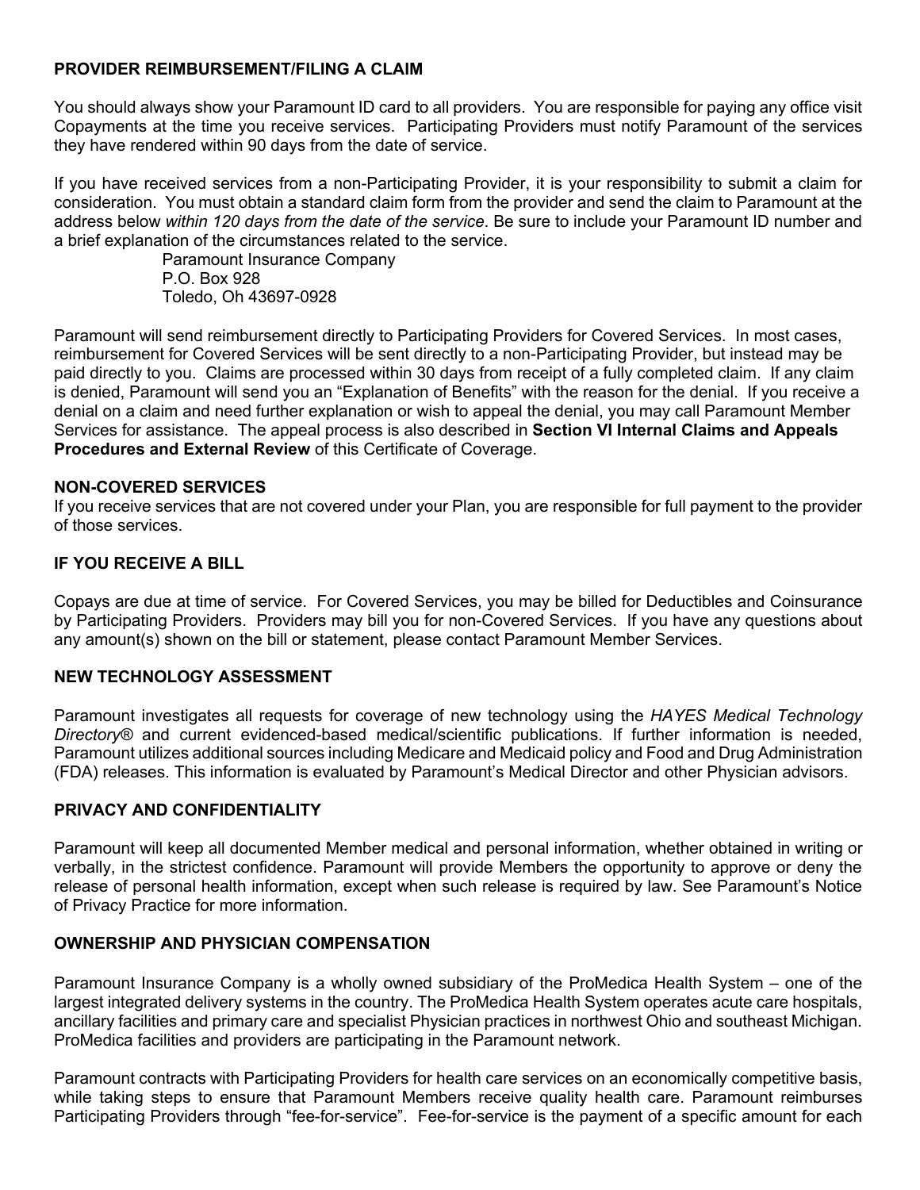## PROVIDER REIMBURSEMENT/FILING A CLAIM

You should always show your Paramount ID card to all providers. You are responsible for paying any office visit Copayments at the time you receive services. Participating Providers must notify Paramount of the services they have rendered within 90 days from the date of service.

If you have received services from a non-Participating Provider, it is your responsibility to submit a claim for consideration. You must obtain a standard claim form from the provider and send the claim to Paramount at the address below *within 120 days from the date of the service*. Be sure to include your Paramount ID number and a brief explanation of the circumstances related to the service.

Paramount Insurance Company
P.O. Box 928
Toledo, Oh 43697-0928

Paramount will send reimbursement directly to Participating Providers for Covered Services. In most cases, reimbursement for Covered Services will be sent directly to a non-Participating Provider, but instead may be paid directly to you. Claims are processed within 30 days from receipt of a fully completed claim. If any claim is denied, Paramount will send you an "Explanation of Benefits" with the reason for the denial. If you receive a denial on a claim and need further explanation or wish to appeal the denial, you may call Paramount Member Services for assistance. The appeal process is also described in **Section VI Internal Claims and Appeals Procedures and External Review** of this Certificate of Coverage.

## NON-COVERED SERVICES

If you receive services that are not covered under your Plan, you are responsible for full payment to the provider of those services.

## IF YOU RECEIVE A BILL

Copays are due at time of service. For Covered Services, you may be billed for Deductibles and Coinsurance by Participating Providers. Providers may bill you for non-Covered Services. If you have any questions about any amount(s) shown on the bill or statement, please contact Paramount Member Services.

## NEW TECHNOLOGY ASSESSMENT

Paramount investigates all requests for coverage of new technology using the *HAYES Medical Technology Directory®* and current evidenced-based medical/scientific publications. If further information is needed, Paramount utilizes additional sources including Medicare and Medicaid policy and Food and Drug Administration (FDA) releases. This information is evaluated by Paramount's Medical Director and other Physician advisors.

## PRIVACY AND CONFIDENTIALITY

Paramount will keep all documented Member medical and personal information, whether obtained in writing or verbally, in the strictest confidence. Paramount will provide Members the opportunity to approve or deny the release of personal health information, except when such release is required by law. See Paramount's Notice of Privacy Practice for more information.

## OWNERSHIP AND PHYSICIAN COMPENSATION

Paramount Insurance Company is a wholly owned subsidiary of the ProMedica Health System – one of the largest integrated delivery systems in the country. The ProMedica Health System operates acute care hospitals, ancillary facilities and primary care and specialist Physician practices in northwest Ohio and southeast Michigan. ProMedica facilities and providers are participating in the Paramount network.

Paramount contracts with Participating Providers for health care services on an economically competitive basis, while taking steps to ensure that Paramount Members receive quality health care. Paramount reimburses Participating Providers through "fee-for-service". Fee-for-service is the payment of a specific amount for each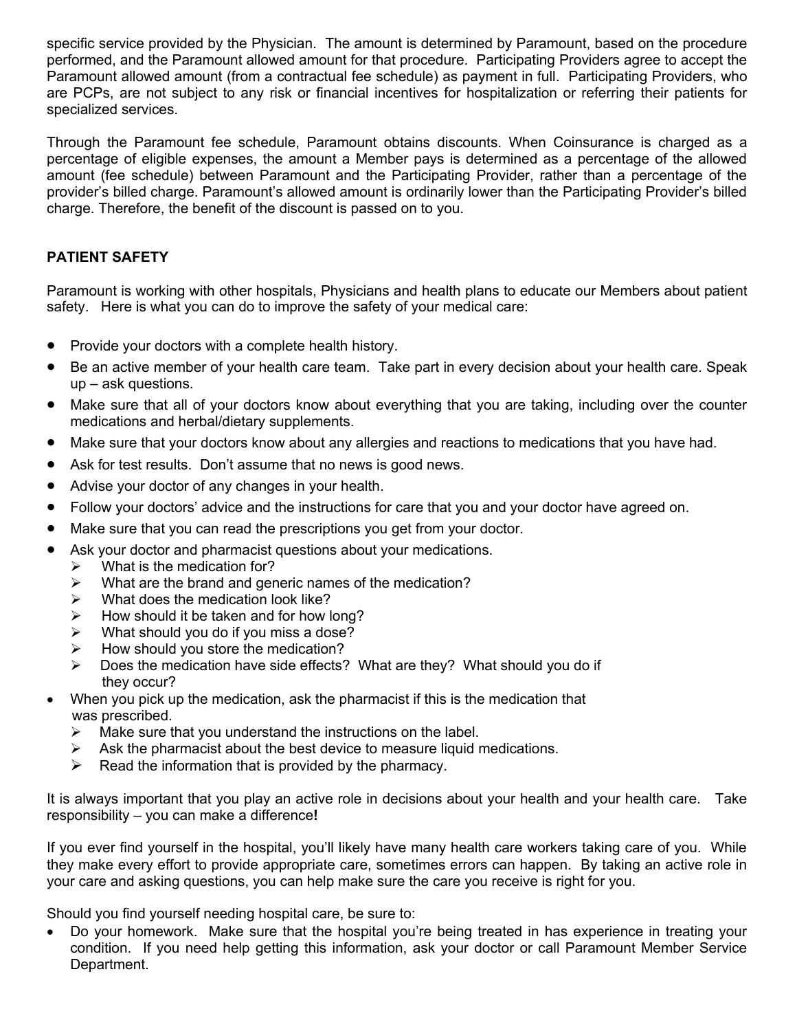specific service provided by the Physician. The amount is determined by Paramount, based on the procedure performed, and the Paramount allowed amount for that procedure. Participating Providers agree to accept the Paramount allowed amount (from a contractual fee schedule) as payment in full. Participating Providers, who are PCPs, are not subject to any risk or financial incentives for hospitalization or referring their patients for specialized services.

Through the Paramount fee schedule, Paramount obtains discounts. When Coinsurance is charged as a percentage of eligible expenses, the amount a Member pays is determined as a percentage of the allowed amount (fee schedule) between Paramount and the Participating Provider, rather than a percentage of the provider's billed charge. Paramount's allowed amount is ordinarily lower than the Participating Provider's billed charge. Therefore, the benefit of the discount is passed on to you.

## PATIENT SAFETY

Paramount is working with other hospitals, Physicians and health plans to educate our Members about patient safety. Here is what you can do to improve the safety of your medical care:

- Provide your doctors with a complete health history.
- Be an active member of your health care team. Take part in every decision about your health care. Speak up – ask questions.
- Make sure that all of your doctors know about everything that you are taking, including over the counter medications and herbal/dietary supplements.
- Make sure that your doctors know about any allergies and reactions to medications that you have had.
- Ask for test results. Don't assume that no news is good news.
- Advise your doctor of any changes in your health.
- Follow your doctors' advice and the instructions for care that you and your doctor have agreed on.
- Make sure that you can read the prescriptions you get from your doctor.
- Ask your doctor and pharmacist questions about your medications.
  - What is the medication for?
  - What are the brand and generic names of the medication?
  - What does the medication look like?
  - How should it be taken and for how long?
  - What should you do if you miss a dose?
  - How should you store the medication?
  - Does the medication have side effects? What are they? What should you do if they occur?
- When you pick up the medication, ask the pharmacist if this is the medication that was prescribed.
  - Make sure that you understand the instructions on the label.
  - Ask the pharmacist about the best device to measure liquid medications.
  - Read the information that is provided by the pharmacy.

It is always important that you play an active role in decisions about your health and your health care. Take responsibility – you can make a difference**!**

If you ever find yourself in the hospital, you'll likely have many health care workers taking care of you. While they make every effort to provide appropriate care, sometimes errors can happen. By taking an active role in your care and asking questions, you can help make sure the care you receive is right for you.

Should you find yourself needing hospital care, be sure to:

- Do your homework. Make sure that the hospital you're being treated in has experience in treating your condition. If you need help getting this information, ask your doctor or call Paramount Member Service Department.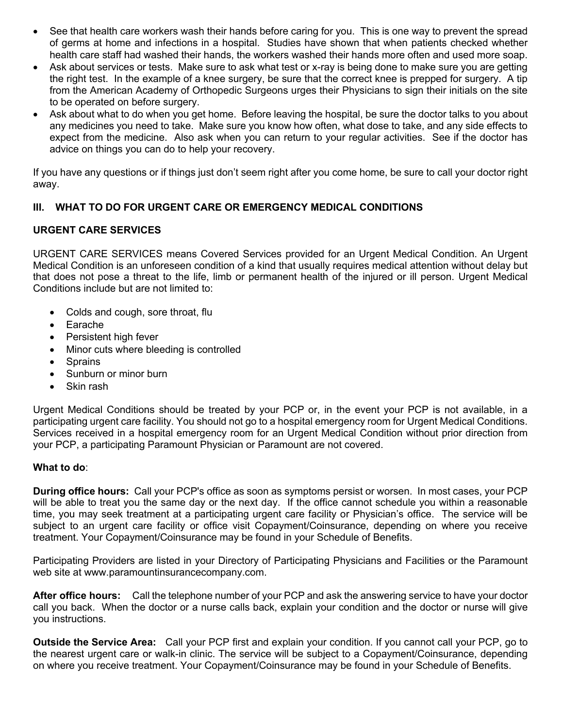- See that health care workers wash their hands before caring for you. This is one way to prevent the spread of germs at home and infections in a hospital. Studies have shown that when patients checked whether health care staff had washed their hands, the workers washed their hands more often and used more soap.
- Ask about services or tests. Make sure to ask what test or x-ray is being done to make sure you are getting the right test. In the example of a knee surgery, be sure that the correct knee is prepped for surgery. A tip from the American Academy of Orthopedic Surgeons urges their Physicians to sign their initials on the site to be operated on before surgery.
- Ask about what to do when you get home. Before leaving the hospital, be sure the doctor talks to you about any medicines you need to take. Make sure you know how often, what dose to take, and any side effects to expect from the medicine. Also ask when you can return to your regular activities. See if the doctor has advice on things you can do to help your recovery.

If you have any questions or if things just don't seem right after you come home, be sure to call your doctor right away.

## III. WHAT TO DO FOR URGENT CARE OR EMERGENCY MEDICAL CONDITIONS

### URGENT CARE SERVICES

URGENT CARE SERVICES means Covered Services provided for an Urgent Medical Condition. An Urgent Medical Condition is an unforeseen condition of a kind that usually requires medical attention without delay but that does not pose a threat to the life, limb or permanent health of the injured or ill person. Urgent Medical Conditions include but are not limited to:

- Colds and cough, sore throat, flu
- Earache
- Persistent high fever
- Minor cuts where bleeding is controlled
- Sprains
- Sunburn or minor burn
- Skin rash

Urgent Medical Conditions should be treated by your PCP or, in the event your PCP is not available, in a participating urgent care facility. You should not go to a hospital emergency room for Urgent Medical Conditions. Services received in a hospital emergency room for an Urgent Medical Condition without prior direction from your PCP, a participating Paramount Physician or Paramount are not covered.

**What to do**:

**During office hours:** Call your PCP's office as soon as symptoms persist or worsen. In most cases, your PCP will be able to treat you the same day or the next day. If the office cannot schedule you within a reasonable time, you may seek treatment at a participating urgent care facility or Physician's office. The service will be subject to an urgent care facility or office visit Copayment/Coinsurance, depending on where you receive treatment. Your Copayment/Coinsurance may be found in your Schedule of Benefits.

Participating Providers are listed in your Directory of Participating Physicians and Facilities or the Paramount web site at www.paramountinsurancecompany.com.

**After office hours:** Call the telephone number of your PCP and ask the answering service to have your doctor call you back. When the doctor or a nurse calls back, explain your condition and the doctor or nurse will give you instructions.

**Outside the Service Area:** Call your PCP first and explain your condition. If you cannot call your PCP, go to the nearest urgent care or walk-in clinic. The service will be subject to a Copayment/Coinsurance, depending on where you receive treatment. Your Copayment/Coinsurance may be found in your Schedule of Benefits.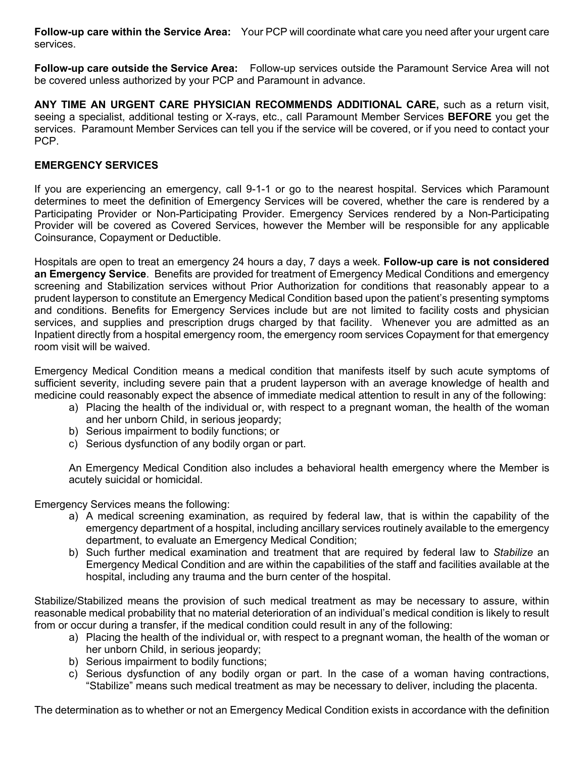**Follow-up care within the Service Area:** Your PCP will coordinate what care you need after your urgent care services.

**Follow-up care outside the Service Area:** Follow-up services outside the Paramount Service Area will not be covered unless authorized by your PCP and Paramount in advance.

**ANY TIME AN URGENT CARE PHYSICIAN RECOMMENDS ADDITIONAL CARE,** such as a return visit, seeing a specialist, additional testing or X-rays, etc., call Paramount Member Services **BEFORE** you get the services. Paramount Member Services can tell you if the service will be covered, or if you need to contact your PCP.

**EMERGENCY SERVICES**

If you are experiencing an emergency, call 9-1-1 or go to the nearest hospital. Services which Paramount determines to meet the definition of Emergency Services will be covered, whether the care is rendered by a Participating Provider or Non-Participating Provider. Emergency Services rendered by a Non-Participating Provider will be covered as Covered Services, however the Member will be responsible for any applicable Coinsurance, Copayment or Deductible.

Hospitals are open to treat an emergency 24 hours a day, 7 days a week. **Follow-up care is not considered an Emergency Service**. Benefits are provided for treatment of Emergency Medical Conditions and emergency screening and Stabilization services without Prior Authorization for conditions that reasonably appear to a prudent layperson to constitute an Emergency Medical Condition based upon the patient's presenting symptoms and conditions. Benefits for Emergency Services include but are not limited to facility costs and physician services, and supplies and prescription drugs charged by that facility. Whenever you are admitted as an Inpatient directly from a hospital emergency room, the emergency room services Copayment for that emergency room visit will be waived.

Emergency Medical Condition means a medical condition that manifests itself by such acute symptoms of sufficient severity, including severe pain that a prudent layperson with an average knowledge of health and medicine could reasonably expect the absence of immediate medical attention to result in any of the following:

a) Placing the health of the individual or, with respect to a pregnant woman, the health of the woman and her unborn Child, in serious jeopardy;
b) Serious impairment to bodily functions; or
c) Serious dysfunction of any bodily organ or part.

An Emergency Medical Condition also includes a behavioral health emergency where the Member is acutely suicidal or homicidal.

Emergency Services means the following:

a) A medical screening examination, as required by federal law, that is within the capability of the emergency department of a hospital, including ancillary services routinely available to the emergency department, to evaluate an Emergency Medical Condition;
b) Such further medical examination and treatment that are required by federal law to *Stabilize* an Emergency Medical Condition and are within the capabilities of the staff and facilities available at the hospital, including any trauma and the burn center of the hospital.

Stabilize/Stabilized means the provision of such medical treatment as may be necessary to assure, within reasonable medical probability that no material deterioration of an individual's medical condition is likely to result from or occur during a transfer, if the medical condition could result in any of the following:

a) Placing the health of the individual or, with respect to a pregnant woman, the health of the woman or her unborn Child, in serious jeopardy;
b) Serious impairment to bodily functions;
c) Serious dysfunction of any bodily organ or part. In the case of a woman having contractions, "Stabilize" means such medical treatment as may be necessary to deliver, including the placenta.

The determination as to whether or not an Emergency Medical Condition exists in accordance with the definition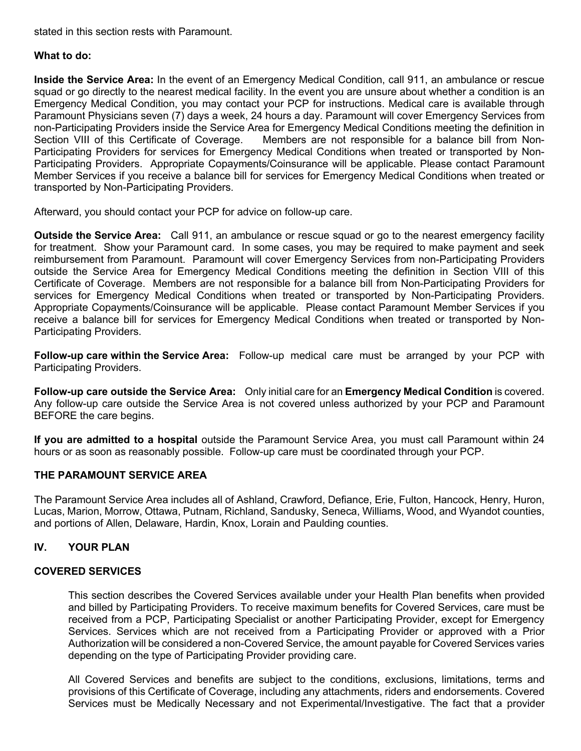stated in this section rests with Paramount.

**What to do:**

**Inside the Service Area:** In the event of an Emergency Medical Condition, call 911, an ambulance or rescue squad or go directly to the nearest medical facility. In the event you are unsure about whether a condition is an Emergency Medical Condition, you may contact your PCP for instructions. Medical care is available through Paramount Physicians seven (7) days a week, 24 hours a day. Paramount will cover Emergency Services from non-Participating Providers inside the Service Area for Emergency Medical Conditions meeting the definition in Section VIII of this Certificate of Coverage. Members are not responsible for a balance bill from Non-Participating Providers for services for Emergency Medical Conditions when treated or transported by Non-Participating Providers. Appropriate Copayments/Coinsurance will be applicable. Please contact Paramount Member Services if you receive a balance bill for services for Emergency Medical Conditions when treated or transported by Non-Participating Providers.

Afterward, you should contact your PCP for advice on follow-up care.

**Outside the Service Area:** Call 911, an ambulance or rescue squad or go to the nearest emergency facility for treatment. Show your Paramount card. In some cases, you may be required to make payment and seek reimbursement from Paramount. Paramount will cover Emergency Services from non-Participating Providers outside the Service Area for Emergency Medical Conditions meeting the definition in Section VIII of this Certificate of Coverage. Members are not responsible for a balance bill from Non-Participating Providers for services for Emergency Medical Conditions when treated or transported by Non-Participating Providers. Appropriate Copayments/Coinsurance will be applicable. Please contact Paramount Member Services if you receive a balance bill for services for Emergency Medical Conditions when treated or transported by Non-Participating Providers.

**Follow-up care within the Service Area:** Follow-up medical care must be arranged by your PCP with Participating Providers.

**Follow-up care outside the Service Area:** Only initial care for an **Emergency Medical Condition** is covered. Any follow-up care outside the Service Area is not covered unless authorized by your PCP and Paramount BEFORE the care begins.

**If you are admitted to a hospital** outside the Paramount Service Area, you must call Paramount within 24 hours or as soon as reasonably possible. Follow-up care must be coordinated through your PCP.

**THE PARAMOUNT SERVICE AREA**

The Paramount Service Area includes all of Ashland, Crawford, Defiance, Erie, Fulton, Hancock, Henry, Huron, Lucas, Marion, Morrow, Ottawa, Putnam, Richland, Sandusky, Seneca, Williams, Wood, and Wyandot counties, and portions of Allen, Delaware, Hardin, Knox, Lorain and Paulding counties.

## IV. YOUR PLAN

### COVERED SERVICES

This section describes the Covered Services available under your Health Plan benefits when provided and billed by Participating Providers. To receive maximum benefits for Covered Services, care must be received from a PCP, Participating Specialist or another Participating Provider, except for Emergency Services. Services which are not received from a Participating Provider or approved with a Prior Authorization will be considered a non-Covered Service, the amount payable for Covered Services varies depending on the type of Participating Provider providing care.

All Covered Services and benefits are subject to the conditions, exclusions, limitations, terms and provisions of this Certificate of Coverage, including any attachments, riders and endorsements. Covered Services must be Medically Necessary and not Experimental/Investigative. The fact that a provider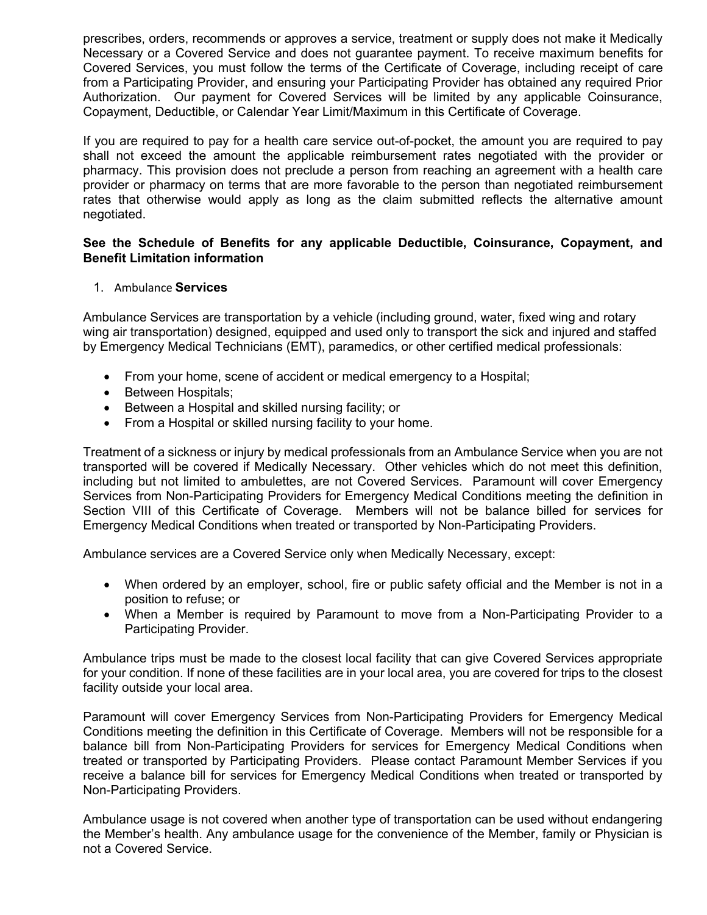prescribes, orders, recommends or approves a service, treatment or supply does not make it Medically Necessary or a Covered Service and does not guarantee payment. To receive maximum benefits for Covered Services, you must follow the terms of the Certificate of Coverage, including receipt of care from a Participating Provider, and ensuring your Participating Provider has obtained any required Prior Authorization. Our payment for Covered Services will be limited by any applicable Coinsurance, Copayment, Deductible, or Calendar Year Limit/Maximum in this Certificate of Coverage.

If you are required to pay for a health care service out-of-pocket, the amount you are required to pay shall not exceed the amount the applicable reimbursement rates negotiated with the provider or pharmacy. This provision does not preclude a person from reaching an agreement with a health care provider or pharmacy on terms that are more favorable to the person than negotiated reimbursement rates that otherwise would apply as long as the claim submitted reflects the alternative amount negotiated.

**See the Schedule of Benefits for any applicable Deductible, Coinsurance, Copayment, and Benefit Limitation information**

1. Ambulance **Services**

Ambulance Services are transportation by a vehicle (including ground, water, fixed wing and rotary wing air transportation) designed, equipped and used only to transport the sick and injured and staffed by Emergency Medical Technicians (EMT), paramedics, or other certified medical professionals:

- From your home, scene of accident or medical emergency to a Hospital;
- Between Hospitals;
- Between a Hospital and skilled nursing facility; or
- From a Hospital or skilled nursing facility to your home.

Treatment of a sickness or injury by medical professionals from an Ambulance Service when you are not transported will be covered if Medically Necessary. Other vehicles which do not meet this definition, including but not limited to ambulettes, are not Covered Services. Paramount will cover Emergency Services from Non-Participating Providers for Emergency Medical Conditions meeting the definition in Section VIII of this Certificate of Coverage. Members will not be balance billed for services for Emergency Medical Conditions when treated or transported by Non-Participating Providers.

Ambulance services are a Covered Service only when Medically Necessary, except:

- When ordered by an employer, school, fire or public safety official and the Member is not in a position to refuse; or
- When a Member is required by Paramount to move from a Non-Participating Provider to a Participating Provider.

Ambulance trips must be made to the closest local facility that can give Covered Services appropriate for your condition. If none of these facilities are in your local area, you are covered for trips to the closest facility outside your local area.

Paramount will cover Emergency Services from Non-Participating Providers for Emergency Medical Conditions meeting the definition in this Certificate of Coverage. Members will not be responsible for a balance bill from Non-Participating Providers for services for Emergency Medical Conditions when treated or transported by Participating Providers. Please contact Paramount Member Services if you receive a balance bill for services for Emergency Medical Conditions when treated or transported by Non-Participating Providers.

Ambulance usage is not covered when another type of transportation can be used without endangering the Member's health. Any ambulance usage for the convenience of the Member, family or Physician is not a Covered Service.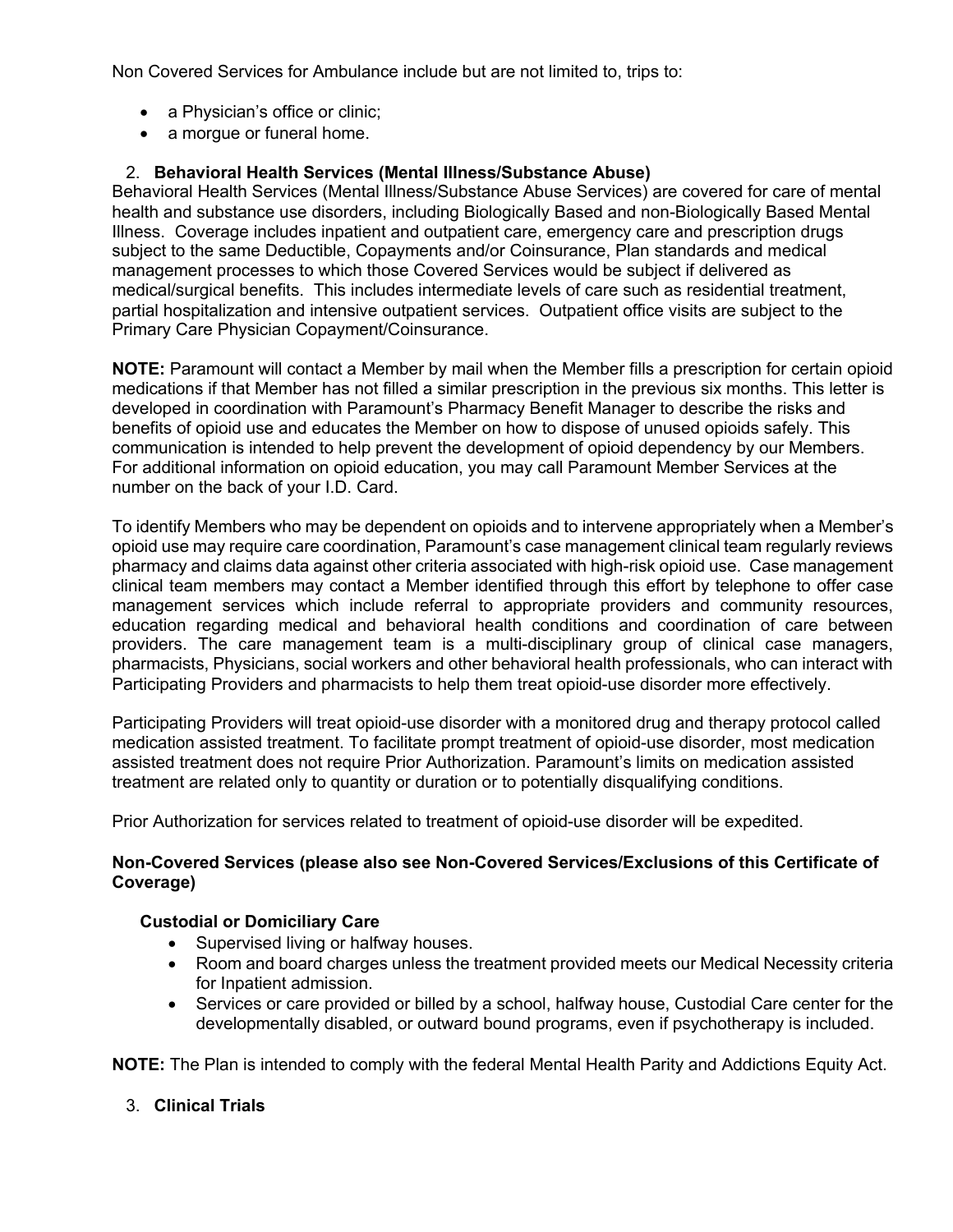Non Covered Services for Ambulance include but are not limited to, trips to:

- a Physician's office or clinic;
- a morgue or funeral home.

2. **Behavioral Health Services (Mental Illness/Substance Abuse)**

Behavioral Health Services (Mental Illness/Substance Abuse Services) are covered for care of mental health and substance use disorders, including Biologically Based and non-Biologically Based Mental Illness. Coverage includes inpatient and outpatient care, emergency care and prescription drugs subject to the same Deductible, Copayments and/or Coinsurance, Plan standards and medical management processes to which those Covered Services would be subject if delivered as medical/surgical benefits. This includes intermediate levels of care such as residential treatment, partial hospitalization and intensive outpatient services. Outpatient office visits are subject to the Primary Care Physician Copayment/Coinsurance.

**NOTE:** Paramount will contact a Member by mail when the Member fills a prescription for certain opioid medications if that Member has not filled a similar prescription in the previous six months. This letter is developed in coordination with Paramount's Pharmacy Benefit Manager to describe the risks and benefits of opioid use and educates the Member on how to dispose of unused opioids safely. This communication is intended to help prevent the development of opioid dependency by our Members. For additional information on opioid education, you may call Paramount Member Services at the number on the back of your I.D. Card.

To identify Members who may be dependent on opioids and to intervene appropriately when a Member's opioid use may require care coordination, Paramount's case management clinical team regularly reviews pharmacy and claims data against other criteria associated with high-risk opioid use. Case management clinical team members may contact a Member identified through this effort by telephone to offer case management services which include referral to appropriate providers and community resources, education regarding medical and behavioral health conditions and coordination of care between providers. The care management team is a multi-disciplinary group of clinical case managers, pharmacists, Physicians, social workers and other behavioral health professionals, who can interact with Participating Providers and pharmacists to help them treat opioid-use disorder more effectively.

Participating Providers will treat opioid-use disorder with a monitored drug and therapy protocol called medication assisted treatment. To facilitate prompt treatment of opioid-use disorder, most medication assisted treatment does not require Prior Authorization. Paramount's limits on medication assisted treatment are related only to quantity or duration or to potentially disqualifying conditions.

Prior Authorization for services related to treatment of opioid-use disorder will be expedited.

**Non-Covered Services (please also see Non-Covered Services/Exclusions of this Certificate of Coverage)**

**Custodial or Domiciliary Care**

- Supervised living or halfway houses.
- Room and board charges unless the treatment provided meets our Medical Necessity criteria for Inpatient admission.
- Services or care provided or billed by a school, halfway house, Custodial Care center for the developmentally disabled, or outward bound programs, even if psychotherapy is included.

**NOTE:** The Plan is intended to comply with the federal Mental Health Parity and Addictions Equity Act.

3. **Clinical Trials**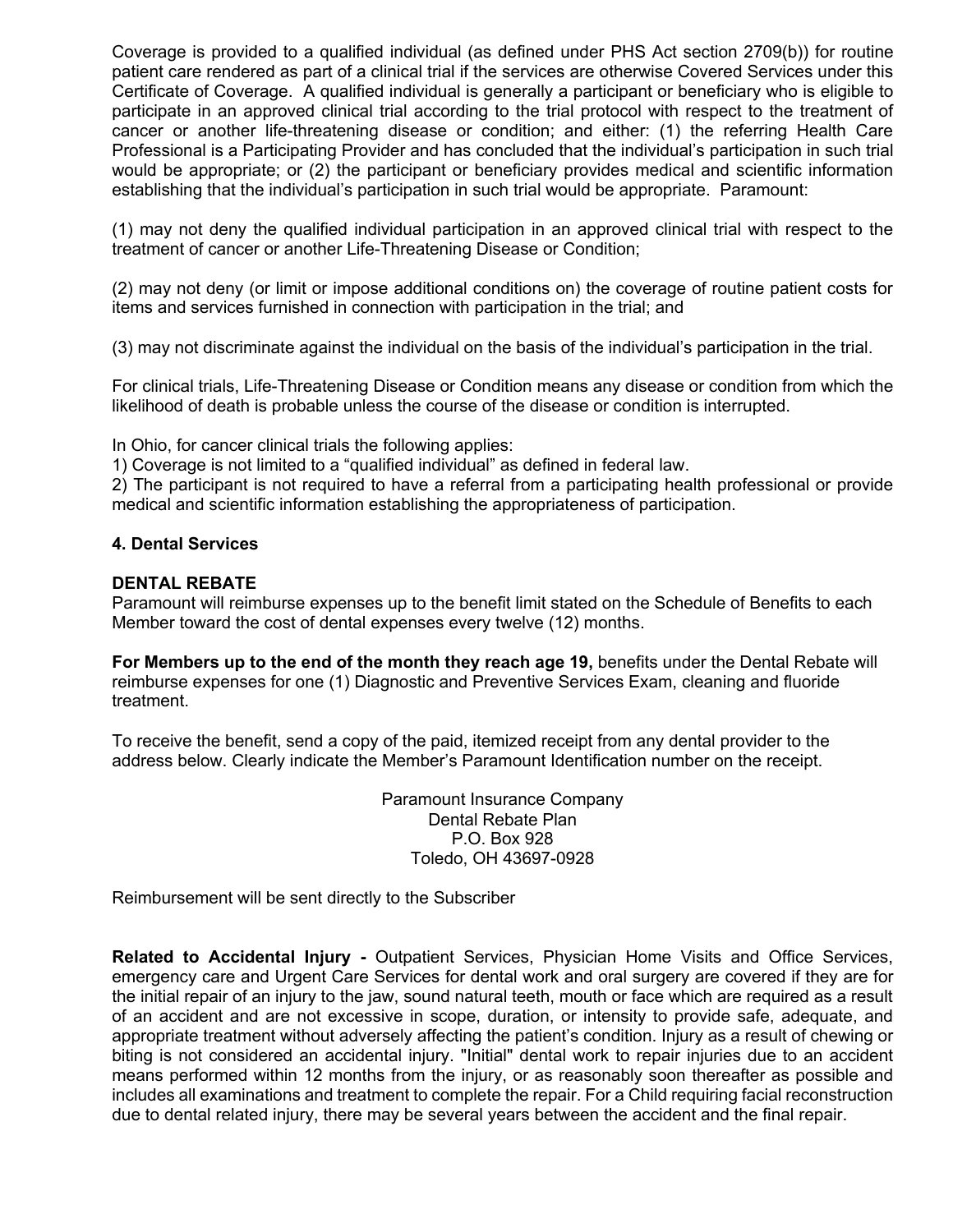Coverage is provided to a qualified individual (as defined under PHS Act section 2709(b)) for routine patient care rendered as part of a clinical trial if the services are otherwise Covered Services under this Certificate of Coverage. A qualified individual is generally a participant or beneficiary who is eligible to participate in an approved clinical trial according to the trial protocol with respect to the treatment of cancer or another life-threatening disease or condition; and either: (1) the referring Health Care Professional is a Participating Provider and has concluded that the individual's participation in such trial would be appropriate; or (2) the participant or beneficiary provides medical and scientific information establishing that the individual's participation in such trial would be appropriate. Paramount:

(1) may not deny the qualified individual participation in an approved clinical trial with respect to the treatment of cancer or another Life-Threatening Disease or Condition;

(2) may not deny (or limit or impose additional conditions on) the coverage of routine patient costs for items and services furnished in connection with participation in the trial; and

(3) may not discriminate against the individual on the basis of the individual's participation in the trial.

For clinical trials, Life-Threatening Disease or Condition means any disease or condition from which the likelihood of death is probable unless the course of the disease or condition is interrupted.

In Ohio, for cancer clinical trials the following applies:
1) Coverage is not limited to a "qualified individual" as defined in federal law.
2) The participant is not required to have a referral from a participating health professional or provide medical and scientific information establishing the appropriateness of participation.

**4. Dental Services**

**DENTAL REBATE**
Paramount will reimburse expenses up to the benefit limit stated on the Schedule of Benefits to each Member toward the cost of dental expenses every twelve (12) months.

**For Members up to the end of the month they reach age 19,** benefits under the Dental Rebate will reimburse expenses for one (1) Diagnostic and Preventive Services Exam, cleaning and fluoride treatment.

To receive the benefit, send a copy of the paid, itemized receipt from any dental provider to the address below. Clearly indicate the Member's Paramount Identification number on the receipt.

Paramount Insurance Company
Dental Rebate Plan
P.O. Box 928
Toledo, OH 43697-0928

Reimbursement will be sent directly to the Subscriber

**Related to Accidental Injury -** Outpatient Services, Physician Home Visits and Office Services, emergency care and Urgent Care Services for dental work and oral surgery are covered if they are for the initial repair of an injury to the jaw, sound natural teeth, mouth or face which are required as a result of an accident and are not excessive in scope, duration, or intensity to provide safe, adequate, and appropriate treatment without adversely affecting the patient's condition. Injury as a result of chewing or biting is not considered an accidental injury. "Initial" dental work to repair injuries due to an accident means performed within 12 months from the injury, or as reasonably soon thereafter as possible and includes all examinations and treatment to complete the repair. For a Child requiring facial reconstruction due to dental related injury, there may be several years between the accident and the final repair.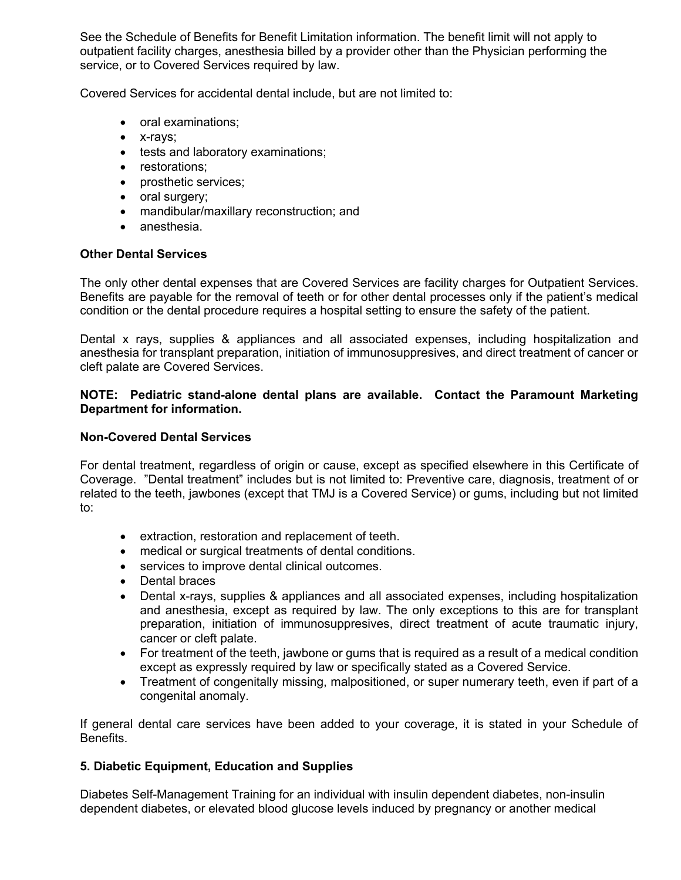See the Schedule of Benefits for Benefit Limitation information. The benefit limit will not apply to outpatient facility charges, anesthesia billed by a provider other than the Physician performing the service, or to Covered Services required by law.

Covered Services for accidental dental include, but are not limited to:

- oral examinations;
- x-rays;
- tests and laboratory examinations;
- restorations;
- prosthetic services;
- oral surgery;
- mandibular/maxillary reconstruction; and
- anesthesia.

**Other Dental Services**

The only other dental expenses that are Covered Services are facility charges for Outpatient Services. Benefits are payable for the removal of teeth or for other dental processes only if the patient's medical condition or the dental procedure requires a hospital setting to ensure the safety of the patient.

Dental x rays, supplies & appliances and all associated expenses, including hospitalization and anesthesia for transplant preparation, initiation of immunosuppresives, and direct treatment of cancer or cleft palate are Covered Services.

**NOTE: Pediatric stand-alone dental plans are available. Contact the Paramount Marketing Department for information.**

**Non-Covered Dental Services**

For dental treatment, regardless of origin or cause, except as specified elsewhere in this Certificate of Coverage. "Dental treatment" includes but is not limited to: Preventive care, diagnosis, treatment of or related to the teeth, jawbones (except that TMJ is a Covered Service) or gums, including but not limited to:

- extraction, restoration and replacement of teeth.
- medical or surgical treatments of dental conditions.
- services to improve dental clinical outcomes.
- Dental braces
- Dental x-rays, supplies & appliances and all associated expenses, including hospitalization and anesthesia, except as required by law. The only exceptions to this are for transplant preparation, initiation of immunosuppresives, direct treatment of acute traumatic injury, cancer or cleft palate.
- For treatment of the teeth, jawbone or gums that is required as a result of a medical condition except as expressly required by law or specifically stated as a Covered Service.
- Treatment of congenitally missing, malpositioned, or super numerary teeth, even if part of a congenital anomaly.

If general dental care services have been added to your coverage, it is stated in your Schedule of Benefits.

**5. Diabetic Equipment, Education and Supplies**

Diabetes Self-Management Training for an individual with insulin dependent diabetes, non-insulin dependent diabetes, or elevated blood glucose levels induced by pregnancy or another medical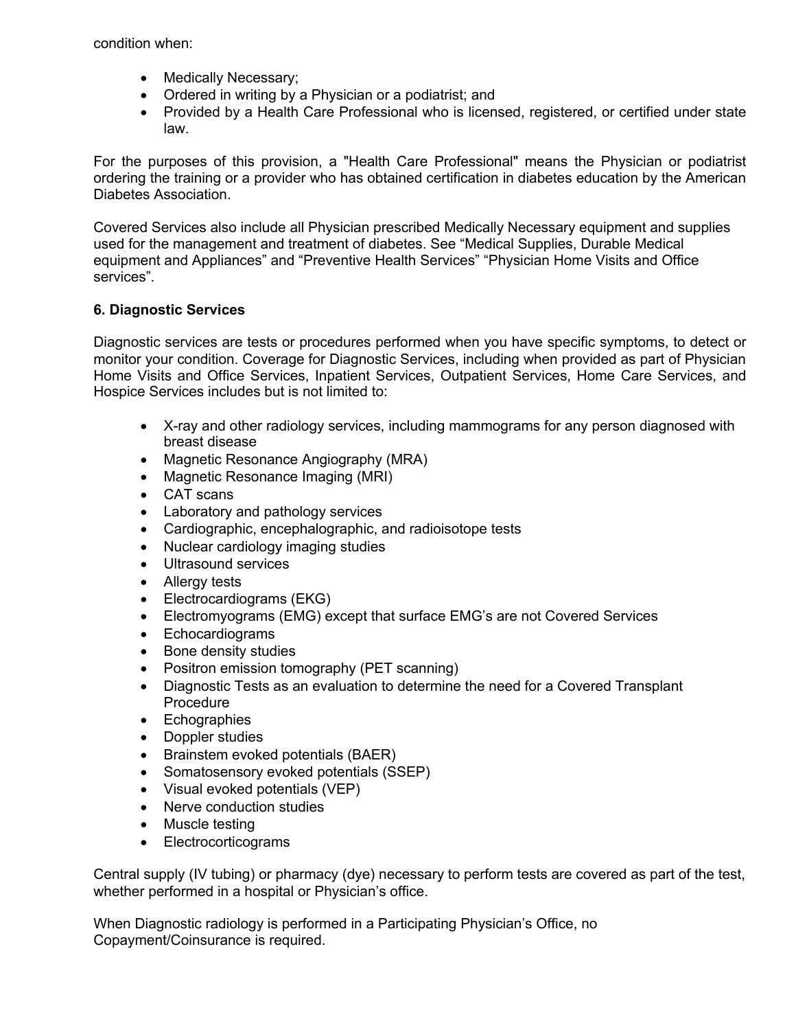condition when:

- Medically Necessary;
- Ordered in writing by a Physician or a podiatrist; and
- Provided by a Health Care Professional who is licensed, registered, or certified under state law.

For the purposes of this provision, a "Health Care Professional" means the Physician or podiatrist ordering the training or a provider who has obtained certification in diabetes education by the American Diabetes Association.

Covered Services also include all Physician prescribed Medically Necessary equipment and supplies used for the management and treatment of diabetes. See “Medical Supplies, Durable Medical equipment and Appliances” and “Preventive Health Services” “Physician Home Visits and Office services”.

**6. Diagnostic Services**

Diagnostic services are tests or procedures performed when you have specific symptoms, to detect or monitor your condition. Coverage for Diagnostic Services, including when provided as part of Physician Home Visits and Office Services, Inpatient Services, Outpatient Services, Home Care Services, and Hospice Services includes but is not limited to:

- X-ray and other radiology services, including mammograms for any person diagnosed with breast disease
- Magnetic Resonance Angiography (MRA)
- Magnetic Resonance Imaging (MRI)
- CAT scans
- Laboratory and pathology services
- Cardiographic, encephalographic, and radioisotope tests
- Nuclear cardiology imaging studies
- Ultrasound services
- Allergy tests
- Electrocardiograms (EKG)
- Electromyograms (EMG) except that surface EMG’s are not Covered Services
- Echocardiograms
- Bone density studies
- Positron emission tomography (PET scanning)
- Diagnostic Tests as an evaluation to determine the need for a Covered Transplant Procedure
- Echographies
- Doppler studies
- Brainstem evoked potentials (BAER)
- Somatosensory evoked potentials (SSEP)
- Visual evoked potentials (VEP)
- Nerve conduction studies
- Muscle testing
- Electrocorticograms

Central supply (IV tubing) or pharmacy (dye) necessary to perform tests are covered as part of the test, whether performed in a hospital or Physician’s office.

When Diagnostic radiology is performed in a Participating Physician’s Office, no Copayment/Coinsurance is required.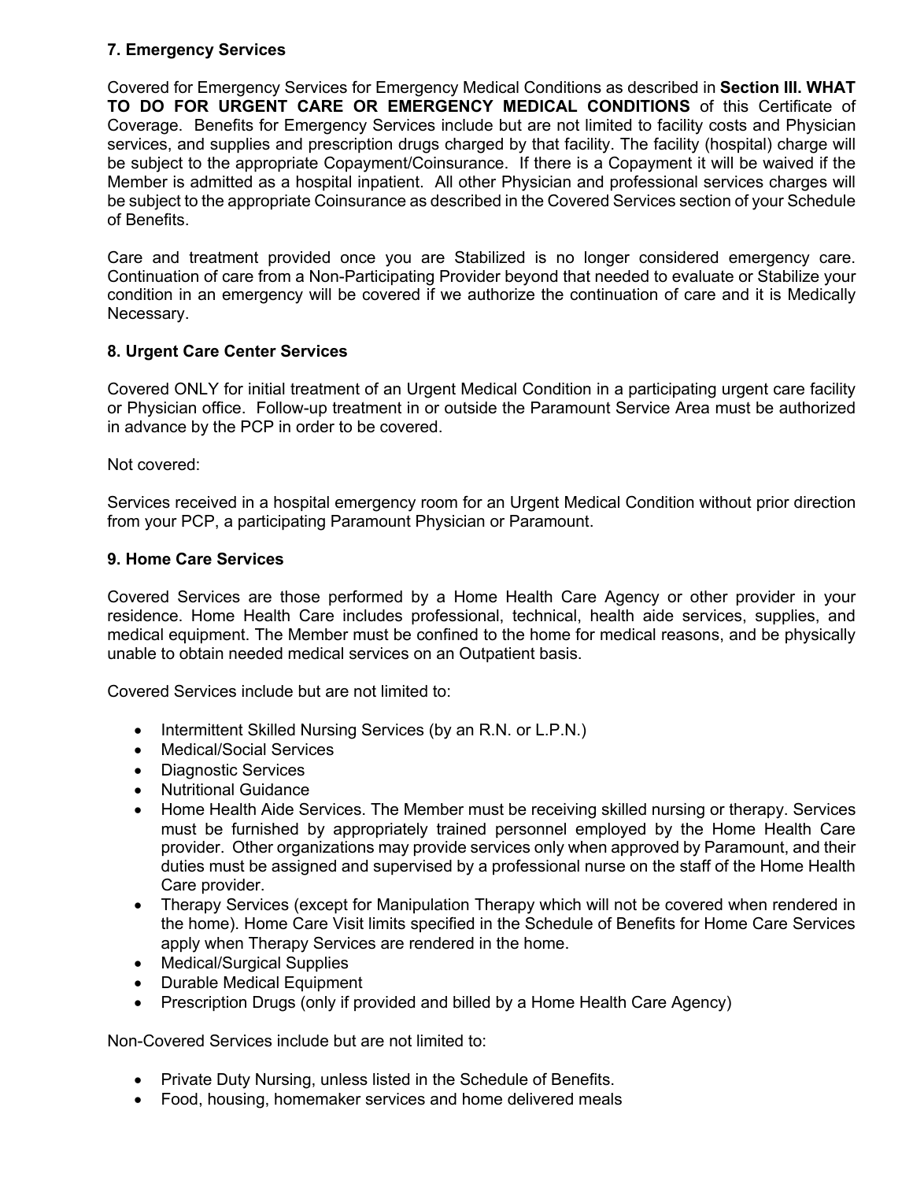**7. Emergency Services**

Covered for Emergency Services for Emergency Medical Conditions as described in **Section III. WHAT TO DO FOR URGENT CARE OR EMERGENCY MEDICAL CONDITIONS** of this Certificate of Coverage. Benefits for Emergency Services include but are not limited to facility costs and Physician services, and supplies and prescription drugs charged by that facility. The facility (hospital) charge will be subject to the appropriate Copayment/Coinsurance. If there is a Copayment it will be waived if the Member is admitted as a hospital inpatient. All other Physician and professional services charges will be subject to the appropriate Coinsurance as described in the Covered Services section of your Schedule of Benefits.

Care and treatment provided once you are Stabilized is no longer considered emergency care. Continuation of care from a Non-Participating Provider beyond that needed to evaluate or Stabilize your condition in an emergency will be covered if we authorize the continuation of care and it is Medically Necessary.

**8. Urgent Care Center Services**

Covered ONLY for initial treatment of an Urgent Medical Condition in a participating urgent care facility or Physician office. Follow-up treatment in or outside the Paramount Service Area must be authorized in advance by the PCP in order to be covered.

Not covered:

Services received in a hospital emergency room for an Urgent Medical Condition without prior direction from your PCP, a participating Paramount Physician or Paramount.

**9. Home Care Services**

Covered Services are those performed by a Home Health Care Agency or other provider in your residence. Home Health Care includes professional, technical, health aide services, supplies, and medical equipment. The Member must be confined to the home for medical reasons, and be physically unable to obtain needed medical services on an Outpatient basis.

Covered Services include but are not limited to:

- Intermittent Skilled Nursing Services (by an R.N. or L.P.N.)
- Medical/Social Services
- Diagnostic Services
- Nutritional Guidance
- Home Health Aide Services. The Member must be receiving skilled nursing or therapy. Services must be furnished by appropriately trained personnel employed by the Home Health Care provider. Other organizations may provide services only when approved by Paramount, and their duties must be assigned and supervised by a professional nurse on the staff of the Home Health Care provider.
- Therapy Services (except for Manipulation Therapy which will not be covered when rendered in the home). Home Care Visit limits specified in the Schedule of Benefits for Home Care Services apply when Therapy Services are rendered in the home.
- Medical/Surgical Supplies
- Durable Medical Equipment
- Prescription Drugs (only if provided and billed by a Home Health Care Agency)

Non-Covered Services include but are not limited to:

- Private Duty Nursing, unless listed in the Schedule of Benefits.
- Food, housing, homemaker services and home delivered meals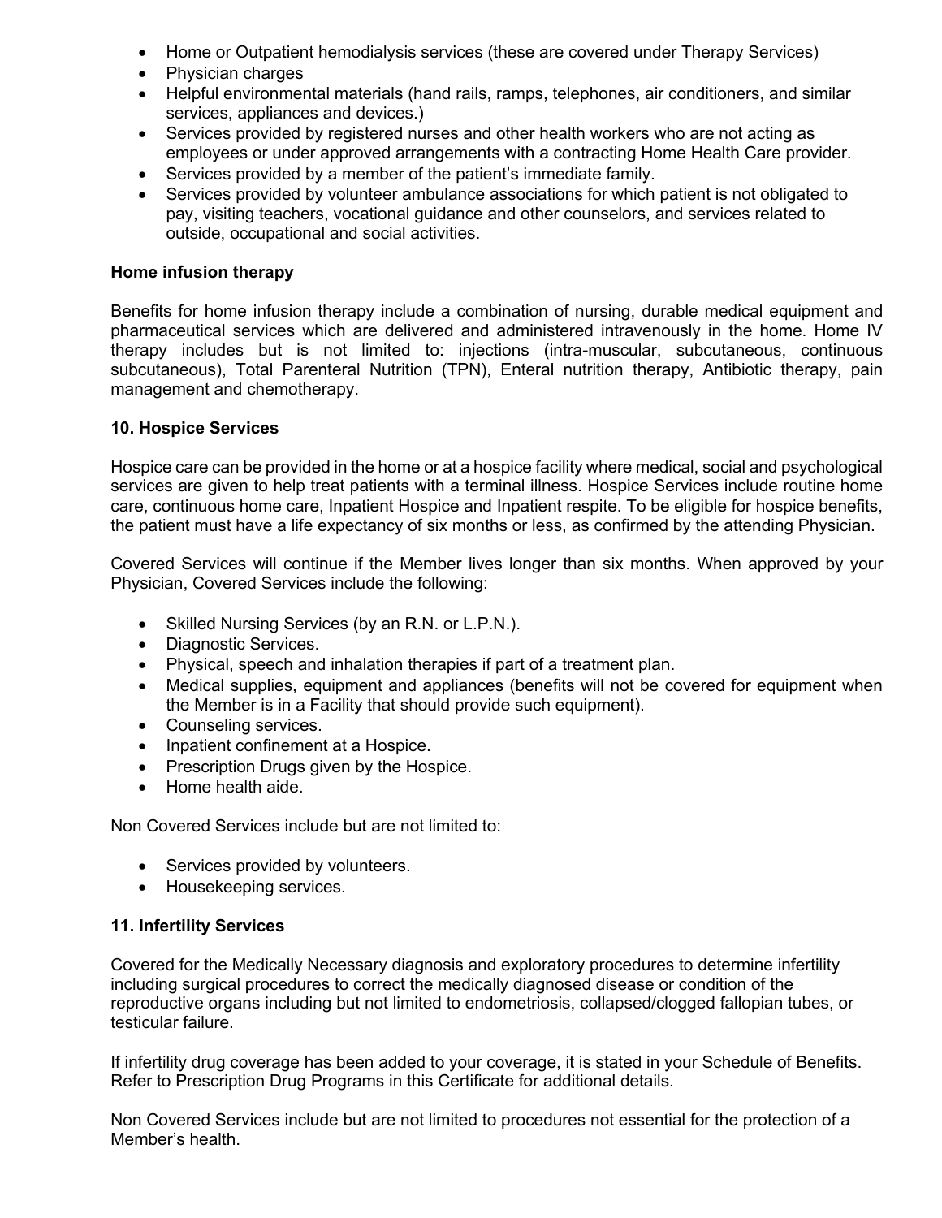- Home or Outpatient hemodialysis services (these are covered under Therapy Services)
- Physician charges
- Helpful environmental materials (hand rails, ramps, telephones, air conditioners, and similar services, appliances and devices.)
- Services provided by registered nurses and other health workers who are not acting as employees or under approved arrangements with a contracting Home Health Care provider.
- Services provided by a member of the patient's immediate family.
- Services provided by volunteer ambulance associations for which patient is not obligated to pay, visiting teachers, vocational guidance and other counselors, and services related to outside, occupational and social activities.

**Home infusion therapy**

Benefits for home infusion therapy include a combination of nursing, durable medical equipment and pharmaceutical services which are delivered and administered intravenously in the home. Home IV therapy includes but is not limited to: injections (intra-muscular, subcutaneous, continuous subcutaneous), Total Parenteral Nutrition (TPN), Enteral nutrition therapy, Antibiotic therapy, pain management and chemotherapy.

**10. Hospice Services**

Hospice care can be provided in the home or at a hospice facility where medical, social and psychological services are given to help treat patients with a terminal illness. Hospice Services include routine home care, continuous home care, Inpatient Hospice and Inpatient respite. To be eligible for hospice benefits, the patient must have a life expectancy of six months or less, as confirmed by the attending Physician.

Covered Services will continue if the Member lives longer than six months. When approved by your Physician, Covered Services include the following:

- Skilled Nursing Services (by an R.N. or L.P.N.).
- Diagnostic Services.
- Physical, speech and inhalation therapies if part of a treatment plan.
- Medical supplies, equipment and appliances (benefits will not be covered for equipment when the Member is in a Facility that should provide such equipment).
- Counseling services.
- Inpatient confinement at a Hospice.
- Prescription Drugs given by the Hospice.
- Home health aide.

Non Covered Services include but are not limited to:

- Services provided by volunteers.
- Housekeeping services.

**11. Infertility Services**

Covered for the Medically Necessary diagnosis and exploratory procedures to determine infertility including surgical procedures to correct the medically diagnosed disease or condition of the reproductive organs including but not limited to endometriosis, collapsed/clogged fallopian tubes, or testicular failure.

If infertility drug coverage has been added to your coverage, it is stated in your Schedule of Benefits. Refer to Prescription Drug Programs in this Certificate for additional details.

Non Covered Services include but are not limited to procedures not essential for the protection of a Member's health.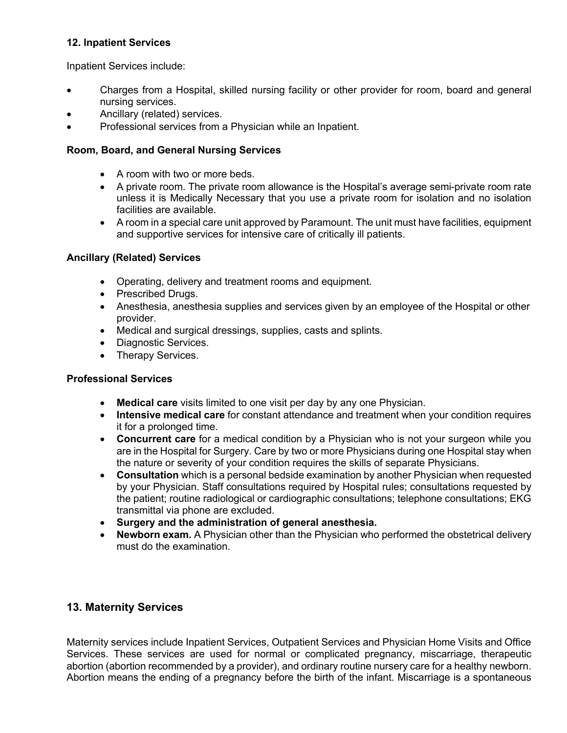### 12. Inpatient Services

Inpatient Services include:

- Charges from a Hospital, skilled nursing facility or other provider for room, board and general nursing services.
- Ancillary (related) services.
- Professional services from a Physician while an Inpatient.

**Room, Board, and General Nursing Services**

- A room with two or more beds.
- A private room. The private room allowance is the Hospital's average semi-private room rate unless it is Medically Necessary that you use a private room for isolation and no isolation facilities are available.
- A room in a special care unit approved by Paramount. The unit must have facilities, equipment and supportive services for intensive care of critically ill patients.

**Ancillary (Related) Services**

- Operating, delivery and treatment rooms and equipment.
- Prescribed Drugs.
- Anesthesia, anesthesia supplies and services given by an employee of the Hospital or other provider.
- Medical and surgical dressings, supplies, casts and splints.
- Diagnostic Services.
- Therapy Services.

**Professional Services**

- **Medical care** visits limited to one visit per day by any one Physician.
- **Intensive medical care** for constant attendance and treatment when your condition requires it for a prolonged time.
- **Concurrent care** for a medical condition by a Physician who is not your surgeon while you are in the Hospital for Surgery. Care by two or more Physicians during one Hospital stay when the nature or severity of your condition requires the skills of separate Physicians.
- **Consultation** which is a personal bedside examination by another Physician when requested by your Physician. Staff consultations required by Hospital rules; consultations requested by the patient; routine radiological or cardiographic consultations; telephone consultations; EKG transmittal via phone are excluded.
- **Surgery and the administration of general anesthesia.**
- **Newborn exam.** A Physician other than the Physician who performed the obstetrical delivery must do the examination.

### 13. Maternity Services

Maternity services include Inpatient Services, Outpatient Services and Physician Home Visits and Office Services. These services are used for normal or complicated pregnancy, miscarriage, therapeutic abortion (abortion recommended by a provider), and ordinary routine nursery care for a healthy newborn. Abortion means the ending of a pregnancy before the birth of the infant. Miscarriage is a spontaneous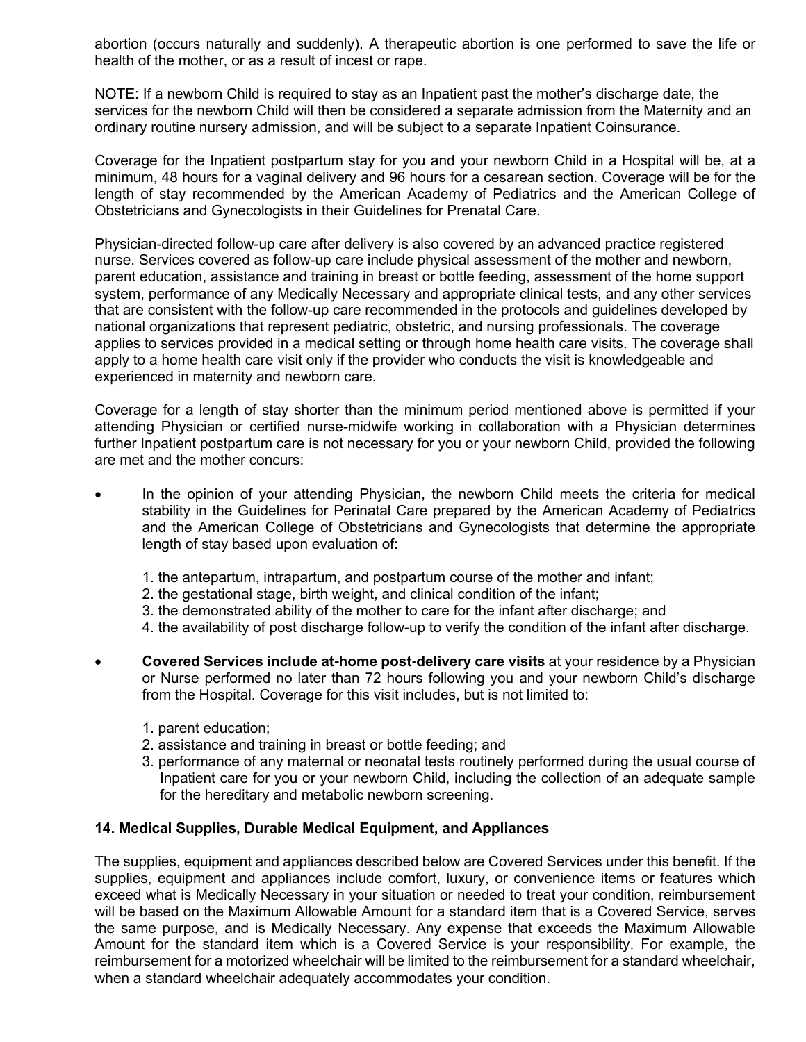abortion (occurs naturally and suddenly). A therapeutic abortion is one performed to save the life or health of the mother, or as a result of incest or rape.

NOTE: If a newborn Child is required to stay as an Inpatient past the mother's discharge date, the services for the newborn Child will then be considered a separate admission from the Maternity and an ordinary routine nursery admission, and will be subject to a separate Inpatient Coinsurance.

Coverage for the Inpatient postpartum stay for you and your newborn Child in a Hospital will be, at a minimum, 48 hours for a vaginal delivery and 96 hours for a cesarean section. Coverage will be for the length of stay recommended by the American Academy of Pediatrics and the American College of Obstetricians and Gynecologists in their Guidelines for Prenatal Care.

Physician-directed follow-up care after delivery is also covered by an advanced practice registered nurse. Services covered as follow-up care include physical assessment of the mother and newborn, parent education, assistance and training in breast or bottle feeding, assessment of the home support system, performance of any Medically Necessary and appropriate clinical tests, and any other services that are consistent with the follow-up care recommended in the protocols and guidelines developed by national organizations that represent pediatric, obstetric, and nursing professionals. The coverage applies to services provided in a medical setting or through home health care visits. The coverage shall apply to a home health care visit only if the provider who conducts the visit is knowledgeable and experienced in maternity and newborn care.

Coverage for a length of stay shorter than the minimum period mentioned above is permitted if your attending Physician or certified nurse-midwife working in collaboration with a Physician determines further Inpatient postpartum care is not necessary for you or your newborn Child, provided the following are met and the mother concurs:

- In the opinion of your attending Physician, the newborn Child meets the criteria for medical stability in the Guidelines for Perinatal Care prepared by the American Academy of Pediatrics and the American College of Obstetricians and Gynecologists that determine the appropriate length of stay based upon evaluation of:

  1. the antepartum, intrapartum, and postpartum course of the mother and infant;
  2. the gestational stage, birth weight, and clinical condition of the infant;
  3. the demonstrated ability of the mother to care for the infant after discharge; and
  4. the availability of post discharge follow-up to verify the condition of the infant after discharge.

- **Covered Services include at-home post-delivery care visits** at your residence by a Physician or Nurse performed no later than 72 hours following you and your newborn Child's discharge from the Hospital. Coverage for this visit includes, but is not limited to:

  1. parent education;
  2. assistance and training in breast or bottle feeding; and
  3. performance of any maternal or neonatal tests routinely performed during the usual course of Inpatient care for you or your newborn Child, including the collection of an adequate sample for the hereditary and metabolic newborn screening.

**14. Medical Supplies, Durable Medical Equipment, and Appliances**

The supplies, equipment and appliances described below are Covered Services under this benefit. If the supplies, equipment and appliances include comfort, luxury, or convenience items or features which exceed what is Medically Necessary in your situation or needed to treat your condition, reimbursement will be based on the Maximum Allowable Amount for a standard item that is a Covered Service, serves the same purpose, and is Medically Necessary. Any expense that exceeds the Maximum Allowable Amount for the standard item which is a Covered Service is your responsibility. For example, the reimbursement for a motorized wheelchair will be limited to the reimbursement for a standard wheelchair, when a standard wheelchair adequately accommodates your condition.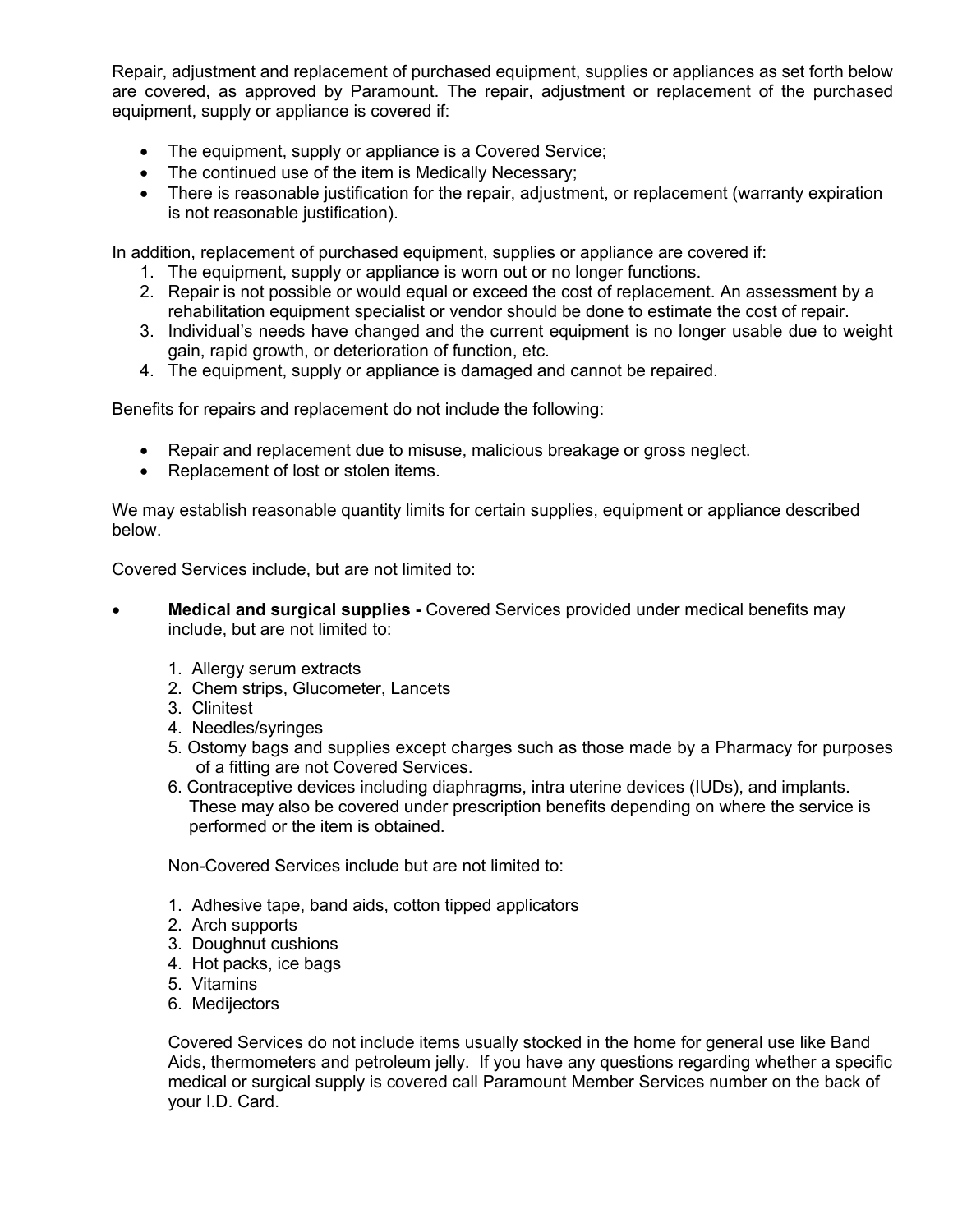Repair, adjustment and replacement of purchased equipment, supplies or appliances as set forth below are covered, as approved by Paramount. The repair, adjustment or replacement of the purchased equipment, supply or appliance is covered if:

- The equipment, supply or appliance is a Covered Service;
- The continued use of the item is Medically Necessary;
- There is reasonable justification for the repair, adjustment, or replacement (warranty expiration is not reasonable justification).

In addition, replacement of purchased equipment, supplies or appliance are covered if:

1. The equipment, supply or appliance is worn out or no longer functions.
2. Repair is not possible or would equal or exceed the cost of replacement. An assessment by a rehabilitation equipment specialist or vendor should be done to estimate the cost of repair.
3. Individual's needs have changed and the current equipment is no longer usable due to weight gain, rapid growth, or deterioration of function, etc.
4. The equipment, supply or appliance is damaged and cannot be repaired.

Benefits for repairs and replacement do not include the following:

- Repair and replacement due to misuse, malicious breakage or gross neglect.
- Replacement of lost or stolen items.

We may establish reasonable quantity limits for certain supplies, equipment or appliance described below.

Covered Services include, but are not limited to:

- **Medical and surgical supplies -** Covered Services provided under medical benefits may include, but are not limited to:

  1. Allergy serum extracts
  2. Chem strips, Glucometer, Lancets
  3. Clinitest
  4. Needles/syringes
  5. Ostomy bags and supplies except charges such as those made by a Pharmacy for purposes of a fitting are not Covered Services.
  6. Contraceptive devices including diaphragms, intra uterine devices (IUDs), and implants. These may also be covered under prescription benefits depending on where the service is performed or the item is obtained.

  Non-Covered Services include but are not limited to:

  1. Adhesive tape, band aids, cotton tipped applicators
  2. Arch supports
  3. Doughnut cushions
  4. Hot packs, ice bags
  5. Vitamins
  6. Medijectors

  Covered Services do not include items usually stocked in the home for general use like Band Aids, thermometers and petroleum jelly. If you have any questions regarding whether a specific medical or surgical supply is covered call Paramount Member Services number on the back of your I.D. Card.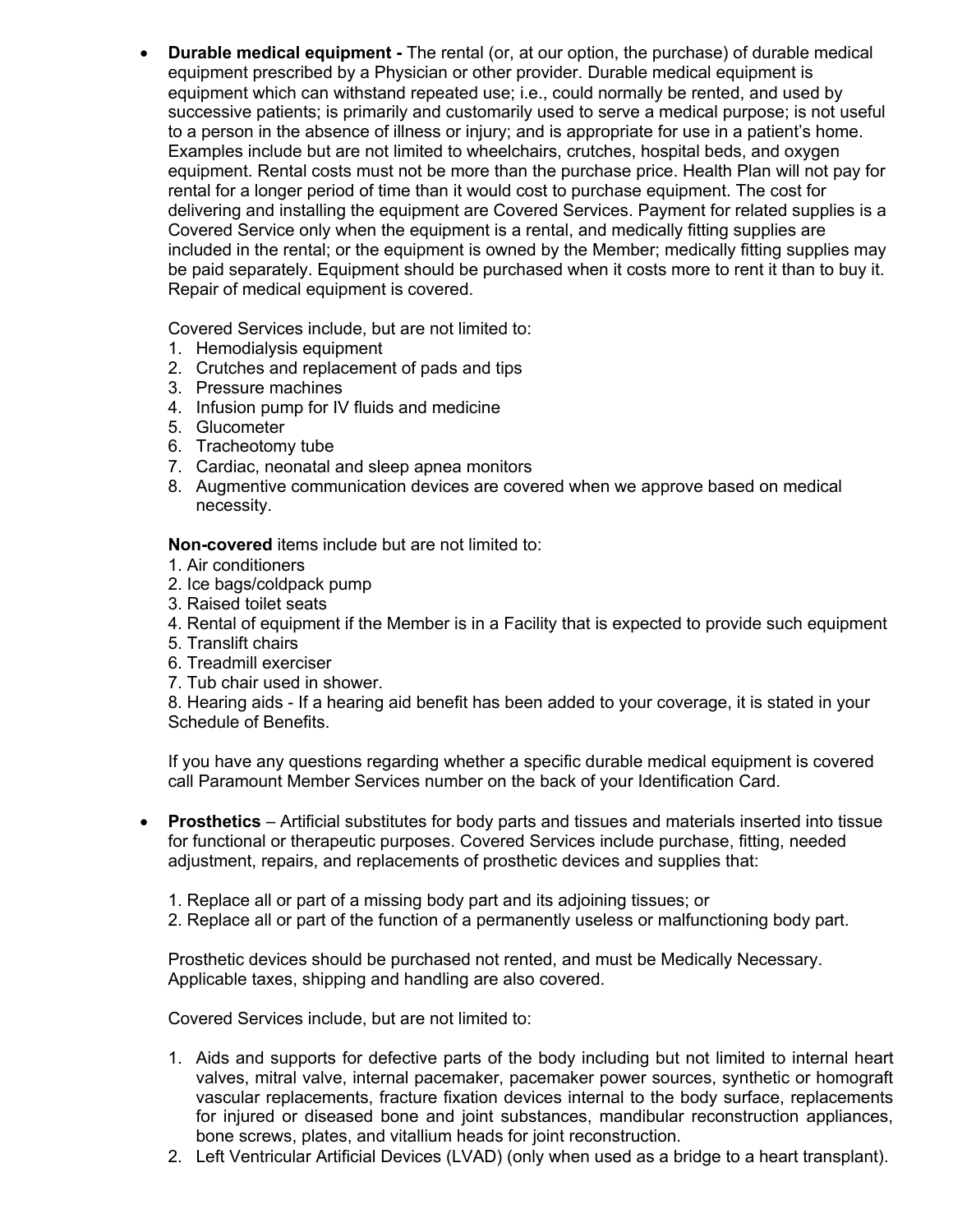- **Durable medical equipment -** The rental (or, at our option, the purchase) of durable medical equipment prescribed by a Physician or other provider. Durable medical equipment is equipment which can withstand repeated use; i.e., could normally be rented, and used by successive patients; is primarily and customarily used to serve a medical purpose; is not useful to a person in the absence of illness or injury; and is appropriate for use in a patient's home. Examples include but are not limited to wheelchairs, crutches, hospital beds, and oxygen equipment. Rental costs must not be more than the purchase price. Health Plan will not pay for rental for a longer period of time than it would cost to purchase equipment. The cost for delivering and installing the equipment are Covered Services. Payment for related supplies is a Covered Service only when the equipment is a rental, and medically fitting supplies are included in the rental; or the equipment is owned by the Member; medically fitting supplies may be paid separately. Equipment should be purchased when it costs more to rent it than to buy it. Repair of medical equipment is covered.

  Covered Services include, but are not limited to:
  1. Hemodialysis equipment
  2. Crutches and replacement of pads and tips
  3. Pressure machines
  4. Infusion pump for IV fluids and medicine
  5. Glucometer
  6. Tracheotomy tube
  7. Cardiac, neonatal and sleep apnea monitors
  8. Augmentive communication devices are covered when we approve based on medical necessity.

  **Non-covered** items include but are not limited to:
  1. Air conditioners
  2. Ice bags/coldpack pump
  3. Raised toilet seats
  4. Rental of equipment if the Member is in a Facility that is expected to provide such equipment
  5. Translift chairs
  6. Treadmill exerciser
  7. Tub chair used in shower.
  8. Hearing aids - If a hearing aid benefit has been added to your coverage, it is stated in your Schedule of Benefits.

  If you have any questions regarding whether a specific durable medical equipment is covered call Paramount Member Services number on the back of your Identification Card.

- **Prosthetics** – Artificial substitutes for body parts and tissues and materials inserted into tissue for functional or therapeutic purposes. Covered Services include purchase, fitting, needed adjustment, repairs, and replacements of prosthetic devices and supplies that:

  1. Replace all or part of a missing body part and its adjoining tissues; or
  2. Replace all or part of the function of a permanently useless or malfunctioning body part.

  Prosthetic devices should be purchased not rented, and must be Medically Necessary. Applicable taxes, shipping and handling are also covered.

  Covered Services include, but are not limited to:

  1. Aids and supports for defective parts of the body including but not limited to internal heart valves, mitral valve, internal pacemaker, pacemaker power sources, synthetic or homograft vascular replacements, fracture fixation devices internal to the body surface, replacements for injured or diseased bone and joint substances, mandibular reconstruction appliances, bone screws, plates, and vitallium heads for joint reconstruction.
  2. Left Ventricular Artificial Devices (LVAD) (only when used as a bridge to a heart transplant).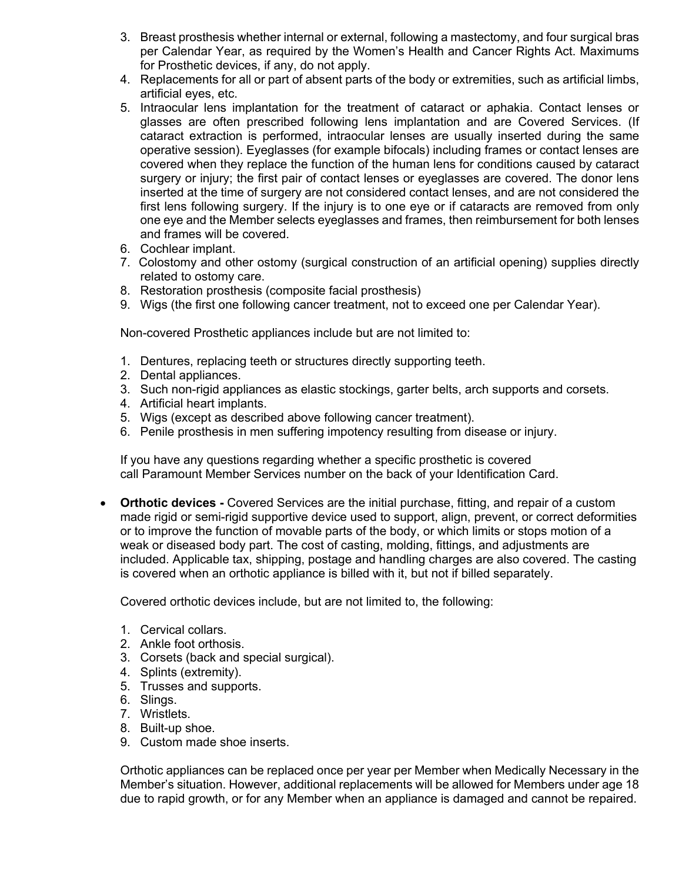3. Breast prosthesis whether internal or external, following a mastectomy, and four surgical bras per Calendar Year, as required by the Women's Health and Cancer Rights Act. Maximums for Prosthetic devices, if any, do not apply.
4. Replacements for all or part of absent parts of the body or extremities, such as artificial limbs, artificial eyes, etc.
5. Intraocular lens implantation for the treatment of cataract or aphakia. Contact lenses or glasses are often prescribed following lens implantation and are Covered Services. (If cataract extraction is performed, intraocular lenses are usually inserted during the same operative session). Eyeglasses (for example bifocals) including frames or contact lenses are covered when they replace the function of the human lens for conditions caused by cataract surgery or injury; the first pair of contact lenses or eyeglasses are covered. The donor lens inserted at the time of surgery are not considered contact lenses, and are not considered the first lens following surgery. If the injury is to one eye or if cataracts are removed from only one eye and the Member selects eyeglasses and frames, then reimbursement for both lenses and frames will be covered.
6. Cochlear implant.
7. Colostomy and other ostomy (surgical construction of an artificial opening) supplies directly related to ostomy care.
8. Restoration prosthesis (composite facial prosthesis)
9. Wigs (the first one following cancer treatment, not to exceed one per Calendar Year).

Non-covered Prosthetic appliances include but are not limited to:

1. Dentures, replacing teeth or structures directly supporting teeth.
2. Dental appliances.
3. Such non-rigid appliances as elastic stockings, garter belts, arch supports and corsets.
4. Artificial heart implants.
5. Wigs (except as described above following cancer treatment).
6. Penile prosthesis in men suffering impotency resulting from disease or injury.

If you have any questions regarding whether a specific prosthetic is covered call Paramount Member Services number on the back of your Identification Card.

- **Orthotic devices -** Covered Services are the initial purchase, fitting, and repair of a custom made rigid or semi-rigid supportive device used to support, align, prevent, or correct deformities or to improve the function of movable parts of the body, or which limits or stops motion of a weak or diseased body part. The cost of casting, molding, fittings, and adjustments are included. Applicable tax, shipping, postage and handling charges are also covered. The casting is covered when an orthotic appliance is billed with it, but not if billed separately.

  Covered orthotic devices include, but are not limited to, the following:

  1. Cervical collars.
  2. Ankle foot orthosis.
  3. Corsets (back and special surgical).
  4. Splints (extremity).
  5. Trusses and supports.
  6. Slings.
  7. Wristlets.
  8. Built-up shoe.
  9. Custom made shoe inserts.

  Orthotic appliances can be replaced once per year per Member when Medically Necessary in the Member's situation. However, additional replacements will be allowed for Members under age 18 due to rapid growth, or for any Member when an appliance is damaged and cannot be repaired.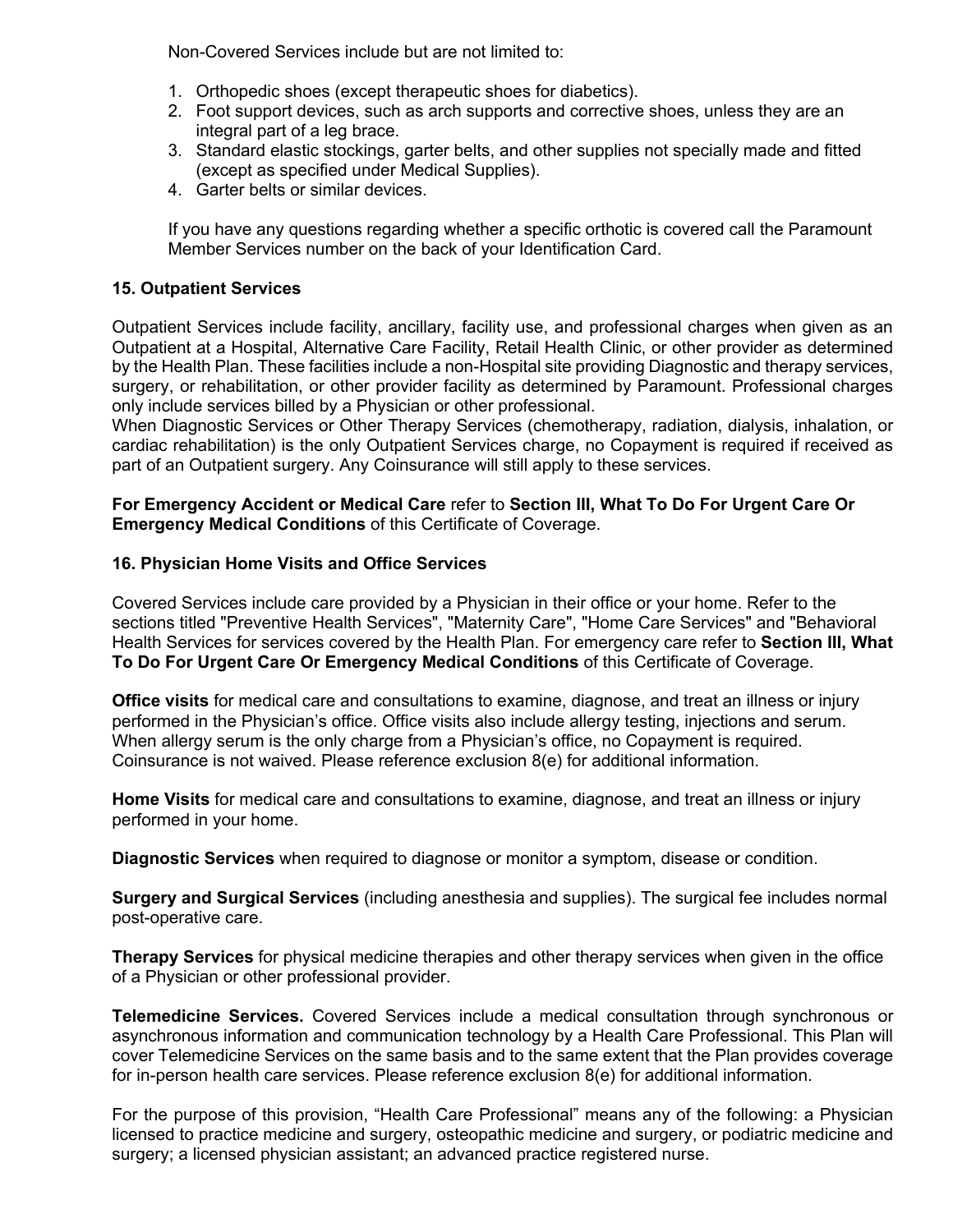Non-Covered Services include but are not limited to:

1. Orthopedic shoes (except therapeutic shoes for diabetics).
2. Foot support devices, such as arch supports and corrective shoes, unless they are an integral part of a leg brace.
3. Standard elastic stockings, garter belts, and other supplies not specially made and fitted (except as specified under Medical Supplies).
4. Garter belts or similar devices.

If you have any questions regarding whether a specific orthotic is covered call the Paramount Member Services number on the back of your Identification Card.

### 15. Outpatient Services

Outpatient Services include facility, ancillary, facility use, and professional charges when given as an Outpatient at a Hospital, Alternative Care Facility, Retail Health Clinic, or other provider as determined by the Health Plan. These facilities include a non-Hospital site providing Diagnostic and therapy services, surgery, or rehabilitation, or other provider facility as determined by Paramount. Professional charges only include services billed by a Physician or other professional.
When Diagnostic Services or Other Therapy Services (chemotherapy, radiation, dialysis, inhalation, or cardiac rehabilitation) is the only Outpatient Services charge, no Copayment is required if received as part of an Outpatient surgery. Any Coinsurance will still apply to these services.

**For Emergency Accident or Medical Care** refer to **Section III, What To Do For Urgent Care Or Emergency Medical Conditions** of this Certificate of Coverage.

### 16. Physician Home Visits and Office Services

Covered Services include care provided by a Physician in their office or your home. Refer to the sections titled "Preventive Health Services", "Maternity Care", "Home Care Services" and "Behavioral Health Services for services covered by the Health Plan. For emergency care refer to **Section III, What To Do For Urgent Care Or Emergency Medical Conditions** of this Certificate of Coverage.

**Office visits** for medical care and consultations to examine, diagnose, and treat an illness or injury performed in the Physician's office. Office visits also include allergy testing, injections and serum. When allergy serum is the only charge from a Physician's office, no Copayment is required. Coinsurance is not waived. Please reference exclusion 8(e) for additional information.

**Home Visits** for medical care and consultations to examine, diagnose, and treat an illness or injury performed in your home.

**Diagnostic Services** when required to diagnose or monitor a symptom, disease or condition.

**Surgery and Surgical Services** (including anesthesia and supplies). The surgical fee includes normal post-operative care.

**Therapy Services** for physical medicine therapies and other therapy services when given in the office of a Physician or other professional provider.

**Telemedicine Services.** Covered Services include a medical consultation through synchronous or asynchronous information and communication technology by a Health Care Professional. This Plan will cover Telemedicine Services on the same basis and to the same extent that the Plan provides coverage for in-person health care services. Please reference exclusion 8(e) for additional information.

For the purpose of this provision, "Health Care Professional" means any of the following: a Physician licensed to practice medicine and surgery, osteopathic medicine and surgery, or podiatric medicine and surgery; a licensed physician assistant; an advanced practice registered nurse.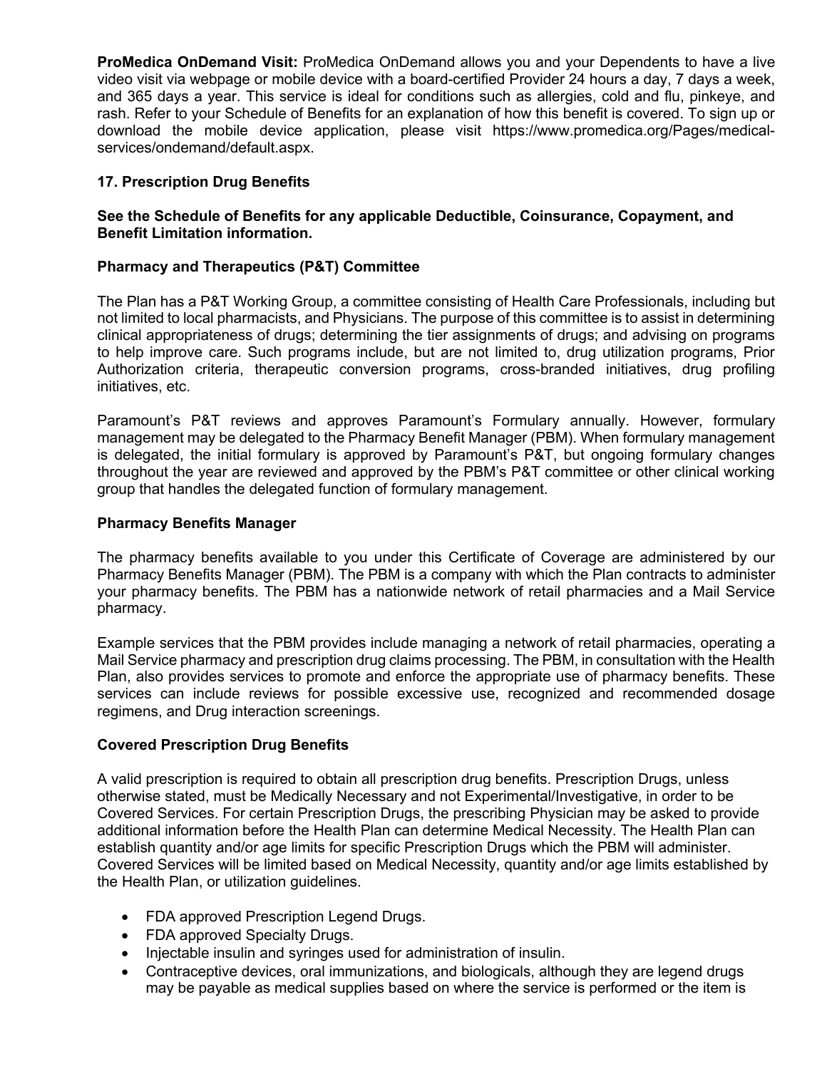**ProMedica OnDemand Visit:** ProMedica OnDemand allows you and your Dependents to have a live video visit via webpage or mobile device with a board-certified Provider 24 hours a day, 7 days a week, and 365 days a year. This service is ideal for conditions such as allergies, cold and flu, pinkeye, and rash. Refer to your Schedule of Benefits for an explanation of how this benefit is covered. To sign up or download the mobile device application, please visit https://www.promedica.org/Pages/medical-services/ondemand/default.aspx.

## 17. Prescription Drug Benefits

**See the Schedule of Benefits for any applicable Deductible, Coinsurance, Copayment, and Benefit Limitation information.**

### Pharmacy and Therapeutics (P&T) Committee

The Plan has a P&T Working Group, a committee consisting of Health Care Professionals, including but not limited to local pharmacists, and Physicians. The purpose of this committee is to assist in determining clinical appropriateness of drugs; determining the tier assignments of drugs; and advising on programs to help improve care. Such programs include, but are not limited to, drug utilization programs, Prior Authorization criteria, therapeutic conversion programs, cross-branded initiatives, drug profiling initiatives, etc.

Paramount's P&T reviews and approves Paramount's Formulary annually. However, formulary management may be delegated to the Pharmacy Benefit Manager (PBM). When formulary management is delegated, the initial formulary is approved by Paramount's P&T, but ongoing formulary changes throughout the year are reviewed and approved by the PBM's P&T committee or other clinical working group that handles the delegated function of formulary management.

### Pharmacy Benefits Manager

The pharmacy benefits available to you under this Certificate of Coverage are administered by our Pharmacy Benefits Manager (PBM). The PBM is a company with which the Plan contracts to administer your pharmacy benefits. The PBM has a nationwide network of retail pharmacies and a Mail Service pharmacy.

Example services that the PBM provides include managing a network of retail pharmacies, operating a Mail Service pharmacy and prescription drug claims processing. The PBM, in consultation with the Health Plan, also provides services to promote and enforce the appropriate use of pharmacy benefits. These services can include reviews for possible excessive use, recognized and recommended dosage regimens, and Drug interaction screenings.

### Covered Prescription Drug Benefits

A valid prescription is required to obtain all prescription drug benefits. Prescription Drugs, unless otherwise stated, must be Medically Necessary and not Experimental/Investigative, in order to be Covered Services. For certain Prescription Drugs, the prescribing Physician may be asked to provide additional information before the Health Plan can determine Medical Necessity. The Health Plan can establish quantity and/or age limits for specific Prescription Drugs which the PBM will administer. Covered Services will be limited based on Medical Necessity, quantity and/or age limits established by the Health Plan, or utilization guidelines.

- FDA approved Prescription Legend Drugs.
- FDA approved Specialty Drugs.
- Injectable insulin and syringes used for administration of insulin.
- Contraceptive devices, oral immunizations, and biologicals, although they are legend drugs may be payable as medical supplies based on where the service is performed or the item is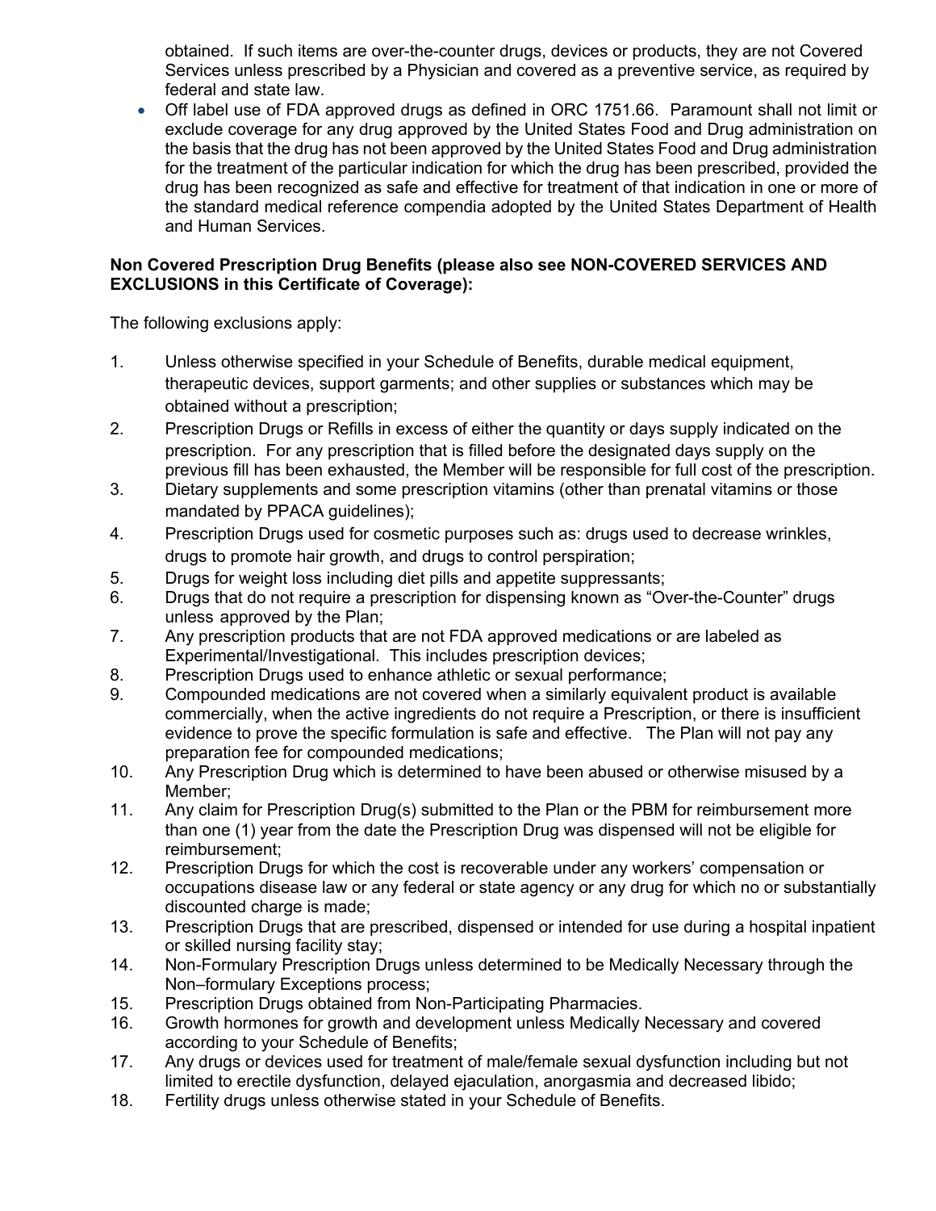obtained. If such items are over-the-counter drugs, devices or products, they are not Covered Services unless prescribed by a Physician and covered as a preventive service, as required by federal and state law.

- Off label use of FDA approved drugs as defined in ORC 1751.66. Paramount shall not limit or exclude coverage for any drug approved by the United States Food and Drug administration on the basis that the drug has not been approved by the United States Food and Drug administration for the treatment of the particular indication for which the drug has been prescribed, provided the drug has been recognized as safe and effective for treatment of that indication in one or more of the standard medical reference compendia adopted by the United States Department of Health and Human Services.

**Non Covered Prescription Drug Benefits (please also see NON-COVERED SERVICES AND EXCLUSIONS in this Certificate of Coverage):**

The following exclusions apply:

1. Unless otherwise specified in your Schedule of Benefits, durable medical equipment, therapeutic devices, support garments; and other supplies or substances which may be obtained without a prescription;
2. Prescription Drugs or Refills in excess of either the quantity or days supply indicated on the prescription. For any prescription that is filled before the designated days supply on the previous fill has been exhausted, the Member will be responsible for full cost of the prescription.
3. Dietary supplements and some prescription vitamins (other than prenatal vitamins or those mandated by PPACA guidelines);
4. Prescription Drugs used for cosmetic purposes such as: drugs used to decrease wrinkles, drugs to promote hair growth, and drugs to control perspiration;
5. Drugs for weight loss including diet pills and appetite suppressants;
6. Drugs that do not require a prescription for dispensing known as "Over-the-Counter" drugs unless approved by the Plan;
7. Any prescription products that are not FDA approved medications or are labeled as Experimental/Investigational. This includes prescription devices;
8. Prescription Drugs used to enhance athletic or sexual performance;
9. Compounded medications are not covered when a similarly equivalent product is available commercially, when the active ingredients do not require a Prescription, or there is insufficient evidence to prove the specific formulation is safe and effective. The Plan will not pay any preparation fee for compounded medications;
10. Any Prescription Drug which is determined to have been abused or otherwise misused by a Member;
11. Any claim for Prescription Drug(s) submitted to the Plan or the PBM for reimbursement more than one (1) year from the date the Prescription Drug was dispensed will not be eligible for reimbursement;
12. Prescription Drugs for which the cost is recoverable under any workers' compensation or occupations disease law or any federal or state agency or any drug for which no or substantially discounted charge is made;
13. Prescription Drugs that are prescribed, dispensed or intended for use during a hospital inpatient or skilled nursing facility stay;
14. Non-Formulary Prescription Drugs unless determined to be Medically Necessary through the Non–formulary Exceptions process;
15. Prescription Drugs obtained from Non-Participating Pharmacies.
16. Growth hormones for growth and development unless Medically Necessary and covered according to your Schedule of Benefits;
17. Any drugs or devices used for treatment of male/female sexual dysfunction including but not limited to erectile dysfunction, delayed ejaculation, anorgasmia and decreased libido;
18. Fertility drugs unless otherwise stated in your Schedule of Benefits.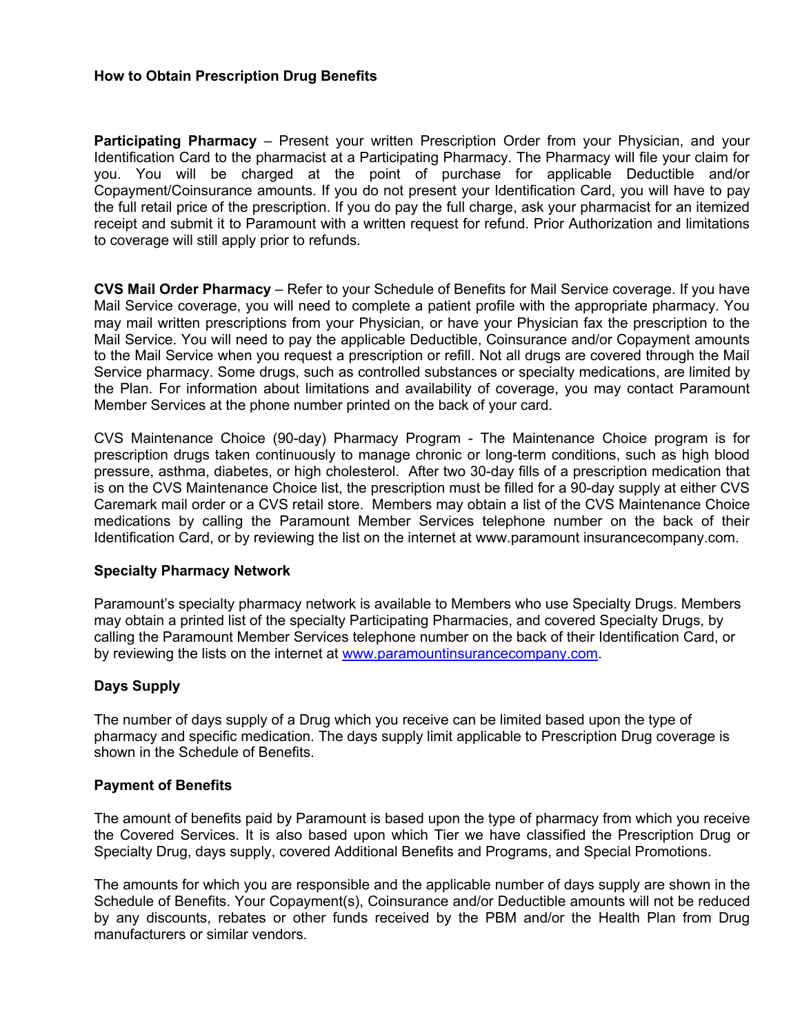**How to Obtain Prescription Drug Benefits**

**Participating Pharmacy** – Present your written Prescription Order from your Physician, and your Identification Card to the pharmacist at a Participating Pharmacy. The Pharmacy will file your claim for you. You will be charged at the point of purchase for applicable Deductible and/or Copayment/Coinsurance amounts. If you do not present your Identification Card, you will have to pay the full retail price of the prescription. If you do pay the full charge, ask your pharmacist for an itemized receipt and submit it to Paramount with a written request for refund. Prior Authorization and limitations to coverage will still apply prior to refunds.

**CVS Mail Order Pharmacy** – Refer to your Schedule of Benefits for Mail Service coverage. If you have Mail Service coverage, you will need to complete a patient profile with the appropriate pharmacy. You may mail written prescriptions from your Physician, or have your Physician fax the prescription to the Mail Service. You will need to pay the applicable Deductible, Coinsurance and/or Copayment amounts to the Mail Service when you request a prescription or refill. Not all drugs are covered through the Mail Service pharmacy. Some drugs, such as controlled substances or specialty medications, are limited by the Plan. For information about limitations and availability of coverage, you may contact Paramount Member Services at the phone number printed on the back of your card.

CVS Maintenance Choice (90-day) Pharmacy Program - The Maintenance Choice program is for prescription drugs taken continuously to manage chronic or long-term conditions, such as high blood pressure, asthma, diabetes, or high cholesterol. After two 30-day fills of a prescription medication that is on the CVS Maintenance Choice list, the prescription must be filled for a 90-day supply at either CVS Caremark mail order or a CVS retail store. Members may obtain a list of the CVS Maintenance Choice medications by calling the Paramount Member Services telephone number on the back of their Identification Card, or by reviewing the list on the internet at www.paramount insurancecompany.com.

**Specialty Pharmacy Network**

Paramount's specialty pharmacy network is available to Members who use Specialty Drugs. Members may obtain a printed list of the specialty Participating Pharmacies, and covered Specialty Drugs, by calling the Paramount Member Services telephone number on the back of their Identification Card, or by reviewing the lists on the internet at www.paramountinsurancecompany.com.

**Days Supply**

The number of days supply of a Drug which you receive can be limited based upon the type of pharmacy and specific medication. The days supply limit applicable to Prescription Drug coverage is shown in the Schedule of Benefits.

**Payment of Benefits**

The amount of benefits paid by Paramount is based upon the type of pharmacy from which you receive the Covered Services. It is also based upon which Tier we have classified the Prescription Drug or Specialty Drug, days supply, covered Additional Benefits and Programs, and Special Promotions.

The amounts for which you are responsible and the applicable number of days supply are shown in the Schedule of Benefits. Your Copayment(s), Coinsurance and/or Deductible amounts will not be reduced by any discounts, rebates or other funds received by the PBM and/or the Health Plan from Drug manufacturers or similar vendors.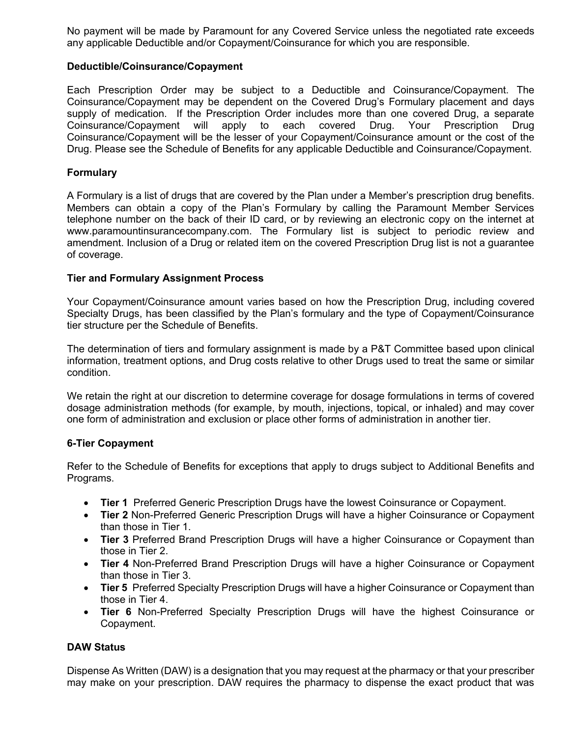No payment will be made by Paramount for any Covered Service unless the negotiated rate exceeds any applicable Deductible and/or Copayment/Coinsurance for which you are responsible.

**Deductible/Coinsurance/Copayment**

Each Prescription Order may be subject to a Deductible and Coinsurance/Copayment. The Coinsurance/Copayment may be dependent on the Covered Drug's Formulary placement and days supply of medication. If the Prescription Order includes more than one covered Drug, a separate Coinsurance/Copayment will apply to each covered Drug. Your Prescription Drug Coinsurance/Copayment will be the lesser of your Copayment/Coinsurance amount or the cost of the Drug. Please see the Schedule of Benefits for any applicable Deductible and Coinsurance/Copayment.

**Formulary**

A Formulary is a list of drugs that are covered by the Plan under a Member's prescription drug benefits. Members can obtain a copy of the Plan's Formulary by calling the Paramount Member Services telephone number on the back of their ID card, or by reviewing an electronic copy on the internet at www.paramountinsurancecompany.com. The Formulary list is subject to periodic review and amendment. Inclusion of a Drug or related item on the covered Prescription Drug list is not a guarantee of coverage.

**Tier and Formulary Assignment Process**

Your Copayment/Coinsurance amount varies based on how the Prescription Drug, including covered Specialty Drugs, has been classified by the Plan's formulary and the type of Copayment/Coinsurance tier structure per the Schedule of Benefits.

The determination of tiers and formulary assignment is made by a P&T Committee based upon clinical information, treatment options, and Drug costs relative to other Drugs used to treat the same or similar condition.

We retain the right at our discretion to determine coverage for dosage formulations in terms of covered dosage administration methods (for example, by mouth, injections, topical, or inhaled) and may cover one form of administration and exclusion or place other forms of administration in another tier.

**6-Tier Copayment**

Refer to the Schedule of Benefits for exceptions that apply to drugs subject to Additional Benefits and Programs.

- **Tier 1** Preferred Generic Prescription Drugs have the lowest Coinsurance or Copayment.
- **Tier 2** Non-Preferred Generic Prescription Drugs will have a higher Coinsurance or Copayment than those in Tier 1.
- **Tier 3** Preferred Brand Prescription Drugs will have a higher Coinsurance or Copayment than those in Tier 2.
- **Tier 4** Non-Preferred Brand Prescription Drugs will have a higher Coinsurance or Copayment than those in Tier 3.
- **Tier 5** Preferred Specialty Prescription Drugs will have a higher Coinsurance or Copayment than those in Tier 4.
- **Tier 6** Non-Preferred Specialty Prescription Drugs will have the highest Coinsurance or Copayment.

**DAW Status**

Dispense As Written (DAW) is a designation that you may request at the pharmacy or that your prescriber may make on your prescription. DAW requires the pharmacy to dispense the exact product that was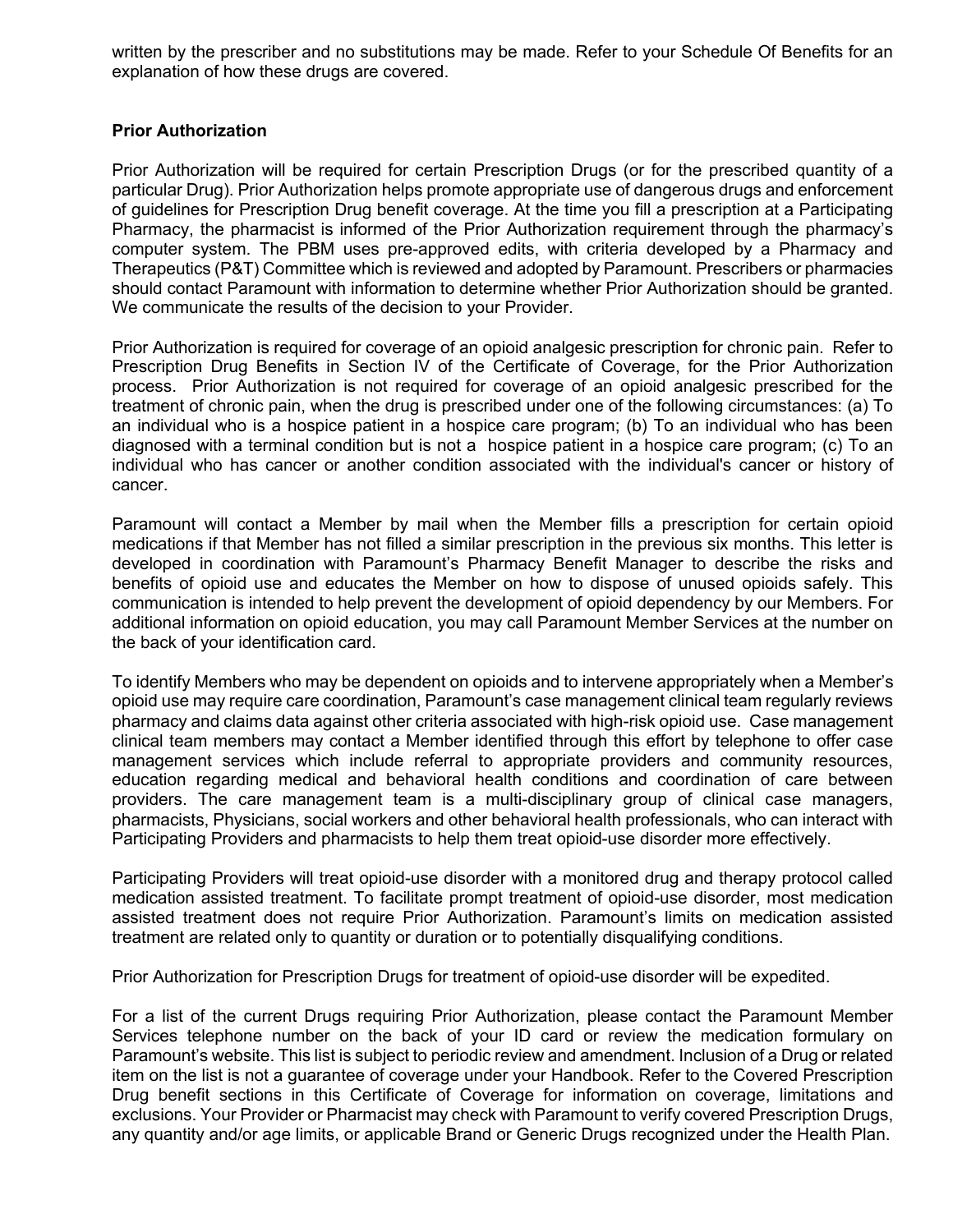written by the prescriber and no substitutions may be made. Refer to your Schedule Of Benefits for an explanation of how these drugs are covered.

**Prior Authorization**

Prior Authorization will be required for certain Prescription Drugs (or for the prescribed quantity of a particular Drug). Prior Authorization helps promote appropriate use of dangerous drugs and enforcement of guidelines for Prescription Drug benefit coverage. At the time you fill a prescription at a Participating Pharmacy, the pharmacist is informed of the Prior Authorization requirement through the pharmacy's computer system. The PBM uses pre-approved edits, with criteria developed by a Pharmacy and Therapeutics (P&T) Committee which is reviewed and adopted by Paramount. Prescribers or pharmacies should contact Paramount with information to determine whether Prior Authorization should be granted. We communicate the results of the decision to your Provider.

Prior Authorization is required for coverage of an opioid analgesic prescription for chronic pain. Refer to Prescription Drug Benefits in Section IV of the Certificate of Coverage, for the Prior Authorization process. Prior Authorization is not required for coverage of an opioid analgesic prescribed for the treatment of chronic pain, when the drug is prescribed under one of the following circumstances: (a) To an individual who is a hospice patient in a hospice care program; (b) To an individual who has been diagnosed with a terminal condition but is not a hospice patient in a hospice care program; (c) To an individual who has cancer or another condition associated with the individual's cancer or history of cancer.

Paramount will contact a Member by mail when the Member fills a prescription for certain opioid medications if that Member has not filled a similar prescription in the previous six months. This letter is developed in coordination with Paramount's Pharmacy Benefit Manager to describe the risks and benefits of opioid use and educates the Member on how to dispose of unused opioids safely. This communication is intended to help prevent the development of opioid dependency by our Members. For additional information on opioid education, you may call Paramount Member Services at the number on the back of your identification card.

To identify Members who may be dependent on opioids and to intervene appropriately when a Member's opioid use may require care coordination, Paramount's case management clinical team regularly reviews pharmacy and claims data against other criteria associated with high-risk opioid use. Case management clinical team members may contact a Member identified through this effort by telephone to offer case management services which include referral to appropriate providers and community resources, education regarding medical and behavioral health conditions and coordination of care between providers. The care management team is a multi-disciplinary group of clinical case managers, pharmacists, Physicians, social workers and other behavioral health professionals, who can interact with Participating Providers and pharmacists to help them treat opioid-use disorder more effectively.

Participating Providers will treat opioid-use disorder with a monitored drug and therapy protocol called medication assisted treatment. To facilitate prompt treatment of opioid-use disorder, most medication assisted treatment does not require Prior Authorization. Paramount's limits on medication assisted treatment are related only to quantity or duration or to potentially disqualifying conditions.

Prior Authorization for Prescription Drugs for treatment of opioid-use disorder will be expedited.

For a list of the current Drugs requiring Prior Authorization, please contact the Paramount Member Services telephone number on the back of your ID card or review the medication formulary on Paramount's website. This list is subject to periodic review and amendment. Inclusion of a Drug or related item on the list is not a guarantee of coverage under your Handbook. Refer to the Covered Prescription Drug benefit sections in this Certificate of Coverage for information on coverage, limitations and exclusions. Your Provider or Pharmacist may check with Paramount to verify covered Prescription Drugs, any quantity and/or age limits, or applicable Brand or Generic Drugs recognized under the Health Plan.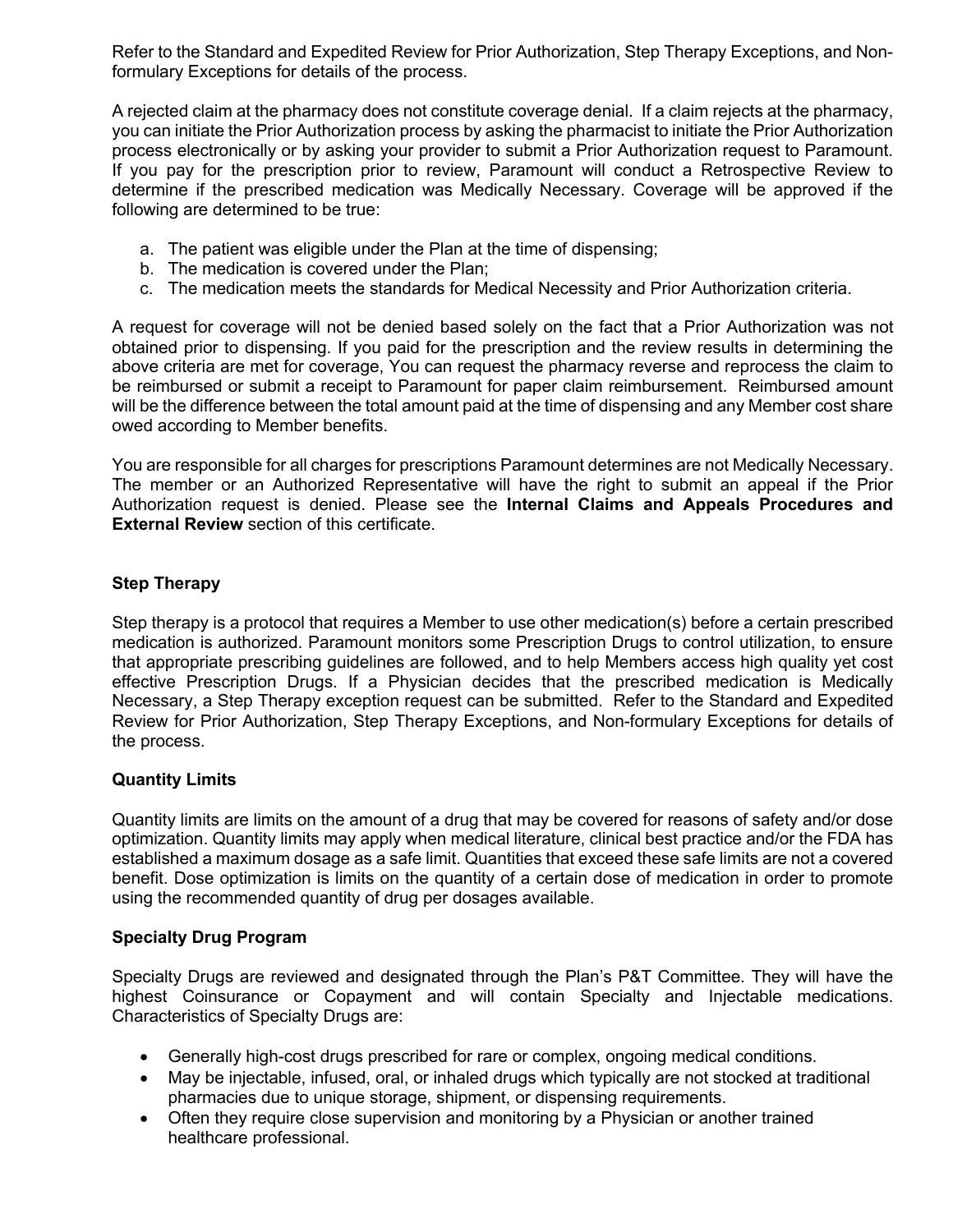Refer to the Standard and Expedited Review for Prior Authorization, Step Therapy Exceptions, and Non-formulary Exceptions for details of the process.

A rejected claim at the pharmacy does not constitute coverage denial. If a claim rejects at the pharmacy, you can initiate the Prior Authorization process by asking the pharmacist to initiate the Prior Authorization process electronically or by asking your provider to submit a Prior Authorization request to Paramount. If you pay for the prescription prior to review, Paramount will conduct a Retrospective Review to determine if the prescribed medication was Medically Necessary. Coverage will be approved if the following are determined to be true:

a. The patient was eligible under the Plan at the time of dispensing;
b. The medication is covered under the Plan;
c. The medication meets the standards for Medical Necessity and Prior Authorization criteria.

A request for coverage will not be denied based solely on the fact that a Prior Authorization was not obtained prior to dispensing. If you paid for the prescription and the review results in determining the above criteria are met for coverage, You can request the pharmacy reverse and reprocess the claim to be reimbursed or submit a receipt to Paramount for paper claim reimbursement. Reimbursed amount will be the difference between the total amount paid at the time of dispensing and any Member cost share owed according to Member benefits.

You are responsible for all charges for prescriptions Paramount determines are not Medically Necessary. The member or an Authorized Representative will have the right to submit an appeal if the Prior Authorization request is denied. Please see the **Internal Claims and Appeals Procedures and External Review** section of this certificate.

**Step Therapy**

Step therapy is a protocol that requires a Member to use other medication(s) before a certain prescribed medication is authorized. Paramount monitors some Prescription Drugs to control utilization, to ensure that appropriate prescribing guidelines are followed, and to help Members access high quality yet cost effective Prescription Drugs. If a Physician decides that the prescribed medication is Medically Necessary, a Step Therapy exception request can be submitted. Refer to the Standard and Expedited Review for Prior Authorization, Step Therapy Exceptions, and Non-formulary Exceptions for details of the process.

**Quantity Limits**

Quantity limits are limits on the amount of a drug that may be covered for reasons of safety and/or dose optimization. Quantity limits may apply when medical literature, clinical best practice and/or the FDA has established a maximum dosage as a safe limit. Quantities that exceed these safe limits are not a covered benefit. Dose optimization is limits on the quantity of a certain dose of medication in order to promote using the recommended quantity of drug per dosages available.

**Specialty Drug Program**

Specialty Drugs are reviewed and designated through the Plan's P&T Committee. They will have the highest Coinsurance or Copayment and will contain Specialty and Injectable medications. Characteristics of Specialty Drugs are:

- Generally high-cost drugs prescribed for rare or complex, ongoing medical conditions.
- May be injectable, infused, oral, or inhaled drugs which typically are not stocked at traditional pharmacies due to unique storage, shipment, or dispensing requirements.
- Often they require close supervision and monitoring by a Physician or another trained healthcare professional.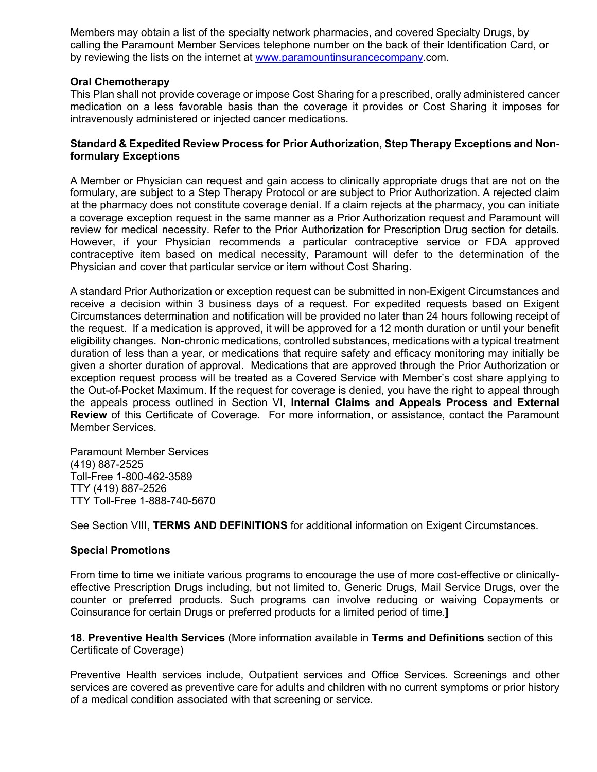Members may obtain a list of the specialty network pharmacies, and covered Specialty Drugs, by calling the Paramount Member Services telephone number on the back of their Identification Card, or by reviewing the lists on the internet at www.paramountinsurancecompany.com.

**Oral Chemotherapy**

This Plan shall not provide coverage or impose Cost Sharing for a prescribed, orally administered cancer medication on a less favorable basis than the coverage it provides or Cost Sharing it imposes for intravenously administered or injected cancer medications.

**Standard & Expedited Review Process for Prior Authorization, Step Therapy Exceptions and Non-formulary Exceptions**

A Member or Physician can request and gain access to clinically appropriate drugs that are not on the formulary, are subject to a Step Therapy Protocol or are subject to Prior Authorization. A rejected claim at the pharmacy does not constitute coverage denial. If a claim rejects at the pharmacy, you can initiate a coverage exception request in the same manner as a Prior Authorization request and Paramount will review for medical necessity. Refer to the Prior Authorization for Prescription Drug section for details. However, if your Physician recommends a particular contraceptive service or FDA approved contraceptive item based on medical necessity, Paramount will defer to the determination of the Physician and cover that particular service or item without Cost Sharing.

A standard Prior Authorization or exception request can be submitted in non-Exigent Circumstances and receive a decision within 3 business days of a request. For expedited requests based on Exigent Circumstances determination and notification will be provided no later than 24 hours following receipt of the request. If a medication is approved, it will be approved for a 12 month duration or until your benefit eligibility changes. Non-chronic medications, controlled substances, medications with a typical treatment duration of less than a year, or medications that require safety and efficacy monitoring may initially be given a shorter duration of approval. Medications that are approved through the Prior Authorization or exception request process will be treated as a Covered Service with Member's cost share applying to the Out-of-Pocket Maximum. If the request for coverage is denied, you have the right to appeal through the appeals process outlined in Section VI, **Internal Claims and Appeals Process and External Review** of this Certificate of Coverage. For more information, or assistance, contact the Paramount Member Services.

Paramount Member Services
(419) 887-2525
Toll-Free 1-800-462-3589
TTY (419) 887-2526
TTY Toll-Free 1-888-740-5670

See Section VIII, **TERMS AND DEFINITIONS** for additional information on Exigent Circumstances.

**Special Promotions**

From time to time we initiate various programs to encourage the use of more cost-effective or clinically-effective Prescription Drugs including, but not limited to, Generic Drugs, Mail Service Drugs, over the counter or preferred products. Such programs can involve reducing or waiving Copayments or Coinsurance for certain Drugs or preferred products for a limited period of time.**]**

**18. Preventive Health Services** (More information available in **Terms and Definitions** section of this Certificate of Coverage)

Preventive Health services include, Outpatient services and Office Services. Screenings and other services are covered as preventive care for adults and children with no current symptoms or prior history of a medical condition associated with that screening or service.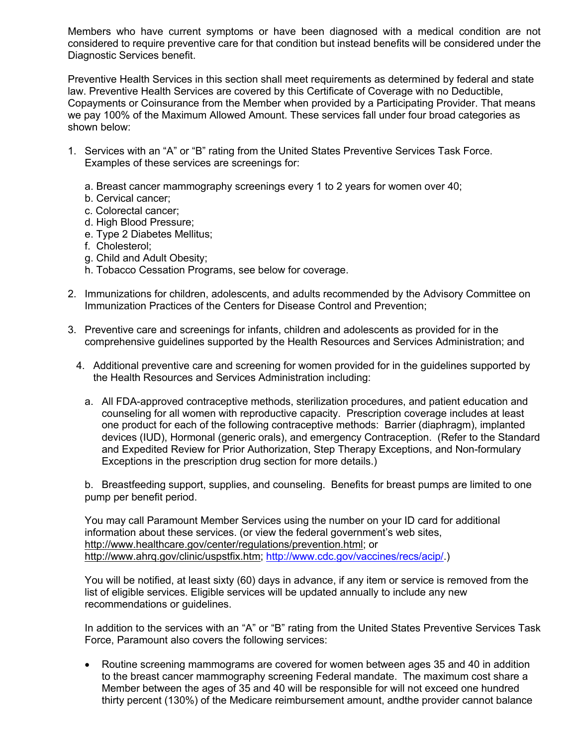Members who have current symptoms or have been diagnosed with a medical condition are not considered to require preventive care for that condition but instead benefits will be considered under the Diagnostic Services benefit.

Preventive Health Services in this section shall meet requirements as determined by federal and state law. Preventive Health Services are covered by this Certificate of Coverage with no Deductible, Copayments or Coinsurance from the Member when provided by a Participating Provider. That means we pay 100% of the Maximum Allowed Amount. These services fall under four broad categories as shown below:

1. Services with an "A" or "B" rating from the United States Preventive Services Task Force. Examples of these services are screenings for:

   a. Breast cancer mammography screenings every 1 to 2 years for women over 40;
   b. Cervical cancer;
   c. Colorectal cancer;
   d. High Blood Pressure;
   e. Type 2 Diabetes Mellitus;
   f. Cholesterol;
   g. Child and Adult Obesity;
   h. Tobacco Cessation Programs, see below for coverage.

2. Immunizations for children, adolescents, and adults recommended by the Advisory Committee on Immunization Practices of the Centers for Disease Control and Prevention;

3. Preventive care and screenings for infants, children and adolescents as provided for in the comprehensive guidelines supported by the Health Resources and Services Administration; and

4. Additional preventive care and screening for women provided for in the guidelines supported by the Health Resources and Services Administration including:

   a. All FDA-approved contraceptive methods, sterilization procedures, and patient education and counseling for all women with reproductive capacity. Prescription coverage includes at least one product for each of the following contraceptive methods: Barrier (diaphragm), implanted devices (IUD), Hormonal (generic orals), and emergency Contraception. (Refer to the Standard and Expedited Review for Prior Authorization, Step Therapy Exceptions, and Non-formulary Exceptions in the prescription drug section for more details.)

   b. Breastfeeding support, supplies, and counseling. Benefits for breast pumps are limited to one pump per benefit period.

   You may call Paramount Member Services using the number on your ID card for additional information about these services. (or view the federal government's web sites, http://www.healthcare.gov/center/regulations/prevention.html; or http://www.ahrq.gov/clinic/uspstfix.htm; http://www.cdc.gov/vaccines/recs/acip/.)

   You will be notified, at least sixty (60) days in advance, if any item or service is removed from the list of eligible services. Eligible services will be updated annually to include any new recommendations or guidelines.

   In addition to the services with an "A" or "B" rating from the United States Preventive Services Task Force, Paramount also covers the following services:

   - Routine screening mammograms are covered for women between ages 35 and 40 in addition to the breast cancer mammography screening Federal mandate. The maximum cost share a Member between the ages of 35 and 40 will be responsible for will not exceed one hundred thirty percent (130%) of the Medicare reimbursement amount, andthe provider cannot balance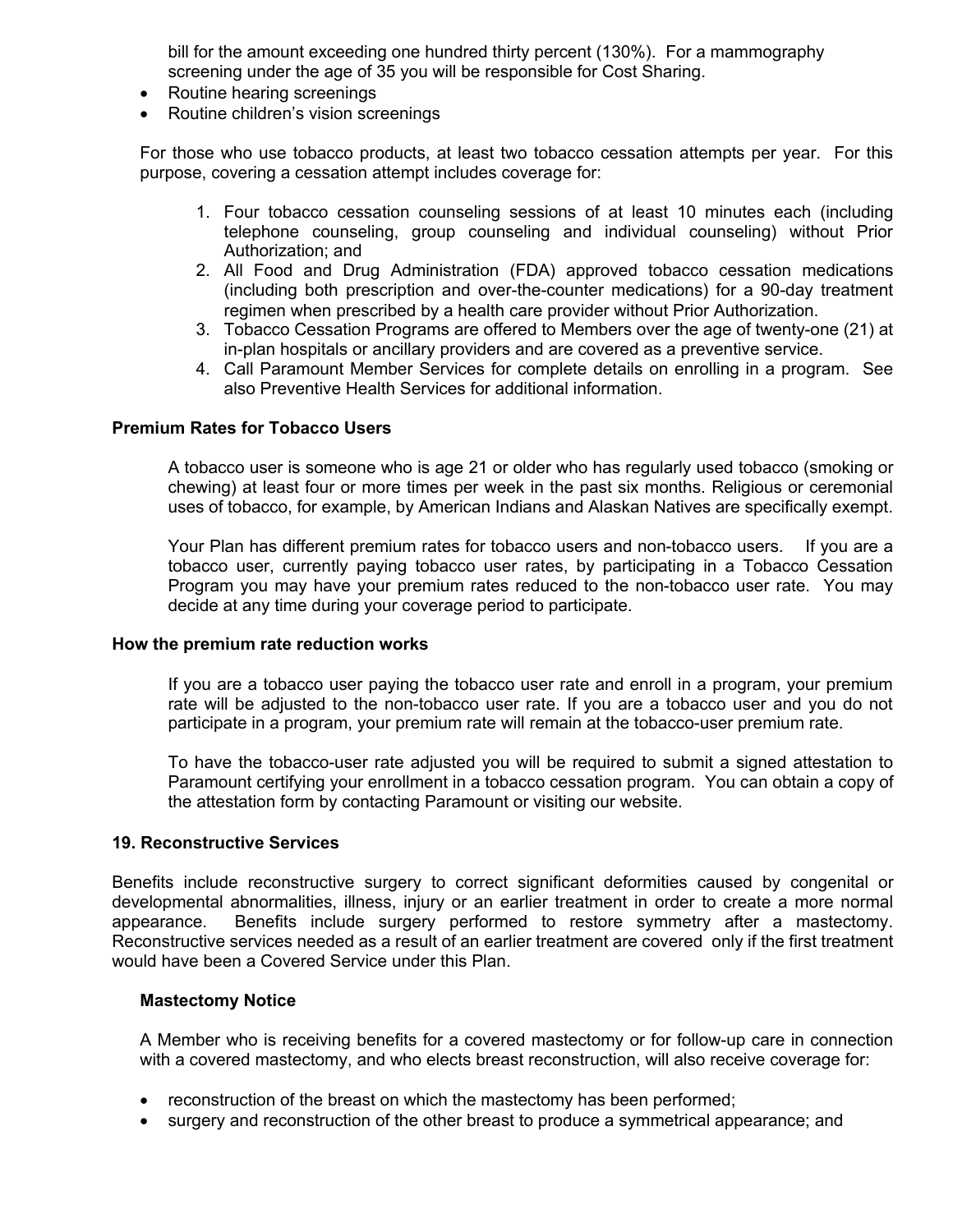bill for the amount exceeding one hundred thirty percent (130%). For a mammography screening under the age of 35 you will be responsible for Cost Sharing.

- Routine hearing screenings
- Routine children's vision screenings

For those who use tobacco products, at least two tobacco cessation attempts per year. For this purpose, covering a cessation attempt includes coverage for:

1. Four tobacco cessation counseling sessions of at least 10 minutes each (including telephone counseling, group counseling and individual counseling) without Prior Authorization; and
2. All Food and Drug Administration (FDA) approved tobacco cessation medications (including both prescription and over-the-counter medications) for a 90-day treatment regimen when prescribed by a health care provider without Prior Authorization.
3. Tobacco Cessation Programs are offered to Members over the age of twenty-one (21) at in-plan hospitals or ancillary providers and are covered as a preventive service.
4. Call Paramount Member Services for complete details on enrolling in a program. See also Preventive Health Services for additional information.

**Premium Rates for Tobacco Users**

A tobacco user is someone who is age 21 or older who has regularly used tobacco (smoking or chewing) at least four or more times per week in the past six months. Religious or ceremonial uses of tobacco, for example, by American Indians and Alaskan Natives are specifically exempt.

Your Plan has different premium rates for tobacco users and non-tobacco users. If you are a tobacco user, currently paying tobacco user rates, by participating in a Tobacco Cessation Program you may have your premium rates reduced to the non-tobacco user rate. You may decide at any time during your coverage period to participate.

**How the premium rate reduction works**

If you are a tobacco user paying the tobacco user rate and enroll in a program, your premium rate will be adjusted to the non-tobacco user rate. If you are a tobacco user and you do not participate in a program, your premium rate will remain at the tobacco-user premium rate.

To have the tobacco-user rate adjusted you will be required to submit a signed attestation to Paramount certifying your enrollment in a tobacco cessation program. You can obtain a copy of the attestation form by contacting Paramount or visiting our website.

**19. Reconstructive Services**

Benefits include reconstructive surgery to correct significant deformities caused by congenital or developmental abnormalities, illness, injury or an earlier treatment in order to create a more normal appearance. Benefits include surgery performed to restore symmetry after a mastectomy. Reconstructive services needed as a result of an earlier treatment are covered only if the first treatment would have been a Covered Service under this Plan.

**Mastectomy Notice**

A Member who is receiving benefits for a covered mastectomy or for follow-up care in connection with a covered mastectomy, and who elects breast reconstruction, will also receive coverage for:

- reconstruction of the breast on which the mastectomy has been performed;
- surgery and reconstruction of the other breast to produce a symmetrical appearance; and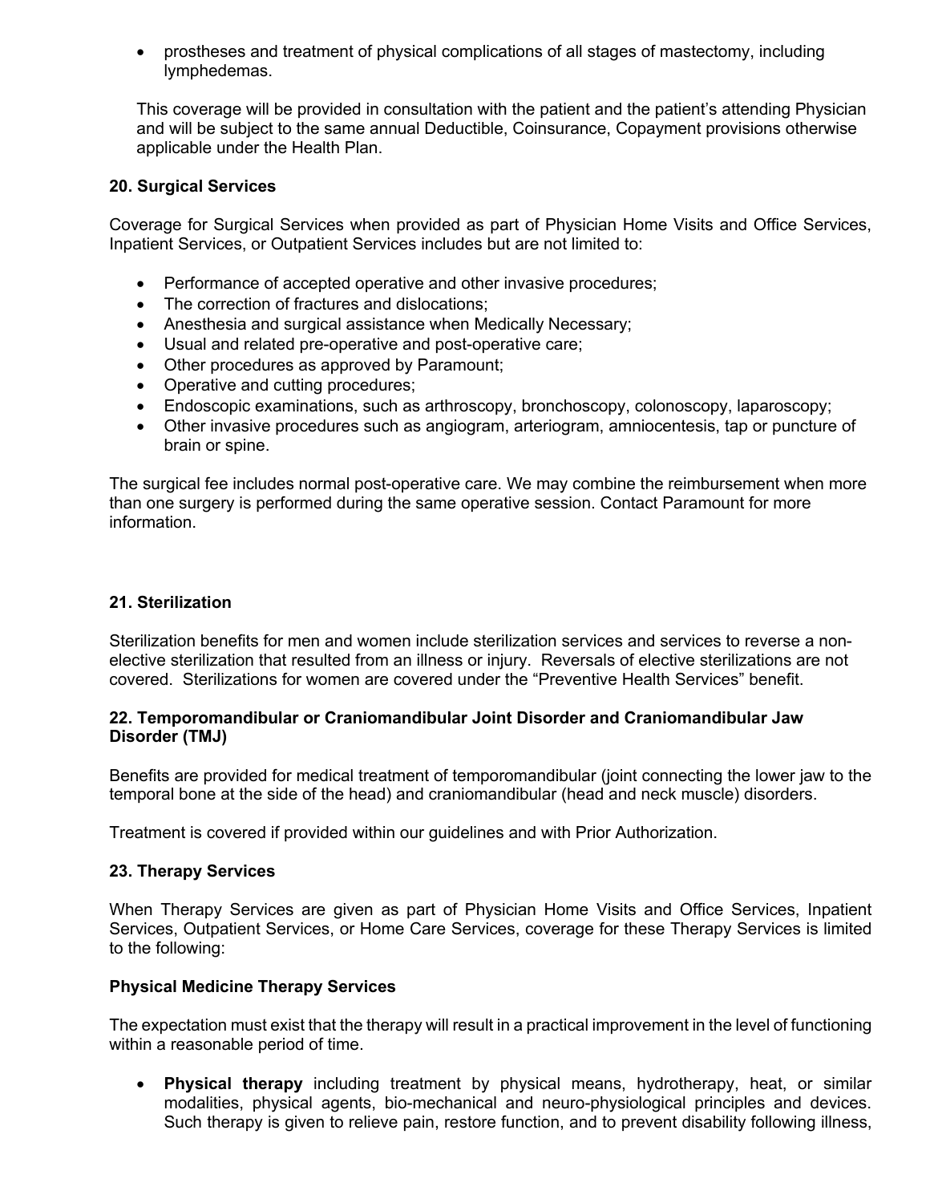- prostheses and treatment of physical complications of all stages of mastectomy, including lymphedemas.

  This coverage will be provided in consultation with the patient and the patient's attending Physician and will be subject to the same annual Deductible, Coinsurance, Copayment provisions otherwise applicable under the Health Plan.

**20. Surgical Services**

Coverage for Surgical Services when provided as part of Physician Home Visits and Office Services, Inpatient Services, or Outpatient Services includes but are not limited to:

- Performance of accepted operative and other invasive procedures;
- The correction of fractures and dislocations;
- Anesthesia and surgical assistance when Medically Necessary;
- Usual and related pre-operative and post-operative care;
- Other procedures as approved by Paramount;
- Operative and cutting procedures;
- Endoscopic examinations, such as arthroscopy, bronchoscopy, colonoscopy, laparoscopy;
- Other invasive procedures such as angiogram, arteriogram, amniocentesis, tap or puncture of brain or spine.

The surgical fee includes normal post-operative care. We may combine the reimbursement when more than one surgery is performed during the same operative session. Contact Paramount for more information.

**21. Sterilization**

Sterilization benefits for men and women include sterilization services and services to reverse a non-elective sterilization that resulted from an illness or injury. Reversals of elective sterilizations are not covered. Sterilizations for women are covered under the "Preventive Health Services" benefit.

**22. Temporomandibular or Craniomandibular Joint Disorder and Craniomandibular Jaw Disorder (TMJ)**

Benefits are provided for medical treatment of temporomandibular (joint connecting the lower jaw to the temporal bone at the side of the head) and craniomandibular (head and neck muscle) disorders.

Treatment is covered if provided within our guidelines and with Prior Authorization.

**23. Therapy Services**

When Therapy Services are given as part of Physician Home Visits and Office Services, Inpatient Services, Outpatient Services, or Home Care Services, coverage for these Therapy Services is limited to the following:

**Physical Medicine Therapy Services**

The expectation must exist that the therapy will result in a practical improvement in the level of functioning within a reasonable period of time.

- **Physical therapy** including treatment by physical means, hydrotherapy, heat, or similar modalities, physical agents, bio-mechanical and neuro-physiological principles and devices. Such therapy is given to relieve pain, restore function, and to prevent disability following illness,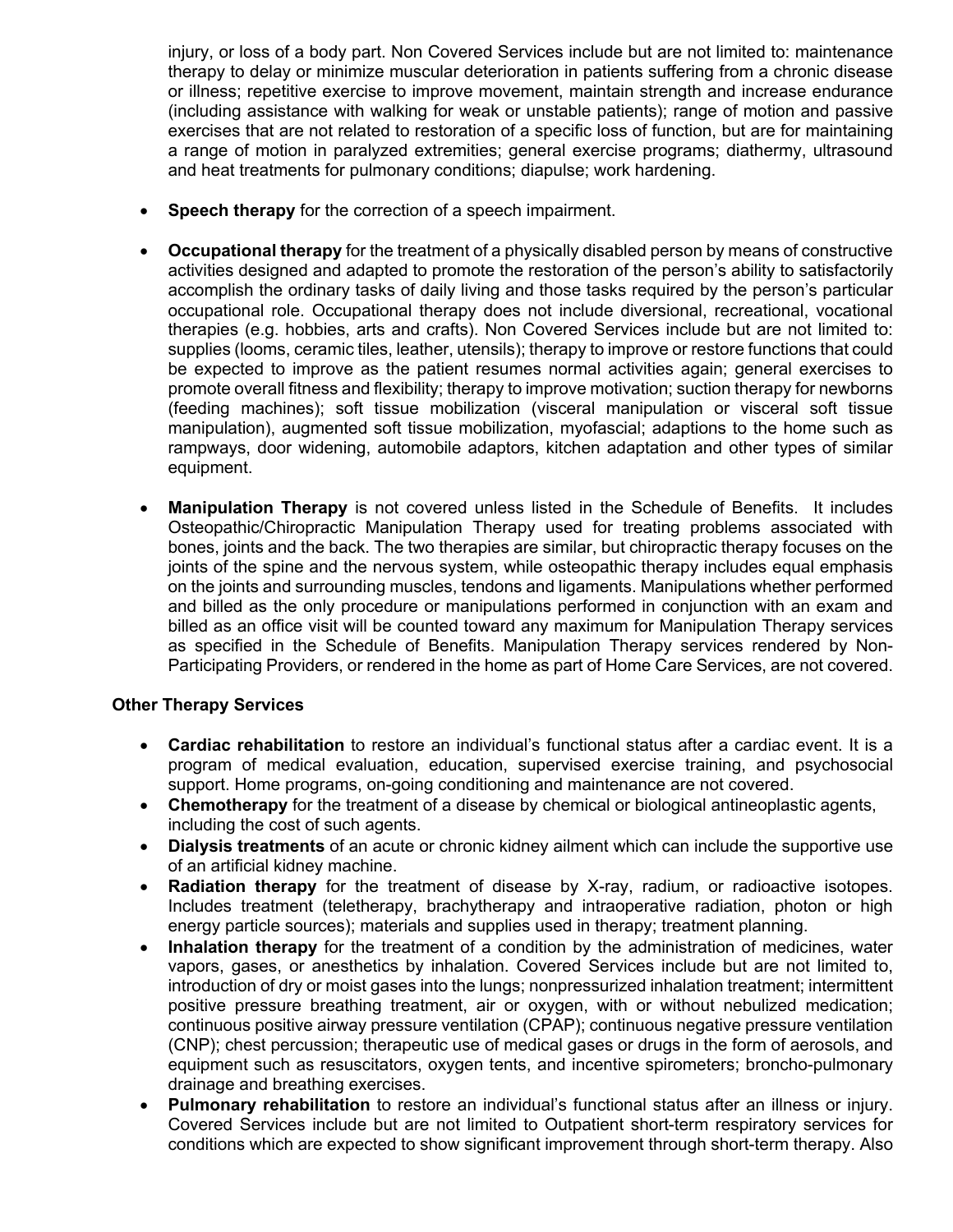injury, or loss of a body part. Non Covered Services include but are not limited to: maintenance therapy to delay or minimize muscular deterioration in patients suffering from a chronic disease or illness; repetitive exercise to improve movement, maintain strength and increase endurance (including assistance with walking for weak or unstable patients); range of motion and passive exercises that are not related to restoration of a specific loss of function, but are for maintaining a range of motion in paralyzed extremities; general exercise programs; diathermy, ultrasound and heat treatments for pulmonary conditions; diapulse; work hardening.

- **Speech therapy** for the correction of a speech impairment.

- **Occupational therapy** for the treatment of a physically disabled person by means of constructive activities designed and adapted to promote the restoration of the person's ability to satisfactorily accomplish the ordinary tasks of daily living and those tasks required by the person's particular occupational role. Occupational therapy does not include diversional, recreational, vocational therapies (e.g. hobbies, arts and crafts). Non Covered Services include but are not limited to: supplies (looms, ceramic tiles, leather, utensils); therapy to improve or restore functions that could be expected to improve as the patient resumes normal activities again; general exercises to promote overall fitness and flexibility; therapy to improve motivation; suction therapy for newborns (feeding machines); soft tissue mobilization (visceral manipulation or visceral soft tissue manipulation), augmented soft tissue mobilization, myofascial; adaptions to the home such as rampways, door widening, automobile adaptors, kitchen adaptation and other types of similar equipment.

- **Manipulation Therapy** is not covered unless listed in the Schedule of Benefits. It includes Osteopathic/Chiropractic Manipulation Therapy used for treating problems associated with bones, joints and the back. The two therapies are similar, but chiropractic therapy focuses on the joints of the spine and the nervous system, while osteopathic therapy includes equal emphasis on the joints and surrounding muscles, tendons and ligaments. Manipulations whether performed and billed as the only procedure or manipulations performed in conjunction with an exam and billed as an office visit will be counted toward any maximum for Manipulation Therapy services as specified in the Schedule of Benefits. Manipulation Therapy services rendered by Non-Participating Providers, or rendered in the home as part of Home Care Services, are not covered.

**Other Therapy Services**

- **Cardiac rehabilitation** to restore an individual's functional status after a cardiac event. It is a program of medical evaluation, education, supervised exercise training, and psychosocial support. Home programs, on-going conditioning and maintenance are not covered.
- **Chemotherapy** for the treatment of a disease by chemical or biological antineoplastic agents, including the cost of such agents.
- **Dialysis treatments** of an acute or chronic kidney ailment which can include the supportive use of an artificial kidney machine.
- **Radiation therapy** for the treatment of disease by X-ray, radium, or radioactive isotopes. Includes treatment (teletherapy, brachytherapy and intraoperative radiation, photon or high energy particle sources); materials and supplies used in therapy; treatment planning.
- **Inhalation therapy** for the treatment of a condition by the administration of medicines, water vapors, gases, or anesthetics by inhalation. Covered Services include but are not limited to, introduction of dry or moist gases into the lungs; nonpressurized inhalation treatment; intermittent positive pressure breathing treatment, air or oxygen, with or without nebulized medication; continuous positive airway pressure ventilation (CPAP); continuous negative pressure ventilation (CNP); chest percussion; therapeutic use of medical gases or drugs in the form of aerosols, and equipment such as resuscitators, oxygen tents, and incentive spirometers; broncho-pulmonary drainage and breathing exercises.
- **Pulmonary rehabilitation** to restore an individual's functional status after an illness or injury. Covered Services include but are not limited to Outpatient short-term respiratory services for conditions which are expected to show significant improvement through short-term therapy. Also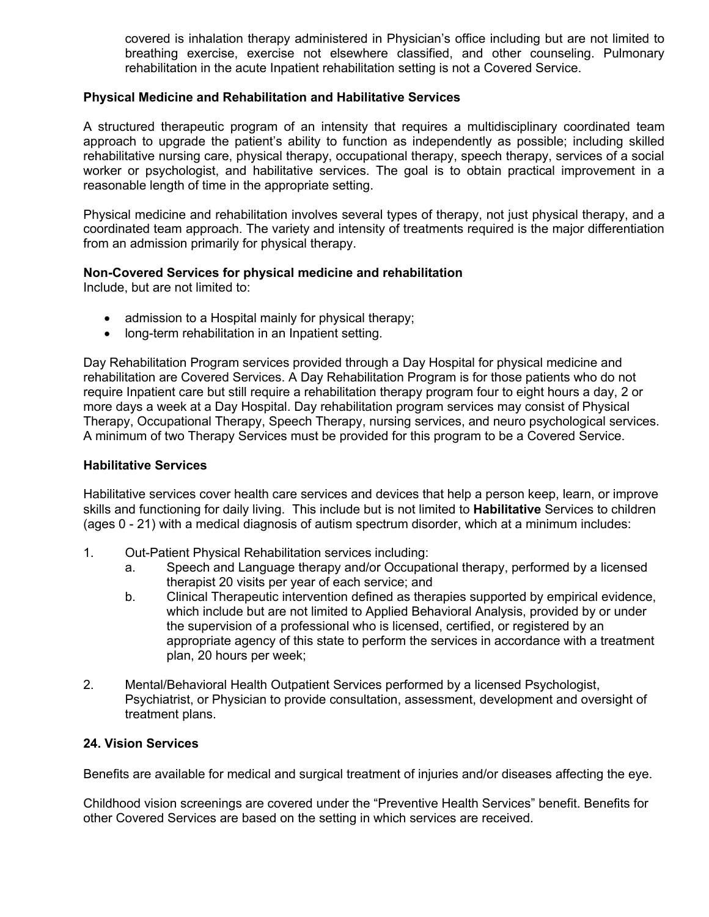covered is inhalation therapy administered in Physician's office including but are not limited to breathing exercise, exercise not elsewhere classified, and other counseling. Pulmonary rehabilitation in the acute Inpatient rehabilitation setting is not a Covered Service.

**Physical Medicine and Rehabilitation and Habilitative Services**

A structured therapeutic program of an intensity that requires a multidisciplinary coordinated team approach to upgrade the patient's ability to function as independently as possible; including skilled rehabilitative nursing care, physical therapy, occupational therapy, speech therapy, services of a social worker or psychologist, and habilitative services. The goal is to obtain practical improvement in a reasonable length of time in the appropriate setting.

Physical medicine and rehabilitation involves several types of therapy, not just physical therapy, and a coordinated team approach. The variety and intensity of treatments required is the major differentiation from an admission primarily for physical therapy.

**Non-Covered Services for physical medicine and rehabilitation**
Include, but are not limited to:

- admission to a Hospital mainly for physical therapy;
- long-term rehabilitation in an Inpatient setting.

Day Rehabilitation Program services provided through a Day Hospital for physical medicine and rehabilitation are Covered Services. A Day Rehabilitation Program is for those patients who do not require Inpatient care but still require a rehabilitation therapy program four to eight hours a day, 2 or more days a week at a Day Hospital. Day rehabilitation program services may consist of Physical Therapy, Occupational Therapy, Speech Therapy, nursing services, and neuro psychological services. A minimum of two Therapy Services must be provided for this program to be a Covered Service.

**Habilitative Services**

Habilitative services cover health care services and devices that help a person keep, learn, or improve skills and functioning for daily living. This include but is not limited to **Habilitative** Services to children (ages 0 - 21) with a medical diagnosis of autism spectrum disorder, which at a minimum includes:

1. Out-Patient Physical Rehabilitation services including:
   a. Speech and Language therapy and/or Occupational therapy, performed by a licensed therapist 20 visits per year of each service; and
   b. Clinical Therapeutic intervention defined as therapies supported by empirical evidence, which include but are not limited to Applied Behavioral Analysis, provided by or under the supervision of a professional who is licensed, certified, or registered by an appropriate agency of this state to perform the services in accordance with a treatment plan, 20 hours per week;

2. Mental/Behavioral Health Outpatient Services performed by a licensed Psychologist, Psychiatrist, or Physician to provide consultation, assessment, development and oversight of treatment plans.

**24. Vision Services**

Benefits are available for medical and surgical treatment of injuries and/or diseases affecting the eye.

Childhood vision screenings are covered under the "Preventive Health Services" benefit. Benefits for other Covered Services are based on the setting in which services are received.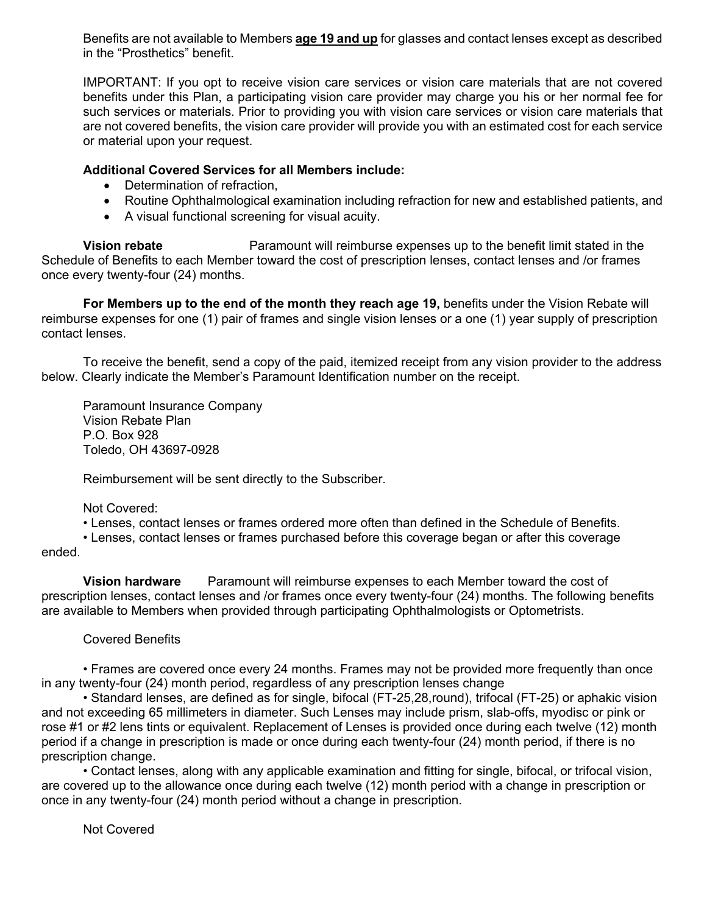Benefits are not available to Members **age 19 and up** for glasses and contact lenses except as described in the "Prosthetics" benefit.

IMPORTANT: If you opt to receive vision care services or vision care materials that are not covered benefits under this Plan, a participating vision care provider may charge you his or her normal fee for such services or materials. Prior to providing you with vision care services or vision care materials that are not covered benefits, the vision care provider will provide you with an estimated cost for each service or material upon your request.

**Additional Covered Services for all Members include:**

- Determination of refraction,
- Routine Ophthalmological examination including refraction for new and established patients, and
- A visual functional screening for visual acuity.

**Vision rebate** Paramount will reimburse expenses up to the benefit limit stated in the Schedule of Benefits to each Member toward the cost of prescription lenses, contact lenses and /or frames once every twenty-four (24) months.

**For Members up to the end of the month they reach age 19,** benefits under the Vision Rebate will reimburse expenses for one (1) pair of frames and single vision lenses or a one (1) year supply of prescription contact lenses.

To receive the benefit, send a copy of the paid, itemized receipt from any vision provider to the address below. Clearly indicate the Member's Paramount Identification number on the receipt.

Paramount Insurance Company
Vision Rebate Plan
P.O. Box 928
Toledo, OH 43697-0928

Reimbursement will be sent directly to the Subscriber.

Not Covered:

- Lenses, contact lenses or frames ordered more often than defined in the Schedule of Benefits.
- Lenses, contact lenses or frames purchased before this coverage began or after this coverage ended.

**Vision hardware** Paramount will reimburse expenses to each Member toward the cost of prescription lenses, contact lenses and /or frames once every twenty-four (24) months. The following benefits are available to Members when provided through participating Ophthalmologists or Optometrists.

Covered Benefits

- Frames are covered once every 24 months. Frames may not be provided more frequently than once in any twenty-four (24) month period, regardless of any prescription lenses change
- Standard lenses, are defined as for single, bifocal (FT-25,28,round), trifocal (FT-25) or aphakic vision and not exceeding 65 millimeters in diameter. Such Lenses may include prism, slab-offs, myodisc or pink or rose #1 or #2 lens tints or equivalent. Replacement of Lenses is provided once during each twelve (12) month period if a change in prescription is made or once during each twenty-four (24) month period, if there is no prescription change.
- Contact lenses, along with any applicable examination and fitting for single, bifocal, or trifocal vision, are covered up to the allowance once during each twelve (12) month period with a change in prescription or once in any twenty-four (24) month period without a change in prescription.

Not Covered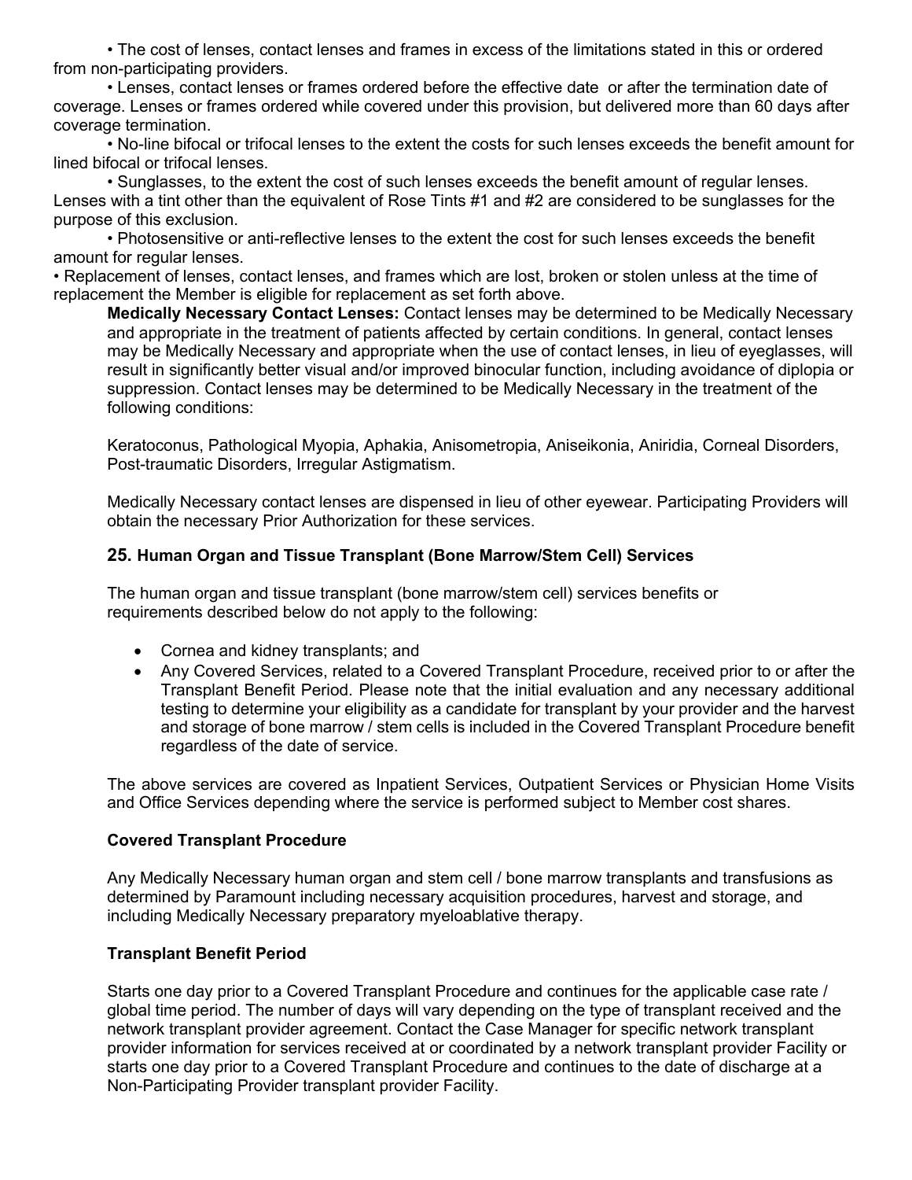- The cost of lenses, contact lenses and frames in excess of the limitations stated in this or ordered from non-participating providers.
- Lenses, contact lenses or frames ordered before the effective date or after the termination date of coverage. Lenses or frames ordered while covered under this provision, but delivered more than 60 days after coverage termination.
- No-line bifocal or trifocal lenses to the extent the costs for such lenses exceeds the benefit amount for lined bifocal or trifocal lenses.
- Sunglasses, to the extent the cost of such lenses exceeds the benefit amount of regular lenses. Lenses with a tint other than the equivalent of Rose Tints #1 and #2 are considered to be sunglasses for the purpose of this exclusion.
- Photosensitive or anti-reflective lenses to the extent the cost for such lenses exceeds the benefit amount for regular lenses.
- Replacement of lenses, contact lenses, and frames which are lost, broken or stolen unless at the time of replacement the Member is eligible for replacement as set forth above.

**Medically Necessary Contact Lenses:** Contact lenses may be determined to be Medically Necessary and appropriate in the treatment of patients affected by certain conditions. In general, contact lenses may be Medically Necessary and appropriate when the use of contact lenses, in lieu of eyeglasses, will result in significantly better visual and/or improved binocular function, including avoidance of diplopia or suppression. Contact lenses may be determined to be Medically Necessary in the treatment of the following conditions:

Keratoconus, Pathological Myopia, Aphakia, Anisometropia, Aniseikonia, Aniridia, Corneal Disorders, Post-traumatic Disorders, Irregular Astigmatism.

Medically Necessary contact lenses are dispensed in lieu of other eyewear. Participating Providers will obtain the necessary Prior Authorization for these services.

### 25. Human Organ and Tissue Transplant (Bone Marrow/Stem Cell) Services

The human organ and tissue transplant (bone marrow/stem cell) services benefits or requirements described below do not apply to the following:

- Cornea and kidney transplants; and
- Any Covered Services, related to a Covered Transplant Procedure, received prior to or after the Transplant Benefit Period. Please note that the initial evaluation and any necessary additional testing to determine your eligibility as a candidate for transplant by your provider and the harvest and storage of bone marrow / stem cells is included in the Covered Transplant Procedure benefit regardless of the date of service.

The above services are covered as Inpatient Services, Outpatient Services or Physician Home Visits and Office Services depending where the service is performed subject to Member cost shares.

**Covered Transplant Procedure**

Any Medically Necessary human organ and stem cell / bone marrow transplants and transfusions as determined by Paramount including necessary acquisition procedures, harvest and storage, and including Medically Necessary preparatory myeloablative therapy.

**Transplant Benefit Period**

Starts one day prior to a Covered Transplant Procedure and continues for the applicable case rate / global time period. The number of days will vary depending on the type of transplant received and the network transplant provider agreement. Contact the Case Manager for specific network transplant provider information for services received at or coordinated by a network transplant provider Facility or starts one day prior to a Covered Transplant Procedure and continues to the date of discharge at a Non-Participating Provider transplant provider Facility.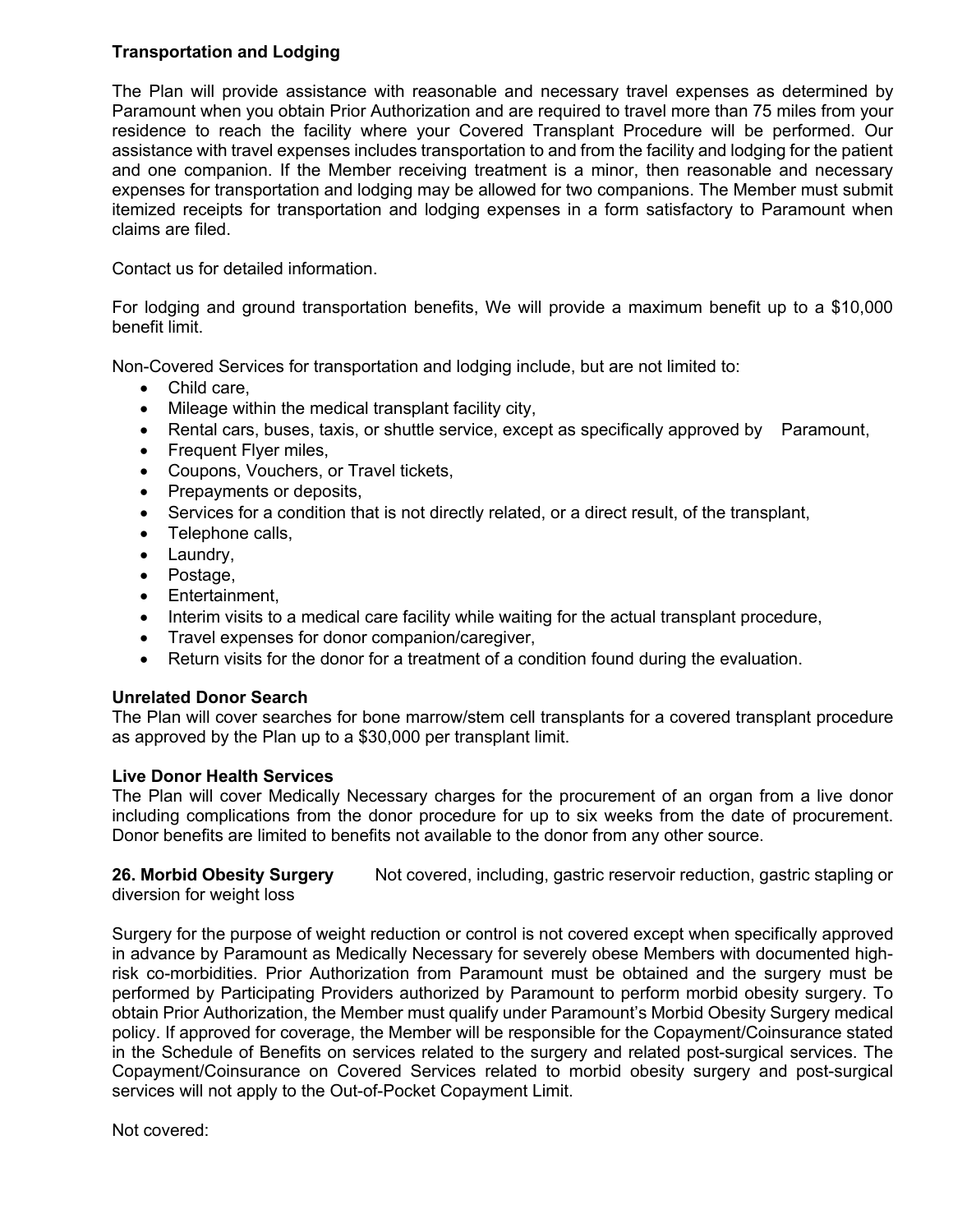**Transportation and Lodging**

The Plan will provide assistance with reasonable and necessary travel expenses as determined by Paramount when you obtain Prior Authorization and are required to travel more than 75 miles from your residence to reach the facility where your Covered Transplant Procedure will be performed. Our assistance with travel expenses includes transportation to and from the facility and lodging for the patient and one companion. If the Member receiving treatment is a minor, then reasonable and necessary expenses for transportation and lodging may be allowed for two companions. The Member must submit itemized receipts for transportation and lodging expenses in a form satisfactory to Paramount when claims are filed.

Contact us for detailed information.

For lodging and ground transportation benefits, We will provide a maximum benefit up to a $10,000 benefit limit.

Non-Covered Services for transportation and lodging include, but are not limited to:

- Child care,
- Mileage within the medical transplant facility city,
- Rental cars, buses, taxis, or shuttle service, except as specifically approved by Paramount,
- Frequent Flyer miles,
- Coupons, Vouchers, or Travel tickets,
- Prepayments or deposits,
- Services for a condition that is not directly related, or a direct result, of the transplant,
- Telephone calls,
- Laundry,
- Postage,
- Entertainment,
- Interim visits to a medical care facility while waiting for the actual transplant procedure,
- Travel expenses for donor companion/caregiver,
- Return visits for the donor for a treatment of a condition found during the evaluation.

**Unrelated Donor Search**
The Plan will cover searches for bone marrow/stem cell transplants for a covered transplant procedure as approved by the Plan up to a $30,000 per transplant limit.

**Live Donor Health Services**
The Plan will cover Medically Necessary charges for the procurement of an organ from a live donor including complications from the donor procedure for up to six weeks from the date of procurement. Donor benefits are limited to benefits not available to the donor from any other source.

**26. Morbid Obesity Surgery** Not covered, including, gastric reservoir reduction, gastric stapling or diversion for weight loss

Surgery for the purpose of weight reduction or control is not covered except when specifically approved in advance by Paramount as Medically Necessary for severely obese Members with documented high-risk co-morbidities. Prior Authorization from Paramount must be obtained and the surgery must be performed by Participating Providers authorized by Paramount to perform morbid obesity surgery. To obtain Prior Authorization, the Member must qualify under Paramount's Morbid Obesity Surgery medical policy. If approved for coverage, the Member will be responsible for the Copayment/Coinsurance stated in the Schedule of Benefits on services related to the surgery and related post-surgical services. The Copayment/Coinsurance on Covered Services related to morbid obesity surgery and post-surgical services will not apply to the Out-of-Pocket Copayment Limit.

Not covered: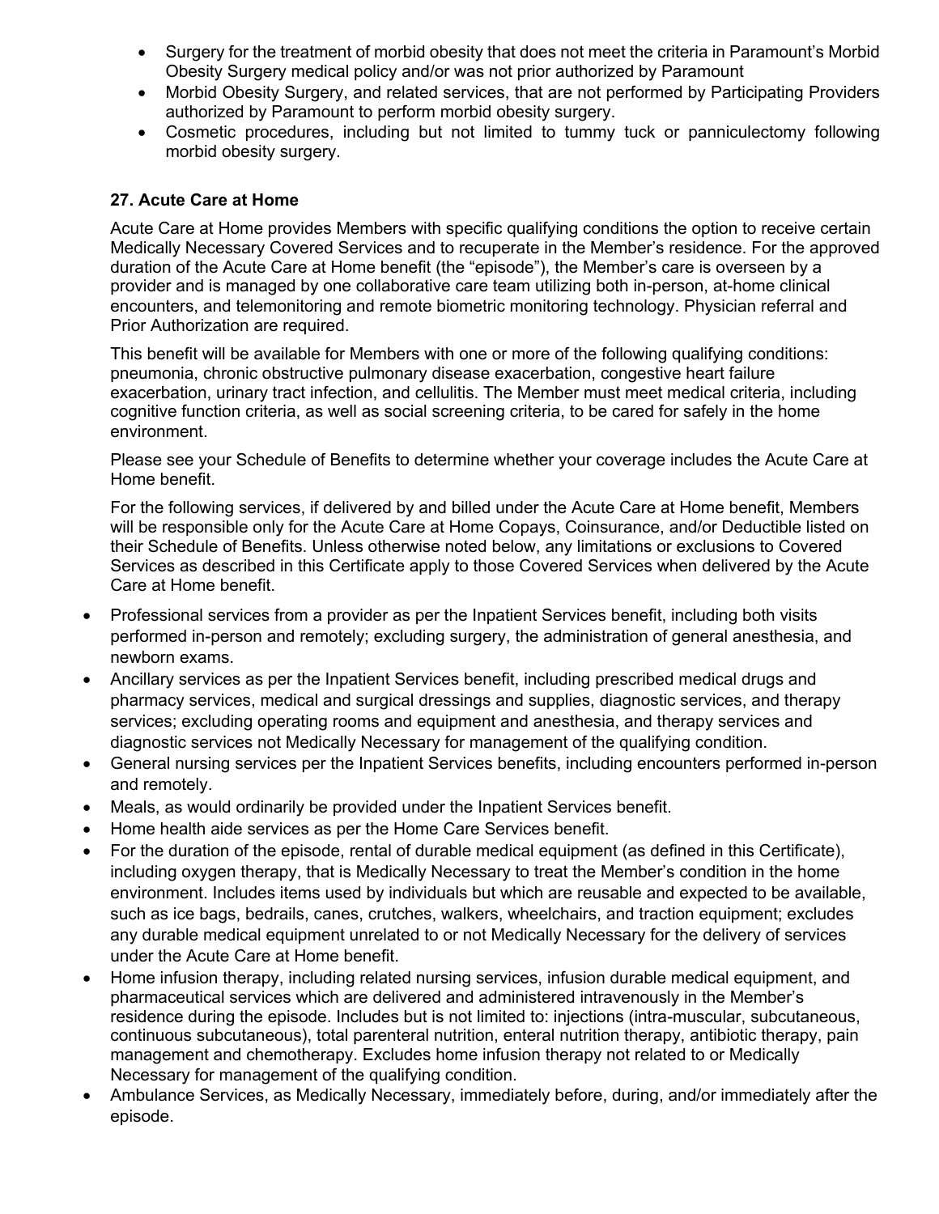- Surgery for the treatment of morbid obesity that does not meet the criteria in Paramount's Morbid Obesity Surgery medical policy and/or was not prior authorized by Paramount
- Morbid Obesity Surgery, and related services, that are not performed by Participating Providers authorized by Paramount to perform morbid obesity surgery.
- Cosmetic procedures, including but not limited to tummy tuck or panniculectomy following morbid obesity surgery.

**27. Acute Care at Home**

Acute Care at Home provides Members with specific qualifying conditions the option to receive certain Medically Necessary Covered Services and to recuperate in the Member's residence. For the approved duration of the Acute Care at Home benefit (the "episode"), the Member's care is overseen by a provider and is managed by one collaborative care team utilizing both in-person, at-home clinical encounters, and telemonitoring and remote biometric monitoring technology. Physician referral and Prior Authorization are required.

This benefit will be available for Members with one or more of the following qualifying conditions: pneumonia, chronic obstructive pulmonary disease exacerbation, congestive heart failure exacerbation, urinary tract infection, and cellulitis. The Member must meet medical criteria, including cognitive function criteria, as well as social screening criteria, to be cared for safely in the home environment.

Please see your Schedule of Benefits to determine whether your coverage includes the Acute Care at Home benefit.

For the following services, if delivered by and billed under the Acute Care at Home benefit, Members will be responsible only for the Acute Care at Home Copays, Coinsurance, and/or Deductible listed on their Schedule of Benefits. Unless otherwise noted below, any limitations or exclusions to Covered Services as described in this Certificate apply to those Covered Services when delivered by the Acute Care at Home benefit.

- Professional services from a provider as per the Inpatient Services benefit, including both visits performed in-person and remotely; excluding surgery, the administration of general anesthesia, and newborn exams.
- Ancillary services as per the Inpatient Services benefit, including prescribed medical drugs and pharmacy services, medical and surgical dressings and supplies, diagnostic services, and therapy services; excluding operating rooms and equipment and anesthesia, and therapy services and diagnostic services not Medically Necessary for management of the qualifying condition.
- General nursing services per the Inpatient Services benefits, including encounters performed in-person and remotely.
- Meals, as would ordinarily be provided under the Inpatient Services benefit.
- Home health aide services as per the Home Care Services benefit.
- For the duration of the episode, rental of durable medical equipment (as defined in this Certificate), including oxygen therapy, that is Medically Necessary to treat the Member's condition in the home environment. Includes items used by individuals but which are reusable and expected to be available, such as ice bags, bedrails, canes, crutches, walkers, wheelchairs, and traction equipment; excludes any durable medical equipment unrelated to or not Medically Necessary for the delivery of services under the Acute Care at Home benefit.
- Home infusion therapy, including related nursing services, infusion durable medical equipment, and pharmaceutical services which are delivered and administered intravenously in the Member's residence during the episode. Includes but is not limited to: injections (intra-muscular, subcutaneous, continuous subcutaneous), total parenteral nutrition, enteral nutrition therapy, antibiotic therapy, pain management and chemotherapy. Excludes home infusion therapy not related to or Medically Necessary for management of the qualifying condition.
- Ambulance Services, as Medically Necessary, immediately before, during, and/or immediately after the episode.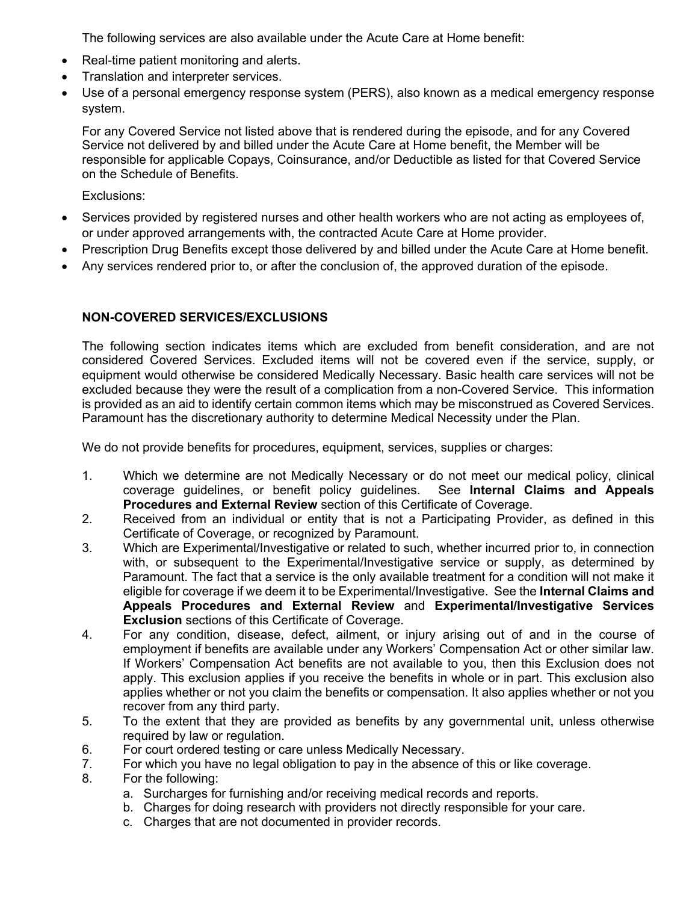The following services are also available under the Acute Care at Home benefit:

- Real-time patient monitoring and alerts.
- Translation and interpreter services.
- Use of a personal emergency response system (PERS), also known as a medical emergency response system.

For any Covered Service not listed above that is rendered during the episode, and for any Covered Service not delivered by and billed under the Acute Care at Home benefit, the Member will be responsible for applicable Copays, Coinsurance, and/or Deductible as listed for that Covered Service on the Schedule of Benefits.

Exclusions:

- Services provided by registered nurses and other health workers who are not acting as employees of, or under approved arrangements with, the contracted Acute Care at Home provider.
- Prescription Drug Benefits except those delivered by and billed under the Acute Care at Home benefit.
- Any services rendered prior to, or after the conclusion of, the approved duration of the episode.

**NON-COVERED SERVICES/EXCLUSIONS**

The following section indicates items which are excluded from benefit consideration, and are not considered Covered Services. Excluded items will not be covered even if the service, supply, or equipment would otherwise be considered Medically Necessary. Basic health care services will not be excluded because they were the result of a complication from a non-Covered Service. This information is provided as an aid to identify certain common items which may be misconstrued as Covered Services. Paramount has the discretionary authority to determine Medical Necessity under the Plan.

We do not provide benefits for procedures, equipment, services, supplies or charges:

1. Which we determine are not Medically Necessary or do not meet our medical policy, clinical coverage guidelines, or benefit policy guidelines. See **Internal Claims and Appeals Procedures and External Review** section of this Certificate of Coverage.
2. Received from an individual or entity that is not a Participating Provider, as defined in this Certificate of Coverage, or recognized by Paramount.
3. Which are Experimental/Investigative or related to such, whether incurred prior to, in connection with, or subsequent to the Experimental/Investigative service or supply, as determined by Paramount. The fact that a service is the only available treatment for a condition will not make it eligible for coverage if we deem it to be Experimental/Investigative. See the **Internal Claims and Appeals Procedures and External Review** and **Experimental/Investigative Services Exclusion** sections of this Certificate of Coverage.
4. For any condition, disease, defect, ailment, or injury arising out of and in the course of employment if benefits are available under any Workers' Compensation Act or other similar law. If Workers' Compensation Act benefits are not available to you, then this Exclusion does not apply. This exclusion applies if you receive the benefits in whole or in part. This exclusion also applies whether or not you claim the benefits or compensation. It also applies whether or not you recover from any third party.
5. To the extent that they are provided as benefits by any governmental unit, unless otherwise required by law or regulation.
6. For court ordered testing or care unless Medically Necessary.
7. For which you have no legal obligation to pay in the absence of this or like coverage.
8. For the following:
   a. Surcharges for furnishing and/or receiving medical records and reports.
   b. Charges for doing research with providers not directly responsible for your care.
   c. Charges that are not documented in provider records.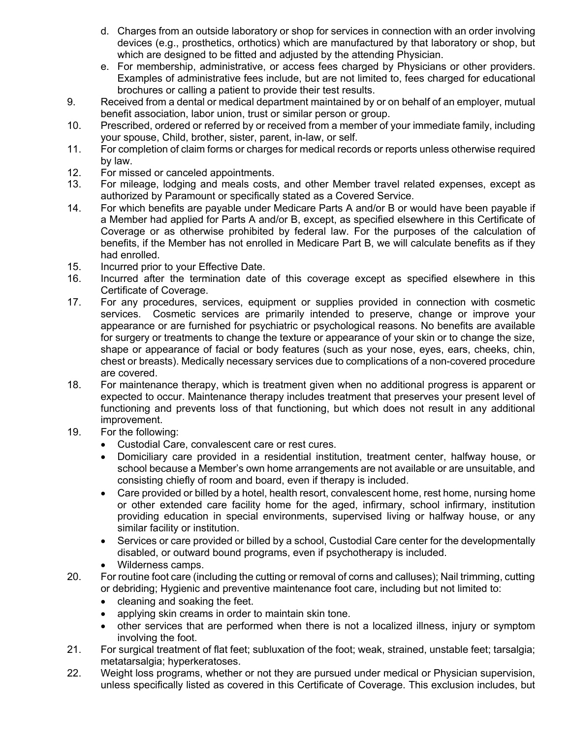d. Charges from an outside laboratory or shop for services in connection with an order involving devices (e.g., prosthetics, orthotics) which are manufactured by that laboratory or shop, but which are designed to be fitted and adjusted by the attending Physician.
e. For membership, administrative, or access fees charged by Physicians or other providers. Examples of administrative fees include, but are not limited to, fees charged for educational brochures or calling a patient to provide their test results.

9. Received from a dental or medical department maintained by or on behalf of an employer, mutual benefit association, labor union, trust or similar person or group.
10. Prescribed, ordered or referred by or received from a member of your immediate family, including your spouse, Child, brother, sister, parent, in-law, or self.
11. For completion of claim forms or charges for medical records or reports unless otherwise required by law.
12. For missed or canceled appointments.
13. For mileage, lodging and meals costs, and other Member travel related expenses, except as authorized by Paramount or specifically stated as a Covered Service.
14. For which benefits are payable under Medicare Parts A and/or B or would have been payable if a Member had applied for Parts A and/or B, except, as specified elsewhere in this Certificate of Coverage or as otherwise prohibited by federal law. For the purposes of the calculation of benefits, if the Member has not enrolled in Medicare Part B, we will calculate benefits as if they had enrolled.
15. Incurred prior to your Effective Date.
16. Incurred after the termination date of this coverage except as specified elsewhere in this Certificate of Coverage.
17. For any procedures, services, equipment or supplies provided in connection with cosmetic services. Cosmetic services are primarily intended to preserve, change or improve your appearance or are furnished for psychiatric or psychological reasons. No benefits are available for surgery or treatments to change the texture or appearance of your skin or to change the size, shape or appearance of facial or body features (such as your nose, eyes, ears, cheeks, chin, chest or breasts). Medically necessary services due to complications of a non-covered procedure are covered.
18. For maintenance therapy, which is treatment given when no additional progress is apparent or expected to occur. Maintenance therapy includes treatment that preserves your present level of functioning and prevents loss of that functioning, but which does not result in any additional improvement.
19. For the following:
    - Custodial Care, convalescent care or rest cures.
    - Domiciliary care provided in a residential institution, treatment center, halfway house, or school because a Member's own home arrangements are not available or are unsuitable, and consisting chiefly of room and board, even if therapy is included.
    - Care provided or billed by a hotel, health resort, convalescent home, rest home, nursing home or other extended care facility home for the aged, infirmary, school infirmary, institution providing education in special environments, supervised living or halfway house, or any similar facility or institution.
    - Services or care provided or billed by a school, Custodial Care center for the developmentally disabled, or outward bound programs, even if psychotherapy is included.
    - Wilderness camps.
20. For routine foot care (including the cutting or removal of corns and calluses); Nail trimming, cutting or debriding; Hygienic and preventive maintenance foot care, including but not limited to:
    - cleaning and soaking the feet.
    - applying skin creams in order to maintain skin tone.
    - other services that are performed when there is not a localized illness, injury or symptom involving the foot.
21. For surgical treatment of flat feet; subluxation of the foot; weak, strained, unstable feet; tarsalgia; metatarsalgia; hyperkeratoses.
22. Weight loss programs, whether or not they are pursued under medical or Physician supervision, unless specifically listed as covered in this Certificate of Coverage. This exclusion includes, but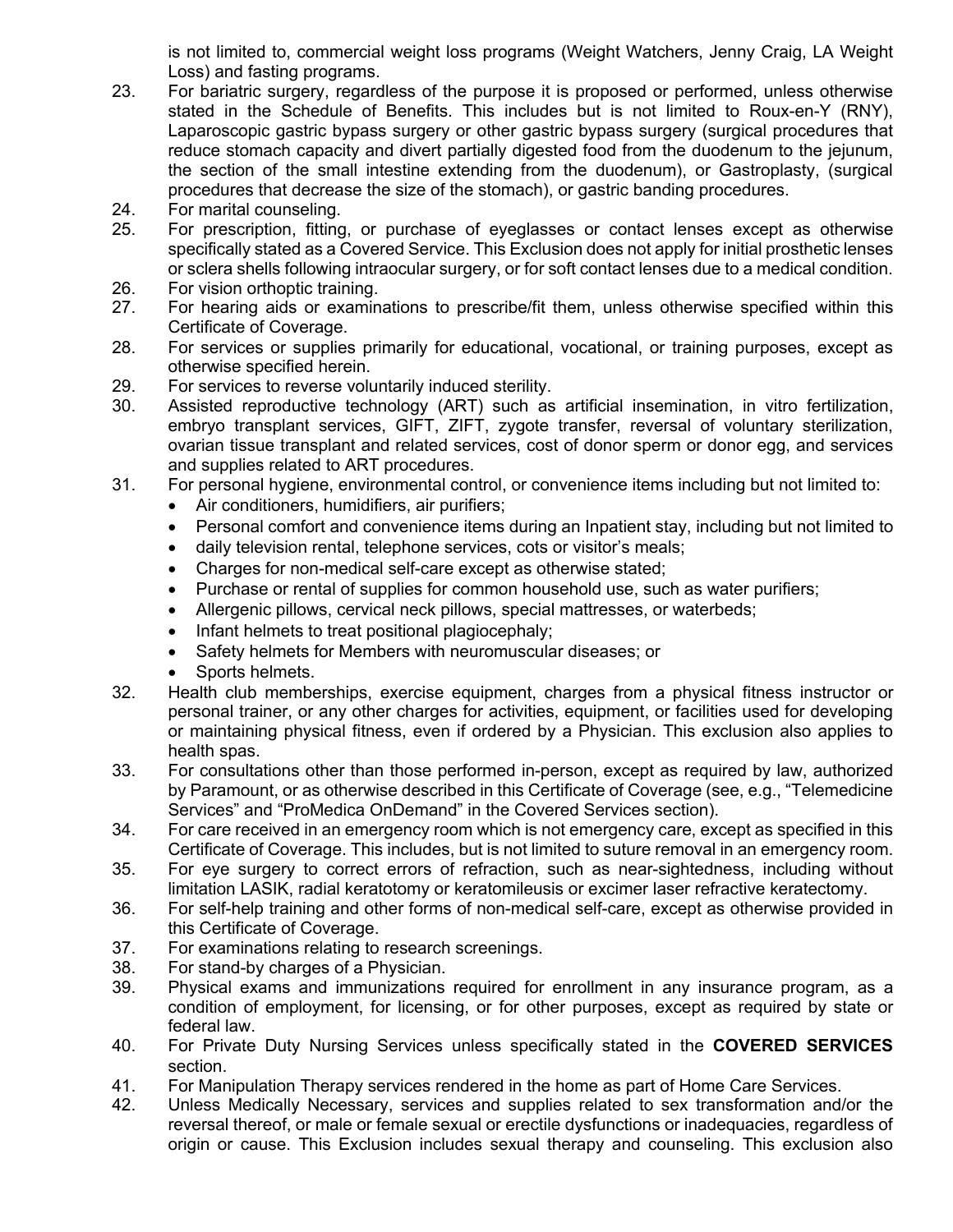is not limited to, commercial weight loss programs (Weight Watchers, Jenny Craig, LA Weight Loss) and fasting programs.

23. For bariatric surgery, regardless of the purpose it is proposed or performed, unless otherwise stated in the Schedule of Benefits. This includes but is not limited to Roux-en-Y (RNY), Laparoscopic gastric bypass surgery or other gastric bypass surgery (surgical procedures that reduce stomach capacity and divert partially digested food from the duodenum to the jejunum, the section of the small intestine extending from the duodenum), or Gastroplasty, (surgical procedures that decrease the size of the stomach), or gastric banding procedures.
24. For marital counseling.
25. For prescription, fitting, or purchase of eyeglasses or contact lenses except as otherwise specifically stated as a Covered Service. This Exclusion does not apply for initial prosthetic lenses or sclera shells following intraocular surgery, or for soft contact lenses due to a medical condition.
26. For vision orthoptic training.
27. For hearing aids or examinations to prescribe/fit them, unless otherwise specified within this Certificate of Coverage.
28. For services or supplies primarily for educational, vocational, or training purposes, except as otherwise specified herein.
29. For services to reverse voluntarily induced sterility.
30. Assisted reproductive technology (ART) such as artificial insemination, in vitro fertilization, embryo transplant services, GIFT, ZIFT, zygote transfer, reversal of voluntary sterilization, ovarian tissue transplant and related services, cost of donor sperm or donor egg, and services and supplies related to ART procedures.
31. For personal hygiene, environmental control, or convenience items including but not limited to:
    - Air conditioners, humidifiers, air purifiers;
    - Personal comfort and convenience items during an Inpatient stay, including but not limited to
    - daily television rental, telephone services, cots or visitor's meals;
    - Charges for non-medical self-care except as otherwise stated;
    - Purchase or rental of supplies for common household use, such as water purifiers;
    - Allergenic pillows, cervical neck pillows, special mattresses, or waterbeds;
    - Infant helmets to treat positional plagiocephaly;
    - Safety helmets for Members with neuromuscular diseases; or
    - Sports helmets.
32. Health club memberships, exercise equipment, charges from a physical fitness instructor or personal trainer, or any other charges for activities, equipment, or facilities used for developing or maintaining physical fitness, even if ordered by a Physician. This exclusion also applies to health spas.
33. For consultations other than those performed in-person, except as required by law, authorized by Paramount, or as otherwise described in this Certificate of Coverage (see, e.g., "Telemedicine Services" and "ProMedica OnDemand" in the Covered Services section).
34. For care received in an emergency room which is not emergency care, except as specified in this Certificate of Coverage. This includes, but is not limited to suture removal in an emergency room.
35. For eye surgery to correct errors of refraction, such as near-sightedness, including without limitation LASIK, radial keratotomy or keratomileusis or excimer laser refractive keratectomy.
36. For self-help training and other forms of non-medical self-care, except as otherwise provided in this Certificate of Coverage.
37. For examinations relating to research screenings.
38. For stand-by charges of a Physician.
39. Physical exams and immunizations required for enrollment in any insurance program, as a condition of employment, for licensing, or for other purposes, except as required by state or federal law.
40. For Private Duty Nursing Services unless specifically stated in the **COVERED SERVICES** section.
41. For Manipulation Therapy services rendered in the home as part of Home Care Services.
42. Unless Medically Necessary, services and supplies related to sex transformation and/or the reversal thereof, or male or female sexual or erectile dysfunctions or inadequacies, regardless of origin or cause. This Exclusion includes sexual therapy and counseling. This exclusion also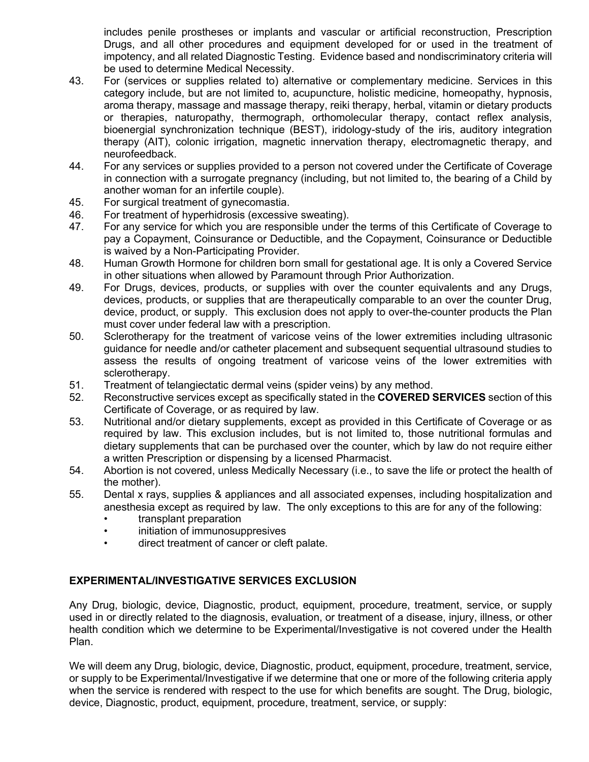includes penile prostheses or implants and vascular or artificial reconstruction, Prescription Drugs, and all other procedures and equipment developed for or used in the treatment of impotency, and all related Diagnostic Testing. Evidence based and nondiscriminatory criteria will be used to determine Medical Necessity.

43. For (services or supplies related to) alternative or complementary medicine. Services in this category include, but are not limited to, acupuncture, holistic medicine, homeopathy, hypnosis, aroma therapy, massage and massage therapy, reiki therapy, herbal, vitamin or dietary products or therapies, naturopathy, thermograph, orthomolecular therapy, contact reflex analysis, bioenergial synchronization technique (BEST), iridology-study of the iris, auditory integration therapy (AIT), colonic irrigation, magnetic innervation therapy, electromagnetic therapy, and neurofeedback.
44. For any services or supplies provided to a person not covered under the Certificate of Coverage in connection with a surrogate pregnancy (including, but not limited to, the bearing of a Child by another woman for an infertile couple).
45. For surgical treatment of gynecomastia.
46. For treatment of hyperhidrosis (excessive sweating).
47. For any service for which you are responsible under the terms of this Certificate of Coverage to pay a Copayment, Coinsurance or Deductible, and the Copayment, Coinsurance or Deductible is waived by a Non-Participating Provider.
48. Human Growth Hormone for children born small for gestational age. It is only a Covered Service in other situations when allowed by Paramount through Prior Authorization.
49. For Drugs, devices, products, or supplies with over the counter equivalents and any Drugs, devices, products, or supplies that are therapeutically comparable to an over the counter Drug, device, product, or supply. This exclusion does not apply to over-the-counter products the Plan must cover under federal law with a prescription.
50. Sclerotherapy for the treatment of varicose veins of the lower extremities including ultrasonic guidance for needle and/or catheter placement and subsequent sequential ultrasound studies to assess the results of ongoing treatment of varicose veins of the lower extremities with sclerotherapy.
51. Treatment of telangiectatic dermal veins (spider veins) by any method.
52. Reconstructive services except as specifically stated in the **COVERED SERVICES** section of this Certificate of Coverage, or as required by law.
53. Nutritional and/or dietary supplements, except as provided in this Certificate of Coverage or as required by law. This exclusion includes, but is not limited to, those nutritional formulas and dietary supplements that can be purchased over the counter, which by law do not require either a written Prescription or dispensing by a licensed Pharmacist.
54. Abortion is not covered, unless Medically Necessary (i.e., to save the life or protect the health of the mother).
55. Dental x rays, supplies & appliances and all associated expenses, including hospitalization and anesthesia except as required by law. The only exceptions to this are for any of the following:
    - transplant preparation
    - initiation of immunosuppresives
    - direct treatment of cancer or cleft palate.

## EXPERIMENTAL/INVESTIGATIVE SERVICES EXCLUSION

Any Drug, biologic, device, Diagnostic, product, equipment, procedure, treatment, service, or supply used in or directly related to the diagnosis, evaluation, or treatment of a disease, injury, illness, or other health condition which we determine to be Experimental/Investigative is not covered under the Health Plan.

We will deem any Drug, biologic, device, Diagnostic, product, equipment, procedure, treatment, service, or supply to be Experimental/Investigative if we determine that one or more of the following criteria apply when the service is rendered with respect to the use for which benefits are sought. The Drug, biologic, device, Diagnostic, product, equipment, procedure, treatment, service, or supply: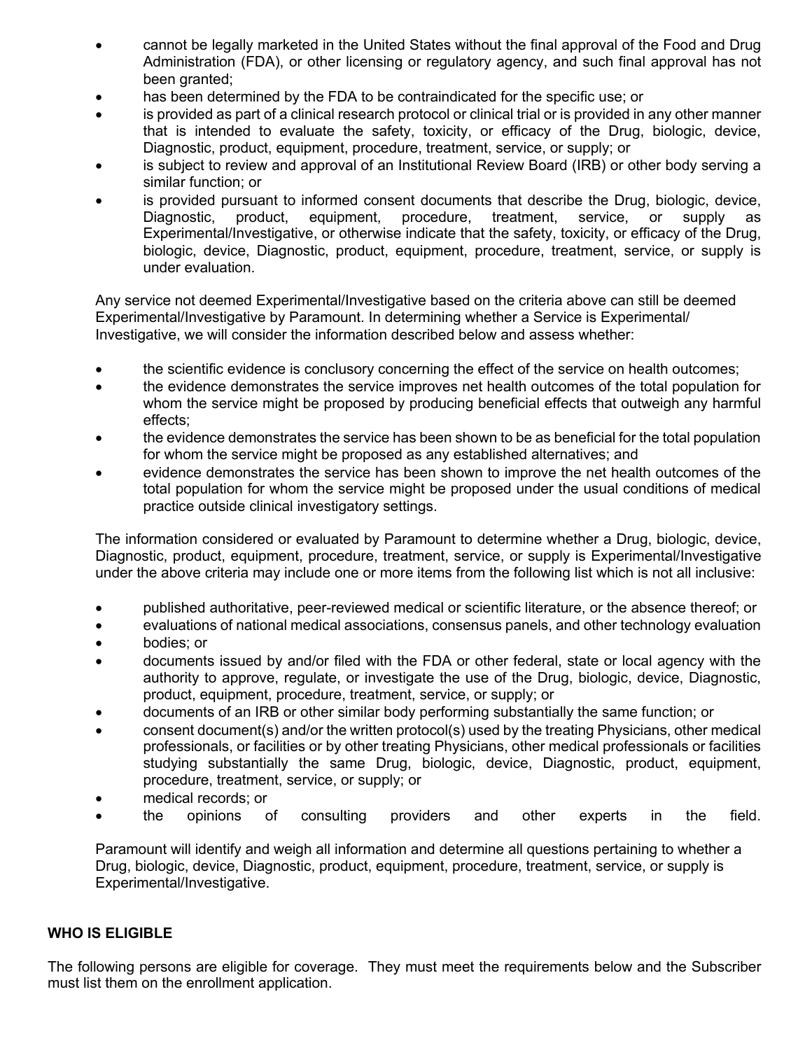- cannot be legally marketed in the United States without the final approval of the Food and Drug Administration (FDA), or other licensing or regulatory agency, and such final approval has not been granted;
- has been determined by the FDA to be contraindicated for the specific use; or
- is provided as part of a clinical research protocol or clinical trial or is provided in any other manner that is intended to evaluate the safety, toxicity, or efficacy of the Drug, biologic, device, Diagnostic, product, equipment, procedure, treatment, service, or supply; or
- is subject to review and approval of an Institutional Review Board (IRB) or other body serving a similar function; or
- is provided pursuant to informed consent documents that describe the Drug, biologic, device, Diagnostic, product, equipment, procedure, treatment, service, or supply as Experimental/Investigative, or otherwise indicate that the safety, toxicity, or efficacy of the Drug, biologic, device, Diagnostic, product, equipment, procedure, treatment, service, or supply is under evaluation.

Any service not deemed Experimental/Investigative based on the criteria above can still be deemed Experimental/Investigative by Paramount. In determining whether a Service is Experimental/ Investigative, we will consider the information described below and assess whether:

- the scientific evidence is conclusory concerning the effect of the service on health outcomes;
- the evidence demonstrates the service improves net health outcomes of the total population for whom the service might be proposed by producing beneficial effects that outweigh any harmful effects;
- the evidence demonstrates the service has been shown to be as beneficial for the total population for whom the service might be proposed as any established alternatives; and
- evidence demonstrates the service has been shown to improve the net health outcomes of the total population for whom the service might be proposed under the usual conditions of medical practice outside clinical investigatory settings.

The information considered or evaluated by Paramount to determine whether a Drug, biologic, device, Diagnostic, product, equipment, procedure, treatment, service, or supply is Experimental/Investigative under the above criteria may include one or more items from the following list which is not all inclusive:

- published authoritative, peer-reviewed medical or scientific literature, or the absence thereof; or
- evaluations of national medical associations, consensus panels, and other technology evaluation
- bodies; or
- documents issued by and/or filed with the FDA or other federal, state or local agency with the authority to approve, regulate, or investigate the use of the Drug, biologic, device, Diagnostic, product, equipment, procedure, treatment, service, or supply; or
- documents of an IRB or other similar body performing substantially the same function; or
- consent document(s) and/or the written protocol(s) used by the treating Physicians, other medical professionals, or facilities or by other treating Physicians, other medical professionals or facilities studying substantially the same Drug, biologic, device, Diagnostic, product, equipment, procedure, treatment, service, or supply; or
- medical records; or
- the opinions of consulting providers and other experts in the field.

Paramount will identify and weigh all information and determine all questions pertaining to whether a Drug, biologic, device, Diagnostic, product, equipment, procedure, treatment, service, or supply is Experimental/Investigative.

**WHO IS ELIGIBLE**

The following persons are eligible for coverage. They must meet the requirements below and the Subscriber must list them on the enrollment application.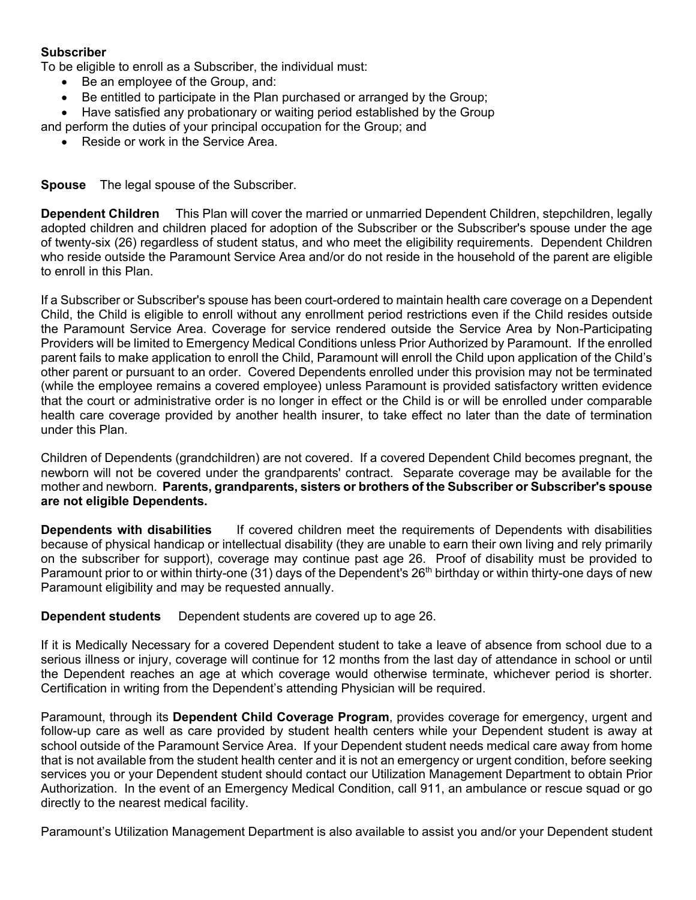**Subscriber**

To be eligible to enroll as a Subscriber, the individual must:

- Be an employee of the Group, and:
- Be entitled to participate in the Plan purchased or arranged by the Group;
- Have satisfied any probationary or waiting period established by the Group

and perform the duties of your principal occupation for the Group; and

- Reside or work in the Service Area.

**Spouse** The legal spouse of the Subscriber.

**Dependent Children** This Plan will cover the married or unmarried Dependent Children, stepchildren, legally adopted children and children placed for adoption of the Subscriber or the Subscriber's spouse under the age of twenty-six (26) regardless of student status, and who meet the eligibility requirements. Dependent Children who reside outside the Paramount Service Area and/or do not reside in the household of the parent are eligible to enroll in this Plan.

If a Subscriber or Subscriber's spouse has been court-ordered to maintain health care coverage on a Dependent Child, the Child is eligible to enroll without any enrollment period restrictions even if the Child resides outside the Paramount Service Area. Coverage for service rendered outside the Service Area by Non-Participating Providers will be limited to Emergency Medical Conditions unless Prior Authorized by Paramount. If the enrolled parent fails to make application to enroll the Child, Paramount will enroll the Child upon application of the Child's other parent or pursuant to an order. Covered Dependents enrolled under this provision may not be terminated (while the employee remains a covered employee) unless Paramount is provided satisfactory written evidence that the court or administrative order is no longer in effect or the Child is or will be enrolled under comparable health care coverage provided by another health insurer, to take effect no later than the date of termination under this Plan.

Children of Dependents (grandchildren) are not covered. If a covered Dependent Child becomes pregnant, the newborn will not be covered under the grandparents' contract. Separate coverage may be available for the mother and newborn. **Parents, grandparents, sisters or brothers of the Subscriber or Subscriber's spouse are not eligible Dependents.**

**Dependents with disabilities** If covered children meet the requirements of Dependents with disabilities because of physical handicap or intellectual disability (they are unable to earn their own living and rely primarily on the subscriber for support), coverage may continue past age 26. Proof of disability must be provided to Paramount prior to or within thirty-one (31) days of the Dependent's 26th birthday or within thirty-one days of new Paramount eligibility and may be requested annually.

**Dependent students** Dependent students are covered up to age 26.

If it is Medically Necessary for a covered Dependent student to take a leave of absence from school due to a serious illness or injury, coverage will continue for 12 months from the last day of attendance in school or until the Dependent reaches an age at which coverage would otherwise terminate, whichever period is shorter. Certification in writing from the Dependent's attending Physician will be required.

Paramount, through its **Dependent Child Coverage Program**, provides coverage for emergency, urgent and follow-up care as well as care provided by student health centers while your Dependent student is away at school outside of the Paramount Service Area. If your Dependent student needs medical care away from home that is not available from the student health center and it is not an emergency or urgent condition, before seeking services you or your Dependent student should contact our Utilization Management Department to obtain Prior Authorization. In the event of an Emergency Medical Condition, call 911, an ambulance or rescue squad or go directly to the nearest medical facility.

Paramount's Utilization Management Department is also available to assist you and/or your Dependent student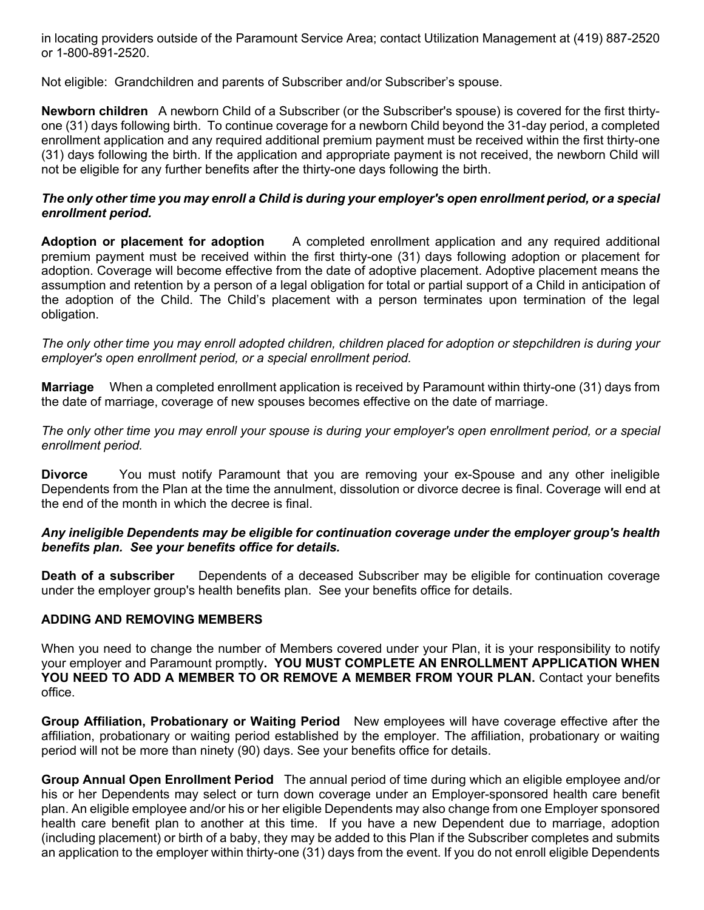in locating providers outside of the Paramount Service Area; contact Utilization Management at (419) 887-2520 or 1-800-891-2520.

Not eligible: Grandchildren and parents of Subscriber and/or Subscriber's spouse.

**Newborn children** A newborn Child of a Subscriber (or the Subscriber's spouse) is covered for the first thirty-one (31) days following birth. To continue coverage for a newborn Child beyond the 31-day period, a completed enrollment application and any required additional premium payment must be received within the first thirty-one (31) days following the birth. If the application and appropriate payment is not received, the newborn Child will not be eligible for any further benefits after the thirty-one days following the birth.

***The only other time you may enroll a Child is during your employer's open enrollment period, or a special enrollment period.***

**Adoption or placement for adoption** A completed enrollment application and any required additional premium payment must be received within the first thirty-one (31) days following adoption or placement for adoption. Coverage will become effective from the date of adoptive placement. Adoptive placement means the assumption and retention by a person of a legal obligation for total or partial support of a Child in anticipation of the adoption of the Child. The Child's placement with a person terminates upon termination of the legal obligation.

*The only other time you may enroll adopted children, children placed for adoption or stepchildren is during your employer's open enrollment period, or a special enrollment period.*

**Marriage** When a completed enrollment application is received by Paramount within thirty-one (31) days from the date of marriage, coverage of new spouses becomes effective on the date of marriage.

*The only other time you may enroll your spouse is during your employer's open enrollment period, or a special enrollment period.*

**Divorce** You must notify Paramount that you are removing your ex-Spouse and any other ineligible Dependents from the Plan at the time the annulment, dissolution or divorce decree is final. Coverage will end at the end of the month in which the decree is final.

***Any ineligible Dependents may be eligible for continuation coverage under the employer group's health benefits plan. See your benefits office for details.***

**Death of a subscriber** Dependents of a deceased Subscriber may be eligible for continuation coverage under the employer group's health benefits plan. See your benefits office for details.

**ADDING AND REMOVING MEMBERS**

When you need to change the number of Members covered under your Plan, it is your responsibility to notify your employer and Paramount promptly**. YOU MUST COMPLETE AN ENROLLMENT APPLICATION WHEN YOU NEED TO ADD A MEMBER TO OR REMOVE A MEMBER FROM YOUR PLAN.** Contact your benefits office.

**Group Affiliation, Probationary or Waiting Period** New employees will have coverage effective after the affiliation, probationary or waiting period established by the employer. The affiliation, probationary or waiting period will not be more than ninety (90) days. See your benefits office for details.

**Group Annual Open Enrollment Period** The annual period of time during which an eligible employee and/or his or her Dependents may select or turn down coverage under an Employer-sponsored health care benefit plan. An eligible employee and/or his or her eligible Dependents may also change from one Employer sponsored health care benefit plan to another at this time. If you have a new Dependent due to marriage, adoption (including placement) or birth of a baby, they may be added to this Plan if the Subscriber completes and submits an application to the employer within thirty-one (31) days from the event. If you do not enroll eligible Dependents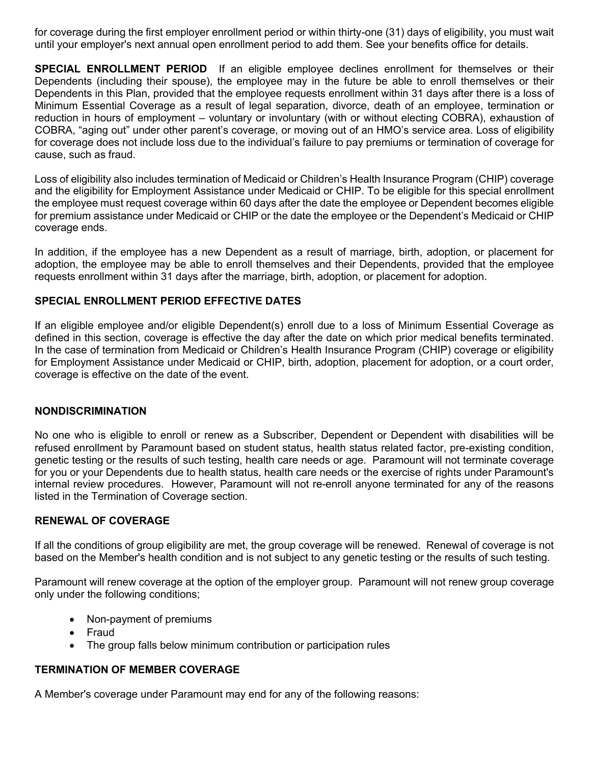for coverage during the first employer enrollment period or within thirty-one (31) days of eligibility, you must wait until your employer's next annual open enrollment period to add them. See your benefits office for details.

**SPECIAL ENROLLMENT PERIOD** If an eligible employee declines enrollment for themselves or their Dependents (including their spouse), the employee may in the future be able to enroll themselves or their Dependents in this Plan, provided that the employee requests enrollment within 31 days after there is a loss of Minimum Essential Coverage as a result of legal separation, divorce, death of an employee, termination or reduction in hours of employment – voluntary or involuntary (with or without electing COBRA), exhaustion of COBRA, "aging out" under other parent's coverage, or moving out of an HMO's service area. Loss of eligibility for coverage does not include loss due to the individual's failure to pay premiums or termination of coverage for cause, such as fraud.

Loss of eligibility also includes termination of Medicaid or Children's Health Insurance Program (CHIP) coverage and the eligibility for Employment Assistance under Medicaid or CHIP. To be eligible for this special enrollment the employee must request coverage within 60 days after the date the employee or Dependent becomes eligible for premium assistance under Medicaid or CHIP or the date the employee or the Dependent's Medicaid or CHIP coverage ends.

In addition, if the employee has a new Dependent as a result of marriage, birth, adoption, or placement for adoption, the employee may be able to enroll themselves and their Dependents, provided that the employee requests enrollment within 31 days after the marriage, birth, adoption, or placement for adoption.

## SPECIAL ENROLLMENT PERIOD EFFECTIVE DATES

If an eligible employee and/or eligible Dependent(s) enroll due to a loss of Minimum Essential Coverage as defined in this section, coverage is effective the day after the date on which prior medical benefits terminated. In the case of termination from Medicaid or Children's Health Insurance Program (CHIP) coverage or eligibility for Employment Assistance under Medicaid or CHIP, birth, adoption, placement for adoption, or a court order, coverage is effective on the date of the event.

## NONDISCRIMINATION

No one who is eligible to enroll or renew as a Subscriber, Dependent or Dependent with disabilities will be refused enrollment by Paramount based on student status, health status related factor, pre-existing condition, genetic testing or the results of such testing, health care needs or age. Paramount will not terminate coverage for you or your Dependents due to health status, health care needs or the exercise of rights under Paramount's internal review procedures. However, Paramount will not re-enroll anyone terminated for any of the reasons listed in the Termination of Coverage section.

## RENEWAL OF COVERAGE

If all the conditions of group eligibility are met, the group coverage will be renewed. Renewal of coverage is not based on the Member's health condition and is not subject to any genetic testing or the results of such testing.

Paramount will renew coverage at the option of the employer group. Paramount will not renew group coverage only under the following conditions;

- Non-payment of premiums
- Fraud
- The group falls below minimum contribution or participation rules

## TERMINATION OF MEMBER COVERAGE

A Member's coverage under Paramount may end for any of the following reasons: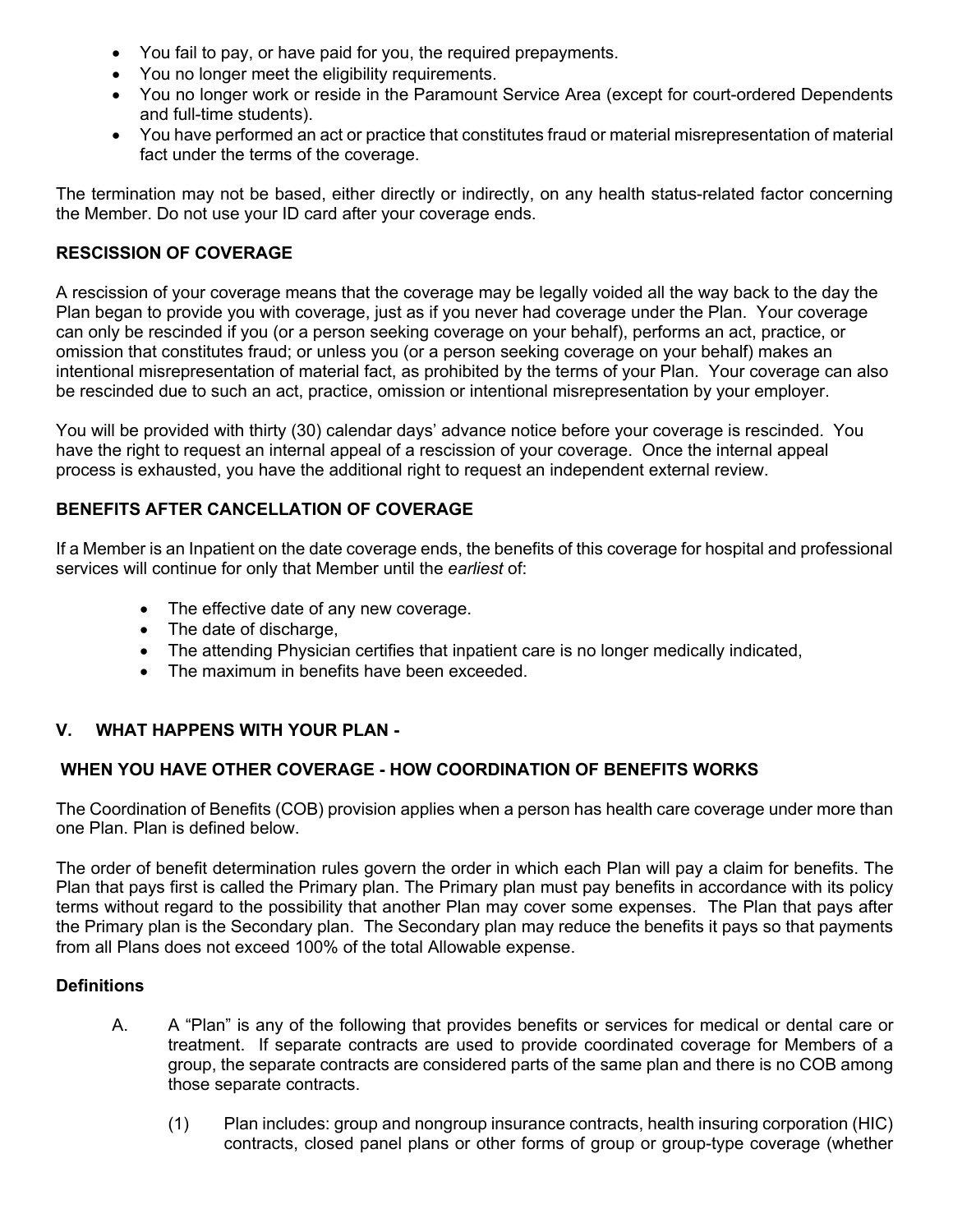- You fail to pay, or have paid for you, the required prepayments.
- You no longer meet the eligibility requirements.
- You no longer work or reside in the Paramount Service Area (except for court-ordered Dependents and full-time students).
- You have performed an act or practice that constitutes fraud or material misrepresentation of material fact under the terms of the coverage.

The termination may not be based, either directly or indirectly, on any health status-related factor concerning the Member. Do not use your ID card after your coverage ends.

**RESCISSION OF COVERAGE**

A rescission of your coverage means that the coverage may be legally voided all the way back to the day the Plan began to provide you with coverage, just as if you never had coverage under the Plan. Your coverage can only be rescinded if you (or a person seeking coverage on your behalf), performs an act, practice, or omission that constitutes fraud; or unless you (or a person seeking coverage on your behalf) makes an intentional misrepresentation of material fact, as prohibited by the terms of your Plan. Your coverage can also be rescinded due to such an act, practice, omission or intentional misrepresentation by your employer.

You will be provided with thirty (30) calendar days' advance notice before your coverage is rescinded. You have the right to request an internal appeal of a rescission of your coverage. Once the internal appeal process is exhausted, you have the additional right to request an independent external review.

**BENEFITS AFTER CANCELLATION OF COVERAGE**

If a Member is an Inpatient on the date coverage ends, the benefits of this coverage for hospital and professional services will continue for only that Member until the *earliest* of:

- The effective date of any new coverage.
- The date of discharge,
- The attending Physician certifies that inpatient care is no longer medically indicated,
- The maximum in benefits have been exceeded.

## V. WHAT HAPPENS WITH YOUR PLAN -

## WHEN YOU HAVE OTHER COVERAGE - HOW COORDINATION OF BENEFITS WORKS

The Coordination of Benefits (COB) provision applies when a person has health care coverage under more than one Plan. Plan is defined below.

The order of benefit determination rules govern the order in which each Plan will pay a claim for benefits. The Plan that pays first is called the Primary plan. The Primary plan must pay benefits in accordance with its policy terms without regard to the possibility that another Plan may cover some expenses. The Plan that pays after the Primary plan is the Secondary plan. The Secondary plan may reduce the benefits it pays so that payments from all Plans does not exceed 100% of the total Allowable expense.

**Definitions**

A. A "Plan" is any of the following that provides benefits or services for medical or dental care or treatment. If separate contracts are used to provide coordinated coverage for Members of a group, the separate contracts are considered parts of the same plan and there is no COB among those separate contracts.

   (1) Plan includes: group and nongroup insurance contracts, health insuring corporation (HIC) contracts, closed panel plans or other forms of group or group-type coverage (whether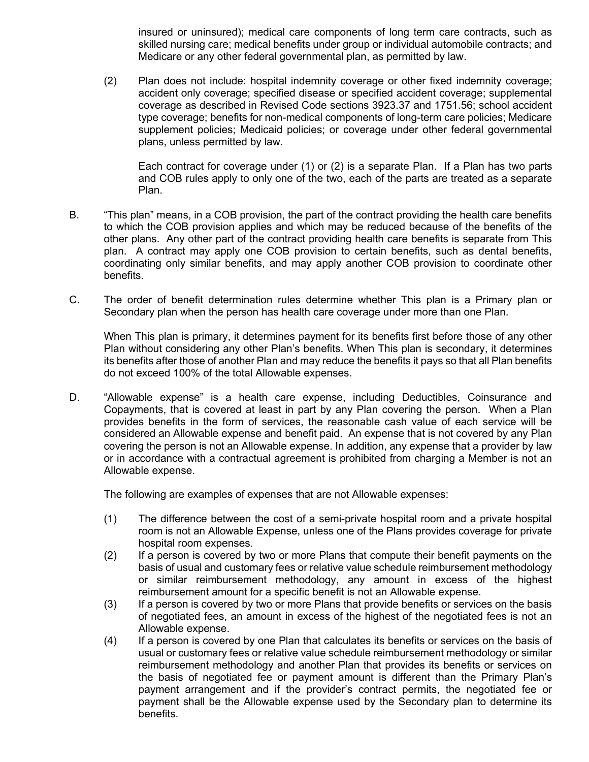insured or uninsured); medical care components of long term care contracts, such as skilled nursing care; medical benefits under group or individual automobile contracts; and Medicare or any other federal governmental plan, as permitted by law.

(2) Plan does not include: hospital indemnity coverage or other fixed indemnity coverage; accident only coverage; specified disease or specified accident coverage; supplemental coverage as described in Revised Code sections 3923.37 and 1751.56; school accident type coverage; benefits for non-medical components of long-term care policies; Medicare supplement policies; Medicaid policies; or coverage under other federal governmental plans, unless permitted by law.

Each contract for coverage under (1) or (2) is a separate Plan. If a Plan has two parts and COB rules apply to only one of the two, each of the parts are treated as a separate Plan.

B. "This plan" means, in a COB provision, the part of the contract providing the health care benefits to which the COB provision applies and which may be reduced because of the benefits of the other plans. Any other part of the contract providing health care benefits is separate from This plan. A contract may apply one COB provision to certain benefits, such as dental benefits, coordinating only similar benefits, and may apply another COB provision to coordinate other benefits.

C. The order of benefit determination rules determine whether This plan is a Primary plan or Secondary plan when the person has health care coverage under more than one Plan.

When This plan is primary, it determines payment for its benefits first before those of any other Plan without considering any other Plan's benefits. When This plan is secondary, it determines its benefits after those of another Plan and may reduce the benefits it pays so that all Plan benefits do not exceed 100% of the total Allowable expenses.

D. "Allowable expense" is a health care expense, including Deductibles, Coinsurance and Copayments, that is covered at least in part by any Plan covering the person. When a Plan provides benefits in the form of services, the reasonable cash value of each service will be considered an Allowable expense and benefit paid. An expense that is not covered by any Plan covering the person is not an Allowable expense. In addition, any expense that a provider by law or in accordance with a contractual agreement is prohibited from charging a Member is not an Allowable expense.

The following are examples of expenses that are not Allowable expenses:

(1) The difference between the cost of a semi-private hospital room and a private hospital room is not an Allowable Expense, unless one of the Plans provides coverage for private hospital room expenses.

(2) If a person is covered by two or more Plans that compute their benefit payments on the basis of usual and customary fees or relative value schedule reimbursement methodology or similar reimbursement methodology, any amount in excess of the highest reimbursement amount for a specific benefit is not an Allowable expense.

(3) If a person is covered by two or more Plans that provide benefits or services on the basis of negotiated fees, an amount in excess of the highest of the negotiated fees is not an Allowable expense.

(4) If a person is covered by one Plan that calculates its benefits or services on the basis of usual or customary fees or relative value schedule reimbursement methodology or similar reimbursement methodology and another Plan that provides its benefits or services on the basis of negotiated fee or payment amount is different than the Primary Plan's payment arrangement and if the provider's contract permits, the negotiated fee or payment shall be the Allowable expense used by the Secondary plan to determine its benefits.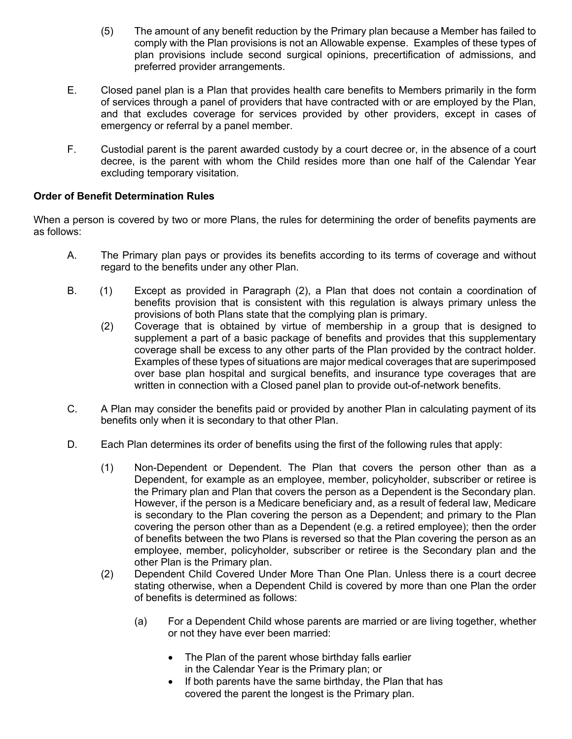(5) The amount of any benefit reduction by the Primary plan because a Member has failed to comply with the Plan provisions is not an Allowable expense. Examples of these types of plan provisions include second surgical opinions, precertification of admissions, and preferred provider arrangements.

E. Closed panel plan is a Plan that provides health care benefits to Members primarily in the form of services through a panel of providers that have contracted with or are employed by the Plan, and that excludes coverage for services provided by other providers, except in cases of emergency or referral by a panel member.

F. Custodial parent is the parent awarded custody by a court decree or, in the absence of a court decree, is the parent with whom the Child resides more than one half of the Calendar Year excluding temporary visitation.

**Order of Benefit Determination Rules**

When a person is covered by two or more Plans, the rules for determining the order of benefits payments are as follows:

A. The Primary plan pays or provides its benefits according to its terms of coverage and without regard to the benefits under any other Plan.

B. (1) Except as provided in Paragraph (2), a Plan that does not contain a coordination of benefits provision that is consistent with this regulation is always primary unless the provisions of both Plans state that the complying plan is primary.

(2) Coverage that is obtained by virtue of membership in a group that is designed to supplement a part of a basic package of benefits and provides that this supplementary coverage shall be excess to any other parts of the Plan provided by the contract holder. Examples of these types of situations are major medical coverages that are superimposed over base plan hospital and surgical benefits, and insurance type coverages that are written in connection with a Closed panel plan to provide out-of-network benefits.

C. A Plan may consider the benefits paid or provided by another Plan in calculating payment of its benefits only when it is secondary to that other Plan.

D. Each Plan determines its order of benefits using the first of the following rules that apply:

(1) Non-Dependent or Dependent. The Plan that covers the person other than as a Dependent, for example as an employee, member, policyholder, subscriber or retiree is the Primary plan and Plan that covers the person as a Dependent is the Secondary plan. However, if the person is a Medicare beneficiary and, as a result of federal law, Medicare is secondary to the Plan covering the person as a Dependent; and primary to the Plan covering the person other than as a Dependent (e.g. a retired employee); then the order of benefits between the two Plans is reversed so that the Plan covering the person as an employee, member, policyholder, subscriber or retiree is the Secondary plan and the other Plan is the Primary plan.

(2) Dependent Child Covered Under More Than One Plan. Unless there is a court decree stating otherwise, when a Dependent Child is covered by more than one Plan the order of benefits is determined as follows:

(a) For a Dependent Child whose parents are married or are living together, whether or not they have ever been married:

- The Plan of the parent whose birthday falls earlier in the Calendar Year is the Primary plan; or
- If both parents have the same birthday, the Plan that has covered the parent the longest is the Primary plan.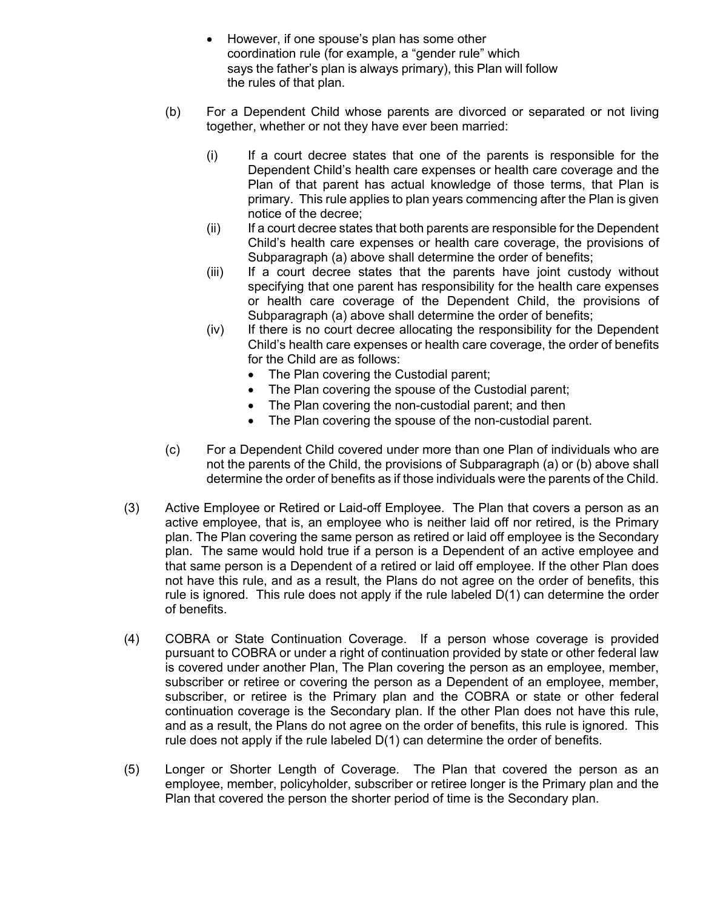- However, if one spouse's plan has some other coordination rule (for example, a "gender rule" which says the father's plan is always primary), this Plan will follow the rules of that plan.

(b) For a Dependent Child whose parents are divorced or separated or not living together, whether or not they have ever been married:

(i) If a court decree states that one of the parents is responsible for the Dependent Child's health care expenses or health care coverage and the Plan of that parent has actual knowledge of those terms, that Plan is primary. This rule applies to plan years commencing after the Plan is given notice of the decree;

(ii) If a court decree states that both parents are responsible for the Dependent Child's health care expenses or health care coverage, the provisions of Subparagraph (a) above shall determine the order of benefits;

(iii) If a court decree states that the parents have joint custody without specifying that one parent has responsibility for the health care expenses or health care coverage of the Dependent Child, the provisions of Subparagraph (a) above shall determine the order of benefits;

(iv) If there is no court decree allocating the responsibility for the Dependent Child's health care expenses or health care coverage, the order of benefits for the Child are as follows:
- The Plan covering the Custodial parent;
- The Plan covering the spouse of the Custodial parent;
- The Plan covering the non-custodial parent; and then
- The Plan covering the spouse of the non-custodial parent.

(c) For a Dependent Child covered under more than one Plan of individuals who are not the parents of the Child, the provisions of Subparagraph (a) or (b) above shall determine the order of benefits as if those individuals were the parents of the Child.

(3) Active Employee or Retired or Laid-off Employee. The Plan that covers a person as an active employee, that is, an employee who is neither laid off nor retired, is the Primary plan. The Plan covering the same person as retired or laid off employee is the Secondary plan. The same would hold true if a person is a Dependent of an active employee and that same person is a Dependent of a retired or laid off employee. If the other Plan does not have this rule, and as a result, the Plans do not agree on the order of benefits, this rule is ignored. This rule does not apply if the rule labeled D(1) can determine the order of benefits.

(4) COBRA or State Continuation Coverage. If a person whose coverage is provided pursuant to COBRA or under a right of continuation provided by state or other federal law is covered under another Plan, The Plan covering the person as an employee, member, subscriber or retiree or covering the person as a Dependent of an employee, member, subscriber, or retiree is the Primary plan and the COBRA or state or other federal continuation coverage is the Secondary plan. If the other Plan does not have this rule, and as a result, the Plans do not agree on the order of benefits, this rule is ignored. This rule does not apply if the rule labeled D(1) can determine the order of benefits.

(5) Longer or Shorter Length of Coverage. The Plan that covered the person as an employee, member, policyholder, subscriber or retiree longer is the Primary plan and the Plan that covered the person the shorter period of time is the Secondary plan.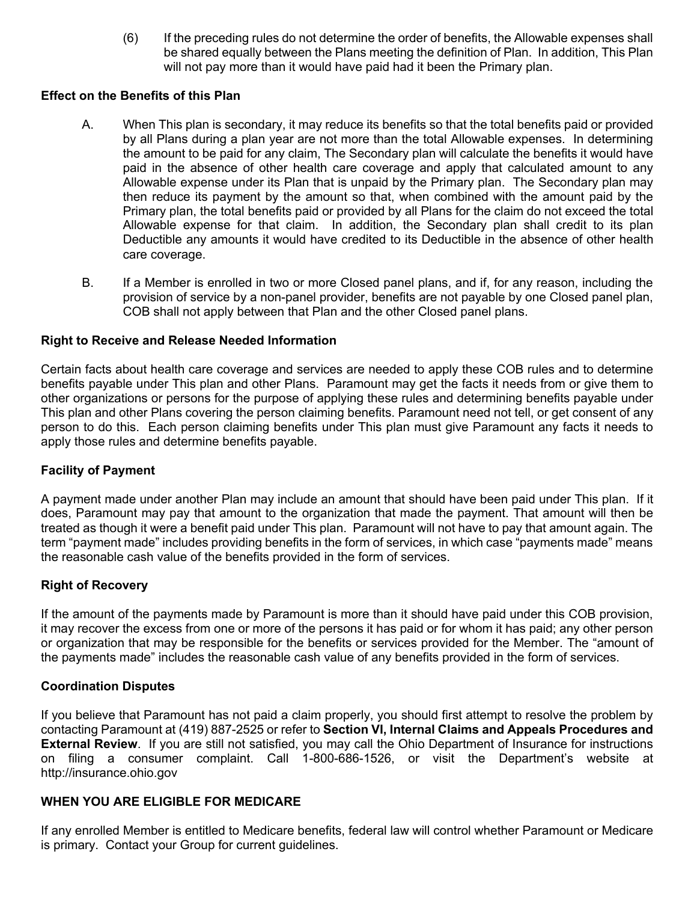(6) If the preceding rules do not determine the order of benefits, the Allowable expenses shall be shared equally between the Plans meeting the definition of Plan. In addition, This Plan will not pay more than it would have paid had it been the Primary plan.

**Effect on the Benefits of this Plan**

A. When This plan is secondary, it may reduce its benefits so that the total benefits paid or provided by all Plans during a plan year are not more than the total Allowable expenses. In determining the amount to be paid for any claim, The Secondary plan will calculate the benefits it would have paid in the absence of other health care coverage and apply that calculated amount to any Allowable expense under its Plan that is unpaid by the Primary plan. The Secondary plan may then reduce its payment by the amount so that, when combined with the amount paid by the Primary plan, the total benefits paid or provided by all Plans for the claim do not exceed the total Allowable expense for that claim. In addition, the Secondary plan shall credit to its plan Deductible any amounts it would have credited to its Deductible in the absence of other health care coverage.

B. If a Member is enrolled in two or more Closed panel plans, and if, for any reason, including the provision of service by a non-panel provider, benefits are not payable by one Closed panel plan, COB shall not apply between that Plan and the other Closed panel plans.

**Right to Receive and Release Needed Information**

Certain facts about health care coverage and services are needed to apply these COB rules and to determine benefits payable under This plan and other Plans. Paramount may get the facts it needs from or give them to other organizations or persons for the purpose of applying these rules and determining benefits payable under This plan and other Plans covering the person claiming benefits. Paramount need not tell, or get consent of any person to do this. Each person claiming benefits under This plan must give Paramount any facts it needs to apply those rules and determine benefits payable.

**Facility of Payment**

A payment made under another Plan may include an amount that should have been paid under This plan. If it does, Paramount may pay that amount to the organization that made the payment. That amount will then be treated as though it were a benefit paid under This plan. Paramount will not have to pay that amount again. The term "payment made" includes providing benefits in the form of services, in which case "payments made" means the reasonable cash value of the benefits provided in the form of services.

**Right of Recovery**

If the amount of the payments made by Paramount is more than it should have paid under this COB provision, it may recover the excess from one or more of the persons it has paid or for whom it has paid; any other person or organization that may be responsible for the benefits or services provided for the Member. The "amount of the payments made" includes the reasonable cash value of any benefits provided in the form of services.

**Coordination Disputes**

If you believe that Paramount has not paid a claim properly, you should first attempt to resolve the problem by contacting Paramount at (419) 887-2525 or refer to **Section VI, Internal Claims and Appeals Procedures and External Review**. If you are still not satisfied, you may call the Ohio Department of Insurance for instructions on filing a consumer complaint. Call 1-800-686-1526, or visit the Department's website at http://insurance.ohio.gov

**WHEN YOU ARE ELIGIBLE FOR MEDICARE**

If any enrolled Member is entitled to Medicare benefits, federal law will control whether Paramount or Medicare is primary. Contact your Group for current guidelines.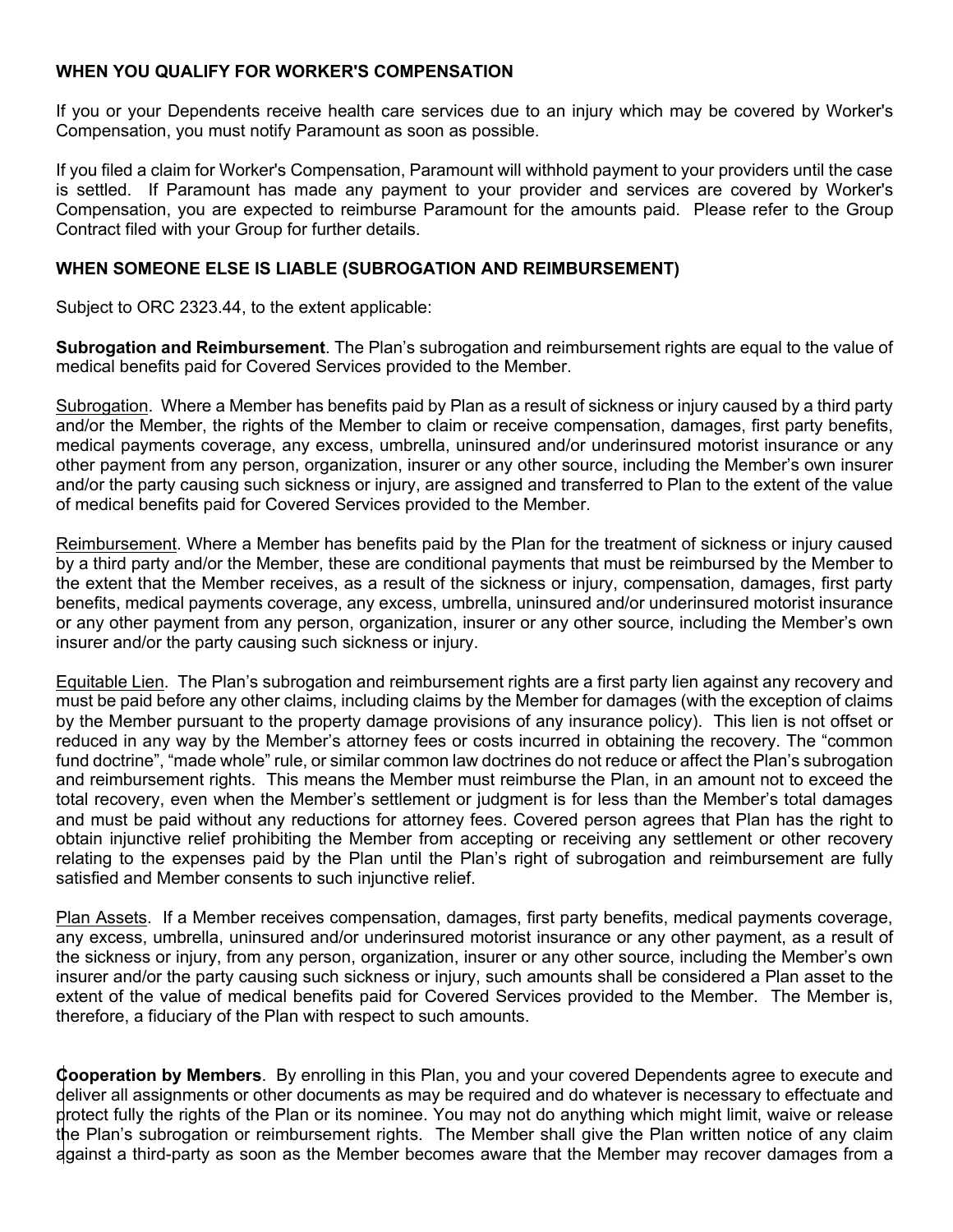### WHEN YOU QUALIFY FOR WORKER'S COMPENSATION

If you or your Dependents receive health care services due to an injury which may be covered by Worker's Compensation, you must notify Paramount as soon as possible.

If you filed a claim for Worker's Compensation, Paramount will withhold payment to your providers until the case is settled. If Paramount has made any payment to your provider and services are covered by Worker's Compensation, you are expected to reimburse Paramount for the amounts paid. Please refer to the Group Contract filed with your Group for further details.

### WHEN SOMEONE ELSE IS LIABLE (SUBROGATION AND REIMBURSEMENT)

Subject to ORC 2323.44, to the extent applicable:

**Subrogation and Reimbursement**. The Plan's subrogation and reimbursement rights are equal to the value of medical benefits paid for Covered Services provided to the Member.

Subrogation. Where a Member has benefits paid by Plan as a result of sickness or injury caused by a third party and/or the Member, the rights of the Member to claim or receive compensation, damages, first party benefits, medical payments coverage, any excess, umbrella, uninsured and/or underinsured motorist insurance or any other payment from any person, organization, insurer or any other source, including the Member's own insurer and/or the party causing such sickness or injury, are assigned and transferred to Plan to the extent of the value of medical benefits paid for Covered Services provided to the Member.

Reimbursement. Where a Member has benefits paid by the Plan for the treatment of sickness or injury caused by a third party and/or the Member, these are conditional payments that must be reimbursed by the Member to the extent that the Member receives, as a result of the sickness or injury, compensation, damages, first party benefits, medical payments coverage, any excess, umbrella, uninsured and/or underinsured motorist insurance or any other payment from any person, organization, insurer or any other source, including the Member's own insurer and/or the party causing such sickness or injury.

Equitable Lien. The Plan's subrogation and reimbursement rights are a first party lien against any recovery and must be paid before any other claims, including claims by the Member for damages (with the exception of claims by the Member pursuant to the property damage provisions of any insurance policy). This lien is not offset or reduced in any way by the Member's attorney fees or costs incurred in obtaining the recovery. The "common fund doctrine", "made whole" rule, or similar common law doctrines do not reduce or affect the Plan's subrogation and reimbursement rights. This means the Member must reimburse the Plan, in an amount not to exceed the total recovery, even when the Member's settlement or judgment is for less than the Member's total damages and must be paid without any reductions for attorney fees. Covered person agrees that Plan has the right to obtain injunctive relief prohibiting the Member from accepting or receiving any settlement or other recovery relating to the expenses paid by the Plan until the Plan's right of subrogation and reimbursement are fully satisfied and Member consents to such injunctive relief.

Plan Assets. If a Member receives compensation, damages, first party benefits, medical payments coverage, any excess, umbrella, uninsured and/or underinsured motorist insurance or any other payment, as a result of the sickness or injury, from any person, organization, insurer or any other source, including the Member's own insurer and/or the party causing such sickness or injury, such amounts shall be considered a Plan asset to the extent of the value of medical benefits paid for Covered Services provided to the Member. The Member is, therefore, a fiduciary of the Plan with respect to such amounts.

**Cooperation by Members**. By enrolling in this Plan, you and your covered Dependents agree to execute and deliver all assignments or other documents as may be required and do whatever is necessary to effectuate and protect fully the rights of the Plan or its nominee. You may not do anything which might limit, waive or release the Plan's subrogation or reimbursement rights. The Member shall give the Plan written notice of any claim against a third-party as soon as the Member becomes aware that the Member may recover damages from a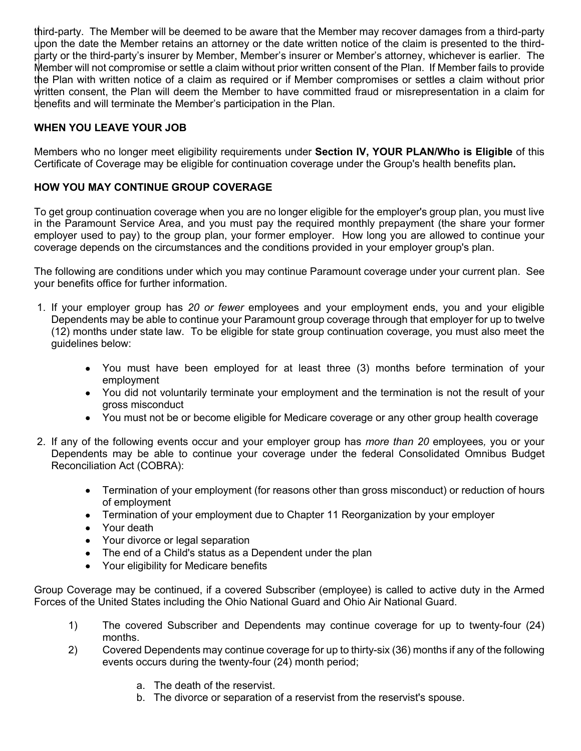third-party. The Member will be deemed to be aware that the Member may recover damages from a third-party upon the date the Member retains an attorney or the date written notice of the claim is presented to the third-party or the third-party's insurer by Member, Member's insurer or Member's attorney, whichever is earlier. The Member will not compromise or settle a claim without prior written consent of the Plan. If Member fails to provide the Plan with written notice of a claim as required or if Member compromises or settles a claim without prior written consent, the Plan will deem the Member to have committed fraud or misrepresentation in a claim for benefits and will terminate the Member's participation in the Plan.

**WHEN YOU LEAVE YOUR JOB**

Members who no longer meet eligibility requirements under **Section IV, YOUR PLAN/Who is Eligible** of this Certificate of Coverage may be eligible for continuation coverage under the Group's health benefits plan**.**

**HOW YOU MAY CONTINUE GROUP COVERAGE**

To get group continuation coverage when you are no longer eligible for the employer's group plan, you must live in the Paramount Service Area, and you must pay the required monthly prepayment (the share your former employer used to pay) to the group plan, your former employer. How long you are allowed to continue your coverage depends on the circumstances and the conditions provided in your employer group's plan.

The following are conditions under which you may continue Paramount coverage under your current plan. See your benefits office for further information.

1. If your employer group has *20 or fewer* employees and your employment ends, you and your eligible Dependents may be able to continue your Paramount group coverage through that employer for up to twelve (12) months under state law. To be eligible for state group continuation coverage, you must also meet the guidelines below:
   - You must have been employed for at least three (3) months before termination of your employment
   - You did not voluntarily terminate your employment and the termination is not the result of your gross misconduct
   - You must not be or become eligible for Medicare coverage or any other group health coverage
2. If any of the following events occur and your employer group has *more than 20* employees*,* you or your Dependents may be able to continue your coverage under the federal Consolidated Omnibus Budget Reconciliation Act (COBRA):
   - Termination of your employment (for reasons other than gross misconduct) or reduction of hours of employment
   - Termination of your employment due to Chapter 11 Reorganization by your employer
   - Your death
   - Your divorce or legal separation
   - The end of a Child's status as a Dependent under the plan
   - Your eligibility for Medicare benefits

Group Coverage may be continued, if a covered Subscriber (employee) is called to active duty in the Armed Forces of the United States including the Ohio National Guard and Ohio Air National Guard.

1) The covered Subscriber and Dependents may continue coverage for up to twenty-four (24) months.
2) Covered Dependents may continue coverage for up to thirty-six (36) months if any of the following events occurs during the twenty-four (24) month period;
   a. The death of the reservist.
   b. The divorce or separation of a reservist from the reservist's spouse.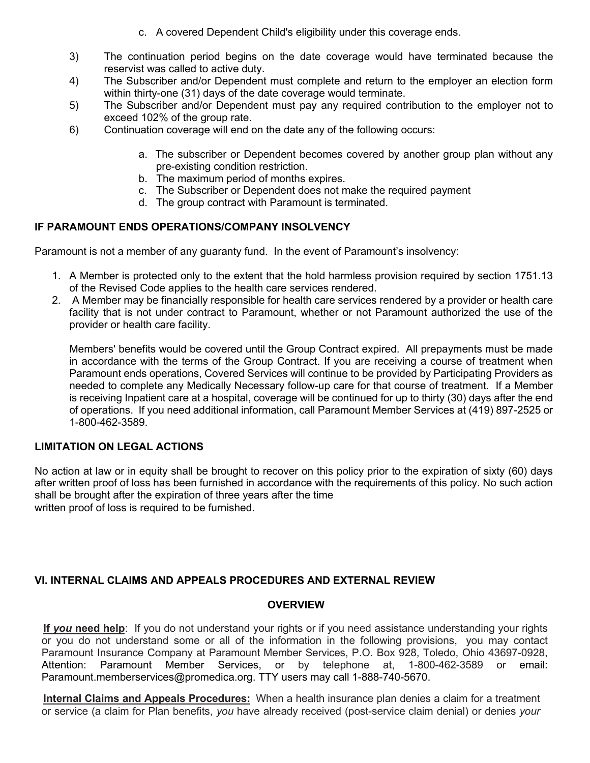c. A covered Dependent Child's eligibility under this coverage ends.

3) The continuation period begins on the date coverage would have terminated because the reservist was called to active duty.
4) The Subscriber and/or Dependent must complete and return to the employer an election form within thirty-one (31) days of the date coverage would terminate.
5) The Subscriber and/or Dependent must pay any required contribution to the employer not to exceed 102% of the group rate.
6) Continuation coverage will end on the date any of the following occurs:

   a. The subscriber or Dependent becomes covered by another group plan without any pre-existing condition restriction.
   b. The maximum period of months expires.
   c. The Subscriber or Dependent does not make the required payment
   d. The group contract with Paramount is terminated.

**IF PARAMOUNT ENDS OPERATIONS/COMPANY INSOLVENCY**

Paramount is not a member of any guaranty fund. In the event of Paramount's insolvency:

1. A Member is protected only to the extent that the hold harmless provision required by section 1751.13 of the Revised Code applies to the health care services rendered.
2. A Member may be financially responsible for health care services rendered by a provider or health care facility that is not under contract to Paramount, whether or not Paramount authorized the use of the provider or health care facility.

   Members' benefits would be covered until the Group Contract expired. All prepayments must be made in accordance with the terms of the Group Contract. If you are receiving a course of treatment when Paramount ends operations, Covered Services will continue to be provided by Participating Providers as needed to complete any Medically Necessary follow-up care for that course of treatment. If a Member is receiving Inpatient care at a hospital, coverage will be continued for up to thirty (30) days after the end of operations. If you need additional information, call Paramount Member Services at (419) 897-2525 or 1-800-462-3589.

**LIMITATION ON LEGAL ACTIONS**

No action at law or in equity shall be brought to recover on this policy prior to the expiration of sixty (60) days after written proof of loss has been furnished in accordance with the requirements of this policy. No such action shall be brought after the expiration of three years after the time written proof of loss is required to be furnished.

## VI. INTERNAL CLAIMS AND APPEALS PROCEDURES AND EXTERNAL REVIEW

### OVERVIEW

**If *you* need help**: If you do not understand your rights or if you need assistance understanding your rights or you do not understand some or all of the information in the following provisions, you may contact Paramount Insurance Company at Paramount Member Services, P.O. Box 928, Toledo, Ohio 43697-0928, Attention: Paramount Member Services, or by telephone at, 1-800-462-3589 or email: Paramount.memberservices@promedica.org. TTY users may call 1-888-740-5670.

**Internal Claims and Appeals Procedures:** When a health insurance plan denies a claim for a treatment or service (a claim for Plan benefits, *you* have already received (post-service claim denial) or denies *your*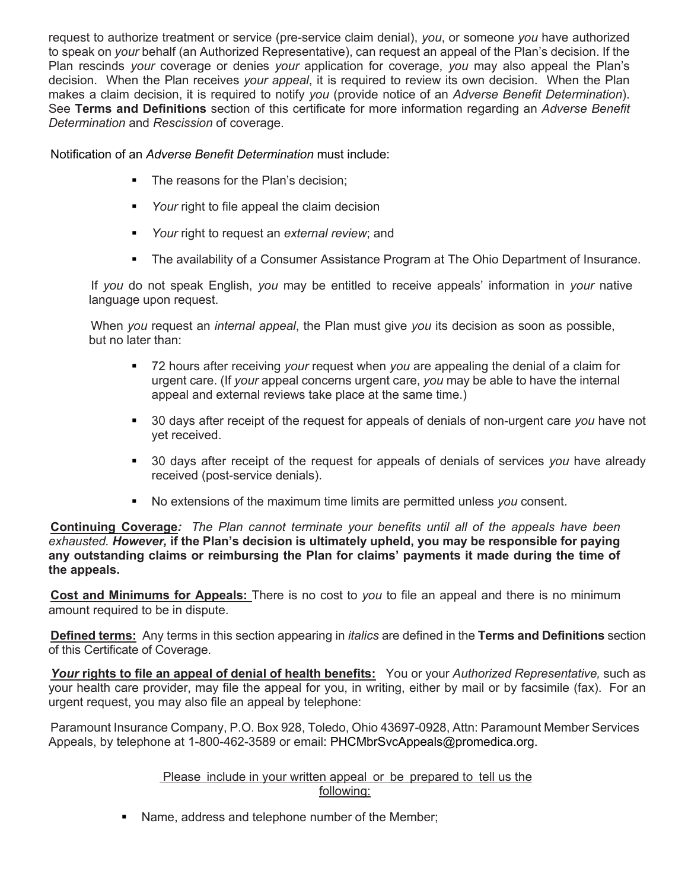request to authorize treatment or service (pre-service claim denial), *you*, or someone *you* have authorized to speak on *your* behalf (an Authorized Representative), can request an appeal of the Plan's decision. If the Plan rescinds *your* coverage or denies *your* application for coverage, *you* may also appeal the Plan's decision. When the Plan receives *your appeal*, it is required to review its own decision. When the Plan makes a claim decision, it is required to notify *you* (provide notice of an *Adverse Benefit Determination*). See **Terms and Definitions** section of this certificate for more information regarding an *Adverse Benefit Determination* and *Rescission* of coverage.

Notification of an *Adverse Benefit Determination* must include:

- The reasons for the Plan's decision;
- *Your* right to file appeal the claim decision
- *Your* right to request an *external review*; and
- The availability of a Consumer Assistance Program at The Ohio Department of Insurance.

If *you* do not speak English, *you* may be entitled to receive appeals' information in *your* native language upon request.

When *you* request an *internal appeal*, the Plan must give *you* its decision as soon as possible, but no later than:

- 72 hours after receiving *your* request when *you* are appealing the denial of a claim for urgent care. (If *your* appeal concerns urgent care, *you* may be able to have the internal appeal and external reviews take place at the same time.)
- 30 days after receipt of the request for appeals of denials of non-urgent care *you* have not yet received.
- 30 days after receipt of the request for appeals of denials of services *you* have already received (post-service denials).
- No extensions of the maximum time limits are permitted unless *you* consent.

**Continuing Coverage***: The Plan cannot terminate your benefits until all of the appeals have been exhausted.* ***However,*** **if the Plan's decision is ultimately upheld, you may be responsible for paying any outstanding claims or reimbursing the Plan for claims' payments it made during the time of the appeals.**

**Cost and Minimums for Appeals:** There is no cost to *you* to file an appeal and there is no minimum amount required to be in dispute.

**Defined terms:** Any terms in this section appearing in *italics* are defined in the **Terms and Definitions** section of this Certificate of Coverage.

***Your*** **rights to file an appeal of denial of health benefits:** You or your *Authorized Representative,* such as your health care provider, may file the appeal for you, in writing, either by mail or by facsimile (fax). For an urgent request, you may also file an appeal by telephone:

Paramount Insurance Company, P.O. Box 928, Toledo, Ohio 43697-0928, Attn: Paramount Member Services Appeals, by telephone at 1-800-462-3589 or email: PHCMbrSvcAppeals@promedica.org.

Please include in your written appeal or be prepared to tell us the following:

- Name, address and telephone number of the Member;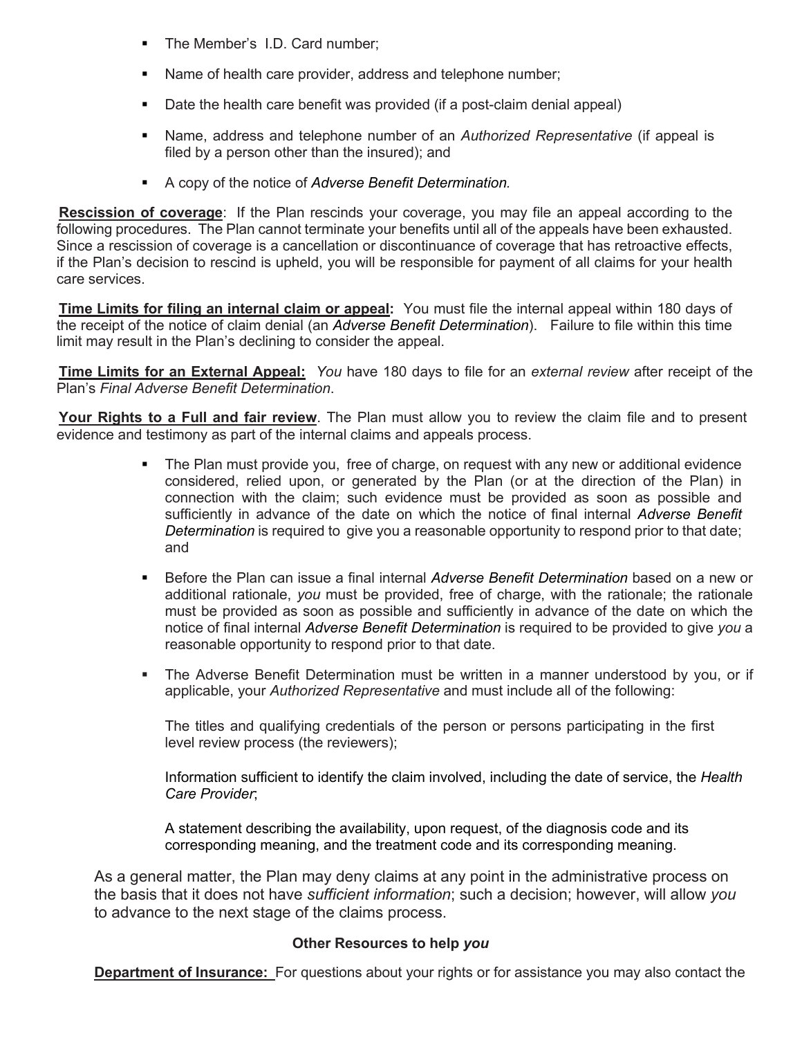- The Member's I.D. Card number;
- Name of health care provider, address and telephone number;
- Date the health care benefit was provided (if a post-claim denial appeal)
- Name, address and telephone number of an *Authorized Representative* (if appeal is filed by a person other than the insured); and
- A copy of the notice of *Adverse Benefit Determination.*

**Rescission of coverage**: If the Plan rescinds your coverage, you may file an appeal according to the following procedures. The Plan cannot terminate your benefits until all of the appeals have been exhausted. Since a rescission of coverage is a cancellation or discontinuance of coverage that has retroactive effects, if the Plan's decision to rescind is upheld, you will be responsible for payment of all claims for your health care services.

**Time Limits for filing an internal claim or appeal:** You must file the internal appeal within 180 days of the receipt of the notice of claim denial (an *Adverse Benefit Determination*). Failure to file within this time limit may result in the Plan's declining to consider the appeal.

**Time Limits for an External Appeal:** *You* have 180 days to file for an *external review* after receipt of the Plan's *Final Adverse Benefit Determination*.

**Your Rights to a Full and fair review**. The Plan must allow you to review the claim file and to present evidence and testimony as part of the internal claims and appeals process.

- The Plan must provide you, free of charge, on request with any new or additional evidence considered, relied upon, or generated by the Plan (or at the direction of the Plan) in connection with the claim; such evidence must be provided as soon as possible and sufficiently in advance of the date on which the notice of final internal *Adverse Benefit Determination* is required to give you a reasonable opportunity to respond prior to that date; and
- Before the Plan can issue a final internal *Adverse Benefit Determination* based on a new or additional rationale, *you* must be provided, free of charge, with the rationale; the rationale must be provided as soon as possible and sufficiently in advance of the date on which the notice of final internal *Adverse Benefit Determination* is required to be provided to give *you* a reasonable opportunity to respond prior to that date.
- The Adverse Benefit Determination must be written in a manner understood by you, or if applicable, your *Authorized Representative* and must include all of the following:

  The titles and qualifying credentials of the person or persons participating in the first level review process (the reviewers);

  Information sufficient to identify the claim involved, including the date of service, the *Health Care Provider*;

  A statement describing the availability, upon request, of the diagnosis code and its corresponding meaning, and the treatment code and its corresponding meaning.

As a general matter, the Plan may deny claims at any point in the administrative process on the basis that it does not have *sufficient information*; such a decision; however, will allow *you* to advance to the next stage of the claims process.

**Other Resources to help *you***

**Department of Insurance:** For questions about your rights or for assistance you may also contact the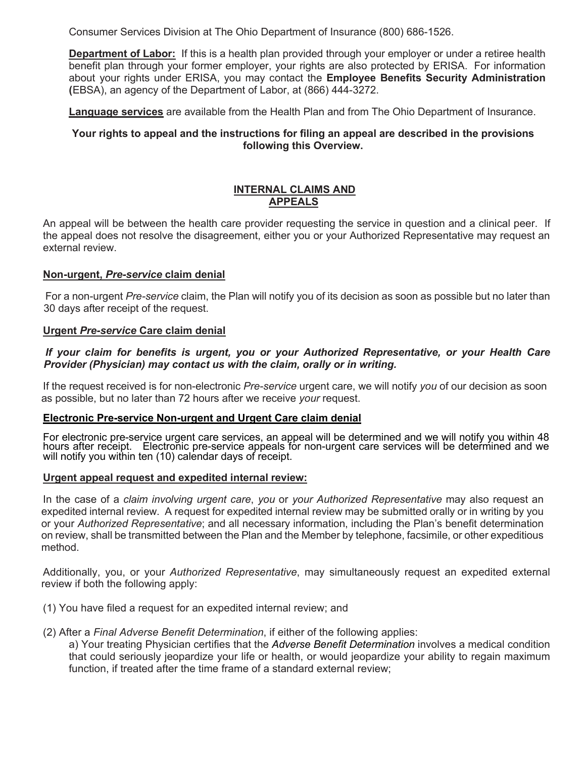Consumer Services Division at The Ohio Department of Insurance (800) 686-1526.

**Department of Labor:** If this is a health plan provided through your employer or under a retiree health benefit plan through your former employer, your rights are also protected by ERISA. For information about your rights under ERISA, you may contact the **Employee Benefits Security Administration (**EBSA), an agency of the Department of Labor, at (866) 444-3272.

**Language services** are available from the Health Plan and from The Ohio Department of Insurance.

**Your rights to appeal and the instructions for filing an appeal are described in the provisions following this Overview.**

## INTERNAL CLAIMS AND APPEALS

An appeal will be between the health care provider requesting the service in question and a clinical peer. If the appeal does not resolve the disagreement, either you or your Authorized Representative may request an external review.

**Non-urgent, *Pre-service* claim denial**

For a non-urgent *Pre-service* claim, the Plan will notify you of its decision as soon as possible but no later than 30 days after receipt of the request.

**Urgent *Pre-service* Care claim denial**

***If your claim for benefits is urgent, you or your Authorized Representative, or your Health Care Provider (Physician) may contact us with the claim, orally or in writing.***

If the request received is for non-electronic *Pre-service* urgent care, we will notify *you* of our decision as soon as possible, but no later than 72 hours after we receive *your* request.

**Electronic Pre-service Non-urgent and Urgent Care claim denial**

For electronic pre-service urgent care services, an appeal will be determined and we will notify you within 48 hours after receipt. Electronic pre-service appeals for non-urgent care services will be determined and we will notify you within ten (10) calendar days of receipt.

**Urgent appeal request and expedited internal review:**

In the case of a *claim involving urgent care*, *you* or *your Authorized Representative* may also request an expedited internal review. A request for expedited internal review may be submitted orally or in writing by you or your *Authorized Representative*; and all necessary information, including the Plan's benefit determination on review, shall be transmitted between the Plan and the Member by telephone, facsimile, or other expeditious method.

Additionally, you, or your *Authorized Representative*, may simultaneously request an expedited external review if both the following apply:

(1) You have filed a request for an expedited internal review; and

(2) After a *Final Adverse Benefit Determination*, if either of the following applies:

a) Your treating Physician certifies that the *Adverse Benefit Determination* involves a medical condition that could seriously jeopardize your life or health, or would jeopardize your ability to regain maximum function, if treated after the time frame of a standard external review;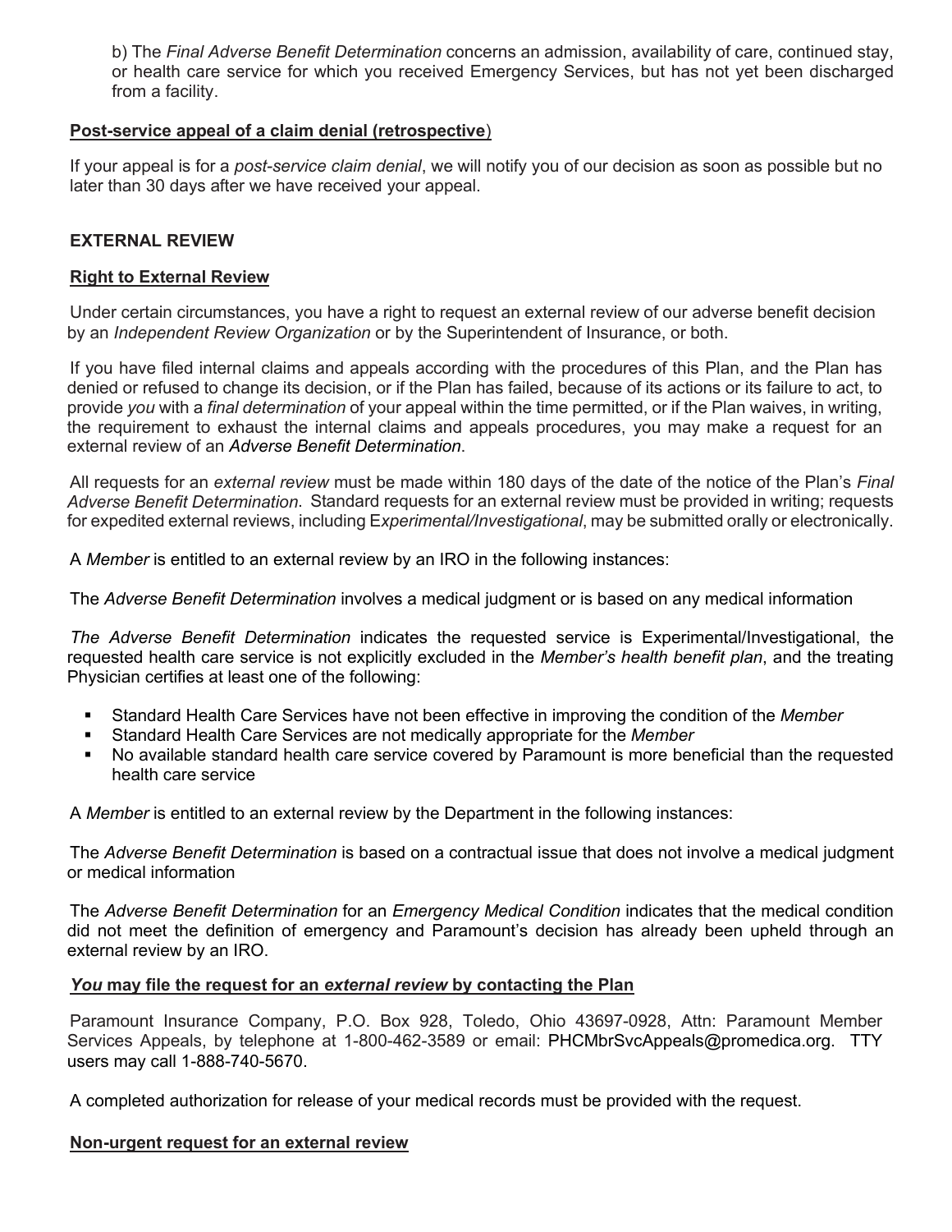b) The *Final Adverse Benefit Determination* concerns an admission, availability of care, continued stay, or health care service for which you received Emergency Services, but has not yet been discharged from a facility.

**Post-service appeal of a claim denial (retrospective**)

If your appeal is for a *post-service claim denial*, we will notify you of our decision as soon as possible but no later than 30 days after we have received your appeal.

## EXTERNAL REVIEW

**Right to External Review**

Under certain circumstances, you have a right to request an external review of our adverse benefit decision by an *Independent Review Organization* or by the Superintendent of Insurance, or both.

If you have filed internal claims and appeals according with the procedures of this Plan, and the Plan has denied or refused to change its decision, or if the Plan has failed, because of its actions or its failure to act, to provide *you* with a *final determination* of your appeal within the time permitted, or if the Plan waives, in writing, the requirement to exhaust the internal claims and appeals procedures, you may make a request for an external review of an *Adverse Benefit Determination*.

All requests for an *external review* must be made within 180 days of the date of the notice of the Plan's *Final Adverse Benefit Determination*. Standard requests for an external review must be provided in writing; requests for expedited external reviews, including E*xperimental/Investigational*, may be submitted orally or electronically.

A *Member* is entitled to an external review by an IRO in the following instances:

The *Adverse Benefit Determination* involves a medical judgment or is based on any medical information

*The Adverse Benefit Determination* indicates the requested service is Experimental/Investigational, the requested health care service is not explicitly excluded in the *Member's health benefit plan*, and the treating Physician certifies at least one of the following:

- Standard Health Care Services have not been effective in improving the condition of the *Member*
- Standard Health Care Services are not medically appropriate for the *Member*
- No available standard health care service covered by Paramount is more beneficial than the requested health care service

A *Member* is entitled to an external review by the Department in the following instances:

The *Adverse Benefit Determination* is based on a contractual issue that does not involve a medical judgment or medical information

The *Adverse Benefit Determination* for an *Emergency Medical Condition* indicates that the medical condition did not meet the definition of emergency and Paramount's decision has already been upheld through an external review by an IRO.

***You* may file the request for an *external review* by contacting the Plan**

Paramount Insurance Company, P.O. Box 928, Toledo, Ohio 43697-0928, Attn: Paramount Member Services Appeals, by telephone at 1-800-462-3589 or email: PHCMbrSvcAppeals@promedica.org. TTY users may call 1-888-740-5670.

A completed authorization for release of your medical records must be provided with the request.

**Non-urgent request for an external review**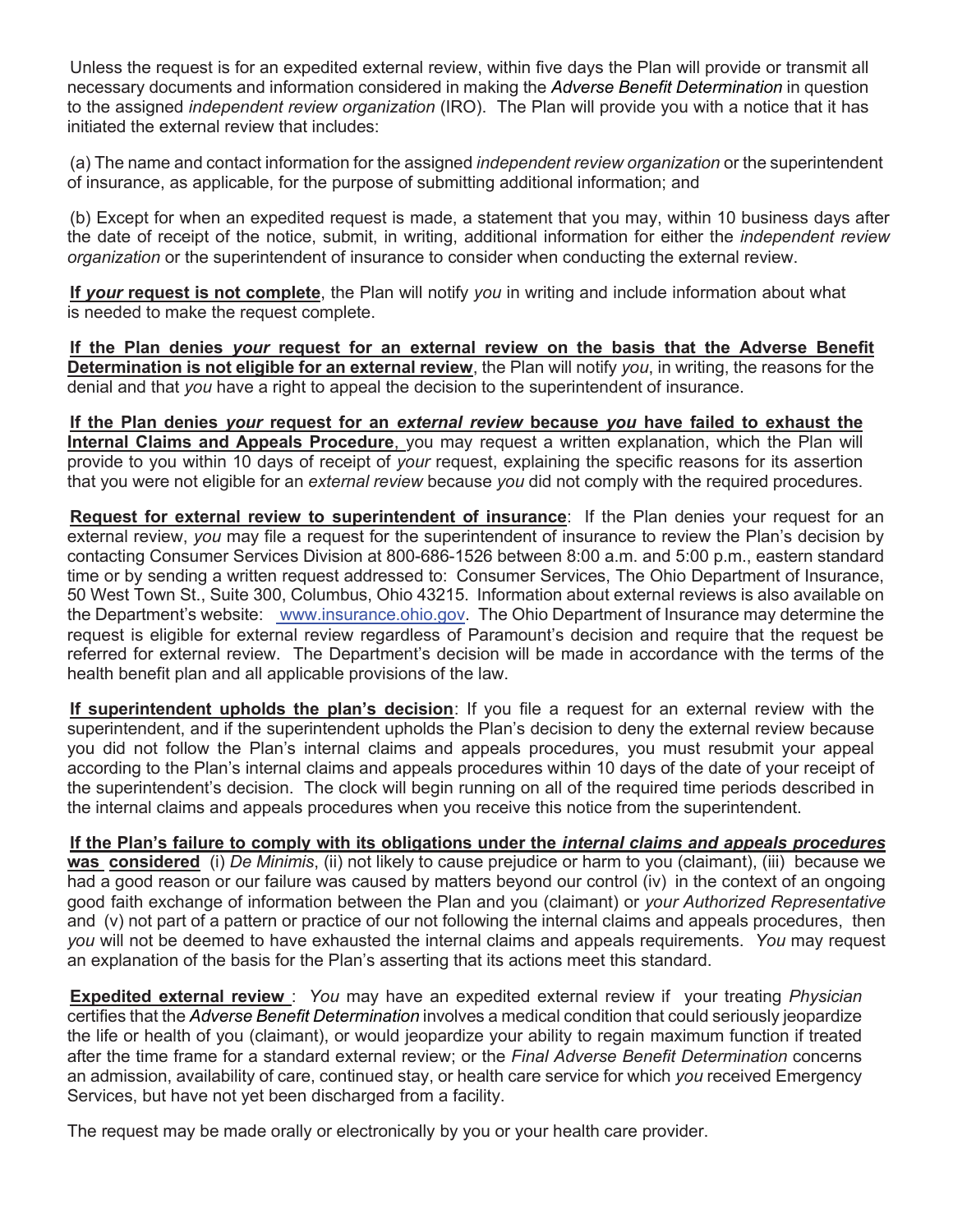Unless the request is for an expedited external review, within five days the Plan will provide or transmit all necessary documents and information considered in making the *Adverse Benefit Determination* in question to the assigned *independent review organization* (IRO). The Plan will provide you with a notice that it has initiated the external review that includes:

(a) The name and contact information for the assigned *independent review organization* or the superintendent of insurance, as applicable, for the purpose of submitting additional information; and

(b) Except for when an expedited request is made, a statement that you may, within 10 business days after the date of receipt of the notice, submit, in writing, additional information for either the *independent review organization* or the superintendent of insurance to consider when conducting the external review.

**If *your* request is not complete**, the Plan will notify *you* in writing and include information about what is needed to make the request complete.

**If the Plan denies *your* request for an external review on the basis that the Adverse Benefit Determination is not eligible for an external review**, the Plan will notify *you*, in writing, the reasons for the denial and that *you* have a right to appeal the decision to the superintendent of insurance.

**If the Plan denies *your* request for an *external review* because *you* have failed to exhaust the Internal Claims and Appeals Procedure**, you may request a written explanation, which the Plan will provide to you within 10 days of receipt of *your* request, explaining the specific reasons for its assertion that you were not eligible for an *external review* because *you* did not comply with the required procedures.

**Request for external review to superintendent of insurance**: If the Plan denies your request for an external review, *you* may file a request for the superintendent of insurance to review the Plan's decision by contacting Consumer Services Division at 800-686-1526 between 8:00 a.m. and 5:00 p.m., eastern standard time or by sending a written request addressed to: Consumer Services, The Ohio Department of Insurance, 50 West Town St., Suite 300, Columbus, Ohio 43215. Information about external reviews is also available on the Department's website: www.insurance.ohio.gov. The Ohio Department of Insurance may determine the request is eligible for external review regardless of Paramount's decision and require that the request be referred for external review. The Department's decision will be made in accordance with the terms of the health benefit plan and all applicable provisions of the law.

**If superintendent upholds the plan's decision**: If you file a request for an external review with the superintendent, and if the superintendent upholds the Plan's decision to deny the external review because you did not follow the Plan's internal claims and appeals procedures, you must resubmit your appeal according to the Plan's internal claims and appeals procedures within 10 days of the date of your receipt of the superintendent's decision. The clock will begin running on all of the required time periods described in the internal claims and appeals procedures when you receive this notice from the superintendent.

**If the Plan's failure to comply with its obligations under the *internal claims and appeals procedures* was considered** (i) *De Minimis*, (ii) not likely to cause prejudice or harm to you (claimant), (iii) because we had a good reason or our failure was caused by matters beyond our control (iv) in the context of an ongoing good faith exchange of information between the Plan and you (claimant) or *your Authorized Representative* and (v) not part of a pattern or practice of our not following the internal claims and appeals procedures, then *you* will not be deemed to have exhausted the internal claims and appeals requirements. *You* may request an explanation of the basis for the Plan's asserting that its actions meet this standard.

**Expedited external review**: *You* may have an expedited external review if your treating *Physician* certifies that the *Adverse Benefit Determination* involves a medical condition that could seriously jeopardize the life or health of you (claimant), or would jeopardize your ability to regain maximum function if treated after the time frame for a standard external review; or the *Final Adverse Benefit Determination* concerns an admission, availability of care, continued stay, or health care service for which *you* received Emergency Services, but have not yet been discharged from a facility.

The request may be made orally or electronically by you or your health care provider.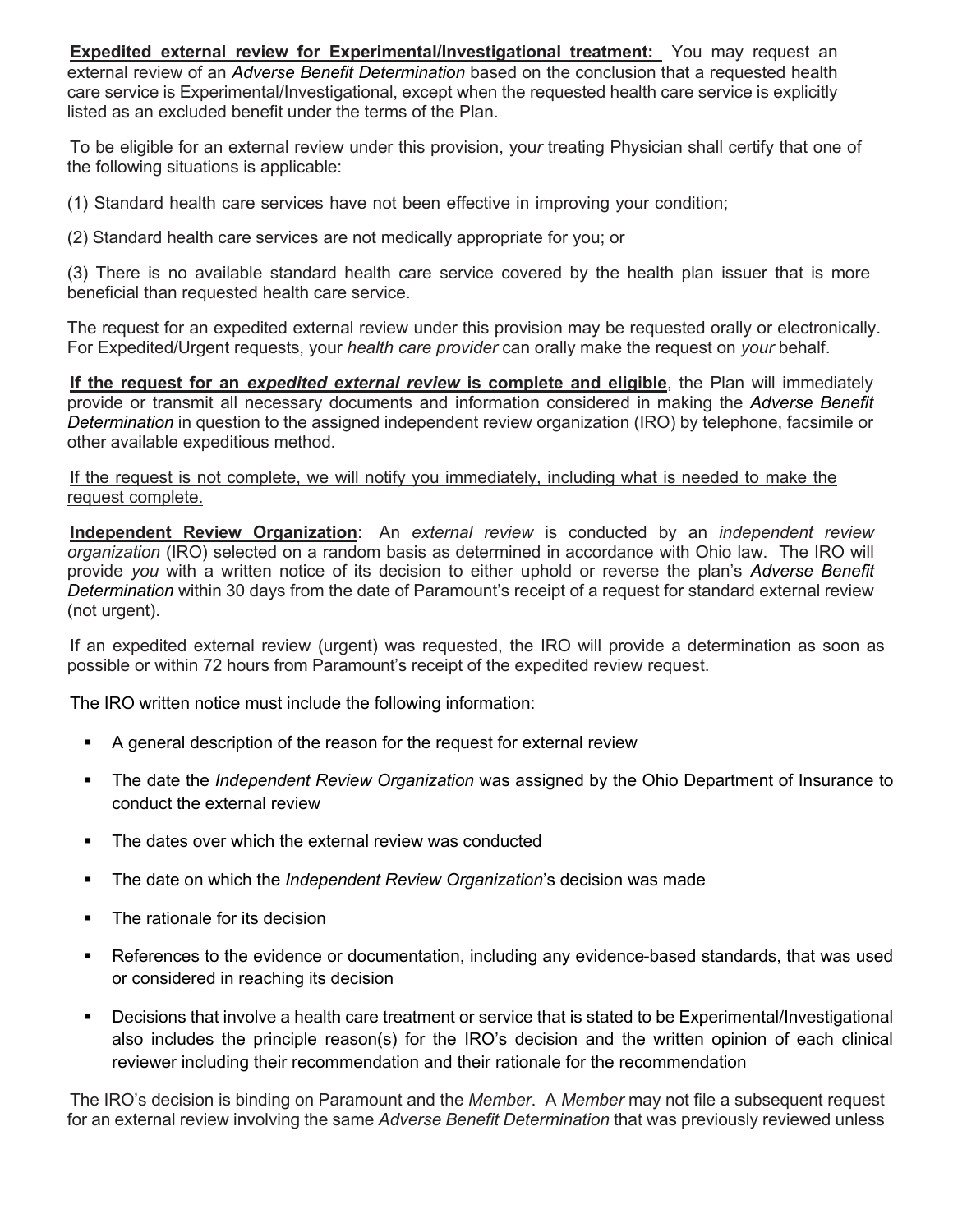**<u>Expedited external review for Experimental/Investigational treatment:</u>** You may request an external review of an *Adverse Benefit Determination* based on the conclusion that a requested health care service is Experimental/Investigational, except when the requested health care service is explicitly listed as an excluded benefit under the terms of the Plan.

To be eligible for an external review under this provision, you*r* treating Physician shall certify that one of the following situations is applicable:

(1) Standard health care services have not been effective in improving your condition;

(2) Standard health care services are not medically appropriate for you; or

(3) There is no available standard health care service covered by the health plan issuer that is more beneficial than requested health care service.

The request for an expedited external review under this provision may be requested orally or electronically. For Expedited/Urgent requests, your *health care provider* can orally make the request on *your* behalf.

**<u>If the request for an *expedited external review* is complete and eligible</u>**, the Plan will immediately provide or transmit all necessary documents and information considered in making the *Adverse Benefit Determination* in question to the assigned independent review organization (IRO) by telephone, facsimile or other available expeditious method.

<u>If the request is not complete, we will notify you immediately, including what is needed to make the request complete.</u>

**<u>Independent Review Organization</u>**: An *external review* is conducted by an *independent review organization* (IRO) selected on a random basis as determined in accordance with Ohio law. The IRO will provide *you* with a written notice of its decision to either uphold or reverse the plan's *Adverse Benefit Determination* within 30 days from the date of Paramount's receipt of a request for standard external review (not urgent).

If an expedited external review (urgent) was requested, the IRO will provide a determination as soon as possible or within 72 hours from Paramount's receipt of the expedited review request.

The IRO written notice must include the following information:

- A general description of the reason for the request for external review
- The date the *Independent Review Organization* was assigned by the Ohio Department of Insurance to conduct the external review
- The dates over which the external review was conducted
- The date on which the *Independent Review Organization*'s decision was made
- The rationale for its decision
- References to the evidence or documentation, including any evidence-based standards, that was used or considered in reaching its decision
- Decisions that involve a health care treatment or service that is stated to be Experimental/Investigational also includes the principle reason(s) for the IRO's decision and the written opinion of each clinical reviewer including their recommendation and their rationale for the recommendation

The IRO's decision is binding on Paramount and the *Member*. A *Member* may not file a subsequent request for an external review involving the same *Adverse Benefit Determination* that was previously reviewed unless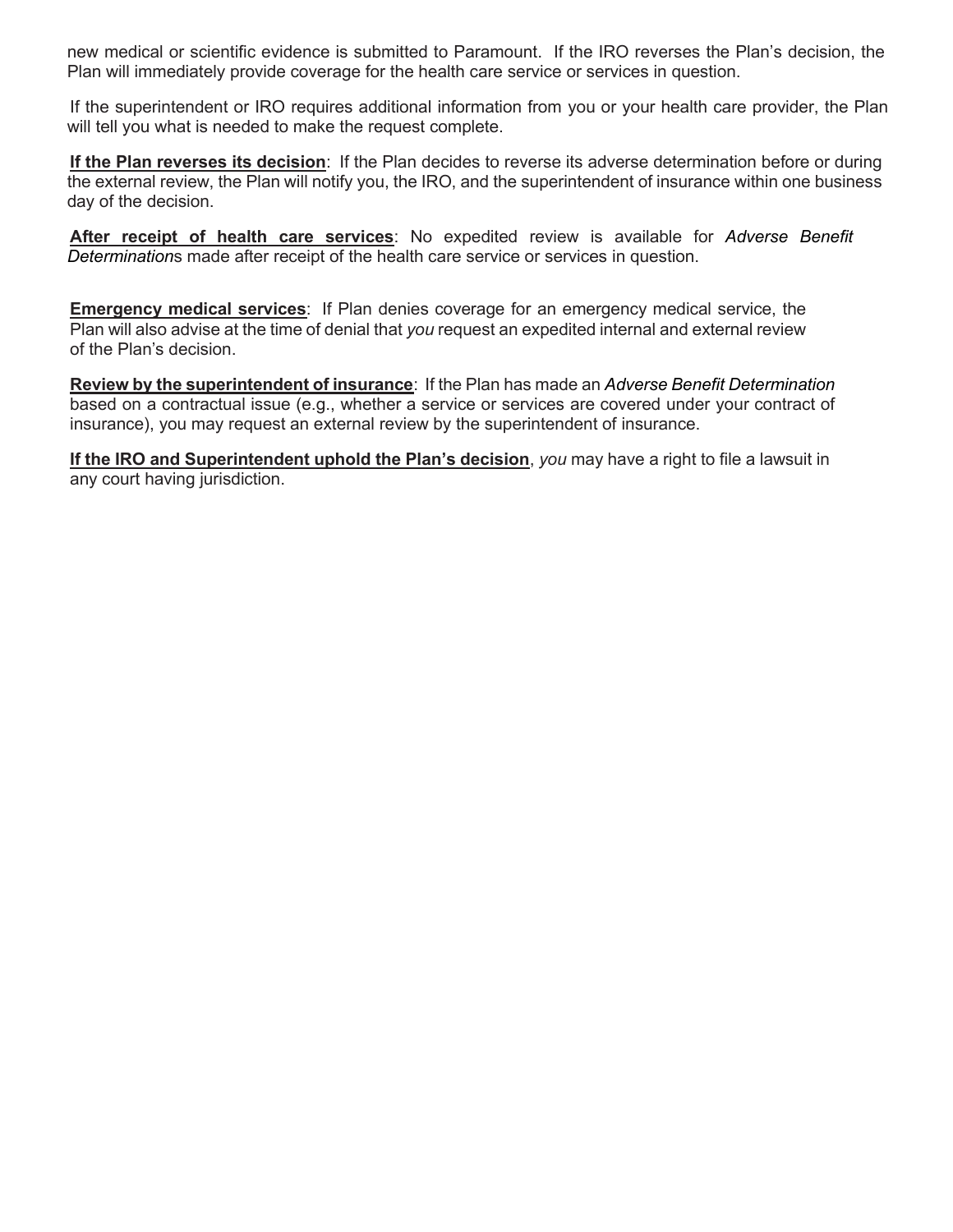new medical or scientific evidence is submitted to Paramount. If the IRO reverses the Plan's decision, the Plan will immediately provide coverage for the health care service or services in question.

If the superintendent or IRO requires additional information from you or your health care provider, the Plan will tell you what is needed to make the request complete.

**If the Plan reverses its decision**: If the Plan decides to reverse its adverse determination before or during the external review, the Plan will notify you, the IRO, and the superintendent of insurance within one business day of the decision.

**After receipt of health care services**: No expedited review is available for *Adverse Benefit Determination*s made after receipt of the health care service or services in question.

**Emergency medical services**: If Plan denies coverage for an emergency medical service, the Plan will also advise at the time of denial that *you* request an expedited internal and external review of the Plan's decision.

**Review by the superintendent of insurance**: If the Plan has made an *Adverse Benefit Determination* based on a contractual issue (e.g., whether a service or services are covered under your contract of insurance), you may request an external review by the superintendent of insurance.

**If the IRO and Superintendent uphold the Plan's decision**, *you* may have a right to file a lawsuit in any court having jurisdiction.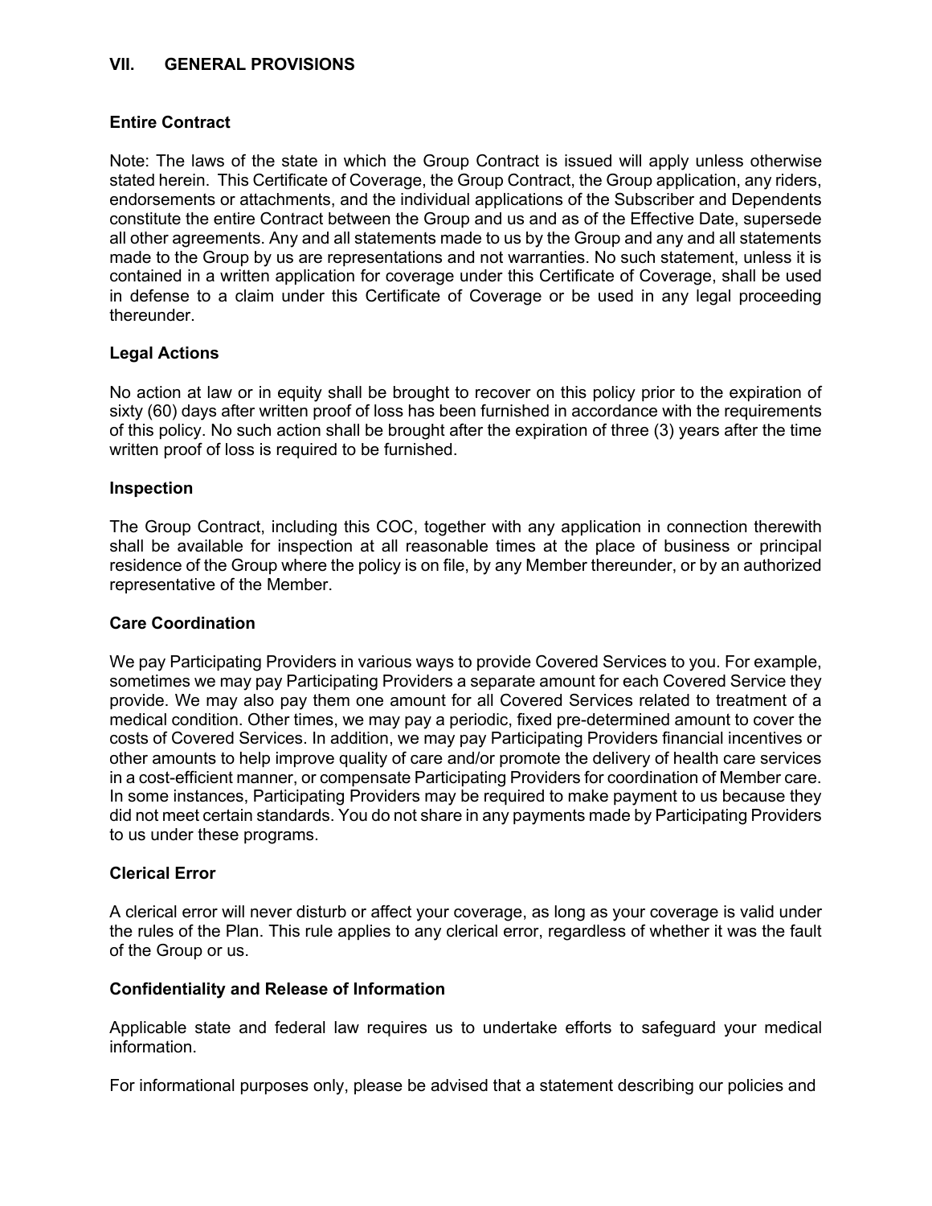## VII. GENERAL PROVISIONS

### Entire Contract

Note: The laws of the state in which the Group Contract is issued will apply unless otherwise stated herein. This Certificate of Coverage, the Group Contract, the Group application, any riders, endorsements or attachments, and the individual applications of the Subscriber and Dependents constitute the entire Contract between the Group and us and as of the Effective Date, supersede all other agreements. Any and all statements made to us by the Group and any and all statements made to the Group by us are representations and not warranties. No such statement, unless it is contained in a written application for coverage under this Certificate of Coverage, shall be used in defense to a claim under this Certificate of Coverage or be used in any legal proceeding thereunder.

### Legal Actions

No action at law or in equity shall be brought to recover on this policy prior to the expiration of sixty (60) days after written proof of loss has been furnished in accordance with the requirements of this policy. No such action shall be brought after the expiration of three (3) years after the time written proof of loss is required to be furnished.

### Inspection

The Group Contract, including this COC, together with any application in connection therewith shall be available for inspection at all reasonable times at the place of business or principal residence of the Group where the policy is on file, by any Member thereunder, or by an authorized representative of the Member.

### Care Coordination

We pay Participating Providers in various ways to provide Covered Services to you. For example, sometimes we may pay Participating Providers a separate amount for each Covered Service they provide. We may also pay them one amount for all Covered Services related to treatment of a medical condition. Other times, we may pay a periodic, fixed pre-determined amount to cover the costs of Covered Services. In addition, we may pay Participating Providers financial incentives or other amounts to help improve quality of care and/or promote the delivery of health care services in a cost-efficient manner, or compensate Participating Providers for coordination of Member care. In some instances, Participating Providers may be required to make payment to us because they did not meet certain standards. You do not share in any payments made by Participating Providers to us under these programs.

### Clerical Error

A clerical error will never disturb or affect your coverage, as long as your coverage is valid under the rules of the Plan. This rule applies to any clerical error, regardless of whether it was the fault of the Group or us.

### Confidentiality and Release of Information

Applicable state and federal law requires us to undertake efforts to safeguard your medical information.

For informational purposes only, please be advised that a statement describing our policies and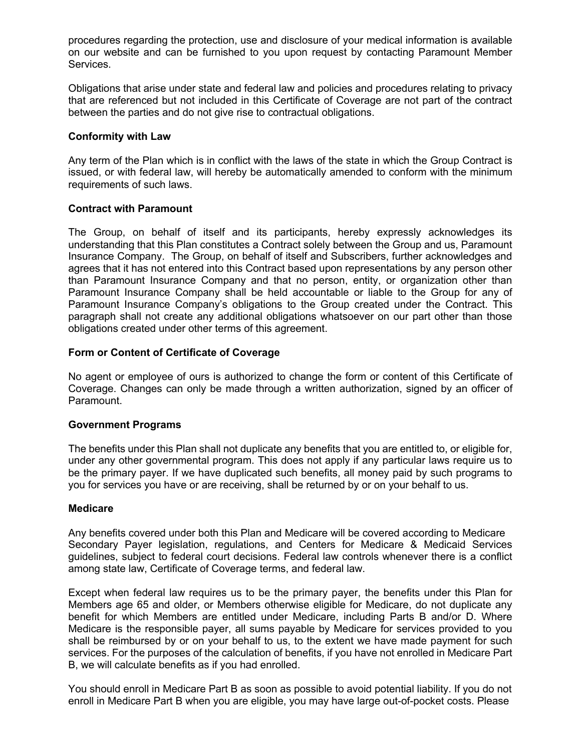procedures regarding the protection, use and disclosure of your medical information is available on our website and can be furnished to you upon request by contacting Paramount Member Services.

Obligations that arise under state and federal law and policies and procedures relating to privacy that are referenced but not included in this Certificate of Coverage are not part of the contract between the parties and do not give rise to contractual obligations.

**Conformity with Law**

Any term of the Plan which is in conflict with the laws of the state in which the Group Contract is issued, or with federal law, will hereby be automatically amended to conform with the minimum requirements of such laws.

**Contract with Paramount**

The Group, on behalf of itself and its participants, hereby expressly acknowledges its understanding that this Plan constitutes a Contract solely between the Group and us, Paramount Insurance Company. The Group, on behalf of itself and Subscribers, further acknowledges and agrees that it has not entered into this Contract based upon representations by any person other than Paramount Insurance Company and that no person, entity, or organization other than Paramount Insurance Company shall be held accountable or liable to the Group for any of Paramount Insurance Company's obligations to the Group created under the Contract. This paragraph shall not create any additional obligations whatsoever on our part other than those obligations created under other terms of this agreement.

**Form or Content of Certificate of Coverage**

No agent or employee of ours is authorized to change the form or content of this Certificate of Coverage. Changes can only be made through a written authorization, signed by an officer of Paramount.

**Government Programs**

The benefits under this Plan shall not duplicate any benefits that you are entitled to, or eligible for, under any other governmental program. This does not apply if any particular laws require us to be the primary payer. If we have duplicated such benefits, all money paid by such programs to you for services you have or are receiving, shall be returned by or on your behalf to us.

**Medicare**

Any benefits covered under both this Plan and Medicare will be covered according to Medicare Secondary Payer legislation, regulations, and Centers for Medicare & Medicaid Services guidelines, subject to federal court decisions. Federal law controls whenever there is a conflict among state law, Certificate of Coverage terms, and federal law.

Except when federal law requires us to be the primary payer, the benefits under this Plan for Members age 65 and older, or Members otherwise eligible for Medicare, do not duplicate any benefit for which Members are entitled under Medicare, including Parts B and/or D. Where Medicare is the responsible payer, all sums payable by Medicare for services provided to you shall be reimbursed by or on your behalf to us, to the extent we have made payment for such services. For the purposes of the calculation of benefits, if you have not enrolled in Medicare Part B, we will calculate benefits as if you had enrolled.

You should enroll in Medicare Part B as soon as possible to avoid potential liability. If you do not enroll in Medicare Part B when you are eligible, you may have large out-of-pocket costs. Please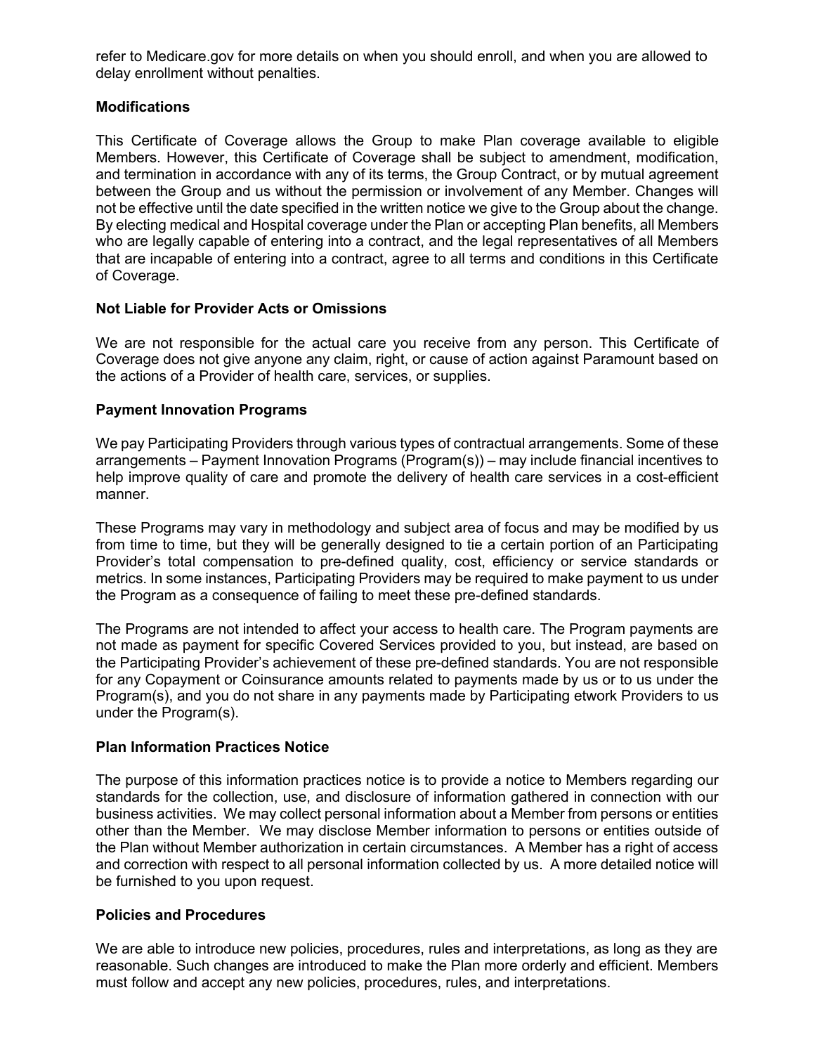refer to Medicare.gov for more details on when you should enroll, and when you are allowed to delay enrollment without penalties.

**Modifications**

This Certificate of Coverage allows the Group to make Plan coverage available to eligible Members. However, this Certificate of Coverage shall be subject to amendment, modification, and termination in accordance with any of its terms, the Group Contract, or by mutual agreement between the Group and us without the permission or involvement of any Member. Changes will not be effective until the date specified in the written notice we give to the Group about the change. By electing medical and Hospital coverage under the Plan or accepting Plan benefits, all Members who are legally capable of entering into a contract, and the legal representatives of all Members that are incapable of entering into a contract, agree to all terms and conditions in this Certificate of Coverage.

**Not Liable for Provider Acts or Omissions**

We are not responsible for the actual care you receive from any person. This Certificate of Coverage does not give anyone any claim, right, or cause of action against Paramount based on the actions of a Provider of health care, services, or supplies.

**Payment Innovation Programs**

We pay Participating Providers through various types of contractual arrangements. Some of these arrangements – Payment Innovation Programs (Program(s)) – may include financial incentives to help improve quality of care and promote the delivery of health care services in a cost-efficient manner.

These Programs may vary in methodology and subject area of focus and may be modified by us from time to time, but they will be generally designed to tie a certain portion of an Participating Provider's total compensation to pre-defined quality, cost, efficiency or service standards or metrics. In some instances, Participating Providers may be required to make payment to us under the Program as a consequence of failing to meet these pre-defined standards.

The Programs are not intended to affect your access to health care. The Program payments are not made as payment for specific Covered Services provided to you, but instead, are based on the Participating Provider's achievement of these pre-defined standards. You are not responsible for any Copayment or Coinsurance amounts related to payments made by us or to us under the Program(s), and you do not share in any payments made by Participating etwork Providers to us under the Program(s).

**Plan Information Practices Notice**

The purpose of this information practices notice is to provide a notice to Members regarding our standards for the collection, use, and disclosure of information gathered in connection with our business activities. We may collect personal information about a Member from persons or entities other than the Member. We may disclose Member information to persons or entities outside of the Plan without Member authorization in certain circumstances. A Member has a right of access and correction with respect to all personal information collected by us. A more detailed notice will be furnished to you upon request.

**Policies and Procedures**

We are able to introduce new policies, procedures, rules and interpretations, as long as they are reasonable. Such changes are introduced to make the Plan more orderly and efficient. Members must follow and accept any new policies, procedures, rules, and interpretations.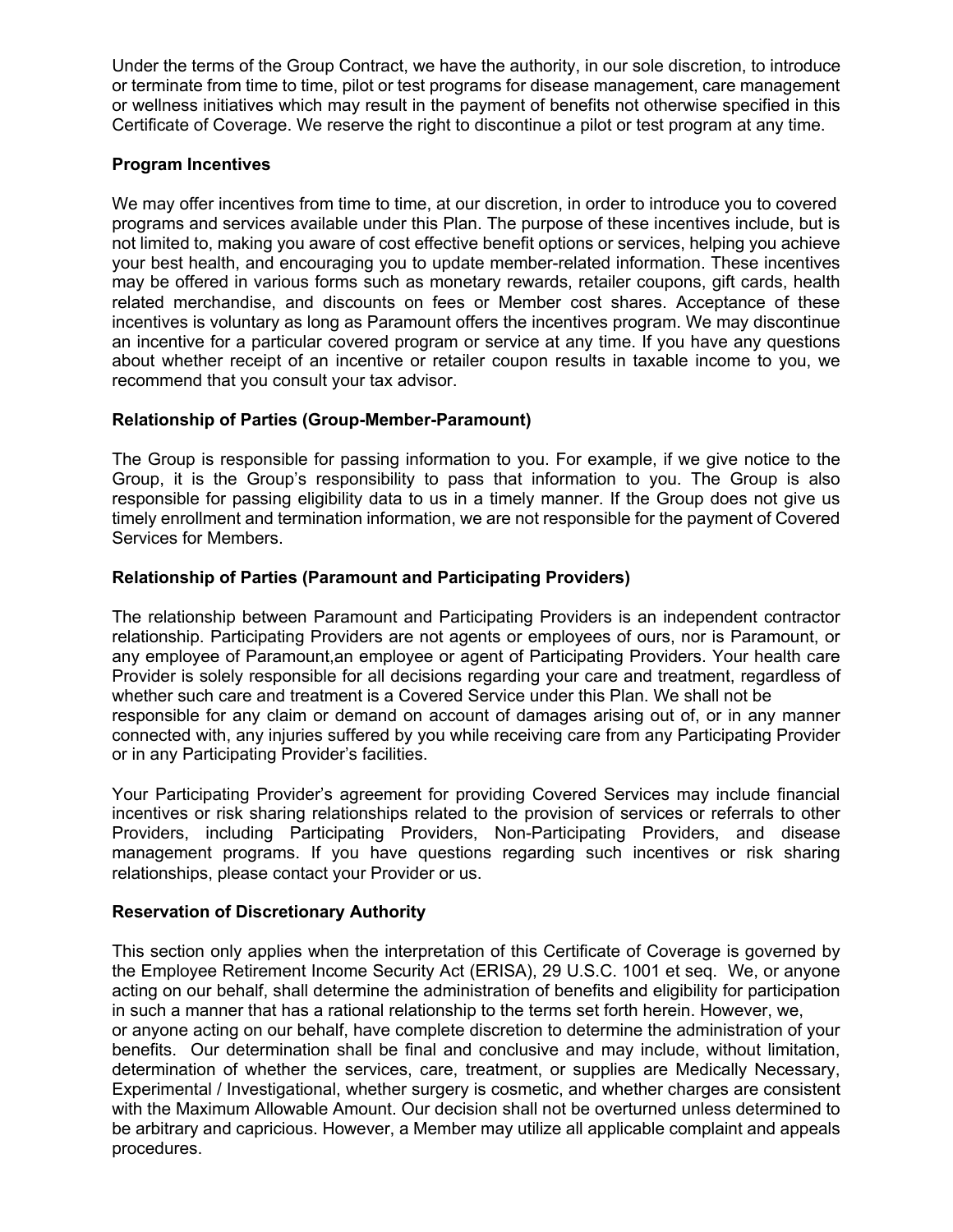Under the terms of the Group Contract, we have the authority, in our sole discretion, to introduce or terminate from time to time, pilot or test programs for disease management, care management or wellness initiatives which may result in the payment of benefits not otherwise specified in this Certificate of Coverage. We reserve the right to discontinue a pilot or test program at any time.

**Program Incentives**

We may offer incentives from time to time, at our discretion, in order to introduce you to covered programs and services available under this Plan. The purpose of these incentives include, but is not limited to, making you aware of cost effective benefit options or services, helping you achieve your best health, and encouraging you to update member-related information. These incentives may be offered in various forms such as monetary rewards, retailer coupons, gift cards, health related merchandise, and discounts on fees or Member cost shares. Acceptance of these incentives is voluntary as long as Paramount offers the incentives program. We may discontinue an incentive for a particular covered program or service at any time. If you have any questions about whether receipt of an incentive or retailer coupon results in taxable income to you, we recommend that you consult your tax advisor.

**Relationship of Parties (Group-Member-Paramount)**

The Group is responsible for passing information to you. For example, if we give notice to the Group, it is the Group's responsibility to pass that information to you. The Group is also responsible for passing eligibility data to us in a timely manner. If the Group does not give us timely enrollment and termination information, we are not responsible for the payment of Covered Services for Members.

**Relationship of Parties (Paramount and Participating Providers)**

The relationship between Paramount and Participating Providers is an independent contractor relationship. Participating Providers are not agents or employees of ours, nor is Paramount, or any employee of Paramount,an employee or agent of Participating Providers. Your health care Provider is solely responsible for all decisions regarding your care and treatment, regardless of whether such care and treatment is a Covered Service under this Plan. We shall not be responsible for any claim or demand on account of damages arising out of, or in any manner connected with, any injuries suffered by you while receiving care from any Participating Provider or in any Participating Provider's facilities.

Your Participating Provider's agreement for providing Covered Services may include financial incentives or risk sharing relationships related to the provision of services or referrals to other Providers, including Participating Providers, Non-Participating Providers, and disease management programs. If you have questions regarding such incentives or risk sharing relationships, please contact your Provider or us.

**Reservation of Discretionary Authority**

This section only applies when the interpretation of this Certificate of Coverage is governed by the Employee Retirement Income Security Act (ERISA), 29 U.S.C. 1001 et seq. We, or anyone acting on our behalf, shall determine the administration of benefits and eligibility for participation in such a manner that has a rational relationship to the terms set forth herein. However, we, or anyone acting on our behalf, have complete discretion to determine the administration of your benefits. Our determination shall be final and conclusive and may include, without limitation, determination of whether the services, care, treatment, or supplies are Medically Necessary, Experimental / Investigational, whether surgery is cosmetic, and whether charges are consistent with the Maximum Allowable Amount. Our decision shall not be overturned unless determined to be arbitrary and capricious. However, a Member may utilize all applicable complaint and appeals procedures.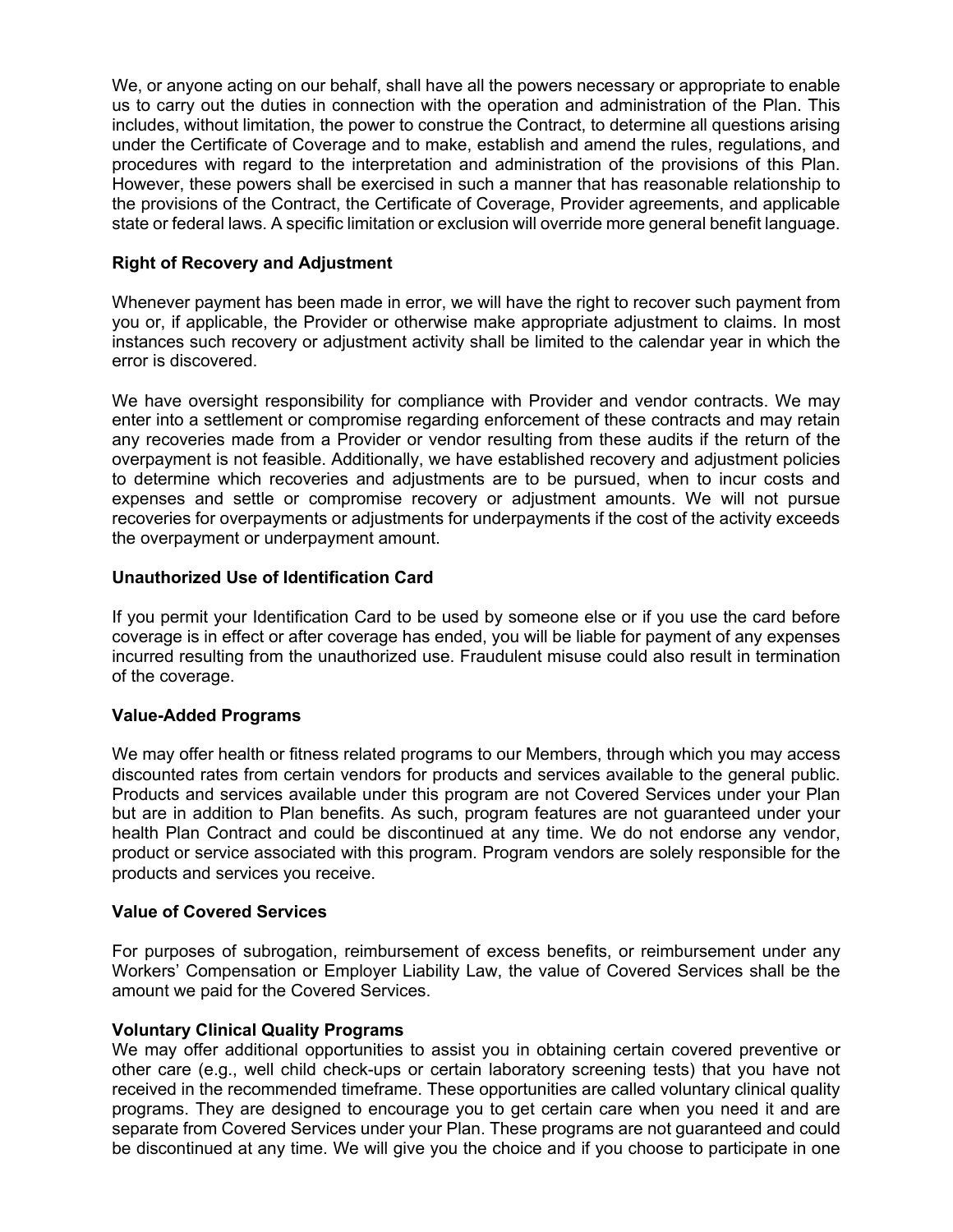We, or anyone acting on our behalf, shall have all the powers necessary or appropriate to enable us to carry out the duties in connection with the operation and administration of the Plan. This includes, without limitation, the power to construe the Contract, to determine all questions arising under the Certificate of Coverage and to make, establish and amend the rules, regulations, and procedures with regard to the interpretation and administration of the provisions of this Plan. However, these powers shall be exercised in such a manner that has reasonable relationship to the provisions of the Contract, the Certificate of Coverage, Provider agreements, and applicable state or federal laws. A specific limitation or exclusion will override more general benefit language.

**Right of Recovery and Adjustment**

Whenever payment has been made in error, we will have the right to recover such payment from you or, if applicable, the Provider or otherwise make appropriate adjustment to claims. In most instances such recovery or adjustment activity shall be limited to the calendar year in which the error is discovered.

We have oversight responsibility for compliance with Provider and vendor contracts. We may enter into a settlement or compromise regarding enforcement of these contracts and may retain any recoveries made from a Provider or vendor resulting from these audits if the return of the overpayment is not feasible. Additionally, we have established recovery and adjustment policies to determine which recoveries and adjustments are to be pursued, when to incur costs and expenses and settle or compromise recovery or adjustment amounts. We will not pursue recoveries for overpayments or adjustments for underpayments if the cost of the activity exceeds the overpayment or underpayment amount.

**Unauthorized Use of Identification Card**

If you permit your Identification Card to be used by someone else or if you use the card before coverage is in effect or after coverage has ended, you will be liable for payment of any expenses incurred resulting from the unauthorized use. Fraudulent misuse could also result in termination of the coverage.

**Value-Added Programs**

We may offer health or fitness related programs to our Members, through which you may access discounted rates from certain vendors for products and services available to the general public. Products and services available under this program are not Covered Services under your Plan but are in addition to Plan benefits. As such, program features are not guaranteed under your health Plan Contract and could be discontinued at any time. We do not endorse any vendor, product or service associated with this program. Program vendors are solely responsible for the products and services you receive.

**Value of Covered Services**

For purposes of subrogation, reimbursement of excess benefits, or reimbursement under any Workers' Compensation or Employer Liability Law, the value of Covered Services shall be the amount we paid for the Covered Services.

**Voluntary Clinical Quality Programs**

We may offer additional opportunities to assist you in obtaining certain covered preventive or other care (e.g., well child check-ups or certain laboratory screening tests) that you have not received in the recommended timeframe. These opportunities are called voluntary clinical quality programs. They are designed to encourage you to get certain care when you need it and are separate from Covered Services under your Plan. These programs are not guaranteed and could be discontinued at any time. We will give you the choice and if you choose to participate in one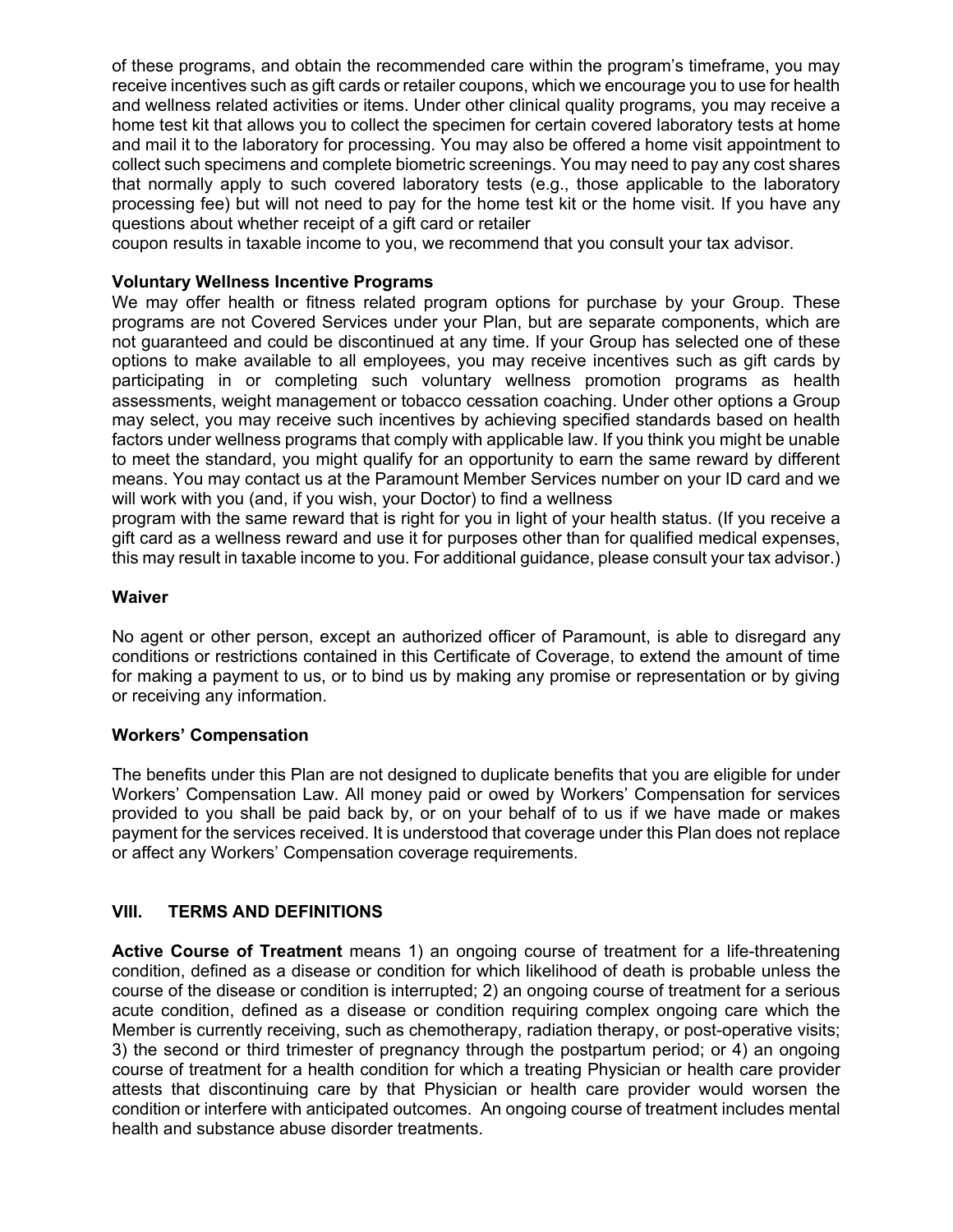of these programs, and obtain the recommended care within the program's timeframe, you may receive incentives such as gift cards or retailer coupons, which we encourage you to use for health and wellness related activities or items. Under other clinical quality programs, you may receive a home test kit that allows you to collect the specimen for certain covered laboratory tests at home and mail it to the laboratory for processing. You may also be offered a home visit appointment to collect such specimens and complete biometric screenings. You may need to pay any cost shares that normally apply to such covered laboratory tests (e.g., those applicable to the laboratory processing fee) but will not need to pay for the home test kit or the home visit. If you have any questions about whether receipt of a gift card or retailer coupon results in taxable income to you, we recommend that you consult your tax advisor.

**Voluntary Wellness Incentive Programs**

We may offer health or fitness related program options for purchase by your Group. These programs are not Covered Services under your Plan, but are separate components, which are not guaranteed and could be discontinued at any time. If your Group has selected one of these options to make available to all employees, you may receive incentives such as gift cards by participating in or completing such voluntary wellness promotion programs as health assessments, weight management or tobacco cessation coaching. Under other options a Group may select, you may receive such incentives by achieving specified standards based on health factors under wellness programs that comply with applicable law. If you think you might be unable to meet the standard, you might qualify for an opportunity to earn the same reward by different means. You may contact us at the Paramount Member Services number on your ID card and we will work with you (and, if you wish, your Doctor) to find a wellness program with the same reward that is right for you in light of your health status. (If you receive a gift card as a wellness reward and use it for purposes other than for qualified medical expenses, this may result in taxable income to you. For additional guidance, please consult your tax advisor.)

**Waiver**

No agent or other person, except an authorized officer of Paramount, is able to disregard any conditions or restrictions contained in this Certificate of Coverage, to extend the amount of time for making a payment to us, or to bind us by making any promise or representation or by giving or receiving any information.

**Workers' Compensation**

The benefits under this Plan are not designed to duplicate benefits that you are eligible for under Workers' Compensation Law. All money paid or owed by Workers' Compensation for services provided to you shall be paid back by, or on your behalf of to us if we have made or makes payment for the services received. It is understood that coverage under this Plan does not replace or affect any Workers' Compensation coverage requirements.

## VIII. TERMS AND DEFINITIONS

**Active Course of Treatment** means 1) an ongoing course of treatment for a life-threatening condition, defined as a disease or condition for which likelihood of death is probable unless the course of the disease or condition is interrupted; 2) an ongoing course of treatment for a serious acute condition, defined as a disease or condition requiring complex ongoing care which the Member is currently receiving, such as chemotherapy, radiation therapy, or post-operative visits; 3) the second or third trimester of pregnancy through the postpartum period; or 4) an ongoing course of treatment for a health condition for which a treating Physician or health care provider attests that discontinuing care by that Physician or health care provider would worsen the condition or interfere with anticipated outcomes. An ongoing course of treatment includes mental health and substance abuse disorder treatments.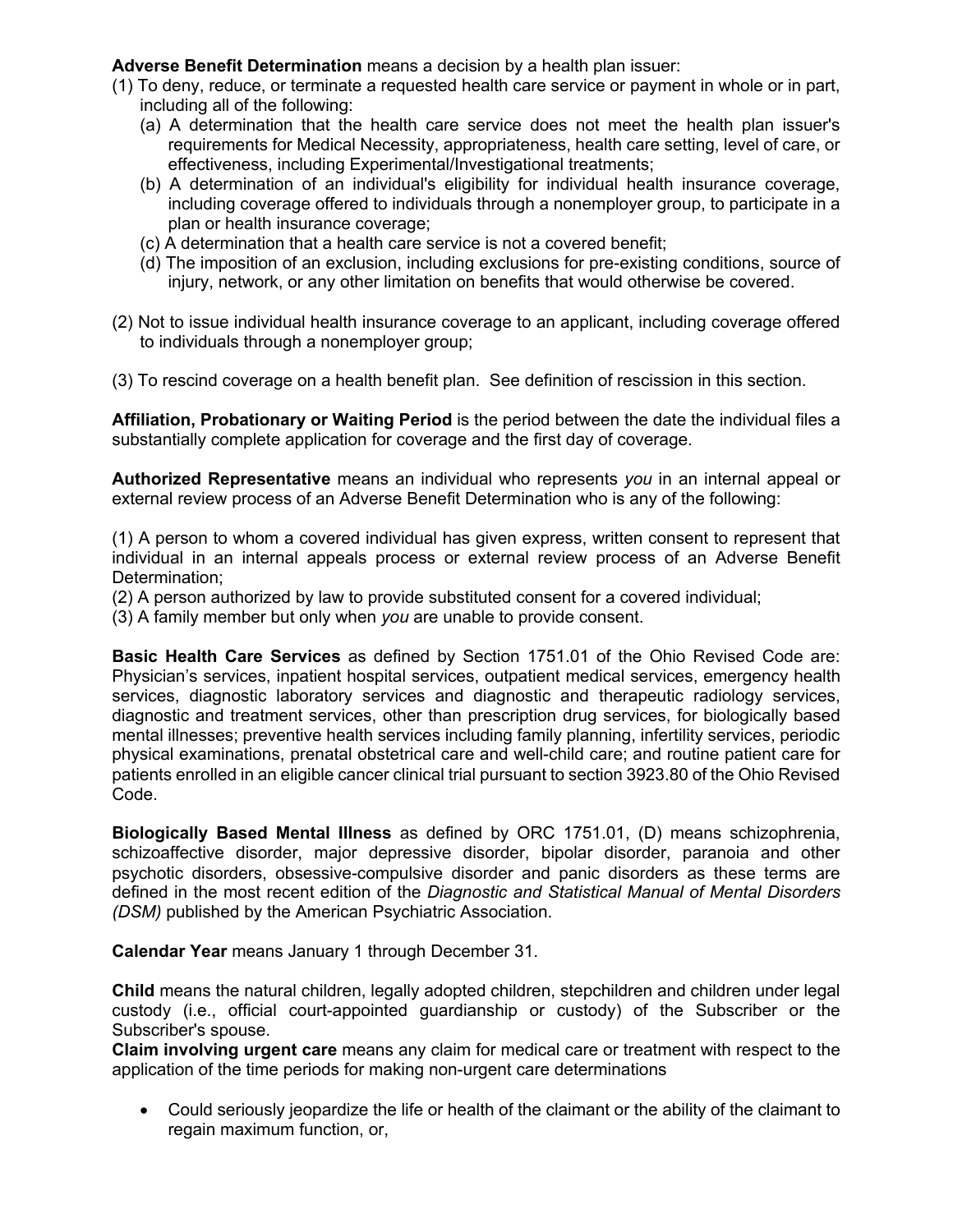**Adverse Benefit Determination** means a decision by a health plan issuer:

(1) To deny, reduce, or terminate a requested health care service or payment in whole or in part, including all of the following:

  (a) A determination that the health care service does not meet the health plan issuer's requirements for Medical Necessity, appropriateness, health care setting, level of care, or effectiveness, including Experimental/Investigational treatments;

  (b) A determination of an individual's eligibility for individual health insurance coverage, including coverage offered to individuals through a nonemployer group, to participate in a plan or health insurance coverage;

  (c) A determination that a health care service is not a covered benefit;

  (d) The imposition of an exclusion, including exclusions for pre-existing conditions, source of injury, network, or any other limitation on benefits that would otherwise be covered.

(2) Not to issue individual health insurance coverage to an applicant, including coverage offered to individuals through a nonemployer group;

(3) To rescind coverage on a health benefit plan. See definition of rescission in this section.

**Affiliation, Probationary or Waiting Period** is the period between the date the individual files a substantially complete application for coverage and the first day of coverage.

**Authorized Representative** means an individual who represents *you* in an internal appeal or external review process of an Adverse Benefit Determination who is any of the following:

(1) A person to whom a covered individual has given express, written consent to represent that individual in an internal appeals process or external review process of an Adverse Benefit Determination;

(2) A person authorized by law to provide substituted consent for a covered individual;

(3) A family member but only when *you* are unable to provide consent.

**Basic Health Care Services** as defined by Section 1751.01 of the Ohio Revised Code are: Physician's services, inpatient hospital services, outpatient medical services, emergency health services, diagnostic laboratory services and diagnostic and therapeutic radiology services, diagnostic and treatment services, other than prescription drug services, for biologically based mental illnesses; preventive health services including family planning, infertility services, periodic physical examinations, prenatal obstetrical care and well-child care; and routine patient care for patients enrolled in an eligible cancer clinical trial pursuant to section 3923.80 of the Ohio Revised Code.

**Biologically Based Mental Illness** as defined by ORC 1751.01, (D) means schizophrenia, schizoaffective disorder, major depressive disorder, bipolar disorder, paranoia and other psychotic disorders, obsessive-compulsive disorder and panic disorders as these terms are defined in the most recent edition of the *Diagnostic and Statistical Manual of Mental Disorders (DSM)* published by the American Psychiatric Association.

**Calendar Year** means January 1 through December 31.

**Child** means the natural children, legally adopted children, stepchildren and children under legal custody (i.e., official court-appointed guardianship or custody) of the Subscriber or the Subscriber's spouse.

**Claim involving urgent care** means any claim for medical care or treatment with respect to the application of the time periods for making non-urgent care determinations

- Could seriously jeopardize the life or health of the claimant or the ability of the claimant to regain maximum function, or,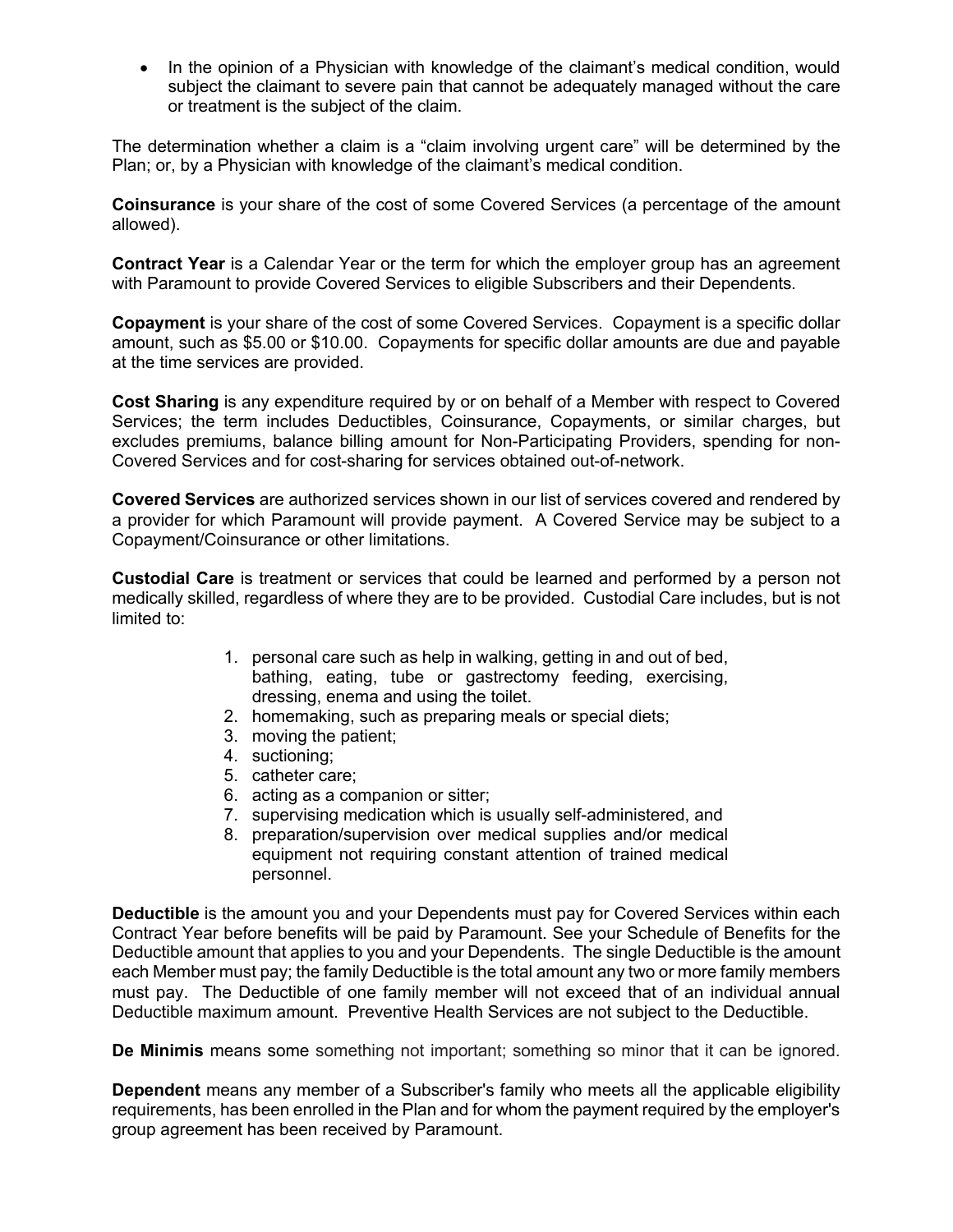- In the opinion of a Physician with knowledge of the claimant's medical condition, would subject the claimant to severe pain that cannot be adequately managed without the care or treatment is the subject of the claim.

The determination whether a claim is a "claim involving urgent care" will be determined by the Plan; or, by a Physician with knowledge of the claimant's medical condition.

**Coinsurance** is your share of the cost of some Covered Services (a percentage of the amount allowed).

**Contract Year** is a Calendar Year or the term for which the employer group has an agreement with Paramount to provide Covered Services to eligible Subscribers and their Dependents.

**Copayment** is your share of the cost of some Covered Services. Copayment is a specific dollar amount, such as $5.00 or $10.00. Copayments for specific dollar amounts are due and payable at the time services are provided.

**Cost Sharing** is any expenditure required by or on behalf of a Member with respect to Covered Services; the term includes Deductibles, Coinsurance, Copayments, or similar charges, but excludes premiums, balance billing amount for Non-Participating Providers, spending for non-Covered Services and for cost-sharing for services obtained out-of-network.

**Covered Services** are authorized services shown in our list of services covered and rendered by a provider for which Paramount will provide payment. A Covered Service may be subject to a Copayment/Coinsurance or other limitations.

**Custodial Care** is treatment or services that could be learned and performed by a person not medically skilled, regardless of where they are to be provided. Custodial Care includes, but is not limited to:

1. personal care such as help in walking, getting in and out of bed, bathing, eating, tube or gastrectomy feeding, exercising, dressing, enema and using the toilet.
2. homemaking, such as preparing meals or special diets;
3. moving the patient;
4. suctioning;
5. catheter care;
6. acting as a companion or sitter;
7. supervising medication which is usually self-administered, and
8. preparation/supervision over medical supplies and/or medical equipment not requiring constant attention of trained medical personnel.

**Deductible** is the amount you and your Dependents must pay for Covered Services within each Contract Year before benefits will be paid by Paramount. See your Schedule of Benefits for the Deductible amount that applies to you and your Dependents. The single Deductible is the amount each Member must pay; the family Deductible is the total amount any two or more family members must pay. The Deductible of one family member will not exceed that of an individual annual Deductible maximum amount. Preventive Health Services are not subject to the Deductible.

**De Minimis** means some something not important; something so minor that it can be ignored.

**Dependent** means any member of a Subscriber's family who meets all the applicable eligibility requirements, has been enrolled in the Plan and for whom the payment required by the employer's group agreement has been received by Paramount.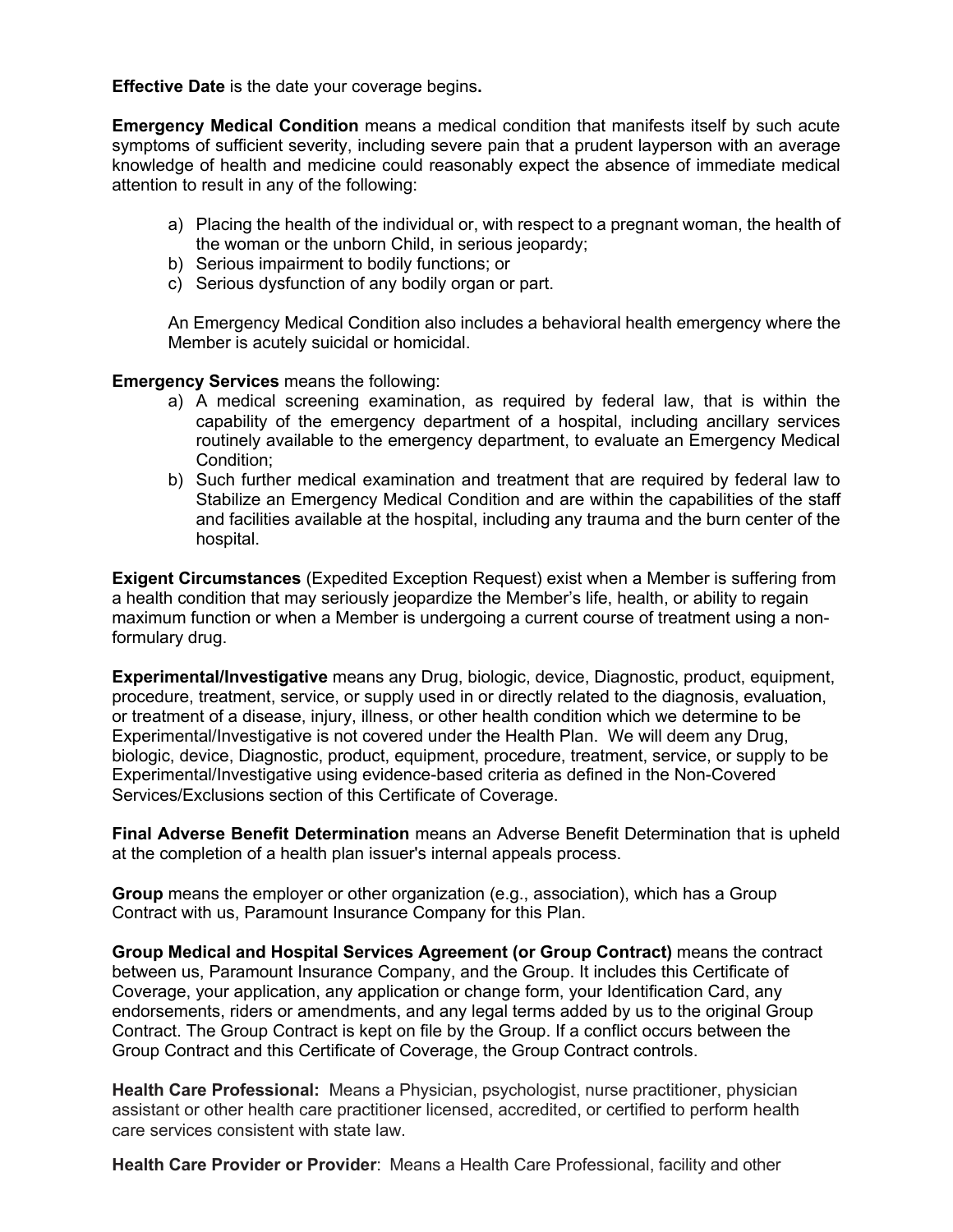**Effective Date** is the date your coverage begins**.**

**Emergency Medical Condition** means a medical condition that manifests itself by such acute symptoms of sufficient severity, including severe pain that a prudent layperson with an average knowledge of health and medicine could reasonably expect the absence of immediate medical attention to result in any of the following:

a) Placing the health of the individual or, with respect to a pregnant woman, the health of the woman or the unborn Child, in serious jeopardy;
b) Serious impairment to bodily functions; or
c) Serious dysfunction of any bodily organ or part.

An Emergency Medical Condition also includes a behavioral health emergency where the Member is acutely suicidal or homicidal.

**Emergency Services** means the following:

a) A medical screening examination, as required by federal law, that is within the capability of the emergency department of a hospital, including ancillary services routinely available to the emergency department, to evaluate an Emergency Medical Condition;
b) Such further medical examination and treatment that are required by federal law to Stabilize an Emergency Medical Condition and are within the capabilities of the staff and facilities available at the hospital, including any trauma and the burn center of the hospital.

**Exigent Circumstances** (Expedited Exception Request) exist when a Member is suffering from a health condition that may seriously jeopardize the Member's life, health, or ability to regain maximum function or when a Member is undergoing a current course of treatment using a non-formulary drug.

**Experimental/Investigative** means any Drug, biologic, device, Diagnostic, product, equipment, procedure, treatment, service, or supply used in or directly related to the diagnosis, evaluation, or treatment of a disease, injury, illness, or other health condition which we determine to be Experimental/Investigative is not covered under the Health Plan. We will deem any Drug, biologic, device, Diagnostic, product, equipment, procedure, treatment, service, or supply to be Experimental/Investigative using evidence-based criteria as defined in the Non-Covered Services/Exclusions section of this Certificate of Coverage.

**Final Adverse Benefit Determination** means an Adverse Benefit Determination that is upheld at the completion of a health plan issuer's internal appeals process.

**Group** means the employer or other organization (e.g., association), which has a Group Contract with us, Paramount Insurance Company for this Plan.

**Group Medical and Hospital Services Agreement (or Group Contract)** means the contract between us, Paramount Insurance Company, and the Group. It includes this Certificate of Coverage, your application, any application or change form, your Identification Card, any endorsements, riders or amendments, and any legal terms added by us to the original Group Contract. The Group Contract is kept on file by the Group. If a conflict occurs between the Group Contract and this Certificate of Coverage, the Group Contract controls.

**Health Care Professional:** Means a Physician, psychologist, nurse practitioner, physician assistant or other health care practitioner licensed, accredited, or certified to perform health care services consistent with state law.

**Health Care Provider or Provider**: Means a Health Care Professional, facility and other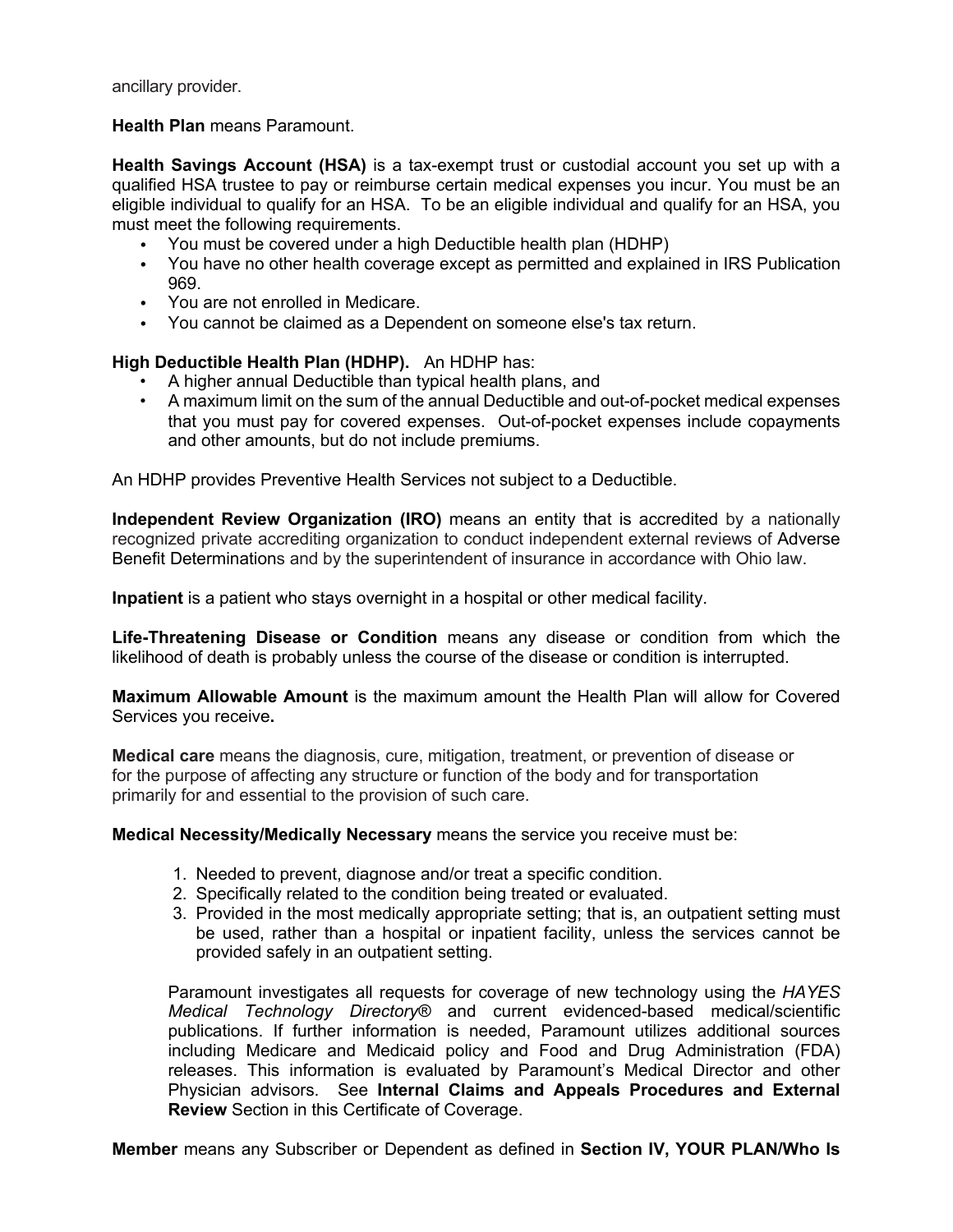ancillary provider.

**Health Plan** means Paramount.

**Health Savings Account (HSA)** is a tax-exempt trust or custodial account you set up with a qualified HSA trustee to pay or reimburse certain medical expenses you incur. You must be an eligible individual to qualify for an HSA. To be an eligible individual and qualify for an HSA, you must meet the following requirements.

- You must be covered under a high Deductible health plan (HDHP)
- You have no other health coverage except as permitted and explained in IRS Publication 969.
- You are not enrolled in Medicare.
- You cannot be claimed as a Dependent on someone else's tax return.

**High Deductible Health Plan (HDHP).** An HDHP has:

- A higher annual Deductible than typical health plans, and
- A maximum limit on the sum of the annual Deductible and out-of-pocket medical expenses that you must pay for covered expenses. Out-of-pocket expenses include copayments and other amounts, but do not include premiums.

An HDHP provides Preventive Health Services not subject to a Deductible.

**Independent Review Organization (IRO)** means an entity that is accredited by a nationally recognized private accrediting organization to conduct independent external reviews of Adverse Benefit Determinations and by the superintendent of insurance in accordance with Ohio law.

**Inpatient** is a patient who stays overnight in a hospital or other medical facility.

**Life-Threatening Disease or Condition** means any disease or condition from which the likelihood of death is probably unless the course of the disease or condition is interrupted.

**Maximum Allowable Amount** is the maximum amount the Health Plan will allow for Covered Services you receive**.**

**Medical care** means the diagnosis, cure, mitigation, treatment, or prevention of disease or for the purpose of affecting any structure or function of the body and for transportation primarily for and essential to the provision of such care.

**Medical Necessity/Medically Necessary** means the service you receive must be:

1. Needed to prevent, diagnose and/or treat a specific condition.
2. Specifically related to the condition being treated or evaluated.
3. Provided in the most medically appropriate setting; that is, an outpatient setting must be used, rather than a hospital or inpatient facility, unless the services cannot be provided safely in an outpatient setting.

Paramount investigates all requests for coverage of new technology using the *HAYES Medical Technology Directory*® and current evidenced-based medical/scientific publications. If further information is needed, Paramount utilizes additional sources including Medicare and Medicaid policy and Food and Drug Administration (FDA) releases. This information is evaluated by Paramount's Medical Director and other Physician advisors. See **Internal Claims and Appeals Procedures and External Review** Section in this Certificate of Coverage.

**Member** means any Subscriber or Dependent as defined in **Section IV, YOUR PLAN/Who Is**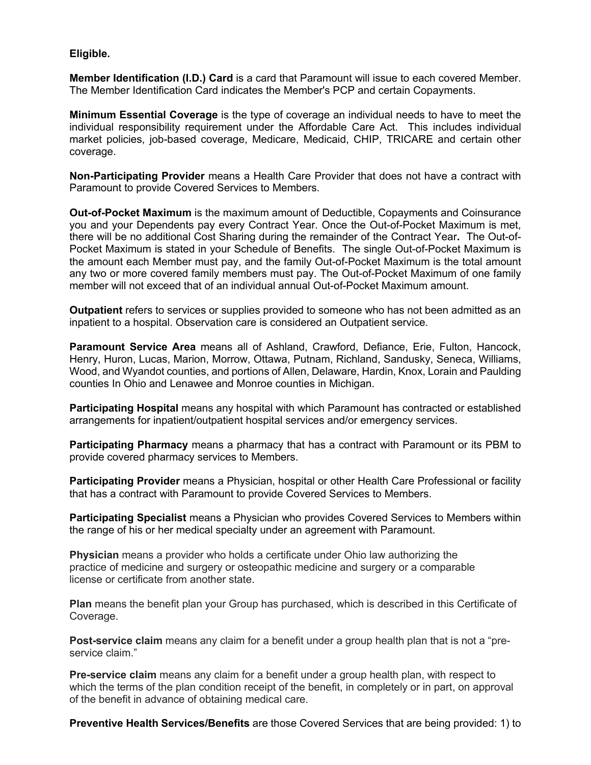**Eligible.**

**Member Identification (I.D.) Card** is a card that Paramount will issue to each covered Member. The Member Identification Card indicates the Member's PCP and certain Copayments.

**Minimum Essential Coverage** is the type of coverage an individual needs to have to meet the individual responsibility requirement under the Affordable Care Act. This includes individual market policies, job-based coverage, Medicare, Medicaid, CHIP, TRICARE and certain other coverage.

**Non-Participating Provider** means a Health Care Provider that does not have a contract with Paramount to provide Covered Services to Members.

**Out-of-Pocket Maximum** is the maximum amount of Deductible, Copayments and Coinsurance you and your Dependents pay every Contract Year. Once the Out-of-Pocket Maximum is met, there will be no additional Cost Sharing during the remainder of the Contract Year**.** The Out-of-Pocket Maximum is stated in your Schedule of Benefits. The single Out-of-Pocket Maximum is the amount each Member must pay, and the family Out-of-Pocket Maximum is the total amount any two or more covered family members must pay. The Out-of-Pocket Maximum of one family member will not exceed that of an individual annual Out-of-Pocket Maximum amount.

**Outpatient** refers to services or supplies provided to someone who has not been admitted as an inpatient to a hospital. Observation care is considered an Outpatient service.

**Paramount Service Area** means all of Ashland, Crawford, Defiance, Erie, Fulton, Hancock, Henry, Huron, Lucas, Marion, Morrow, Ottawa, Putnam, Richland, Sandusky, Seneca, Williams, Wood, and Wyandot counties, and portions of Allen, Delaware, Hardin, Knox, Lorain and Paulding counties In Ohio and Lenawee and Monroe counties in Michigan.

**Participating Hospital** means any hospital with which Paramount has contracted or established arrangements for inpatient/outpatient hospital services and/or emergency services.

**Participating Pharmacy** means a pharmacy that has a contract with Paramount or its PBM to provide covered pharmacy services to Members.

**Participating Provider** means a Physician, hospital or other Health Care Professional or facility that has a contract with Paramount to provide Covered Services to Members.

**Participating Specialist** means a Physician who provides Covered Services to Members within the range of his or her medical specialty under an agreement with Paramount.

**Physician** means a provider who holds a certificate under Ohio law authorizing the practice of medicine and surgery or osteopathic medicine and surgery or a comparable license or certificate from another state.

**Plan** means the benefit plan your Group has purchased, which is described in this Certificate of Coverage.

**Post-service claim** means any claim for a benefit under a group health plan that is not a "pre-service claim."

**Pre-service claim** means any claim for a benefit under a group health plan, with respect to which the terms of the plan condition receipt of the benefit, in completely or in part, on approval of the benefit in advance of obtaining medical care.

**Preventive Health Services/Benefits** are those Covered Services that are being provided: 1) to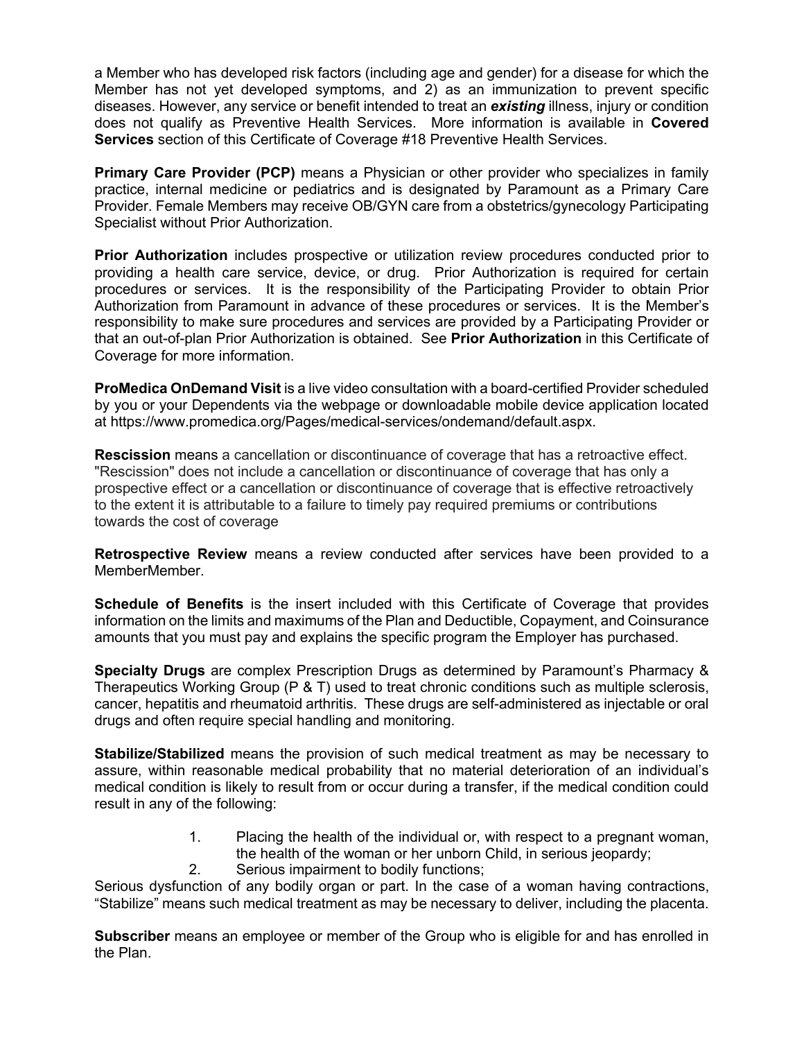a Member who has developed risk factors (including age and gender) for a disease for which the Member has not yet developed symptoms, and 2) as an immunization to prevent specific diseases. However, any service or benefit intended to treat an ***existing*** illness, injury or condition does not qualify as Preventive Health Services. More information is available in **Covered Services** section of this Certificate of Coverage #18 Preventive Health Services.

**Primary Care Provider (PCP)** means a Physician or other provider who specializes in family practice, internal medicine or pediatrics and is designated by Paramount as a Primary Care Provider. Female Members may receive OB/GYN care from a obstetrics/gynecology Participating Specialist without Prior Authorization.

**Prior Authorization** includes prospective or utilization review procedures conducted prior to providing a health care service, device, or drug. Prior Authorization is required for certain procedures or services. It is the responsibility of the Participating Provider to obtain Prior Authorization from Paramount in advance of these procedures or services. It is the Member's responsibility to make sure procedures and services are provided by a Participating Provider or that an out-of-plan Prior Authorization is obtained. See **Prior Authorization** in this Certificate of Coverage for more information.

**ProMedica OnDemand Visit** is a live video consultation with a board-certified Provider scheduled by you or your Dependents via the webpage or downloadable mobile device application located at https://www.promedica.org/Pages/medical-services/ondemand/default.aspx.

**Rescission** means a cancellation or discontinuance of coverage that has a retroactive effect. "Rescission" does not include a cancellation or discontinuance of coverage that has only a prospective effect or a cancellation or discontinuance of coverage that is effective retroactively to the extent it is attributable to a failure to timely pay required premiums or contributions towards the cost of coverage

**Retrospective Review** means a review conducted after services have been provided to a MemberMember.

**Schedule of Benefits** is the insert included with this Certificate of Coverage that provides information on the limits and maximums of the Plan and Deductible, Copayment, and Coinsurance amounts that you must pay and explains the specific program the Employer has purchased.

**Specialty Drugs** are complex Prescription Drugs as determined by Paramount's Pharmacy & Therapeutics Working Group (P & T) used to treat chronic conditions such as multiple sclerosis, cancer, hepatitis and rheumatoid arthritis. These drugs are self-administered as injectable or oral drugs and often require special handling and monitoring.

**Stabilize/Stabilized** means the provision of such medical treatment as may be necessary to assure, within reasonable medical probability that no material deterioration of an individual's medical condition is likely to result from or occur during a transfer, if the medical condition could result in any of the following:

1. Placing the health of the individual or, with respect to a pregnant woman, the health of the woman or her unborn Child, in serious jeopardy;
2. Serious impairment to bodily functions;

Serious dysfunction of any bodily organ or part. In the case of a woman having contractions, "Stabilize" means such medical treatment as may be necessary to deliver, including the placenta.

**Subscriber** means an employee or member of the Group who is eligible for and has enrolled in the Plan.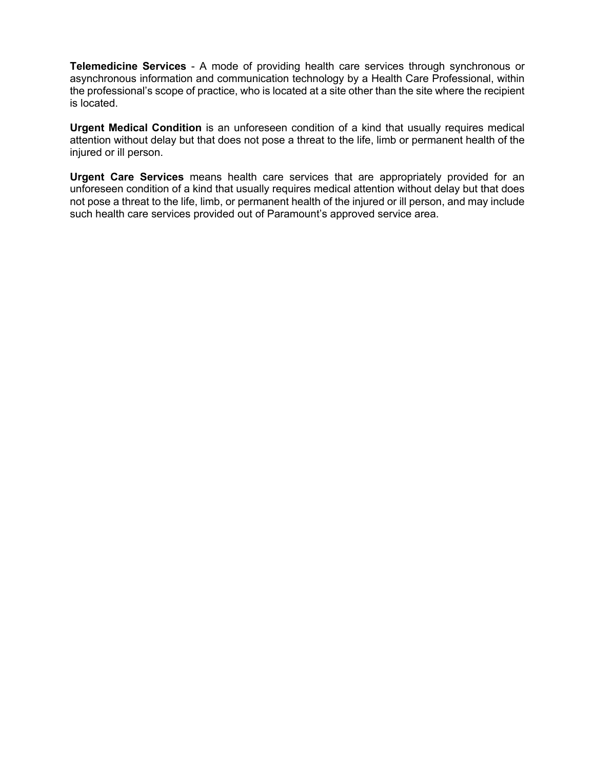**Telemedicine Services** - A mode of providing health care services through synchronous or asynchronous information and communication technology by a Health Care Professional, within the professional's scope of practice, who is located at a site other than the site where the recipient is located.

**Urgent Medical Condition** is an unforeseen condition of a kind that usually requires medical attention without delay but that does not pose a threat to the life, limb or permanent health of the injured or ill person.

**Urgent Care Services** means health care services that are appropriately provided for an unforeseen condition of a kind that usually requires medical attention without delay but that does not pose a threat to the life, limb, or permanent health of the injured or ill person, and may include such health care services provided out of Paramount's approved service area.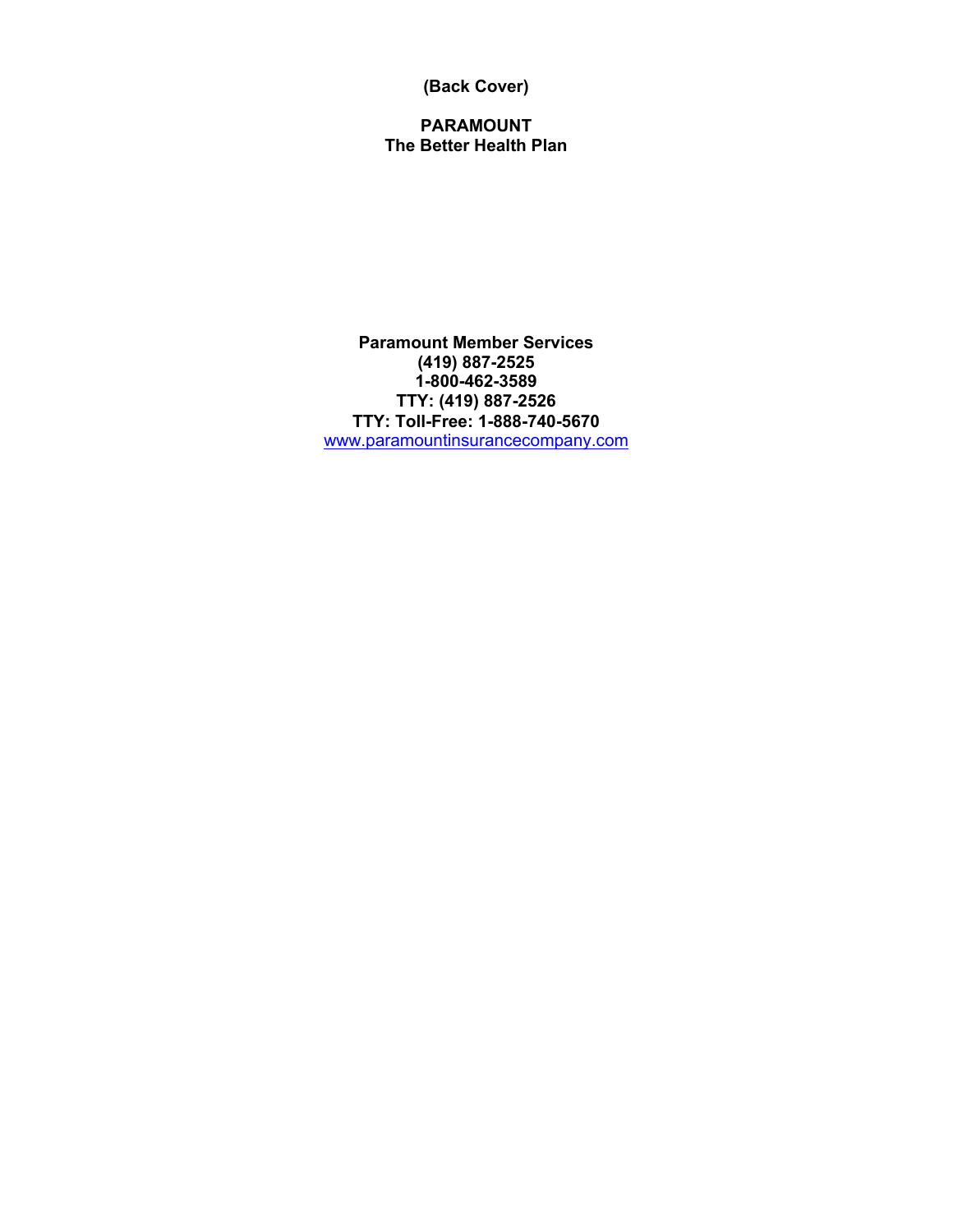**(Back Cover)**

**PARAMOUNT**
**The Better Health Plan**

**Paramount Member Services**
**(419) 887-2525**
**1-800-462-3589**
**TTY: (419) 887-2526**
**TTY: Toll-Free: 1-888-740-5670**
[www.paramountinsurancecompany.com](http://www.paramountinsurancecompany.com)